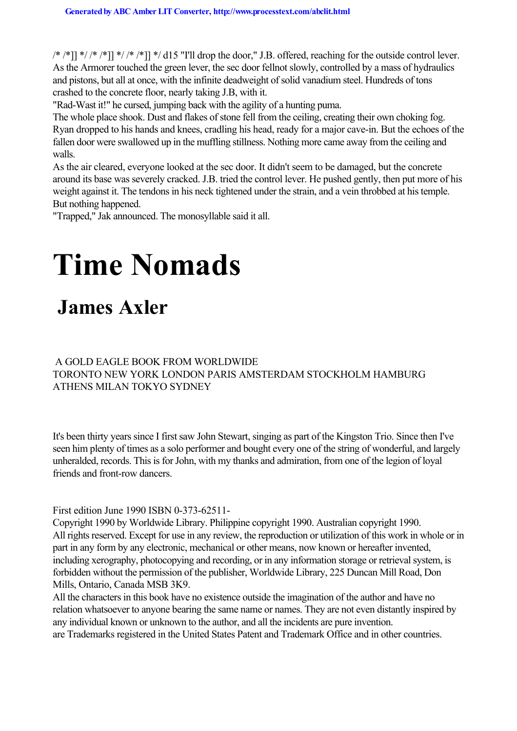/* /*]] */ /* /*]] */ /* /*]] */ d15 "I'll drop the door," J.B. offered, reaching for the outside control lever. As the Armorer touched the green lever, the sec door fellnot slowly, controlled by a mass of hydraulics and pistons, but all at once, with the infinite deadweight of solid vanadium steel. Hundreds of tons crashed to the concrete floor, nearly taking J.B, with it.

"Rad-Wast it!" he cursed, jumping back with the agility of a hunting puma.

The whole place shook. Dust and flakes of stone fell from the ceiling, creating their own choking fog. Ryan dropped to his hands and knees, cradling his head, ready for a major cave-in. But the echoes of the fallen door were swallowed up in the muffling stillness. Nothing more came away from the ceiling and walls.

As the air cleared, everyone looked at the sec door. It didn't seem to be damaged, but the concrete around its base was severely cracked. J.B. tried the control lever. He pushed gently, then put more of his weight against it. The tendons in his neck tightened under the strain, and a vein throbbed at his temple. But nothing happened.

"Trapped," Jak announced. The monosyllable said it all.

# Time Nomads

## James Axler

A GOLD EAGLE BOOK FROM WORLDWIDE
TORONTO NEW YORK LONDON PARIS AMSTERDAM STOCKHOLM HAMBURG
ATHENS MILAN TOKYO SYDNEY

It's been thirty years since I first saw John Stewart, singing as part of the Kingston Trio. Since then I've seen him plenty of times as a solo performer and bought every one of the string of wonderful, and largely unheralded, records. This is for John, with my thanks and admiration, from one of the legion of loyal friends and front-row dancers.

First edition June 1990 ISBN 0-373-62511-

Copyright 1990 by Worldwide Library. Philippine copyright 1990. Australian copyright 1990.

All rights reserved. Except for use in any review, the reproduction or utilization of this work in whole or in part in any form by any electronic, mechanical or other means, now known or hereafter invented, including xerography, photocopying and recording, or in any information storage or retrieval system, is forbidden without the permission of the publisher, Worldwide Library, 225 Duncan Mill Road, Don Mills, Ontario, Canada MSB 3K9.

All the characters in this book have no existence outside the imagination of the author and have no relation whatsoever to anyone bearing the same name or names. They are not even distantly inspired by any individual known or unknown to the author, and all the incidents are pure invention.

are Trademarks registered in the United States Patent and Trademark Office and in other countries.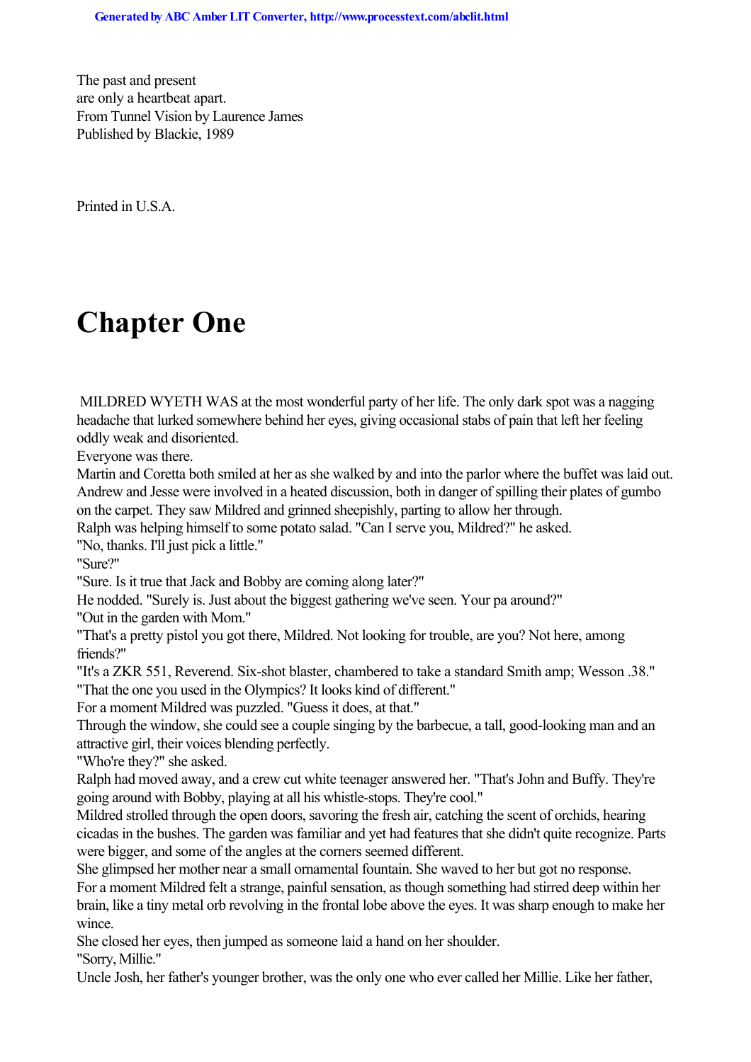The past and present
are only a heartbeat apart.
From Tunnel Vision by Laurence James
Published by Blackie, 1989

Printed in U.S.A.

# Chapter One

MILDRED WYETH WAS at the most wonderful party of her life. The only dark spot was a nagging headache that lurked somewhere behind her eyes, giving occasional stabs of pain that left her feeling oddly weak and disoriented.

Everyone was there.

Martin and Coretta both smiled at her as she walked by and into the parlor where the buffet was laid out. Andrew and Jesse were involved in a heated discussion, both in danger of spilling their plates of gumbo on the carpet. They saw Mildred and grinned sheepishly, parting to allow her through.

Ralph was helping himself to some potato salad. "Can I serve you, Mildred?" he asked.

"No, thanks. I'll just pick a little."

"Sure?"

"Sure. Is it true that Jack and Bobby are coming along later?"

He nodded. "Surely is. Just about the biggest gathering we've seen. Your pa around?"

"Out in the garden with Mom."

"That's a pretty pistol you got there, Mildred. Not looking for trouble, are you? Not here, among friends?"

"It's a ZKR 551, Reverend. Six-shot blaster, chambered to take a standard Smith amp; Wesson .38."

"That the one you used in the Olympics? It looks kind of different."

For a moment Mildred was puzzled. "Guess it does, at that."

Through the window, she could see a couple singing by the barbecue, a tall, good-looking man and an attractive girl, their voices blending perfectly.

"Who're they?" she asked.

Ralph had moved away, and a crew cut white teenager answered her. "That's John and Buffy. They're going around with Bobby, playing at all his whistle-stops. They're cool."

Mildred strolled through the open doors, savoring the fresh air, catching the scent of orchids, hearing cicadas in the bushes. The garden was familiar and yet had features that she didn't quite recognize. Parts were bigger, and some of the angles at the corners seemed different.

She glimpsed her mother near a small ornamental fountain. She waved to her but got no response.

For a moment Mildred felt a strange, painful sensation, as though something had stirred deep within her brain, like a tiny metal orb revolving in the frontal lobe above the eyes. It was sharp enough to make her wince.

She closed her eyes, then jumped as someone laid a hand on her shoulder.

"Sorry, Millie."

Uncle Josh, her father's younger brother, was the only one who ever called her Millie. Like her father,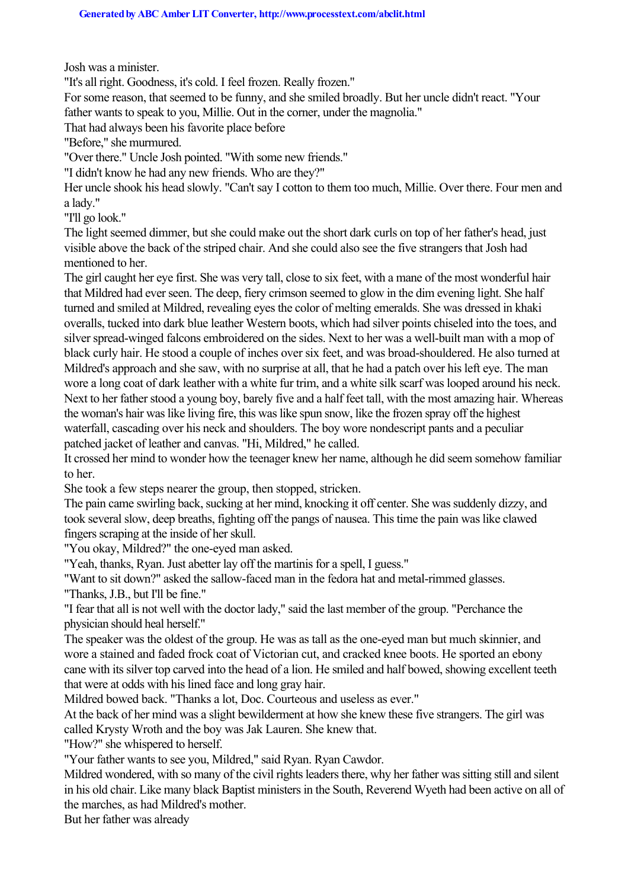Josh was a minister.

"It's all right. Goodness, it's cold. I feel frozen. Really frozen."

For some reason, that seemed to be funny, and she smiled broadly. But her uncle didn't react. "Your father wants to speak to you, Millie. Out in the corner, under the magnolia."

That had always been his favorite place before

"Before," she murmured.

"Over there." Uncle Josh pointed. "With some new friends."

"I didn't know he had any new friends. Who are they?"

Her uncle shook his head slowly. "Can't say I cotton to them too much, Millie. Over there. Four men and a lady."

"I'll go look."

The light seemed dimmer, but she could make out the short dark curls on top of her father's head, just visible above the back of the striped chair. And she could also see the five strangers that Josh had mentioned to her.

The girl caught her eye first. She was very tall, close to six feet, with a mane of the most wonderful hair that Mildred had ever seen. The deep, fiery crimson seemed to glow in the dim evening light. She half turned and smiled at Mildred, revealing eyes the color of melting emeralds. She was dressed in khaki overalls, tucked into dark blue leather Western boots, which had silver points chiseled into the toes, and silver spread-winged falcons embroidered on the sides. Next to her was a well-built man with a mop of black curly hair. He stood a couple of inches over six feet, and was broad-shouldered. He also turned at Mildred's approach and she saw, with no surprise at all, that he had a patch over his left eye. The man wore a long coat of dark leather with a white fur trim, and a white silk scarf was looped around his neck. Next to her father stood a young boy, barely five and a half feet tall, with the most amazing hair. Whereas the woman's hair was like living fire, this was like spun snow, like the frozen spray off the highest waterfall, cascading over his neck and shoulders. The boy wore nondescript pants and a peculiar patched jacket of leather and canvas. "Hi, Mildred," he called.

It crossed her mind to wonder how the teenager knew her name, although he did seem somehow familiar to her.

She took a few steps nearer the group, then stopped, stricken.

The pain came swirling back, sucking at her mind, knocking it off center. She was suddenly dizzy, and took several slow, deep breaths, fighting off the pangs of nausea. This time the pain was like clawed fingers scraping at the inside of her skull.

"You okay, Mildred?" the one-eyed man asked.

"Yeah, thanks, Ryan. Just abetter lay off the martinis for a spell, I guess."

"Want to sit down?" asked the sallow-faced man in the fedora hat and metal-rimmed glasses.

"Thanks, J.B., but I'll be fine."

"I fear that all is not well with the doctor lady," said the last member of the group. "Perchance the physician should heal herself."

The speaker was the oldest of the group. He was as tall as the one-eyed man but much skinnier, and wore a stained and faded frock coat of Victorian cut, and cracked knee boots. He sported an ebony cane with its silver top carved into the head of a lion. He smiled and half bowed, showing excellent teeth that were at odds with his lined face and long gray hair.

Mildred bowed back. "Thanks a lot, Doc. Courteous and useless as ever."

At the back of her mind was a slight bewilderment at how she knew these five strangers. The girl was called Krysty Wroth and the boy was Jak Lauren. She knew that.

"How?" she whispered to herself.

"Your father wants to see you, Mildred," said Ryan. Ryan Cawdor.

Mildred wondered, with so many of the civil rights leaders there, why her father was sitting still and silent in his old chair. Like many black Baptist ministers in the South, Reverend Wyeth had been active on all of the marches, as had Mildred's mother.

But her father was already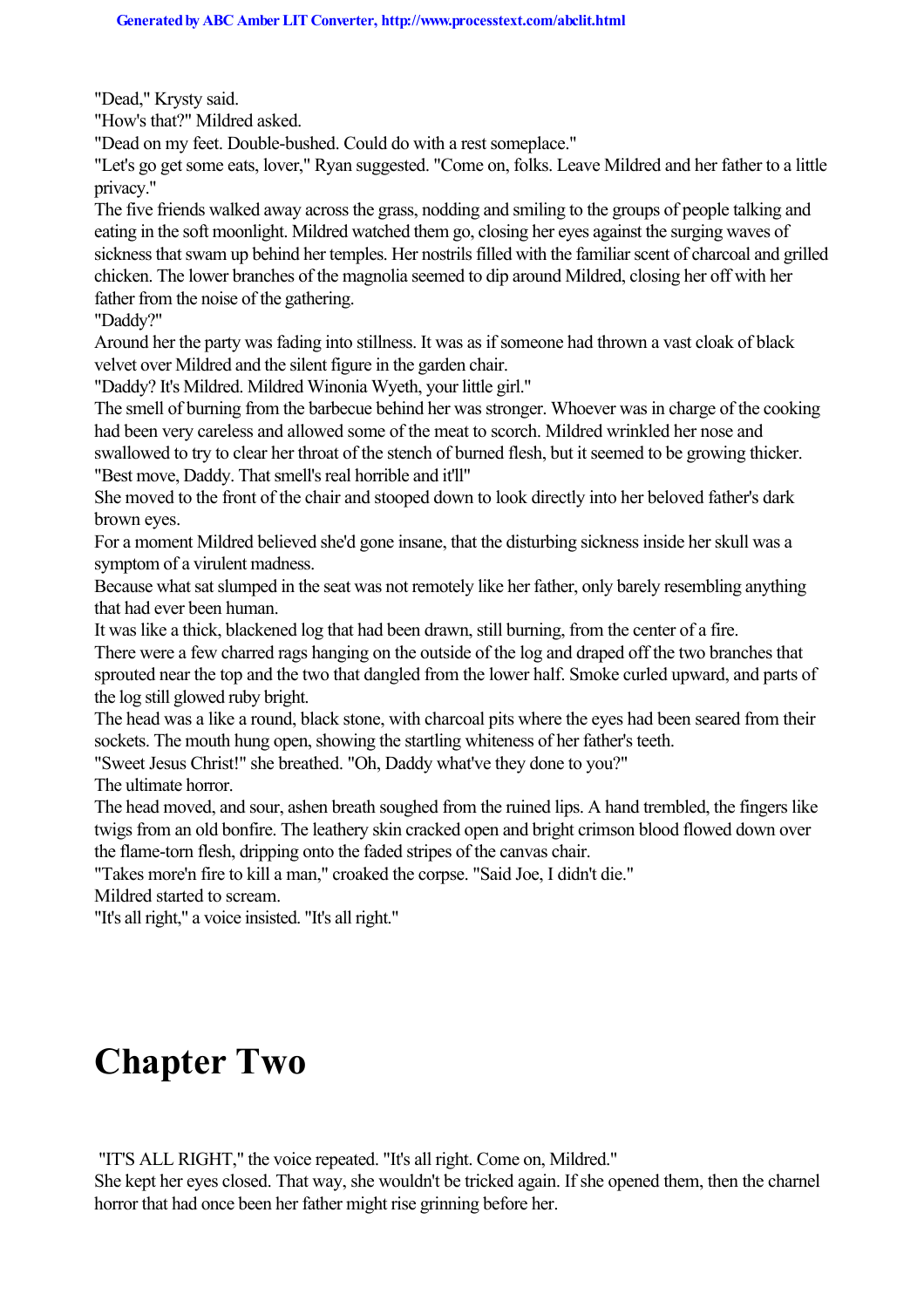"Dead," Krysty said.

"How's that?" Mildred asked.

"Dead on my feet. Double-bushed. Could do with a rest someplace."

"Let's go get some eats, lover," Ryan suggested. "Come on, folks. Leave Mildred and her father to a little privacy."

The five friends walked away across the grass, nodding and smiling to the groups of people talking and eating in the soft moonlight. Mildred watched them go, closing her eyes against the surging waves of sickness that swam up behind her temples. Her nostrils filled with the familiar scent of charcoal and grilled chicken. The lower branches of the magnolia seemed to dip around Mildred, closing her off with her father from the noise of the gathering.

"Daddy?"

Around her the party was fading into stillness. It was as if someone had thrown a vast cloak of black velvet over Mildred and the silent figure in the garden chair.

"Daddy? It's Mildred. Mildred Winonia Wyeth, your little girl."

The smell of burning from the barbecue behind her was stronger. Whoever was in charge of the cooking had been very careless and allowed some of the meat to scorch. Mildred wrinkled her nose and swallowed to try to clear her throat of the stench of burned flesh, but it seemed to be growing thicker.

"Best move, Daddy. That smell's real horrible and it'll"

She moved to the front of the chair and stooped down to look directly into her beloved father's dark brown eyes.

For a moment Mildred believed she'd gone insane, that the disturbing sickness inside her skull was a symptom of a virulent madness.

Because what sat slumped in the seat was not remotely like her father, only barely resembling anything that had ever been human.

It was like a thick, blackened log that had been drawn, still burning, from the center of a fire.

There were a few charred rags hanging on the outside of the log and draped off the two branches that sprouted near the top and the two that dangled from the lower half. Smoke curled upward, and parts of the log still glowed ruby bright.

The head was a like a round, black stone, with charcoal pits where the eyes had been seared from their sockets. The mouth hung open, showing the startling whiteness of her father's teeth.

"Sweet Jesus Christ!" she breathed. "Oh, Daddy what've they done to you?"

The ultimate horror.

The head moved, and sour, ashen breath soughed from the ruined lips. A hand trembled, the fingers like twigs from an old bonfire. The leathery skin cracked open and bright crimson blood flowed down over the flame-torn flesh, dripping onto the faded stripes of the canvas chair.

"Takes more'n fire to kill a man," croaked the corpse. "Said Joe, I didn't die."

Mildred started to scream.

"It's all right," a voice insisted. "It's all right."

# Chapter Two

"IT'S ALL RIGHT," the voice repeated. "It's all right. Come on, Mildred."

She kept her eyes closed. That way, she wouldn't be tricked again. If she opened them, then the charnel horror that had once been her father might rise grinning before her.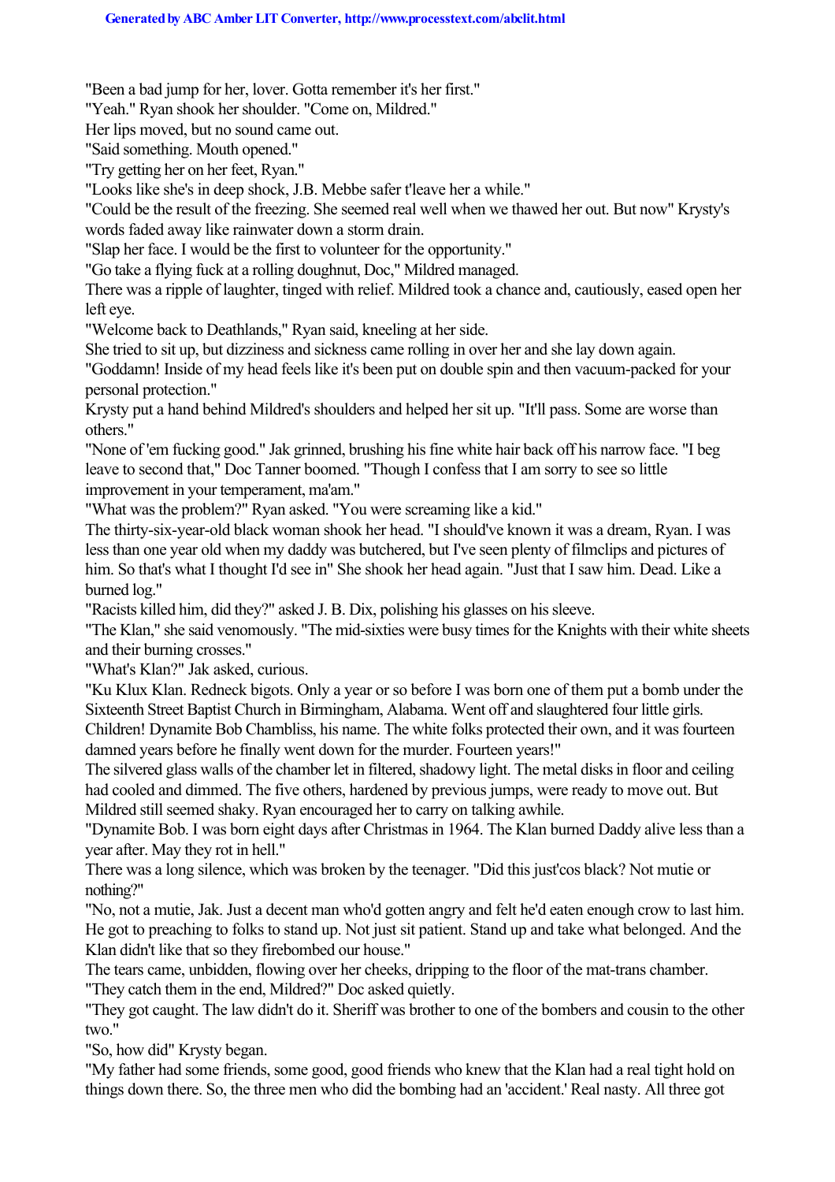"Been a bad jump for her, lover. Gotta remember it's her first."

"Yeah." Ryan shook her shoulder. "Come on, Mildred."

Her lips moved, but no sound came out.

"Said something. Mouth opened."

"Try getting her on her feet, Ryan."

"Looks like she's in deep shock, J.B. Mebbe safer t'leave her a while."

"Could be the result of the freezing. She seemed real well when we thawed her out. But now" Krysty's words faded away like rainwater down a storm drain.

"Slap her face. I would be the first to volunteer for the opportunity."

"Go take a flying fuck at a rolling doughnut, Doc," Mildred managed.

There was a ripple of laughter, tinged with relief. Mildred took a chance and, cautiously, eased open her left eye.

"Welcome back to Deathlands," Ryan said, kneeling at her side.

She tried to sit up, but dizziness and sickness came rolling in over her and she lay down again.

"Goddamn! Inside of my head feels like it's been put on double spin and then vacuum-packed for your personal protection."

Krysty put a hand behind Mildred's shoulders and helped her sit up. "It'll pass. Some are worse than others."

"None of 'em fucking good." Jak grinned, brushing his fine white hair back off his narrow face. "I beg leave to second that," Doc Tanner boomed. "Though I confess that I am sorry to see so little improvement in your temperament, ma'am."

"What was the problem?" Ryan asked. "You were screaming like a kid."

The thirty-six-year-old black woman shook her head. "I should've known it was a dream, Ryan. I was less than one year old when my daddy was butchered, but I've seen plenty of filmclips and pictures of him. So that's what I thought I'd see in" She shook her head again. "Just that I saw him. Dead. Like a burned log."

"Racists killed him, did they?" asked J. B. Dix, polishing his glasses on his sleeve.

"The Klan," she said venomously. "The mid-sixties were busy times for the Knights with their white sheets and their burning crosses."

"What's Klan?" Jak asked, curious.

"Ku Klux Klan. Redneck bigots. Only a year or so before I was born one of them put a bomb under the Sixteenth Street Baptist Church in Birmingham, Alabama. Went off and slaughtered four little girls. Children! Dynamite Bob Chambliss, his name. The white folks protected their own, and it was fourteen damned years before he finally went down for the murder. Fourteen years!"

The silvered glass walls of the chamber let in filtered, shadowy light. The metal disks in floor and ceiling had cooled and dimmed. The five others, hardened by previous jumps, were ready to move out. But Mildred still seemed shaky. Ryan encouraged her to carry on talking awhile.

"Dynamite Bob. I was born eight days after Christmas in 1964. The Klan burned Daddy alive less than a year after. May they rot in hell."

There was a long silence, which was broken by the teenager. "Did this just'cos black? Not mutie or nothing?"

"No, not a mutie, Jak. Just a decent man who'd gotten angry and felt he'd eaten enough crow to last him. He got to preaching to folks to stand up. Not just sit patient. Stand up and take what belonged. And the Klan didn't like that so they firebombed our house."

The tears came, unbidden, flowing over her cheeks, dripping to the floor of the mat-trans chamber.

"They catch them in the end, Mildred?" Doc asked quietly.

"They got caught. The law didn't do it. Sheriff was brother to one of the bombers and cousin to the other two."

"So, how did" Krysty began.

"My father had some friends, some good, good friends who knew that the Klan had a real tight hold on things down there. So, the three men who did the bombing had an 'accident.' Real nasty. All three got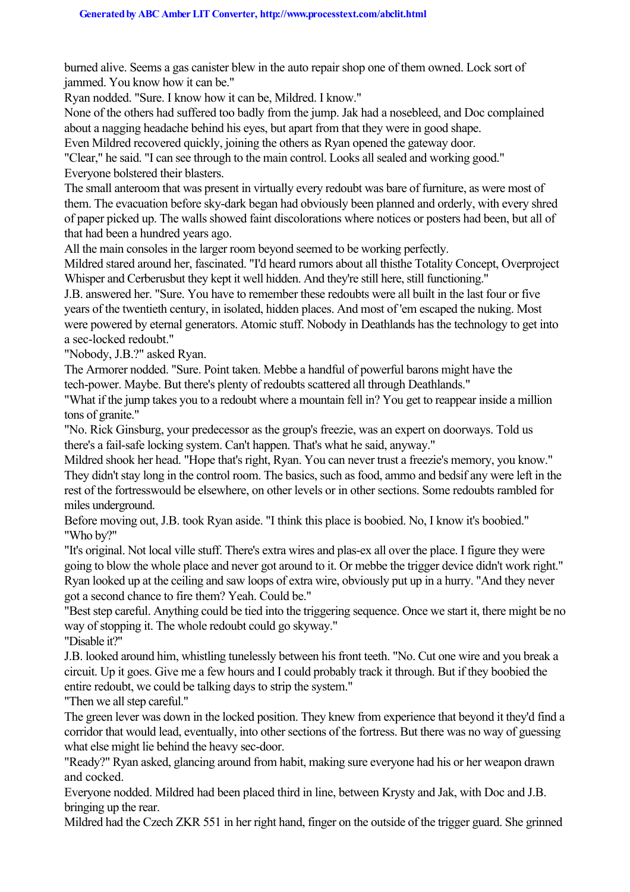burned alive. Seems a gas canister blew in the auto repair shop one of them owned. Lock sort of jammed. You know how it can be."

Ryan nodded. "Sure. I know how it can be, Mildred. I know."

None of the others had suffered too badly from the jump. Jak had a nosebleed, and Doc complained about a nagging headache behind his eyes, but apart from that they were in good shape.

Even Mildred recovered quickly, joining the others as Ryan opened the gateway door.

"Clear," he said. "I can see through to the main control. Looks all sealed and working good."

Everyone bolstered their blasters.

The small anteroom that was present in virtually every redoubt was bare of furniture, as were most of them. The evacuation before sky-dark began had obviously been planned and orderly, with every shred of paper picked up. The walls showed faint discolorations where notices or posters had been, but all of that had been a hundred years ago.

All the main consoles in the larger room beyond seemed to be working perfectly.

Mildred stared around her, fascinated. "I'd heard rumors about all thisthe Totality Concept, Overproject Whisper and Cerberusbut they kept it well hidden. And they're still here, still functioning."

J.B. answered her. "Sure. You have to remember these redoubts were all built in the last four or five years of the twentieth century, in isolated, hidden places. And most of 'em escaped the nuking. Most were powered by eternal generators. Atomic stuff. Nobody in Deathlands has the technology to get into a sec-locked redoubt."

"Nobody, J.B.?" asked Ryan.

The Armorer nodded. "Sure. Point taken. Mebbe a handful of powerful barons might have the tech-power. Maybe. But there's plenty of redoubts scattered all through Deathlands."

"What if the jump takes you to a redoubt where a mountain fell in? You get to reappear inside a million tons of granite."

"No. Rick Ginsburg, your predecessor as the group's freezie, was an expert on doorways. Told us there's a fail-safe locking system. Can't happen. That's what he said, anyway."

Mildred shook her head. "Hope that's right, Ryan. You can never trust a freezie's memory, you know."

They didn't stay long in the control room. The basics, such as food, ammo and bedsif any were left in the rest of the fortresswould be elsewhere, on other levels or in other sections. Some redoubts rambled for miles underground.

Before moving out, J.B. took Ryan aside. "I think this place is boobied. No, I know it's boobied."

"Who by?"

"It's original. Not local ville stuff. There's extra wires and plas-ex all over the place. I figure they were going to blow the whole place and never got around to it. Or mebbe the trigger device didn't work right."

Ryan looked up at the ceiling and saw loops of extra wire, obviously put up in a hurry. "And they never got a second chance to fire them? Yeah. Could be."

"Best step careful. Anything could be tied into the triggering sequence. Once we start it, there might be no way of stopping it. The whole redoubt could go skyway."

"Disable it?"

J.B. looked around him, whistling tunelessly between his front teeth. "No. Cut one wire and you break a circuit. Up it goes. Give me a few hours and I could probably track it through. But if they boobied the entire redoubt, we could be talking days to strip the system."

"Then we all step careful."

The green lever was down in the locked position. They knew from experience that beyond it they'd find a corridor that would lead, eventually, into other sections of the fortress. But there was no way of guessing what else might lie behind the heavy sec-door.

"Ready?" Ryan asked, glancing around from habit, making sure everyone had his or her weapon drawn and cocked.

Everyone nodded. Mildred had been placed third in line, between Krysty and Jak, with Doc and J.B. bringing up the rear.

Mildred had the Czech ZKR 551 in her right hand, finger on the outside of the trigger guard. She grinned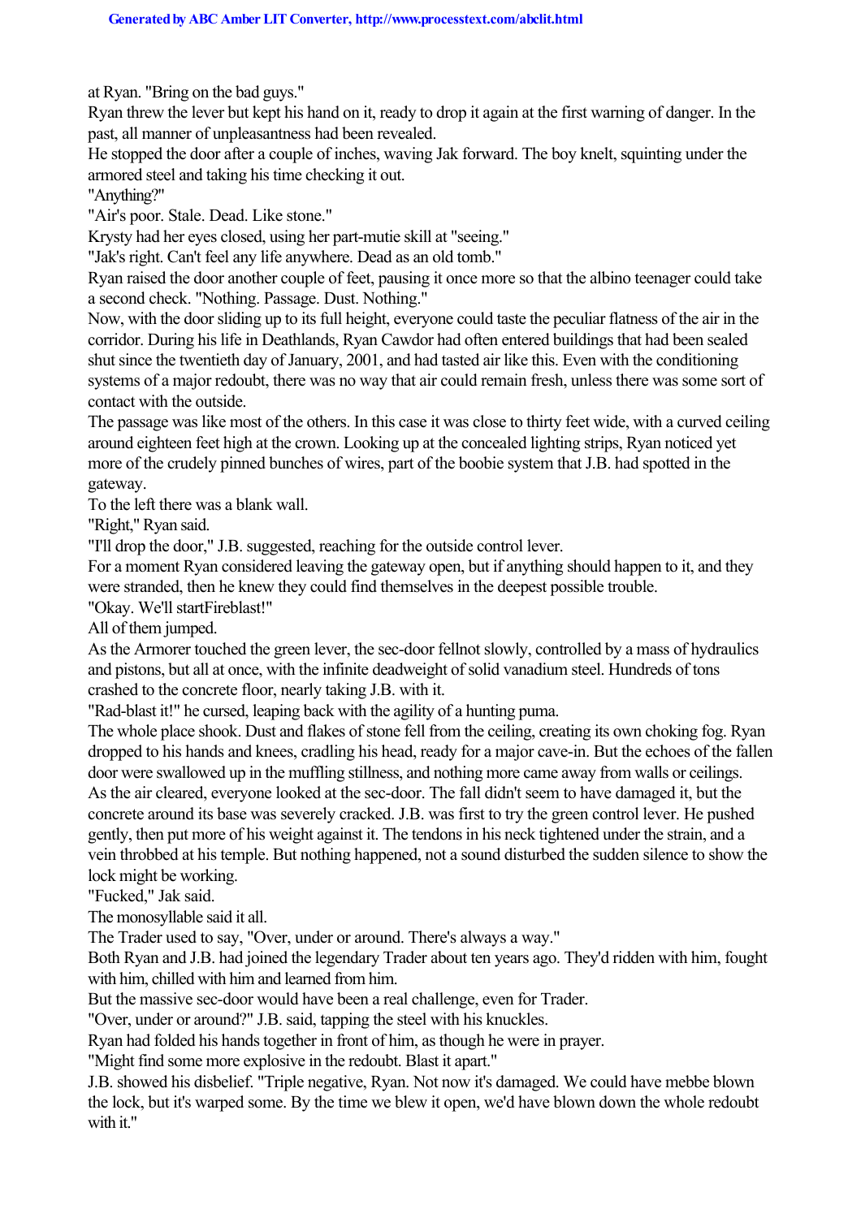at Ryan. "Bring on the bad guys."

Ryan threw the lever but kept his hand on it, ready to drop it again at the first warning of danger. In the past, all manner of unpleasantness had been revealed.

He stopped the door after a couple of inches, waving Jak forward. The boy knelt, squinting under the armored steel and taking his time checking it out.

"Anything?"

"Air's poor. Stale. Dead. Like stone."

Krysty had her eyes closed, using her part-mutie skill at "seeing."

"Jak's right. Can't feel any life anywhere. Dead as an old tomb."

Ryan raised the door another couple of feet, pausing it once more so that the albino teenager could take a second check. "Nothing. Passage. Dust. Nothing."

Now, with the door sliding up to its full height, everyone could taste the peculiar flatness of the air in the corridor. During his life in Deathlands, Ryan Cawdor had often entered buildings that had been sealed shut since the twentieth day of January, 2001, and had tasted air like this. Even with the conditioning systems of a major redoubt, there was no way that air could remain fresh, unless there was some sort of contact with the outside.

The passage was like most of the others. In this case it was close to thirty feet wide, with a curved ceiling around eighteen feet high at the crown. Looking up at the concealed lighting strips, Ryan noticed yet more of the crudely pinned bunches of wires, part of the boobie system that J.B. had spotted in the gateway.

To the left there was a blank wall.

"Right," Ryan said.

"I'll drop the door," J.B. suggested, reaching for the outside control lever.

For a moment Ryan considered leaving the gateway open, but if anything should happen to it, and they were stranded, then he knew they could find themselves in the deepest possible trouble.

"Okay. We'll startFireblast!"

All of them jumped.

As the Armorer touched the green lever, the sec-door fellnot slowly, controlled by a mass of hydraulics and pistons, but all at once, with the infinite deadweight of solid vanadium steel. Hundreds of tons crashed to the concrete floor, nearly taking J.B. with it.

"Rad-blast it!" he cursed, leaping back with the agility of a hunting puma.

The whole place shook. Dust and flakes of stone fell from the ceiling, creating its own choking fog. Ryan dropped to his hands and knees, cradling his head, ready for a major cave-in. But the echoes of the fallen door were swallowed up in the muffling stillness, and nothing more came away from walls or ceilings.

As the air cleared, everyone looked at the sec-door. The fall didn't seem to have damaged it, but the concrete around its base was severely cracked. J.B. was first to try the green control lever. He pushed gently, then put more of his weight against it. The tendons in his neck tightened under the strain, and a vein throbbed at his temple. But nothing happened, not a sound disturbed the sudden silence to show the lock might be working.

"Fucked," Jak said.

The monosyllable said it all.

The Trader used to say, "Over, under or around. There's always a way."

Both Ryan and J.B. had joined the legendary Trader about ten years ago. They'd ridden with him, fought with him, chilled with him and learned from him.

But the massive sec-door would have been a real challenge, even for Trader.

"Over, under or around?" J.B. said, tapping the steel with his knuckles.

Ryan had folded his hands together in front of him, as though he were in prayer.

"Might find some more explosive in the redoubt. Blast it apart."

J.B. showed his disbelief. "Triple negative, Ryan. Not now it's damaged. We could have mebbe blown the lock, but it's warped some. By the time we blew it open, we'd have blown down the whole redoubt with it."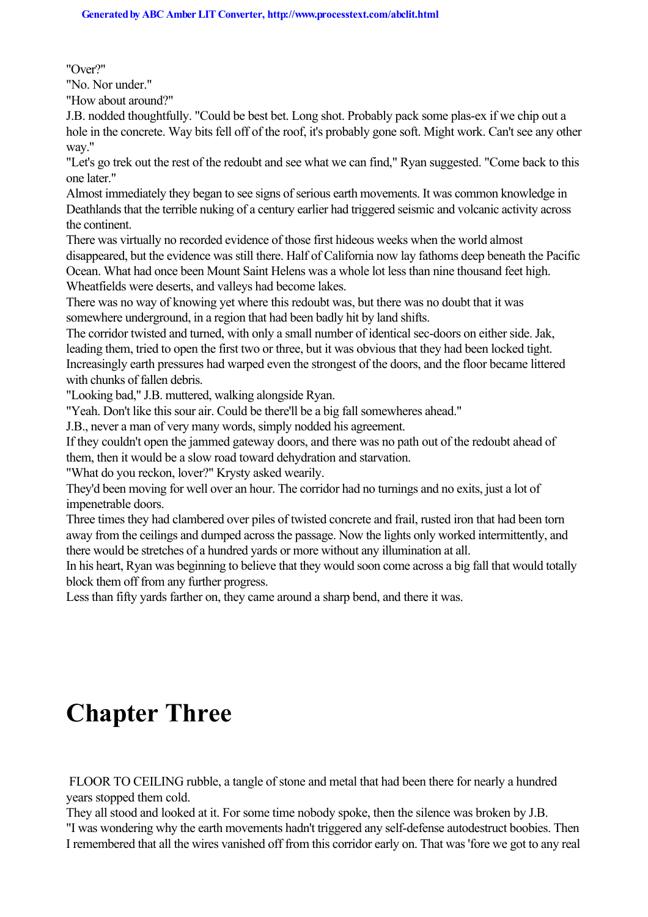"Over?"

"No. Nor under."

"How about around?"

J.B. nodded thoughtfully. "Could be best bet. Long shot. Probably pack some plas-ex if we chip out a hole in the concrete. Way bits fell off of the roof, it's probably gone soft. Might work. Can't see any other way."

"Let's go trek out the rest of the redoubt and see what we can find," Ryan suggested. "Come back to this one later."

Almost immediately they began to see signs of serious earth movements. It was common knowledge in Deathlands that the terrible nuking of a century earlier had triggered seismic and volcanic activity across the continent.

There was virtually no recorded evidence of those first hideous weeks when the world almost disappeared, but the evidence was still there. Half of California now lay fathoms deep beneath the Pacific Ocean. What had once been Mount Saint Helens was a whole lot less than nine thousand feet high. Wheatfields were deserts, and valleys had become lakes.

There was no way of knowing yet where this redoubt was, but there was no doubt that it was somewhere underground, in a region that had been badly hit by land shifts.

The corridor twisted and turned, with only a small number of identical sec-doors on either side. Jak, leading them, tried to open the first two or three, but it was obvious that they had been locked tight. Increasingly earth pressures had warped even the strongest of the doors, and the floor became littered with chunks of fallen debris.

"Looking bad," J.B. muttered, walking alongside Ryan.

"Yeah. Don't like this sour air. Could be there'll be a big fall somewheres ahead."

J.B., never a man of very many words, simply nodded his agreement.

If they couldn't open the jammed gateway doors, and there was no path out of the redoubt ahead of them, then it would be a slow road toward dehydration and starvation.

"What do you reckon, lover?" Krysty asked wearily.

They'd been moving for well over an hour. The corridor had no turnings and no exits, just a lot of impenetrable doors.

Three times they had clambered over piles of twisted concrete and frail, rusted iron that had been torn away from the ceilings and dumped across the passage. Now the lights only worked intermittently, and there would be stretches of a hundred yards or more without any illumination at all.

In his heart, Ryan was beginning to believe that they would soon come across a big fall that would totally block them off from any further progress.

Less than fifty yards farther on, they came around a sharp bend, and there it was.

# Chapter Three

FLOOR TO CEILING rubble, a tangle of stone and metal that had been there for nearly a hundred years stopped them cold.

They all stood and looked at it. For some time nobody spoke, then the silence was broken by J.B.

"I was wondering why the earth movements hadn't triggered any self-defense autodestruct boobies. Then I remembered that all the wires vanished off from this corridor early on. That was 'fore we got to any real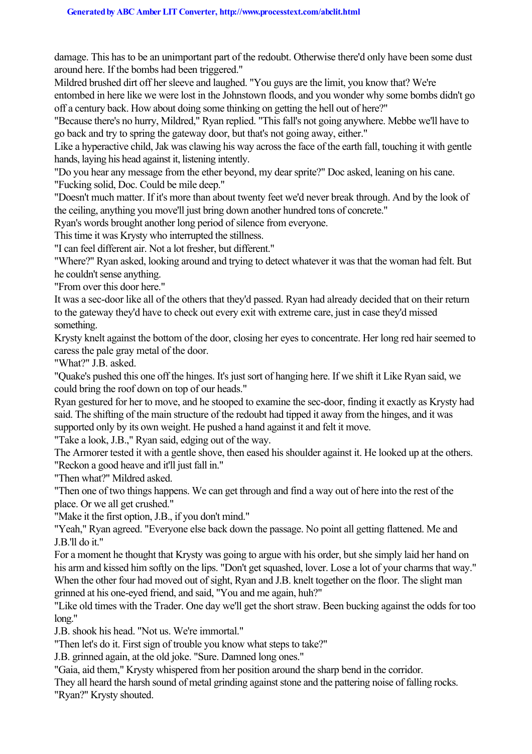damage. This has to be an unimportant part of the redoubt. Otherwise there'd only have been some dust around here. If the bombs had been triggered."

Mildred brushed dirt off her sleeve and laughed. "You guys are the limit, you know that? We're entombed in here like we were lost in the Johnstown floods, and you wonder why some bombs didn't go off a century back. How about doing some thinking on getting the hell out of here?"

"Because there's no hurry, Mildred," Ryan replied. "This fall's not going anywhere. Mebbe we'll have to go back and try to spring the gateway door, but that's not going away, either."

Like a hyperactive child, Jak was clawing his way across the face of the earth fall, touching it with gentle hands, laying his head against it, listening intently.

"Do you hear any message from the ether beyond, my dear sprite?" Doc asked, leaning on his cane.

"Fucking solid, Doc. Could be mile deep."

"Doesn't much matter. If it's more than about twenty feet we'd never break through. And by the look of the ceiling, anything you move'll just bring down another hundred tons of concrete."

Ryan's words brought another long period of silence from everyone.

This time it was Krysty who interrupted the stillness.

"I can feel different air. Not a lot fresher, but different."

"Where?" Ryan asked, looking around and trying to detect whatever it was that the woman had felt. But he couldn't sense anything.

"From over this door here."

It was a sec-door like all of the others that they'd passed. Ryan had already decided that on their return to the gateway they'd have to check out every exit with extreme care, just in case they'd missed something.

Krysty knelt against the bottom of the door, closing her eyes to concentrate. Her long red hair seemed to caress the pale gray metal of the door.

"What?" J.B. asked.

"Quake's pushed this one off the hinges. It's just sort of hanging here. If we shift it Like Ryan said, we could bring the roof down on top of our heads."

Ryan gestured for her to move, and he stooped to examine the sec-door, finding it exactly as Krysty had said. The shifting of the main structure of the redoubt had tipped it away from the hinges, and it was supported only by its own weight. He pushed a hand against it and felt it move.

"Take a look, J.B.," Ryan said, edging out of the way.

The Armorer tested it with a gentle shove, then eased his shoulder against it. He looked up at the others. "Reckon a good heave and it'll just fall in."

"Then what?" Mildred asked.

"Then one of two things happens. We can get through and find a way out of here into the rest of the place. Or we all get crushed."

"Make it the first option, J.B., if you don't mind."

"Yeah," Ryan agreed. "Everyone else back down the passage. No point all getting flattened. Me and J.B.'ll do it."

For a moment he thought that Krysty was going to argue with his order, but she simply laid her hand on his arm and kissed him softly on the lips. "Don't get squashed, lover. Lose a lot of your charms that way."

When the other four had moved out of sight, Ryan and J.B. knelt together on the floor. The slight man grinned at his one-eyed friend, and said, "You and me again, huh?"

"Like old times with the Trader. One day we'll get the short straw. Been bucking against the odds for too long."

J.B. shook his head. "Not us. We're immortal."

"Then let's do it. First sign of trouble you know what steps to take?"

J.B. grinned again, at the old joke. "Sure. Damned long ones."

"Gaia, aid them," Krysty whispered from her position around the sharp bend in the corridor.

They all heard the harsh sound of metal grinding against stone and the pattering noise of falling rocks.

"Ryan?" Krysty shouted.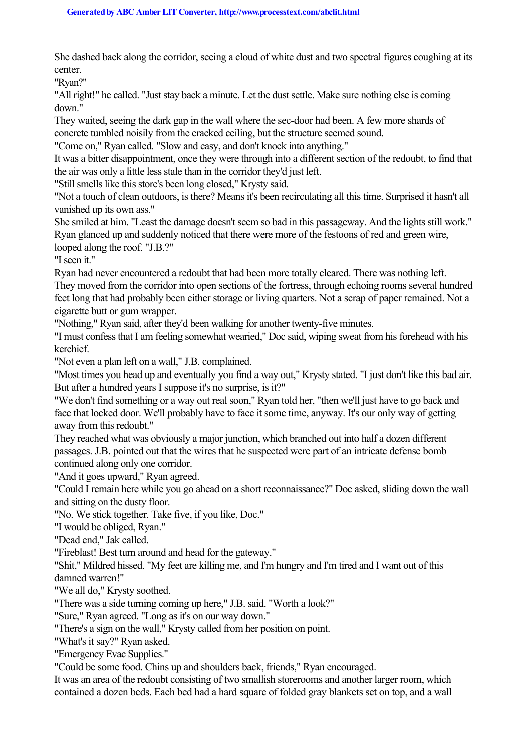She dashed back along the corridor, seeing a cloud of white dust and two spectral figures coughing at its center.

"Ryan?"

"All right!" he called. "Just stay back a minute. Let the dust settle. Make sure nothing else is coming down."

They waited, seeing the dark gap in the wall where the sec-door had been. A few more shards of concrete tumbled noisily from the cracked ceiling, but the structure seemed sound.

"Come on," Ryan called. "Slow and easy, and don't knock into anything."

It was a bitter disappointment, once they were through into a different section of the redoubt, to find that the air was only a little less stale than in the corridor they'd just left.

"Still smells like this store's been long closed," Krysty said.

"Not a touch of clean outdoors, is there? Means it's been recirculating all this time. Surprised it hasn't all vanished up its own ass."

She smiled at him. "Least the damage doesn't seem so bad in this passageway. And the lights still work."

Ryan glanced up and suddenly noticed that there were more of the festoons of red and green wire, looped along the roof. "J.B.?"

"I seen it."

Ryan had never encountered a redoubt that had been more totally cleared. There was nothing left. They moved from the corridor into open sections of the fortress, through echoing rooms several hundred feet long that had probably been either storage or living quarters. Not a scrap of paper remained. Not a cigarette butt or gum wrapper.

"Nothing," Ryan said, after they'd been walking for another twenty-five minutes.

"I must confess that I am feeling somewhat wearied," Doc said, wiping sweat from his forehead with his kerchief.

"Not even a plan left on a wall," J.B. complained.

"Most times you head up and eventually you find a way out," Krysty stated. "I just don't like this bad air. But after a hundred years I suppose it's no surprise, is it?"

"We don't find something or a way out real soon," Ryan told her, "then we'll just have to go back and face that locked door. We'll probably have to face it some time, anyway. It's our only way of getting away from this redoubt."

They reached what was obviously a major junction, which branched out into half a dozen different passages. J.B. pointed out that the wires that he suspected were part of an intricate defense bomb continued along only one corridor.

"And it goes upward," Ryan agreed.

"Could I remain here while you go ahead on a short reconnaissance?" Doc asked, sliding down the wall and sitting on the dusty floor.

"No. We stick together. Take five, if you like, Doc."

"I would be obliged, Ryan."

"Dead end," Jak called.

"Fireblast! Best turn around and head for the gateway."

"Shit," Mildred hissed. "My feet are killing me, and I'm hungry and I'm tired and I want out of this damned warren!"

"We all do," Krysty soothed.

"There was a side turning coming up here," J.B. said. "Worth a look?"

"Sure," Ryan agreed. "Long as it's on our way down."

"There's a sign on the wall," Krysty called from her position on point.

"What's it say?" Ryan asked.

"Emergency Evac Supplies."

"Could be some food. Chins up and shoulders back, friends," Ryan encouraged.

It was an area of the redoubt consisting of two smallish storerooms and another larger room, which contained a dozen beds. Each bed had a hard square of folded gray blankets set on top, and a wall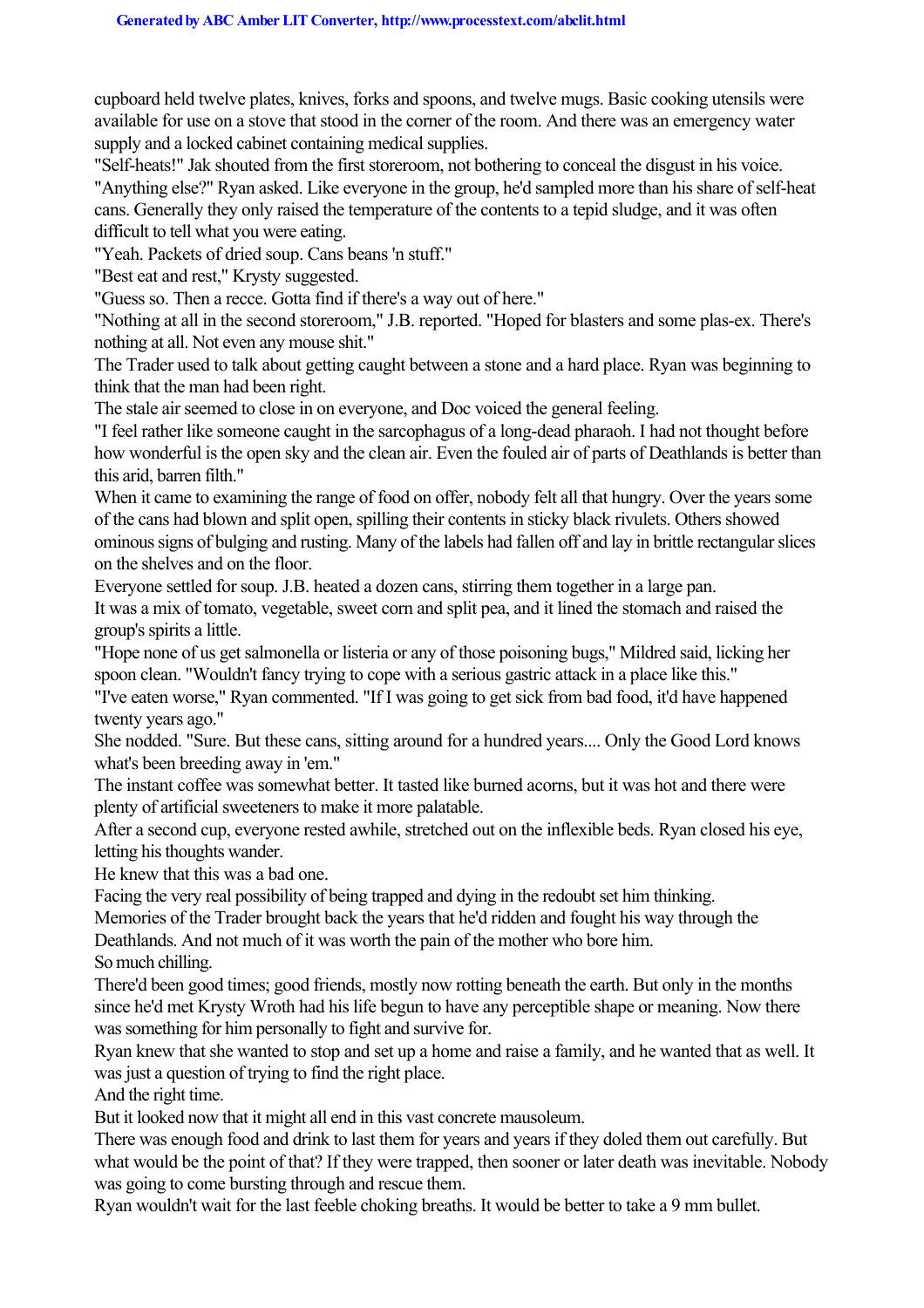cupboard held twelve plates, knives, forks and spoons, and twelve mugs. Basic cooking utensils were available for use on a stove that stood in the corner of the room. And there was an emergency water supply and a locked cabinet containing medical supplies.

"Self-heats!" Jak shouted from the first storeroom, not bothering to conceal the disgust in his voice.

"Anything else?" Ryan asked. Like everyone in the group, he'd sampled more than his share of self-heat cans. Generally they only raised the temperature of the contents to a tepid sludge, and it was often difficult to tell what you were eating.

"Yeah. Packets of dried soup. Cans beans 'n stuff."

"Best eat and rest," Krysty suggested.

"Guess so. Then a recce. Gotta find if there's a way out of here."

"Nothing at all in the second storeroom," J.B. reported. "Hoped for blasters and some plas-ex. There's nothing at all. Not even any mouse shit."

The Trader used to talk about getting caught between a stone and a hard place. Ryan was beginning to think that the man had been right.

The stale air seemed to close in on everyone, and Doc voiced the general feeling.

"I feel rather like someone caught in the sarcophagus of a long-dead pharaoh. I had not thought before how wonderful is the open sky and the clean air. Even the fouled air of parts of Deathlands is better than this arid, barren filth."

When it came to examining the range of food on offer, nobody felt all that hungry. Over the years some of the cans had blown and split open, spilling their contents in sticky black rivulets. Others showed ominous signs of bulging and rusting. Many of the labels had fallen off and lay in brittle rectangular slices on the shelves and on the floor.

Everyone settled for soup. J.B. heated a dozen cans, stirring them together in a large pan.

It was a mix of tomato, vegetable, sweet corn and split pea, and it lined the stomach and raised the group's spirits a little.

"Hope none of us get salmonella or listeria or any of those poisoning bugs," Mildred said, licking her spoon clean. "Wouldn't fancy trying to cope with a serious gastric attack in a place like this."

"I've eaten worse," Ryan commented. "If I was going to get sick from bad food, it'd have happened twenty years ago."

She nodded. "Sure. But these cans, sitting around for a hundred years.... Only the Good Lord knows what's been breeding away in 'em."

The instant coffee was somewhat better. It tasted like burned acorns, but it was hot and there were plenty of artificial sweeteners to make it more palatable.

After a second cup, everyone rested awhile, stretched out on the inflexible beds. Ryan closed his eye, letting his thoughts wander.

He knew that this was a bad one.

Facing the very real possibility of being trapped and dying in the redoubt set him thinking.

Memories of the Trader brought back the years that he'd ridden and fought his way through the Deathlands. And not much of it was worth the pain of the mother who bore him.

So much chilling.

There'd been good times; good friends, mostly now rotting beneath the earth. But only in the months since he'd met Krysty Wroth had his life begun to have any perceptible shape or meaning. Now there was something for him personally to fight and survive for.

Ryan knew that she wanted to stop and set up a home and raise a family, and he wanted that as well. It was just a question of trying to find the right place.

And the right time.

But it looked now that it might all end in this vast concrete mausoleum.

There was enough food and drink to last them for years and years if they doled them out carefully. But what would be the point of that? If they were trapped, then sooner or later death was inevitable. Nobody was going to come bursting through and rescue them.

Ryan wouldn't wait for the last feeble choking breaths. It would be better to take a 9 mm bullet.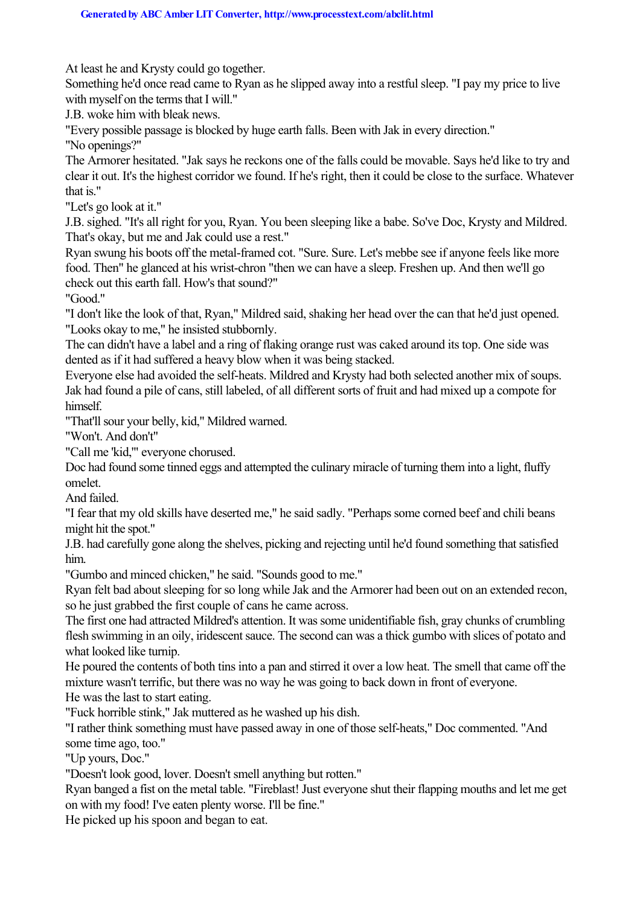At least he and Krysty could go together.

Something he'd once read came to Ryan as he slipped away into a restful sleep. "I pay my price to live with myself on the terms that I will."

J.B. woke him with bleak news.

"Every possible passage is blocked by huge earth falls. Been with Jak in every direction."

"No openings?"

The Armorer hesitated. "Jak says he reckons one of the falls could be movable. Says he'd like to try and clear it out. It's the highest corridor we found. If he's right, then it could be close to the surface. Whatever that is."

"Let's go look at it."

J.B. sighed. "It's all right for you, Ryan. You been sleeping like a babe. So've Doc, Krysty and Mildred. That's okay, but me and Jak could use a rest."

Ryan swung his boots off the metal-framed cot. "Sure. Sure. Let's mebbe see if anyone feels like more food. Then" he glanced at his wrist-chron "then we can have a sleep. Freshen up. And then we'll go check out this earth fall. How's that sound?"

"Good."

"I don't like the look of that, Ryan," Mildred said, shaking her head over the can that he'd just opened.

"Looks okay to me," he insisted stubbornly.

The can didn't have a label and a ring of flaking orange rust was caked around its top. One side was dented as if it had suffered a heavy blow when it was being stacked.

Everyone else had avoided the self-heats. Mildred and Krysty had both selected another mix of soups. Jak had found a pile of cans, still labeled, of all different sorts of fruit and had mixed up a compote for himself.

"That'll sour your belly, kid," Mildred warned.

"Won't. And don't"

"Call me 'kid,'" everyone chorused.

Doc had found some tinned eggs and attempted the culinary miracle of turning them into a light, fluffy omelet.

And failed.

"I fear that my old skills have deserted me," he said sadly. "Perhaps some corned beef and chili beans might hit the spot."

J.B. had carefully gone along the shelves, picking and rejecting until he'd found something that satisfied him.

"Gumbo and minced chicken," he said. "Sounds good to me."

Ryan felt bad about sleeping for so long while Jak and the Armorer had been out on an extended recon, so he just grabbed the first couple of cans he came across.

The first one had attracted Mildred's attention. It was some unidentifiable fish, gray chunks of crumbling flesh swimming in an oily, iridescent sauce. The second can was a thick gumbo with slices of potato and what looked like turnip.

He poured the contents of both tins into a pan and stirred it over a low heat. The smell that came off the mixture wasn't terrific, but there was no way he was going to back down in front of everyone.

He was the last to start eating.

"Fuck horrible stink," Jak muttered as he washed up his dish.

"I rather think something must have passed away in one of those self-heats," Doc commented. "And some time ago, too."

"Up yours, Doc."

"Doesn't look good, lover. Doesn't smell anything but rotten."

Ryan banged a fist on the metal table. "Fireblast! Just everyone shut their flapping mouths and let me get on with my food! I've eaten plenty worse. I'll be fine."

He picked up his spoon and began to eat.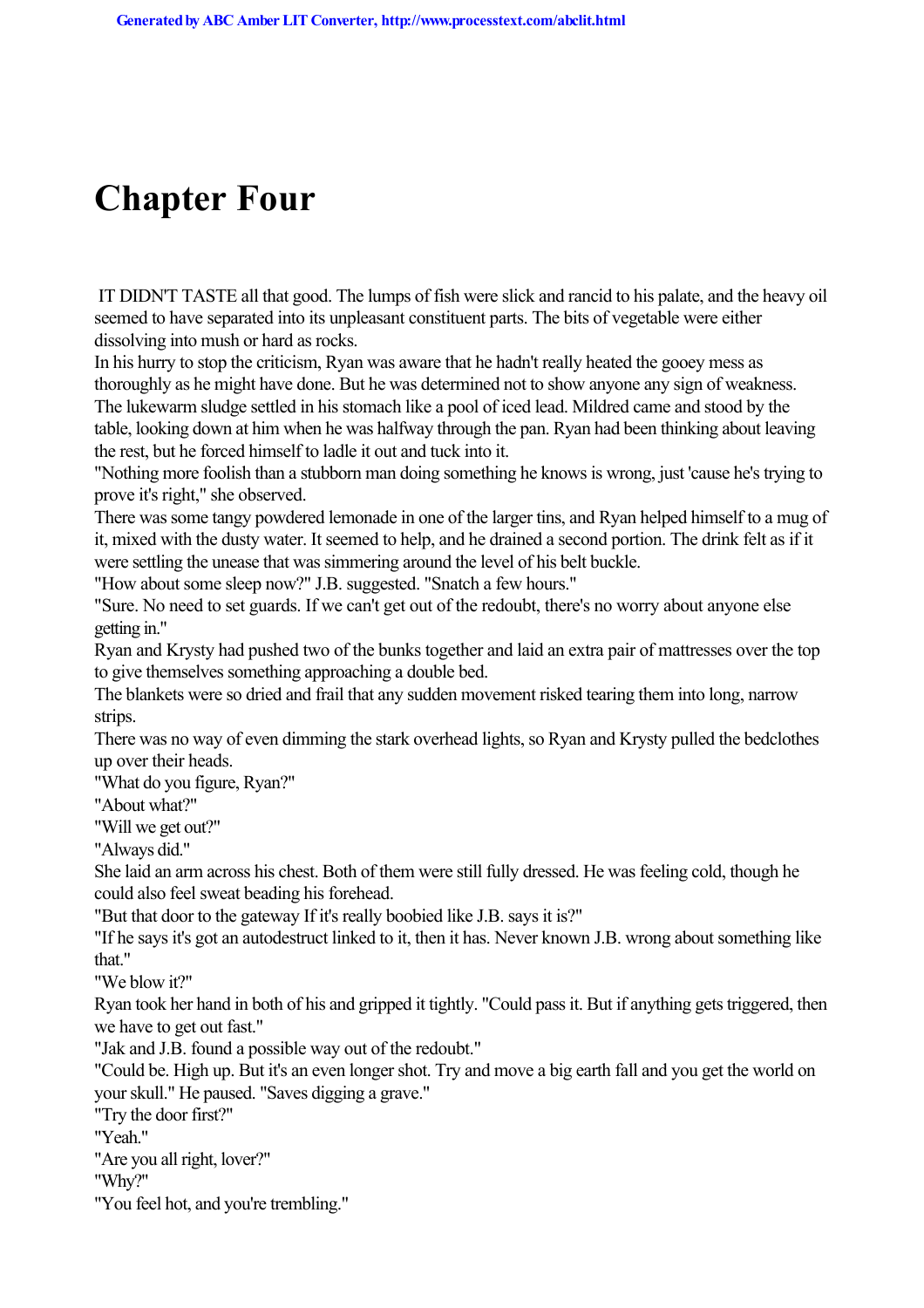# Chapter Four

IT DIDN'T TASTE all that good. The lumps of fish were slick and rancid to his palate, and the heavy oil seemed to have separated into its unpleasant constituent parts. The bits of vegetable were either dissolving into mush or hard as rocks.

In his hurry to stop the criticism, Ryan was aware that he hadn't really heated the gooey mess as thoroughly as he might have done. But he was determined not to show anyone any sign of weakness.

The lukewarm sludge settled in his stomach like a pool of iced lead. Mildred came and stood by the table, looking down at him when he was halfway through the pan. Ryan had been thinking about leaving the rest, but he forced himself to ladle it out and tuck into it.

"Nothing more foolish than a stubborn man doing something he knows is wrong, just 'cause he's trying to prove it's right," she observed.

There was some tangy powdered lemonade in one of the larger tins, and Ryan helped himself to a mug of it, mixed with the dusty water. It seemed to help, and he drained a second portion. The drink felt as if it were settling the unease that was simmering around the level of his belt buckle.

"How about some sleep now?" J.B. suggested. "Snatch a few hours."

"Sure. No need to set guards. If we can't get out of the redoubt, there's no worry about anyone else getting in."

Ryan and Krysty had pushed two of the bunks together and laid an extra pair of mattresses over the top to give themselves something approaching a double bed.

The blankets were so dried and frail that any sudden movement risked tearing them into long, narrow strips.

There was no way of even dimming the stark overhead lights, so Ryan and Krysty pulled the bedclothes up over their heads.

"What do you figure, Ryan?"

"About what?"

"Will we get out?"

"Always did."

She laid an arm across his chest. Both of them were still fully dressed. He was feeling cold, though he could also feel sweat beading his forehead.

"But that door to the gateway If it's really boobied like J.B. says it is?"

"If he says it's got an autodestruct linked to it, then it has. Never known J.B. wrong about something like that."

"We blow it?"

Ryan took her hand in both of his and gripped it tightly. "Could pass it. But if anything gets triggered, then we have to get out fast."

"Jak and J.B. found a possible way out of the redoubt."

"Could be. High up. But it's an even longer shot. Try and move a big earth fall and you get the world on your skull." He paused. "Saves digging a grave."

"Try the door first?"

"Yeah."

"Are you all right, lover?"

"Why?"

"You feel hot, and you're trembling."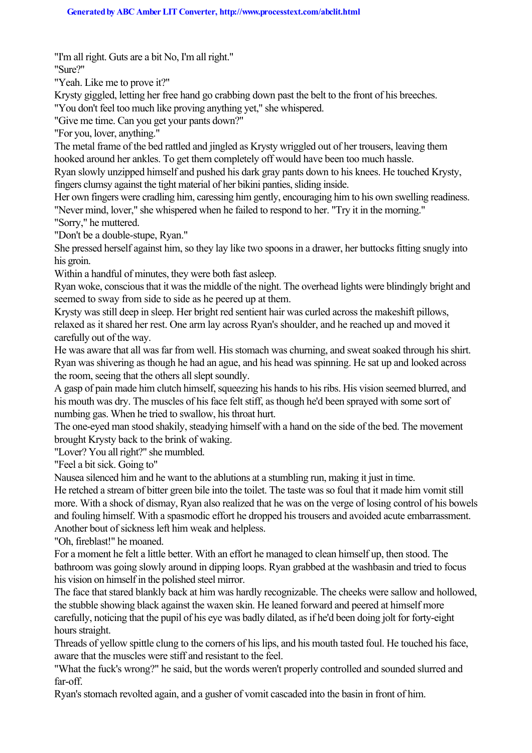"I'm all right. Guts are a bit No, I'm all right."

"Sure?"

"Yeah. Like me to prove it?"

Krysty giggled, letting her free hand go crabbing down past the belt to the front of his breeches.

"You don't feel too much like proving anything yet," she whispered.

"Give me time. Can you get your pants down?"

"For you, lover, anything."

The metal frame of the bed rattled and jingled as Krysty wriggled out of her trousers, leaving them hooked around her ankles. To get them completely off would have been too much hassle.

Ryan slowly unzipped himself and pushed his dark gray pants down to his knees. He touched Krysty, fingers clumsy against the tight material of her bikini panties, sliding inside.

Her own fingers were cradling him, caressing him gently, encouraging him to his own swelling readiness.

"Never mind, lover," she whispered when he failed to respond to her. "Try it in the morning."

"Sorry," he muttered.

"Don't be a double-stupe, Ryan."

She pressed herself against him, so they lay like two spoons in a drawer, her buttocks fitting snugly into his groin.

Within a handful of minutes, they were both fast asleep.

Ryan woke, conscious that it was the middle of the night. The overhead lights were blindingly bright and seemed to sway from side to side as he peered up at them.

Krysty was still deep in sleep. Her bright red sentient hair was curled across the makeshift pillows, relaxed as it shared her rest. One arm lay across Ryan's shoulder, and he reached up and moved it carefully out of the way.

He was aware that all was far from well. His stomach was churning, and sweat soaked through his shirt. Ryan was shivering as though he had an ague, and his head was spinning. He sat up and looked across the room, seeing that the others all slept soundly.

A gasp of pain made him clutch himself, squeezing his hands to his ribs. His vision seemed blurred, and his mouth was dry. The muscles of his face felt stiff, as though he'd been sprayed with some sort of numbing gas. When he tried to swallow, his throat hurt.

The one-eyed man stood shakily, steadying himself with a hand on the side of the bed. The movement brought Krysty back to the brink of waking.

"Lover? You all right?" she mumbled.

"Feel a bit sick. Going to"

Nausea silenced him and he want to the ablutions at a stumbling run, making it just in time.

He retched a stream of bitter green bile into the toilet. The taste was so foul that it made him vomit still more. With a shock of dismay, Ryan also realized that he was on the verge of losing control of his bowels and fouling himself. With a spasmodic effort he dropped his trousers and avoided acute embarrassment. Another bout of sickness left him weak and helpless.

"Oh, fireblast!" he moaned.

For a moment he felt a little better. With an effort he managed to clean himself up, then stood. The bathroom was going slowly around in dipping loops. Ryan grabbed at the washbasin and tried to focus his vision on himself in the polished steel mirror.

The face that stared blankly back at him was hardly recognizable. The cheeks were sallow and hollowed, the stubble showing black against the waxen skin. He leaned forward and peered at himself more carefully, noticing that the pupil of his eye was badly dilated, as if he'd been doing jolt for forty-eight hours straight.

Threads of yellow spittle clung to the corners of his lips, and his mouth tasted foul. He touched his face, aware that the muscles were stiff and resistant to the feel.

"What the fuck's wrong?" he said, but the words weren't properly controlled and sounded slurred and far-off.

Ryan's stomach revolted again, and a gusher of vomit cascaded into the basin in front of him.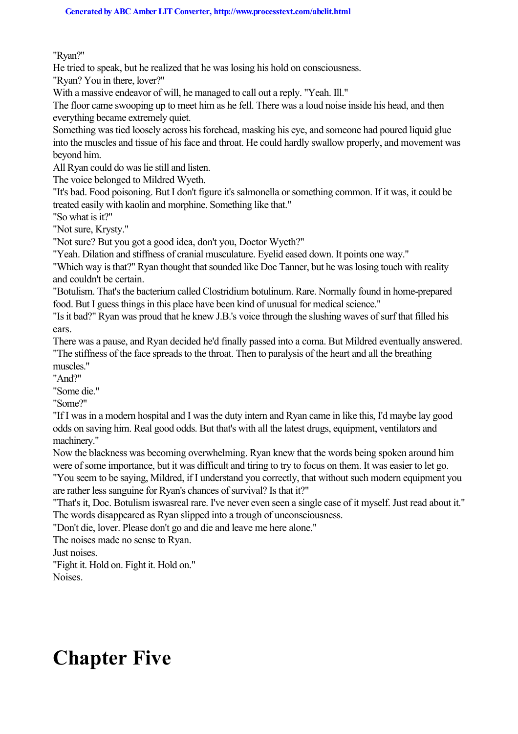"Ryan?"

He tried to speak, but he realized that he was losing his hold on consciousness.

"Ryan? You in there, lover?"

With a massive endeavor of will, he managed to call out a reply. "Yeah. Ill."

The floor came swooping up to meet him as he fell. There was a loud noise inside his head, and then everything became extremely quiet.

Something was tied loosely across his forehead, masking his eye, and someone had poured liquid glue into the muscles and tissue of his face and throat. He could hardly swallow properly, and movement was beyond him.

All Ryan could do was lie still and listen.

The voice belonged to Mildred Wyeth.

"It's bad. Food poisoning. But I don't figure it's salmonella or something common. If it was, it could be treated easily with kaolin and morphine. Something like that."

"So what is it?"

"Not sure, Krysty."

"Not sure? But you got a good idea, don't you, Doctor Wyeth?"

"Yeah. Dilation and stiffness of cranial musculature. Eyelid eased down. It points one way."

"Which way is that?" Ryan thought that sounded like Doc Tanner, but he was losing touch with reality and couldn't be certain.

"Botulism. That's the bacterium called Clostridium botulinum. Rare. Normally found in home-prepared food. But I guess things in this place have been kind of unusual for medical science."

"Is it bad?" Ryan was proud that he knew J.B.'s voice through the slushing waves of surf that filled his ears.

There was a pause, and Ryan decided he'd finally passed into a coma. But Mildred eventually answered. "The stiffness of the face spreads to the throat. Then to paralysis of the heart and all the breathing muscles."

"And?"

"Some die."

"Some?"

"If I was in a modern hospital and I was the duty intern and Ryan came in like this, I'd maybe lay good odds on saving him. Real good odds. But that's with all the latest drugs, equipment, ventilators and machinery."

Now the blackness was becoming overwhelming. Ryan knew that the words being spoken around him were of some importance, but it was difficult and tiring to try to focus on them. It was easier to let go.

"You seem to be saying, Mildred, if I understand you correctly, that without such modern equipment you are rather less sanguine for Ryan's chances of survival? Is that it?"

"That's it, Doc. Botulism iswasreal rare. I've never even seen a single case of it myself. Just read about it."

The words disappeared as Ryan slipped into a trough of unconsciousness.

"Don't die, lover. Please don't go and die and leave me here alone."

The noises made no sense to Ryan.

Just noises.

"Fight it. Hold on. Fight it. Hold on."

Noises.

# Chapter Five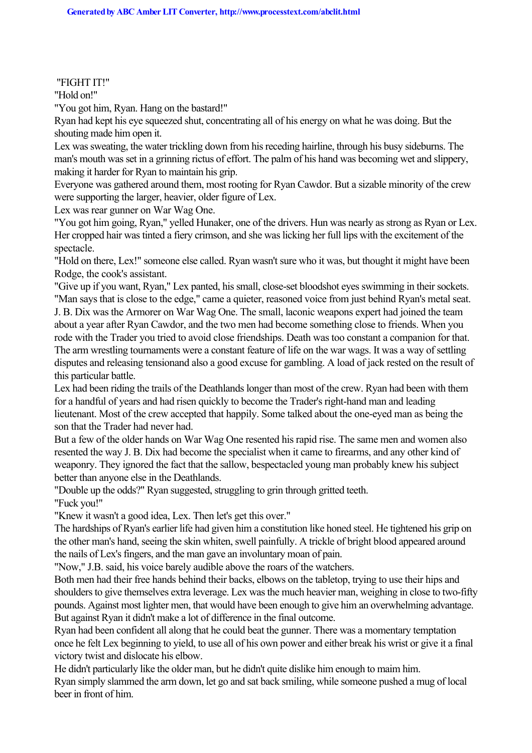"FIGHT IT!"

"Hold on!"

"You got him, Ryan. Hang on the bastard!"

Ryan had kept his eye squeezed shut, concentrating all of his energy on what he was doing. But the shouting made him open it.

Lex was sweating, the water trickling down from his receding hairline, through his busy sideburns. The man's mouth was set in a grinning rictus of effort. The palm of his hand was becoming wet and slippery, making it harder for Ryan to maintain his grip.

Everyone was gathered around them, most rooting for Ryan Cawdor. But a sizable minority of the crew were supporting the larger, heavier, older figure of Lex.

Lex was rear gunner on War Wag One.

"You got him going, Ryan," yelled Hunaker, one of the drivers. Hun was nearly as strong as Ryan or Lex. Her cropped hair was tinted a fiery crimson, and she was licking her full lips with the excitement of the spectacle.

"Hold on there, Lex!" someone else called. Ryan wasn't sure who it was, but thought it might have been Rodge, the cook's assistant.

"Give up if you want, Ryan," Lex panted, his small, close-set bloodshot eyes swimming in their sockets.

"Man says that is close to the edge," came a quieter, reasoned voice from just behind Ryan's metal seat. J. B. Dix was the Armorer on War Wag One. The small, laconic weapons expert had joined the team about a year after Ryan Cawdor, and the two men had become something close to friends. When you rode with the Trader you tried to avoid close friendships. Death was too constant a companion for that.

The arm wrestling tournaments were a constant feature of life on the war wags. It was a way of settling disputes and releasing tensionand also a good excuse for gambling. A load of jack rested on the result of this particular battle.

Lex had been riding the trails of the Deathlands longer than most of the crew. Ryan had been with them for a handful of years and had risen quickly to become the Trader's right-hand man and leading lieutenant. Most of the crew accepted that happily. Some talked about the one-eyed man as being the son that the Trader had never had.

But a few of the older hands on War Wag One resented his rapid rise. The same men and women also resented the way J. B. Dix had become the specialist when it came to firearms, and any other kind of weaponry. They ignored the fact that the sallow, bespectacled young man probably knew his subject better than anyone else in the Deathlands.

"Double up the odds?" Ryan suggested, struggling to grin through gritted teeth.

"Fuck you!"

"Knew it wasn't a good idea, Lex. Then let's get this over."

The hardships of Ryan's earlier life had given him a constitution like honed steel. He tightened his grip on the other man's hand, seeing the skin whiten, swell painfully. A trickle of bright blood appeared around the nails of Lex's fingers, and the man gave an involuntary moan of pain.

"Now," J.B. said, his voice barely audible above the roars of the watchers.

Both men had their free hands behind their backs, elbows on the tabletop, trying to use their hips and shoulders to give themselves extra leverage. Lex was the much heavier man, weighing in close to two-fifty pounds. Against most lighter men, that would have been enough to give him an overwhelming advantage. But against Ryan it didn't make a lot of difference in the final outcome.

Ryan had been confident all along that he could beat the gunner. There was a momentary temptation once he felt Lex beginning to yield, to use all of his own power and either break his wrist or give it a final victory twist and dislocate his elbow.

He didn't particularly like the older man, but he didn't quite dislike him enough to maim him.

Ryan simply slammed the arm down, let go and sat back smiling, while someone pushed a mug of local beer in front of him.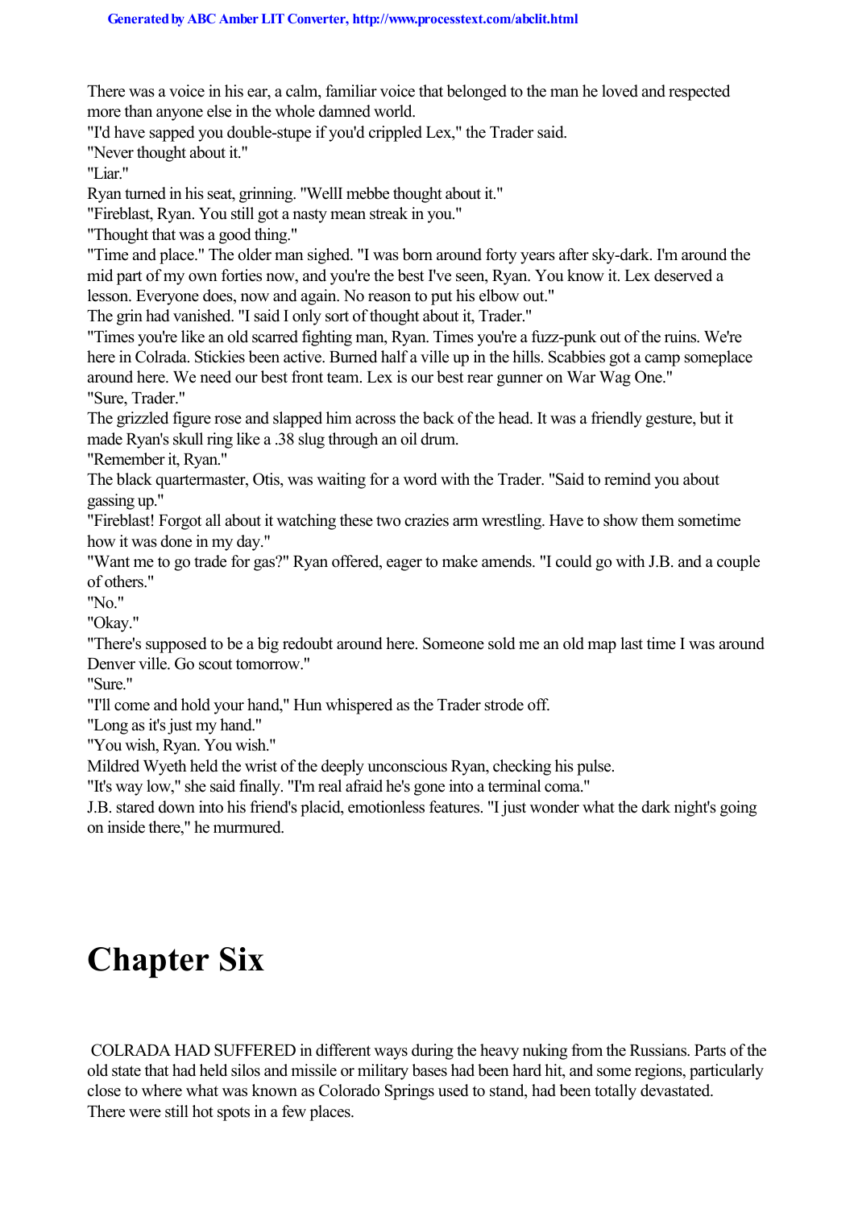There was a voice in his ear, a calm, familiar voice that belonged to the man he loved and respected more than anyone else in the whole damned world.

"I'd have sapped you double-stupe if you'd crippled Lex," the Trader said.

"Never thought about it."

"Liar."

Ryan turned in his seat, grinning. "WellI mebbe thought about it."

"Fireblast, Ryan. You still got a nasty mean streak in you."

"Thought that was a good thing."

"Time and place." The older man sighed. "I was born around forty years after sky-dark. I'm around the mid part of my own forties now, and you're the best I've seen, Ryan. You know it. Lex deserved a lesson. Everyone does, now and again. No reason to put his elbow out."

The grin had vanished. "I said I only sort of thought about it, Trader."

"Times you're like an old scarred fighting man, Ryan. Times you're a fuzz-punk out of the ruins. We're here in Colrada. Stickies been active. Burned half a ville up in the hills. Scabbies got a camp someplace around here. We need our best front team. Lex is our best rear gunner on War Wag One."

"Sure, Trader."

The grizzled figure rose and slapped him across the back of the head. It was a friendly gesture, but it made Ryan's skull ring like a .38 slug through an oil drum.

"Remember it, Ryan."

The black quartermaster, Otis, was waiting for a word with the Trader. "Said to remind you about gassing up."

"Fireblast! Forgot all about it watching these two crazies arm wrestling. Have to show them sometime how it was done in my day."

"Want me to go trade for gas?" Ryan offered, eager to make amends. "I could go with J.B. and a couple of others."

"No."

"Okay."

"There's supposed to be a big redoubt around here. Someone sold me an old map last time I was around Denver ville. Go scout tomorrow."

"Sure."

"I'll come and hold your hand," Hun whispered as the Trader strode off.

"Long as it's just my hand."

"You wish, Ryan. You wish."

Mildred Wyeth held the wrist of the deeply unconscious Ryan, checking his pulse.

"It's way low," she said finally. "I'm real afraid he's gone into a terminal coma."

J.B. stared down into his friend's placid, emotionless features. "I just wonder what the dark night's going on inside there," he murmured.

# Chapter Six

COLRADA HAD SUFFERED in different ways during the heavy nuking from the Russians. Parts of the old state that had held silos and missile or military bases had been hard hit, and some regions, particularly close to where what was known as Colorado Springs used to stand, had been totally devastated. There were still hot spots in a few places.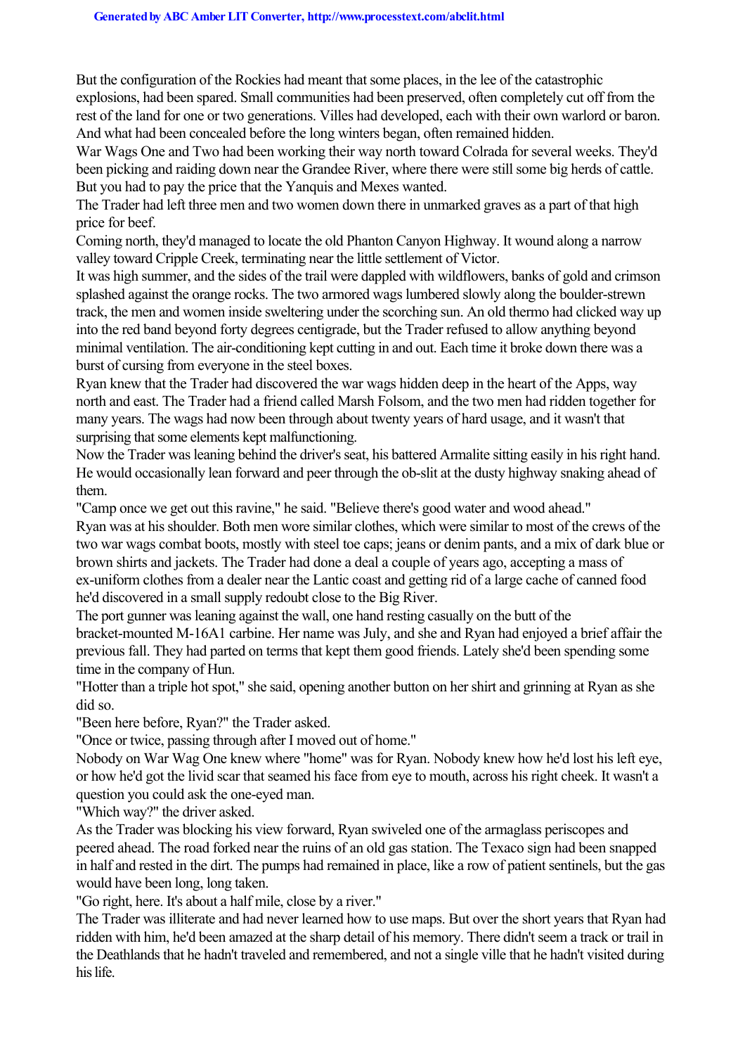But the configuration of the Rockies had meant that some places, in the lee of the catastrophic explosions, had been spared. Small communities had been preserved, often completely cut off from the rest of the land for one or two generations. Villes had developed, each with their own warlord or baron. And what had been concealed before the long winters began, often remained hidden.

War Wags One and Two had been working their way north toward Colrada for several weeks. They'd been picking and raiding down near the Grandee River, where there were still some big herds of cattle. But you had to pay the price that the Yanquis and Mexes wanted.

The Trader had left three men and two women down there in unmarked graves as a part of that high price for beef.

Coming north, they'd managed to locate the old Phanton Canyon Highway. It wound along a narrow valley toward Cripple Creek, terminating near the little settlement of Victor.

It was high summer, and the sides of the trail were dappled with wildflowers, banks of gold and crimson splashed against the orange rocks. The two armored wags lumbered slowly along the boulder-strewn track, the men and women inside sweltering under the scorching sun. An old thermo had clicked way up into the red band beyond forty degrees centigrade, but the Trader refused to allow anything beyond minimal ventilation. The air-conditioning kept cutting in and out. Each time it broke down there was a burst of cursing from everyone in the steel boxes.

Ryan knew that the Trader had discovered the war wags hidden deep in the heart of the Apps, way north and east. The Trader had a friend called Marsh Folsom, and the two men had ridden together for many years. The wags had now been through about twenty years of hard usage, and it wasn't that surprising that some elements kept malfunctioning.

Now the Trader was leaning behind the driver's seat, his battered Armalite sitting easily in his right hand. He would occasionally lean forward and peer through the ob-slit at the dusty highway snaking ahead of them.

"Camp once we get out this ravine," he said. "Believe there's good water and wood ahead."

Ryan was at his shoulder. Both men wore similar clothes, which were similar to most of the crews of the two war wags combat boots, mostly with steel toe caps; jeans or denim pants, and a mix of dark blue or brown shirts and jackets. The Trader had done a deal a couple of years ago, accepting a mass of ex-uniform clothes from a dealer near the Lantic coast and getting rid of a large cache of canned food he'd discovered in a small supply redoubt close to the Big River.

The port gunner was leaning against the wall, one hand resting casually on the butt of the bracket-mounted M-16A1 carbine. Her name was July, and she and Ryan had enjoyed a brief affair the previous fall. They had parted on terms that kept them good friends. Lately she'd been spending some time in the company of Hun.

"Hotter than a triple hot spot," she said, opening another button on her shirt and grinning at Ryan as she did so.

"Been here before, Ryan?" the Trader asked.

"Once or twice, passing through after I moved out of home."

Nobody on War Wag One knew where "home" was for Ryan. Nobody knew how he'd lost his left eye, or how he'd got the livid scar that seamed his face from eye to mouth, across his right cheek. It wasn't a question you could ask the one-eyed man.

"Which way?" the driver asked.

As the Trader was blocking his view forward, Ryan swiveled one of the armaglass periscopes and peered ahead. The road forked near the ruins of an old gas station. The Texaco sign had been snapped in half and rested in the dirt. The pumps had remained in place, like a row of patient sentinels, but the gas would have been long, long taken.

"Go right, here. It's about a half mile, close by a river."

The Trader was illiterate and had never learned how to use maps. But over the short years that Ryan had ridden with him, he'd been amazed at the sharp detail of his memory. There didn't seem a track or trail in the Deathlands that he hadn't traveled and remembered, and not a single ville that he hadn't visited during his life.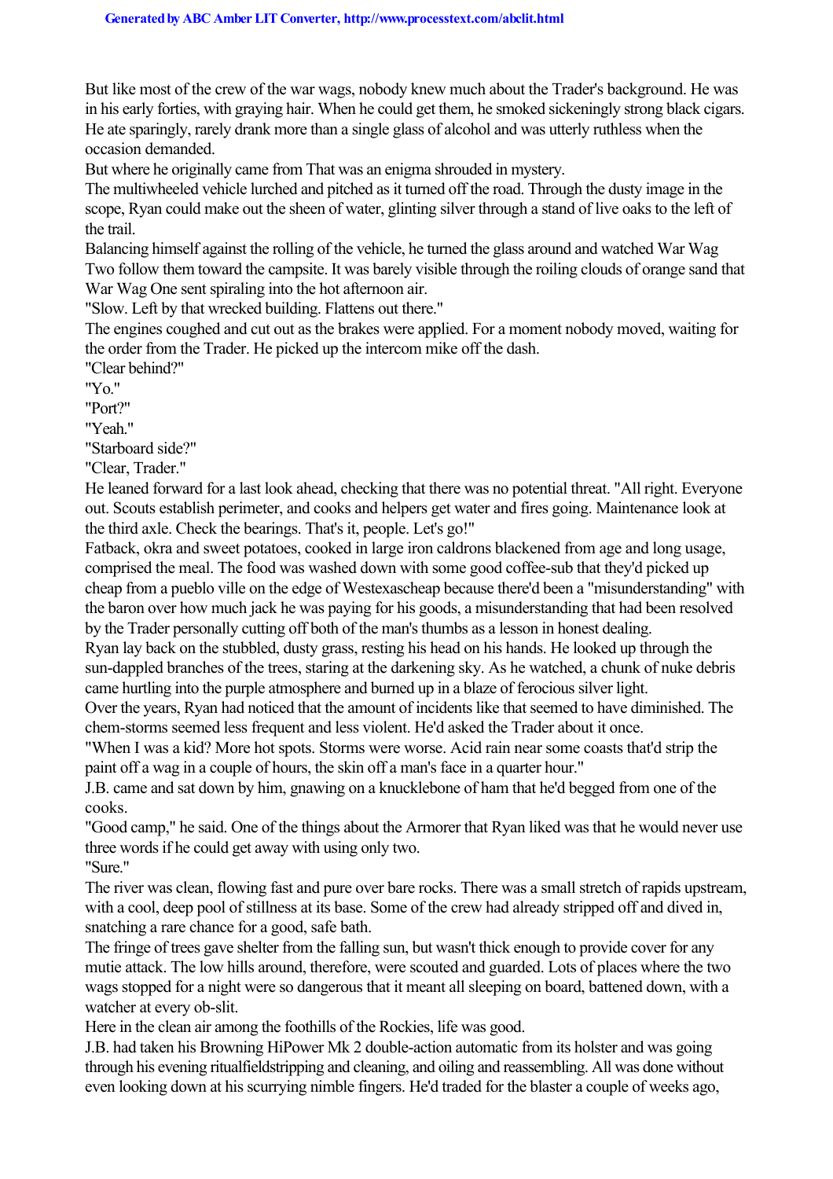But like most of the crew of the war wags, nobody knew much about the Trader's background. He was in his early forties, with graying hair. When he could get them, he smoked sickeningly strong black cigars. He ate sparingly, rarely drank more than a single glass of alcohol and was utterly ruthless when the occasion demanded.

But where he originally came from That was an enigma shrouded in mystery.

The multiwheeled vehicle lurched and pitched as it turned off the road. Through the dusty image in the scope, Ryan could make out the sheen of water, glinting silver through a stand of live oaks to the left of the trail.

Balancing himself against the rolling of the vehicle, he turned the glass around and watched War Wag Two follow them toward the campsite. It was barely visible through the roiling clouds of orange sand that War Wag One sent spiraling into the hot afternoon air.

"Slow. Left by that wrecked building. Flattens out there."

The engines coughed and cut out as the brakes were applied. For a moment nobody moved, waiting for the order from the Trader. He picked up the intercom mike off the dash.

"Clear behind?"

"Yo."

"Port?"

"Yeah."

"Starboard side?"

"Clear, Trader."

He leaned forward for a last look ahead, checking that there was no potential threat. "All right. Everyone out. Scouts establish perimeter, and cooks and helpers get water and fires going. Maintenance look at the third axle. Check the bearings. That's it, people. Let's go!"

Fatback, okra and sweet potatoes, cooked in large iron caldrons blackened from age and long usage, comprised the meal. The food was washed down with some good coffee-sub that they'd picked up cheap from a pueblo ville on the edge of Westexascheap because there'd been a "misunderstanding" with the baron over how much jack he was paying for his goods, a misunderstanding that had been resolved by the Trader personally cutting off both of the man's thumbs as a lesson in honest dealing.

Ryan lay back on the stubbled, dusty grass, resting his head on his hands. He looked up through the sun-dappled branches of the trees, staring at the darkening sky. As he watched, a chunk of nuke debris came hurtling into the purple atmosphere and burned up in a blaze of ferocious silver light.

Over the years, Ryan had noticed that the amount of incidents like that seemed to have diminished. The chem-storms seemed less frequent and less violent. He'd asked the Trader about it once.

"When I was a kid? More hot spots. Storms were worse. Acid rain near some coasts that'd strip the paint off a wag in a couple of hours, the skin off a man's face in a quarter hour."

J.B. came and sat down by him, gnawing on a knucklebone of ham that he'd begged from one of the cooks.

"Good camp," he said. One of the things about the Armorer that Ryan liked was that he would never use three words if he could get away with using only two.

"Sure."

The river was clean, flowing fast and pure over bare rocks. There was a small stretch of rapids upstream, with a cool, deep pool of stillness at its base. Some of the crew had already stripped off and dived in, snatching a rare chance for a good, safe bath.

The fringe of trees gave shelter from the falling sun, but wasn't thick enough to provide cover for any mutie attack. The low hills around, therefore, were scouted and guarded. Lots of places where the two wags stopped for a night were so dangerous that it meant all sleeping on board, battened down, with a watcher at every ob-slit.

Here in the clean air among the foothills of the Rockies, life was good.

J.B. had taken his Browning HiPower Mk 2 double-action automatic from its holster and was going through his evening ritualfieldstripping and cleaning, and oiling and reassembling. All was done without even looking down at his scurrying nimble fingers. He'd traded for the blaster a couple of weeks ago,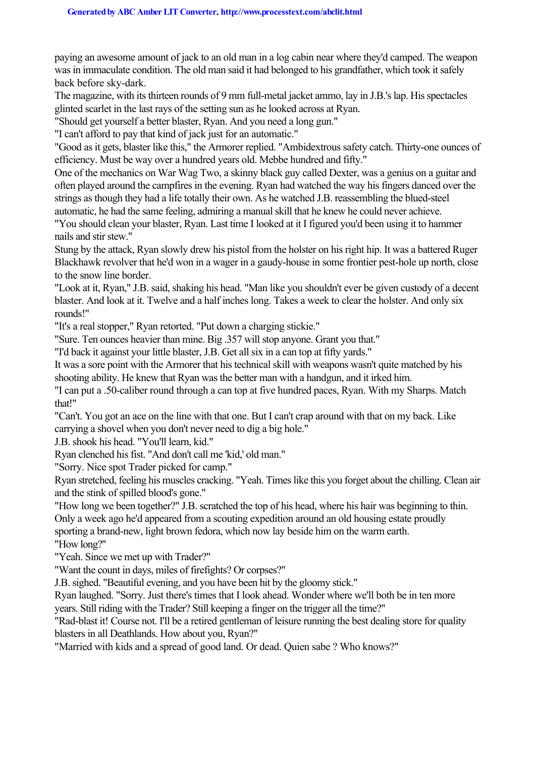paying an awesome amount of jack to an old man in a log cabin near where they'd camped. The weapon was in immaculate condition. The old man said it had belonged to his grandfather, which took it safely back before sky-dark.

The magazine, with its thirteen rounds of 9 mm full-metal jacket ammo, lay in J.B.'s lap. His spectacles glinted scarlet in the last rays of the setting sun as he looked across at Ryan.

"Should get yourself a better blaster, Ryan. And you need a long gun."

"I can't afford to pay that kind of jack just for an automatic."

"Good as it gets, blaster like this," the Armorer replied. "Ambidextrous safety catch. Thirty-one ounces of efficiency. Must be way over a hundred years old. Mebbe hundred and fifty."

One of the mechanics on War Wag Two, a skinny black guy called Dexter, was a genius on a guitar and often played around the campfires in the evening. Ryan had watched the way his fingers danced over the strings as though they had a life totally their own. As he watched J.B. reassembling the blued-steel automatic, he had the same feeling, admiring a manual skill that he knew he could never achieve.

"You should clean your blaster, Ryan. Last time I looked at it I figured you'd been using it to hammer nails and stir stew."

Stung by the attack, Ryan slowly drew his pistol from the holster on his right hip. It was a battered Ruger Blackhawk revolver that he'd won in a wager in a gaudy-house in some frontier pest-hole up north, close to the snow line border.

"Look at it, Ryan," J.B. said, shaking his head. "Man like you shouldn't ever be given custody of a decent blaster. And look at it. Twelve and a half inches long. Takes a week to clear the holster. And only six rounds!"

"It's a real stopper," Ryan retorted. "Put down a charging stickie."

"Sure. Ten ounces heavier than mine. Big .357 will stop anyone. Grant you that."

"I'd back it against your little blaster, J.B. Get all six in a can top at fifty yards."

It was a sore point with the Armorer that his technical skill with weapons wasn't quite matched by his shooting ability. He knew that Ryan was the better man with a handgun, and it irked him.

"I can put a .50-caliber round through a can top at five hundred paces, Ryan. With my Sharps. Match that!"

"Can't. You got an ace on the line with that one. But I can't crap around with that on my back. Like carrying a shovel when you don't never need to dig a big hole."

J.B. shook his head. "You'll learn, kid."

Ryan clenched his fist. "And don't call me 'kid,' old man."

"Sorry. Nice spot Trader picked for camp."

Ryan stretched, feeling his muscles cracking. "Yeah. Times like this you forget about the chilling. Clean air and the stink of spilled blood's gone."

"How long we been together?" J.B. scratched the top of his head, where his hair was beginning to thin. Only a week ago he'd appeared from a scouting expedition around an old housing estate proudly sporting a brand-new, light brown fedora, which now lay beside him on the warm earth.

"How long?"

"Yeah. Since we met up with Trader?"

"Want the count in days, miles of firefights? Or corpses?"

J.B. sighed. "Beautiful evening, and you have been hit by the gloomy stick."

Ryan laughed. "Sorry. Just there's times that I look ahead. Wonder where we'll both be in ten more years. Still riding with the Trader? Still keeping a finger on the trigger all the time?"

"Rad-blast it! Course not. I'll be a retired gentleman of leisure running the best dealing store for quality blasters in all Deathlands. How about you, Ryan?"

"Married with kids and a spread of good land. Or dead. *Quien sabe* ? Who knows?"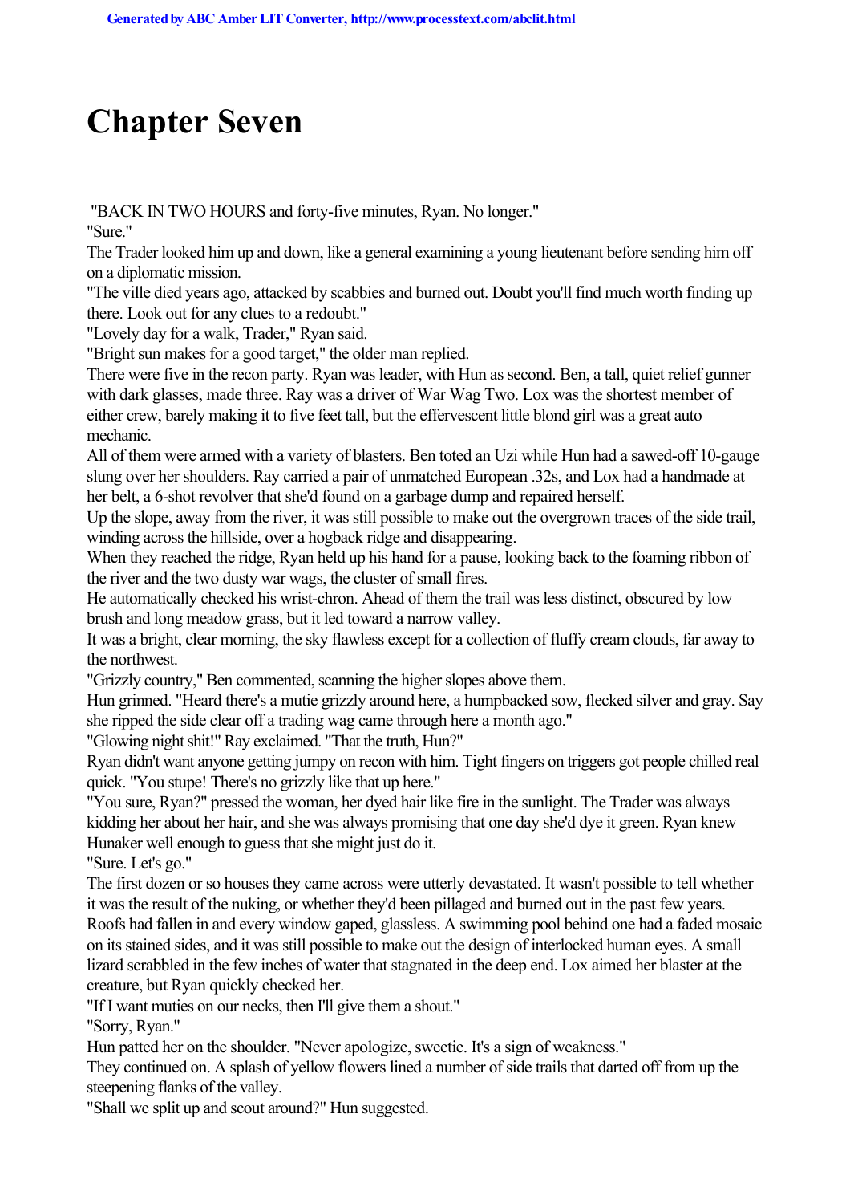# Chapter Seven

"BACK IN TWO HOURS and forty-five minutes, Ryan. No longer."

"Sure."

The Trader looked him up and down, like a general examining a young lieutenant before sending him off on a diplomatic mission.

"The ville died years ago, attacked by scabbies and burned out. Doubt you'll find much worth finding up there. Look out for any clues to a redoubt."

"Lovely day for a walk, Trader," Ryan said.

"Bright sun makes for a good target," the older man replied.

There were five in the recon party. Ryan was leader, with Hun as second. Ben, a tall, quiet relief gunner with dark glasses, made three. Ray was a driver of War Wag Two. Lox was the shortest member of either crew, barely making it to five feet tall, but the effervescent little blond girl was a great auto mechanic.

All of them were armed with a variety of blasters. Ben toted an Uzi while Hun had a sawed-off 10-gauge slung over her shoulders. Ray carried a pair of unmatched European .32s, and Lox had a handmade at her belt, a 6-shot revolver that she'd found on a garbage dump and repaired herself.

Up the slope, away from the river, it was still possible to make out the overgrown traces of the side trail, winding across the hillside, over a hogback ridge and disappearing.

When they reached the ridge, Ryan held up his hand for a pause, looking back to the foaming ribbon of the river and the two dusty war wags, the cluster of small fires.

He automatically checked his wrist-chron. Ahead of them the trail was less distinct, obscured by low brush and long meadow grass, but it led toward a narrow valley.

It was a bright, clear morning, the sky flawless except for a collection of fluffy cream clouds, far away to the northwest.

"Grizzly country," Ben commented, scanning the higher slopes above them.

Hun grinned. "Heard there's a mutie grizzly around here, a humpbacked sow, flecked silver and gray. Say she ripped the side clear off a trading wag came through here a month ago."

"Glowing night shit!" Ray exclaimed. "That the truth, Hun?"

Ryan didn't want anyone getting jumpy on recon with him. Tight fingers on triggers got people chilled real quick. "You stupe! There's no grizzly like that up here."

"You sure, Ryan?" pressed the woman, her dyed hair like fire in the sunlight. The Trader was always kidding her about her hair, and she was always promising that one day she'd dye it green. Ryan knew Hunaker well enough to guess that she might just do it.

"Sure. Let's go."

The first dozen or so houses they came across were utterly devastated. It wasn't possible to tell whether it was the result of the nuking, or whether they'd been pillaged and burned out in the past few years. Roofs had fallen in and every window gaped, glassless. A swimming pool behind one had a faded mosaic on its stained sides, and it was still possible to make out the design of interlocked human eyes. A small lizard scrabbled in the few inches of water that stagnated in the deep end. Lox aimed her blaster at the creature, but Ryan quickly checked her.

"If I want muties on our necks, then I'll give them a shout."

"Sorry, Ryan."

Hun patted her on the shoulder. "Never apologize, sweetie. It's a sign of weakness."

They continued on. A splash of yellow flowers lined a number of side trails that darted off from up the steepening flanks of the valley.

"Shall we split up and scout around?" Hun suggested.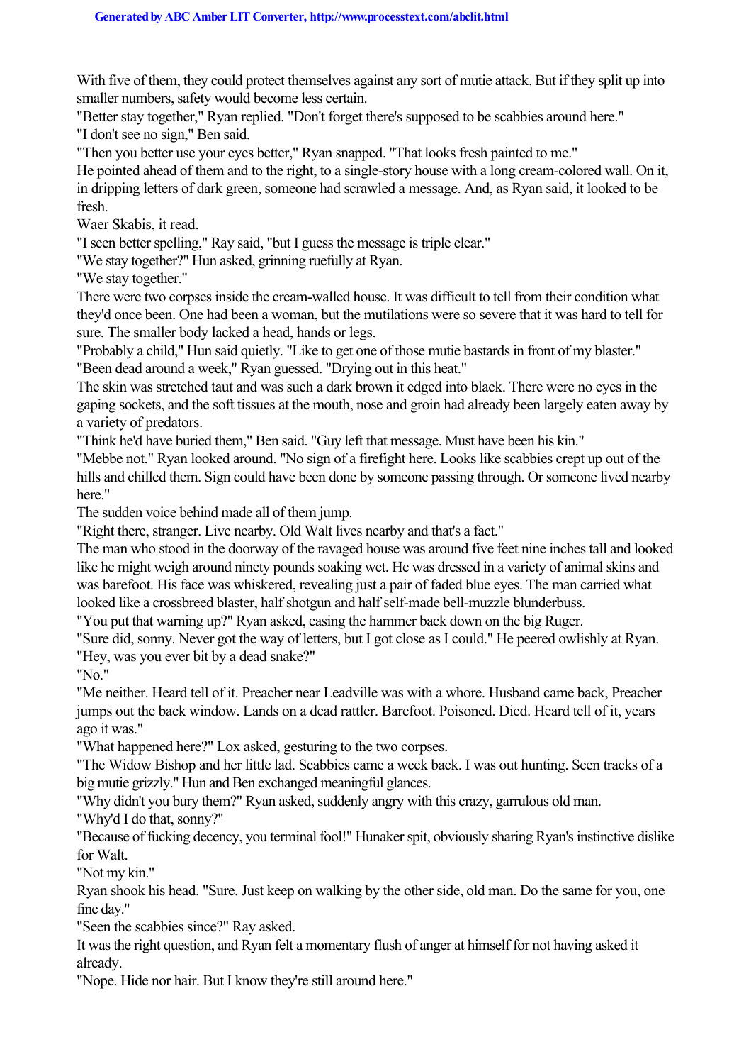With five of them, they could protect themselves against any sort of mutie attack. But if they split up into smaller numbers, safety would become less certain.

"Better stay together," Ryan replied. "Don't forget there's supposed to be scabbies around here."

"I don't see no sign," Ben said.

"Then you better use your eyes better," Ryan snapped. "That looks fresh painted to me."

He pointed ahead of them and to the right, to a single-story house with a long cream-colored wall. On it, in dripping letters of dark green, someone had scrawled a message. And, as Ryan said, it looked to be fresh.

Waer Skabis, it read.

"I seen better spelling," Ray said, "but I guess the message is triple clear."

"We stay together?" Hun asked, grinning ruefully at Ryan.

"We stay together."

There were two corpses inside the cream-walled house. It was difficult to tell from their condition what they'd once been. One had been a woman, but the mutilations were so severe that it was hard to tell for sure. The smaller body lacked a head, hands or legs.

"Probably a child," Hun said quietly. "Like to get one of those mutie bastards in front of my blaster."

"Been dead around a week," Ryan guessed. "Drying out in this heat."

The skin was stretched taut and was such a dark brown it edged into black. There were no eyes in the gaping sockets, and the soft tissues at the mouth, nose and groin had already been largely eaten away by a variety of predators.

"Think he'd have buried them," Ben said. "Guy left that message. Must have been his kin."

"Mebbe not." Ryan looked around. "No sign of a firefight here. Looks like scabbies crept up out of the hills and chilled them. Sign could have been done by someone passing through. Or someone lived nearby here."

The sudden voice behind made all of them jump.

"Right there, stranger. Live nearby. Old Walt lives nearby and that's a fact."

The man who stood in the doorway of the ravaged house was around five feet nine inches tall and looked like he might weigh around ninety pounds soaking wet. He was dressed in a variety of animal skins and was barefoot. His face was whiskered, revealing just a pair of faded blue eyes. The man carried what looked like a crossbreed blaster, half shotgun and half self-made bell-muzzle blunderbuss.

"You put that warning up?" Ryan asked, easing the hammer back down on the big Ruger.

"Sure did, sonny. Never got the way of letters, but I got close as I could." He peered owlishly at Ryan. "Hey, was you ever bit by a dead snake?"

"No."

"Me neither. Heard tell of it. Preacher near Leadville was with a whore. Husband came back, Preacher jumps out the back window. Lands on a dead rattler. Barefoot. Poisoned. Died. Heard tell of it, years ago it was."

"What happened here?" Lox asked, gesturing to the two corpses.

"The Widow Bishop and her little lad. Scabbies came a week back. I was out hunting. Seen tracks of a big mutie grizzly." Hun and Ben exchanged meaningful glances.

"Why didn't you bury them?" Ryan asked, suddenly angry with this crazy, garrulous old man.

"Why'd I do that, sonny?"

"Because of fucking decency, you terminal fool!" Hunaker spit, obviously sharing Ryan's instinctive dislike for Walt.

"Not my kin."

Ryan shook his head. "Sure. Just keep on walking by the other side, old man. Do the same for you, one fine day."

"Seen the scabbies since?" Ray asked.

It was the right question, and Ryan felt a momentary flush of anger at himself for not having asked it already.

"Nope. Hide nor hair. But I know they're still around here."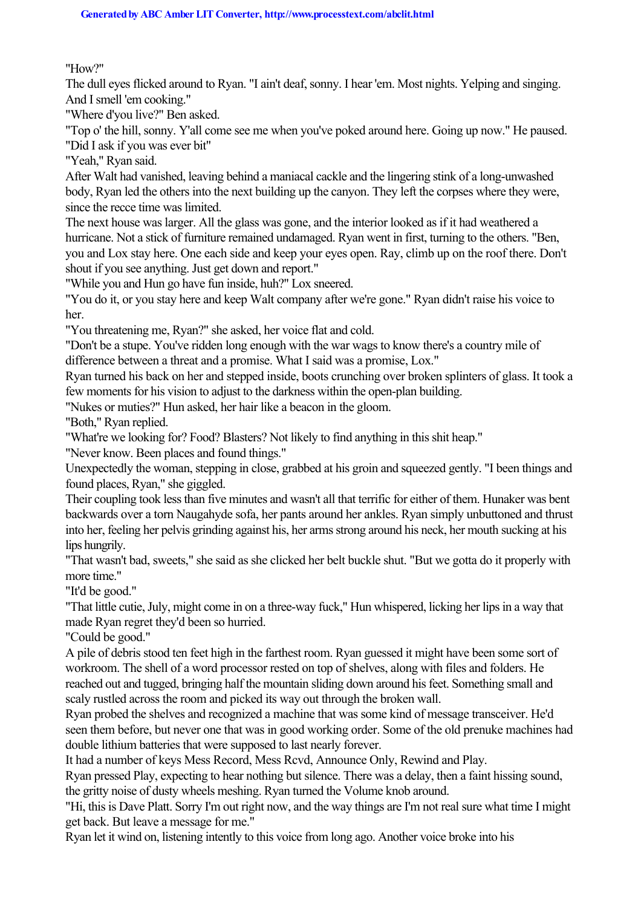"How?"

The dull eyes flicked around to Ryan. "I ain't deaf, sonny. I hear 'em. Most nights. Yelping and singing. And I smell 'em cooking."

"Where d'you live?" Ben asked.

"Top o' the hill, sonny. Y'all come see me when you've poked around here. Going up now." He paused. "Did I ask if you was ever bit"

"Yeah," Ryan said.

After Walt had vanished, leaving behind a maniacal cackle and the lingering stink of a long-unwashed body, Ryan led the others into the next building up the canyon. They left the corpses where they were, since the recce time was limited.

The next house was larger. All the glass was gone, and the interior looked as if it had weathered a hurricane. Not a stick of furniture remained undamaged. Ryan went in first, turning to the others. "Ben, you and Lox stay here. One each side and keep your eyes open. Ray, climb up on the roof there. Don't shout if you see anything. Just get down and report."

"While you and Hun go have fun inside, huh?" Lox sneered.

"You do it, or you stay here and keep Walt company after we're gone." Ryan didn't raise his voice to her.

"You threatening me, Ryan?" she asked, her voice flat and cold.

"Don't be a stupe. You've ridden long enough with the war wags to know there's a country mile of difference between a threat and a promise. What I said was a promise, Lox."

Ryan turned his back on her and stepped inside, boots crunching over broken splinters of glass. It took a few moments for his vision to adjust to the darkness within the open-plan building.

"Nukes or muties?" Hun asked, her hair like a beacon in the gloom.

"Both," Ryan replied.

"What're we looking for? Food? Blasters? Not likely to find anything in this shit heap."

"Never know. Been places and found things."

Unexpectedly the woman, stepping in close, grabbed at his groin and squeezed gently. "I been things and found places, Ryan," she giggled.

Their coupling took less than five minutes and wasn't all that terrific for either of them. Hunaker was bent backwards over a torn Naugahyde sofa, her pants around her ankles. Ryan simply unbuttoned and thrust into her, feeling her pelvis grinding against his, her arms strong around his neck, her mouth sucking at his lips hungrily.

"That wasn't bad, sweets," she said as she clicked her belt buckle shut. "But we gotta do it properly with more time."

"It'd be good."

"That little cutie, July, might come in on a three-way fuck," Hun whispered, licking her lips in a way that made Ryan regret they'd been so hurried.

"Could be good."

A pile of debris stood ten feet high in the farthest room. Ryan guessed it might have been some sort of workroom. The shell of a word processor rested on top of shelves, along with files and folders. He reached out and tugged, bringing half the mountain sliding down around his feet. Something small and scaly rustled across the room and picked its way out through the broken wall.

Ryan probed the shelves and recognized a machine that was some kind of message transceiver. He'd seen them before, but never one that was in good working order. Some of the old prenuke machines had double lithium batteries that were supposed to last nearly forever.

It had a number of keys Mess Record, Mess Rcvd, Announce Only, Rewind and Play.

Ryan pressed Play, expecting to hear nothing but silence. There was a delay, then a faint hissing sound, the gritty noise of dusty wheels meshing. Ryan turned the Volume knob around.

"Hi, this is Dave Platt. Sorry I'm out right now, and the way things are I'm not real sure what time I might get back. But leave a message for me."

Ryan let it wind on, listening intently to this voice from long ago. Another voice broke into his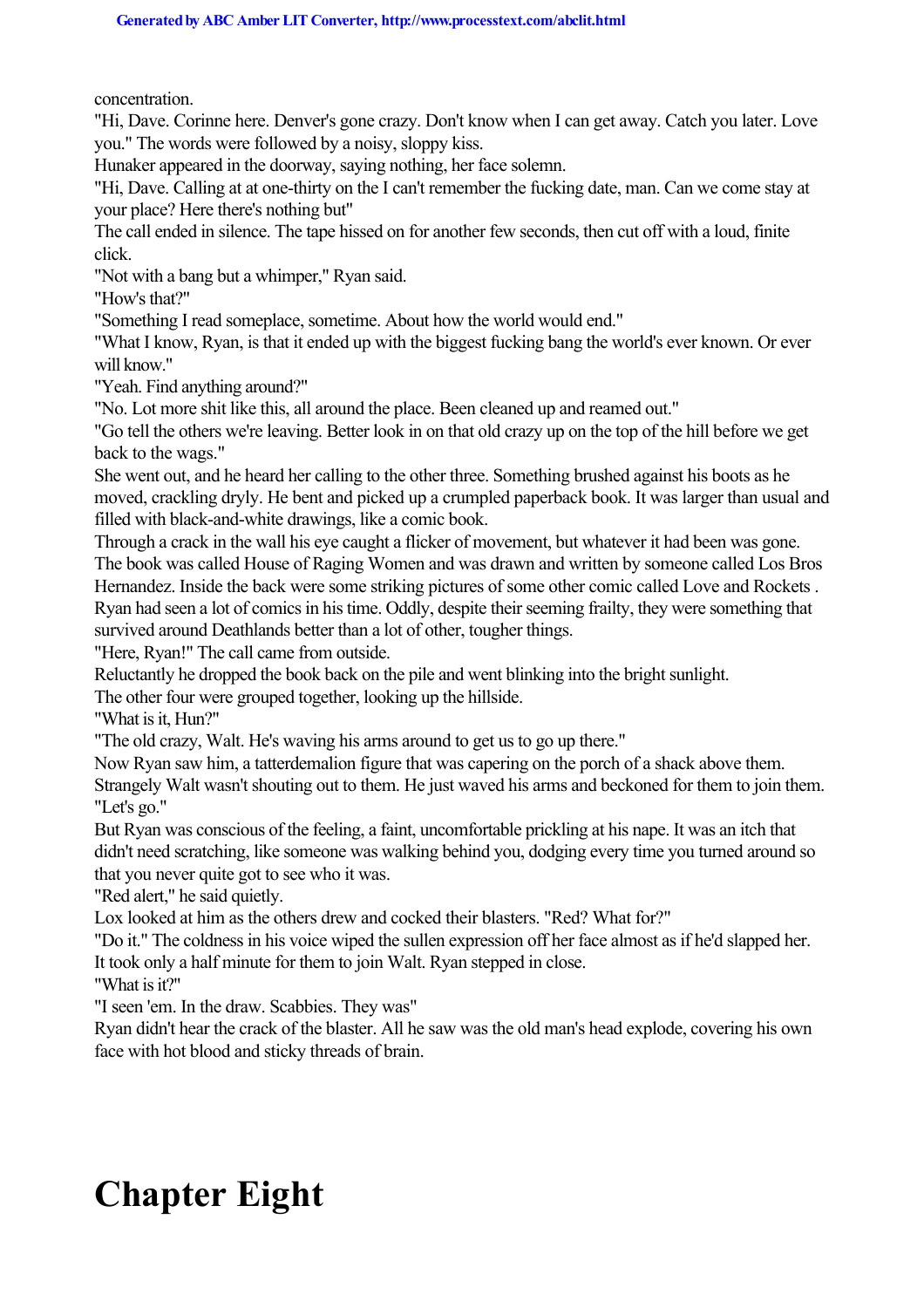concentration.

"Hi, Dave. Corinne here. Denver's gone crazy. Don't know when I can get away. Catch you later. Love you." The words were followed by a noisy, sloppy kiss.

Hunaker appeared in the doorway, saying nothing, her face solemn.

"Hi, Dave. Calling at at one-thirty on the I can't remember the fucking date, man. Can we come stay at your place? Here there's nothing but"

The call ended in silence. The tape hissed on for another few seconds, then cut off with a loud, finite click.

"Not with a bang but a whimper," Ryan said.

"How's that?"

"Something I read someplace, sometime. About how the world would end."

"What I know, Ryan, is that it ended up with the biggest fucking bang the world's ever known. Or ever will know."

"Yeah. Find anything around?"

"No. Lot more shit like this, all around the place. Been cleaned up and reamed out."

"Go tell the others we're leaving. Better look in on that old crazy up on the top of the hill before we get back to the wags."

She went out, and he heard her calling to the other three. Something brushed against his boots as he moved, crackling dryly. He bent and picked up a crumpled paperback book. It was larger than usual and filled with black-and-white drawings, like a comic book.

Through a crack in the wall his eye caught a flicker of movement, but whatever it had been was gone.

The book was called House of Raging Women and was drawn and written by someone called Los Bros Hernandez. Inside the back were some striking pictures of some other comic called Love and Rockets . Ryan had seen a lot of comics in his time. Oddly, despite their seeming frailty, they were something that survived around Deathlands better than a lot of other, tougher things.

"Here, Ryan!" The call came from outside.

Reluctantly he dropped the book back on the pile and went blinking into the bright sunlight.

The other four were grouped together, looking up the hillside.

"What is it, Hun?"

"The old crazy, Walt. He's waving his arms around to get us to go up there."

Now Ryan saw him, a tatterdemalion figure that was capering on the porch of a shack above them. Strangely Walt wasn't shouting out to them. He just waved his arms and beckoned for them to join them.

"Let's go."

But Ryan was conscious of the feeling, a faint, uncomfortable prickling at his nape. It was an itch that didn't need scratching, like someone was walking behind you, dodging every time you turned around so that you never quite got to see who it was.

"Red alert," he said quietly.

Lox looked at him as the others drew and cocked their blasters. "Red? What for?"

"Do it." The coldness in his voice wiped the sullen expression off her face almost as if he'd slapped her.

It took only a half minute for them to join Walt. Ryan stepped in close.

"What is it?"

"I seen 'em. In the draw. Scabbies. They was"

Ryan didn't hear the crack of the blaster. All he saw was the old man's head explode, covering his own face with hot blood and sticky threads of brain.

# Chapter Eight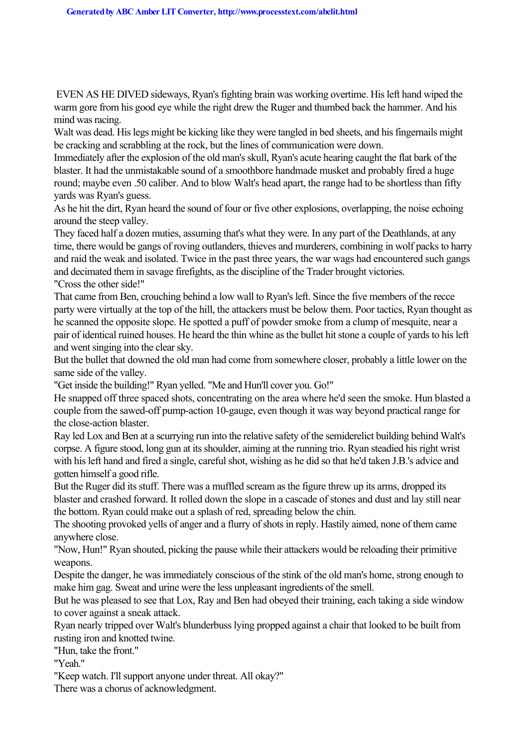EVEN AS HE DIVED sideways, Ryan's fighting brain was working overtime. His left hand wiped the warm gore from his good eye while the right drew the Ruger and thumbed back the hammer. And his mind was racing.

Walt was dead. His legs might be kicking like they were tangled in bed sheets, and his fingernails might be cracking and scrabbling at the rock, but the lines of communication were down.

Immediately after the explosion of the old man's skull, Ryan's acute hearing caught the flat bark of the blaster. It had the unmistakable sound of a smoothbore handmade musket and probably fired a huge round; maybe even .50 caliber. And to blow Walt's head apart, the range had to be shortless than fifty yards was Ryan's guess.

As he hit the dirt, Ryan heard the sound of four or five other explosions, overlapping, the noise echoing around the steep valley.

They faced half a dozen muties, assuming that's what they were. In any part of the Deathlands, at any time, there would be gangs of roving outlanders, thieves and murderers, combining in wolf packs to harry and raid the weak and isolated. Twice in the past three years, the war wags had encountered such gangs and decimated them in savage firefights, as the discipline of the Trader brought victories.

"Cross the other side!"

That came from Ben, crouching behind a low wall to Ryan's left. Since the five members of the recce party were virtually at the top of the hill, the attackers must be below them. Poor tactics, Ryan thought as he scanned the opposite slope. He spotted a puff of powder smoke from a clump of mesquite, near a pair of identical ruined houses. He heard the thin whine as the bullet hit stone a couple of yards to his left and went singing into the clear sky.

But the bullet that downed the old man had come from somewhere closer, probably a little lower on the same side of the valley.

"Get inside the building!" Ryan yelled. "Me and Hun'll cover you. Go!"

He snapped off three spaced shots, concentrating on the area where he'd seen the smoke. Hun blasted a couple from the sawed-off pump-action 10-gauge, even though it was way beyond practical range for the close-action blaster.

Ray led Lox and Ben at a scurrying run into the relative safety of the semiderelict building behind Walt's corpse. A figure stood, long gun at its shoulder, aiming at the running trio. Ryan steadied his right wrist with his left hand and fired a single, careful shot, wishing as he did so that he'd taken J.B.'s advice and gotten himself a good rifle.

But the Ruger did its stuff. There was a muffled scream as the figure threw up its arms, dropped its blaster and crashed forward. It rolled down the slope in a cascade of stones and dust and lay still near the bottom. Ryan could make out a splash of red, spreading below the chin.

The shooting provoked yells of anger and a flurry of shots in reply. Hastily aimed, none of them came anywhere close.

"Now, Hun!" Ryan shouted, picking the pause while their attackers would be reloading their primitive weapons.

Despite the danger, he was immediately conscious of the stink of the old man's home, strong enough to make him gag. Sweat and urine were the less unpleasant ingredients of the smell.

But he was pleased to see that Lox, Ray and Ben had obeyed their training, each taking a side window to cover against a sneak attack.

Ryan nearly tripped over Walt's blunderbuss lying propped against a chair that looked to be built from rusting iron and knotted twine.

"Hun, take the front."

"Yeah."

"Keep watch. I'll support anyone under threat. All okay?"

There was a chorus of acknowledgment.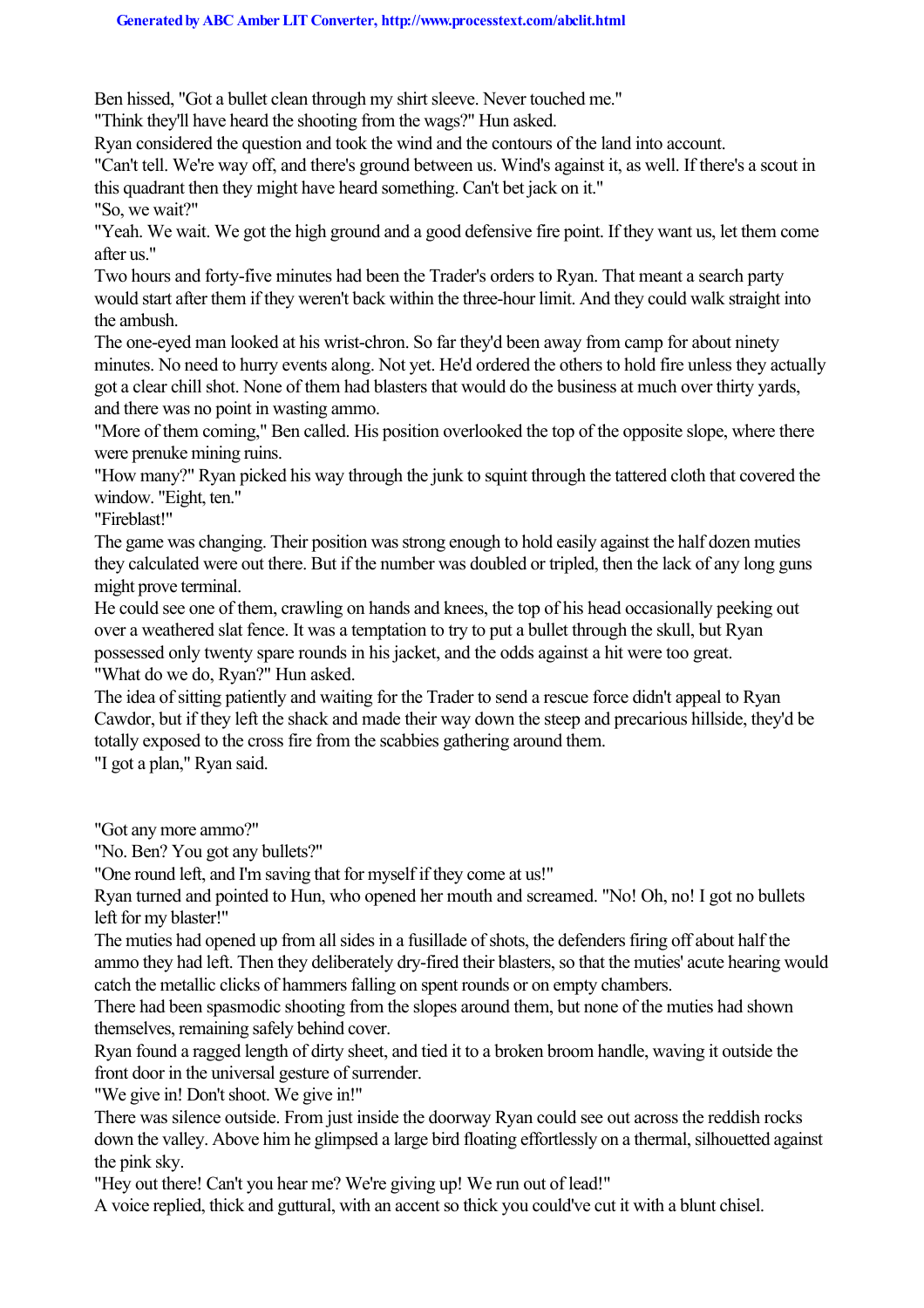Ben hissed, "Got a bullet clean through my shirt sleeve. Never touched me."

"Think they'll have heard the shooting from the wags?" Hun asked.

Ryan considered the question and took the wind and the contours of the land into account.

"Can't tell. We're way off, and there's ground between us. Wind's against it, as well. If there's a scout in this quadrant then they might have heard something. Can't bet jack on it."

"So, we wait?"

"Yeah. We wait. We got the high ground and a good defensive fire point. If they want us, let them come after us."

Two hours and forty-five minutes had been the Trader's orders to Ryan. That meant a search party would start after them if they weren't back within the three-hour limit. And they could walk straight into the ambush.

The one-eyed man looked at his wrist-chron. So far they'd been away from camp for about ninety minutes. No need to hurry events along. Not yet. He'd ordered the others to hold fire unless they actually got a clear chill shot. None of them had blasters that would do the business at much over thirty yards, and there was no point in wasting ammo.

"More of them coming," Ben called. His position overlooked the top of the opposite slope, where there were prenuke mining ruins.

"How many?" Ryan picked his way through the junk to squint through the tattered cloth that covered the window. "Eight, ten."

"Fireblast!"

The game was changing. Their position was strong enough to hold easily against the half dozen muties they calculated were out there. But if the number was doubled or tripled, then the lack of any long guns might prove terminal.

He could see one of them, crawling on hands and knees, the top of his head occasionally peeking out over a weathered slat fence. It was a temptation to try to put a bullet through the skull, but Ryan possessed only twenty spare rounds in his jacket, and the odds against a hit were too great.

"What do we do, Ryan?" Hun asked.

The idea of sitting patiently and waiting for the Trader to send a rescue force didn't appeal to Ryan Cawdor, but if they left the shack and made their way down the steep and precarious hillside, they'd be totally exposed to the cross fire from the scabbies gathering around them.

"I got a plan," Ryan said.

"Got any more ammo?"

"No. Ben? You got any bullets?"

"One round left, and I'm saving that for myself if they come at us!"

Ryan turned and pointed to Hun, who opened her mouth and screamed. "No! Oh, no! I got no bullets left for my blaster!"

The muties had opened up from all sides in a fusillade of shots, the defenders firing off about half the ammo they had left. Then they deliberately dry-fired their blasters, so that the muties' acute hearing would catch the metallic clicks of hammers falling on spent rounds or on empty chambers.

There had been spasmodic shooting from the slopes around them, but none of the muties had shown themselves, remaining safely behind cover.

Ryan found a ragged length of dirty sheet, and tied it to a broken broom handle, waving it outside the front door in the universal gesture of surrender.

"We give in! Don't shoot. We give in!"

There was silence outside. From just inside the doorway Ryan could see out across the reddish rocks down the valley. Above him he glimpsed a large bird floating effortlessly on a thermal, silhouetted against the pink sky.

"Hey out there! Can't you hear me? We're giving up! We run out of lead!"

A voice replied, thick and guttural, with an accent so thick you could've cut it with a blunt chisel.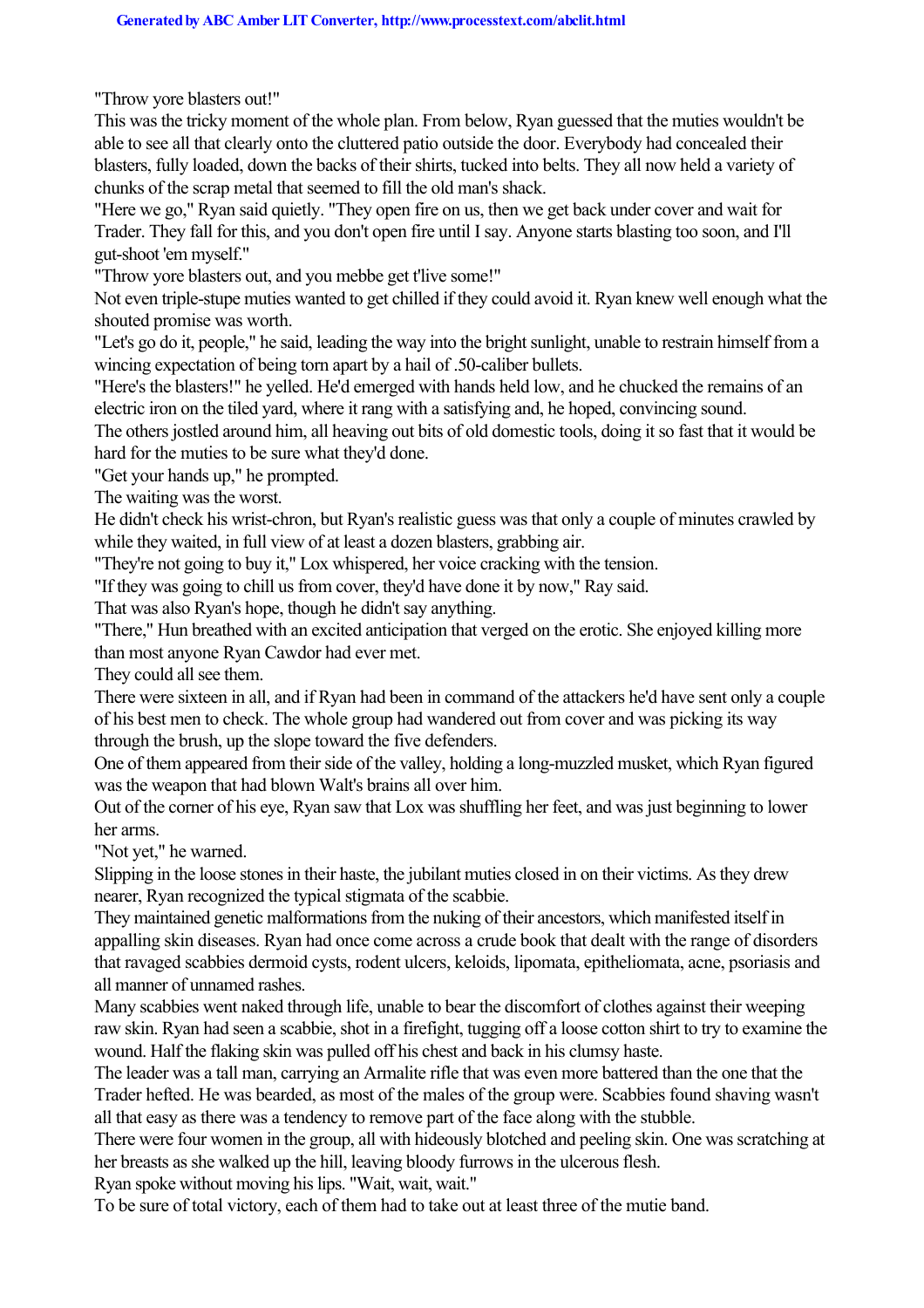"Throw yore blasters out!"

This was the tricky moment of the whole plan. From below, Ryan guessed that the muties wouldn't be able to see all that clearly onto the cluttered patio outside the door. Everybody had concealed their blasters, fully loaded, down the backs of their shirts, tucked into belts. They all now held a variety of chunks of the scrap metal that seemed to fill the old man's shack.

"Here we go," Ryan said quietly. "They open fire on us, then we get back under cover and wait for Trader. They fall for this, and you don't open fire until I say. Anyone starts blasting too soon, and I'll gut-shoot 'em myself."

"Throw yore blasters out, and you mebbe get t'live some!"

Not even triple-stupe muties wanted to get chilled if they could avoid it. Ryan knew well enough what the shouted promise was worth.

"Let's go do it, people," he said, leading the way into the bright sunlight, unable to restrain himself from a wincing expectation of being torn apart by a hail of .50-caliber bullets.

"Here's the blasters!" he yelled. He'd emerged with hands held low, and he chucked the remains of an electric iron on the tiled yard, where it rang with a satisfying and, he hoped, convincing sound.

The others jostled around him, all heaving out bits of old domestic tools, doing it so fast that it would be hard for the muties to be sure what they'd done.

"Get your hands up," he prompted.

The waiting was the worst.

He didn't check his wrist-chron, but Ryan's realistic guess was that only a couple of minutes crawled by while they waited, in full view of at least a dozen blasters, grabbing air.

"They're not going to buy it," Lox whispered, her voice cracking with the tension.

"If they was going to chill us from cover, they'd have done it by now," Ray said.

That was also Ryan's hope, though he didn't say anything.

"There," Hun breathed with an excited anticipation that verged on the erotic. She enjoyed killing more than most anyone Ryan Cawdor had ever met.

They could all see them.

There were sixteen in all, and if Ryan had been in command of the attackers he'd have sent only a couple of his best men to check. The whole group had wandered out from cover and was picking its way through the brush, up the slope toward the five defenders.

One of them appeared from their side of the valley, holding a long-muzzled musket, which Ryan figured was the weapon that had blown Walt's brains all over him.

Out of the corner of his eye, Ryan saw that Lox was shuffling her feet, and was just beginning to lower her arms.

"Not yet," he warned.

Slipping in the loose stones in their haste, the jubilant muties closed in on their victims. As they drew nearer, Ryan recognized the typical stigmata of the scabbie.

They maintained genetic malformations from the nuking of their ancestors, which manifested itself in appalling skin diseases. Ryan had once come across a crude book that dealt with the range of disorders that ravaged scabbies dermoid cysts, rodent ulcers, keloids, lipomata, epitheliomata, acne, psoriasis and all manner of unnamed rashes.

Many scabbies went naked through life, unable to bear the discomfort of clothes against their weeping raw skin. Ryan had seen a scabbie, shot in a firefight, tugging off a loose cotton shirt to try to examine the wound. Half the flaking skin was pulled off his chest and back in his clumsy haste.

The leader was a tall man, carrying an Armalite rifle that was even more battered than the one that the Trader hefted. He was bearded, as most of the males of the group were. Scabbies found shaving wasn't all that easy as there was a tendency to remove part of the face along with the stubble.

There were four women in the group, all with hideously blotched and peeling skin. One was scratching at her breasts as she walked up the hill, leaving bloody furrows in the ulcerous flesh.

Ryan spoke without moving his lips. "Wait, wait, wait."

To be sure of total victory, each of them had to take out at least three of the mutie band.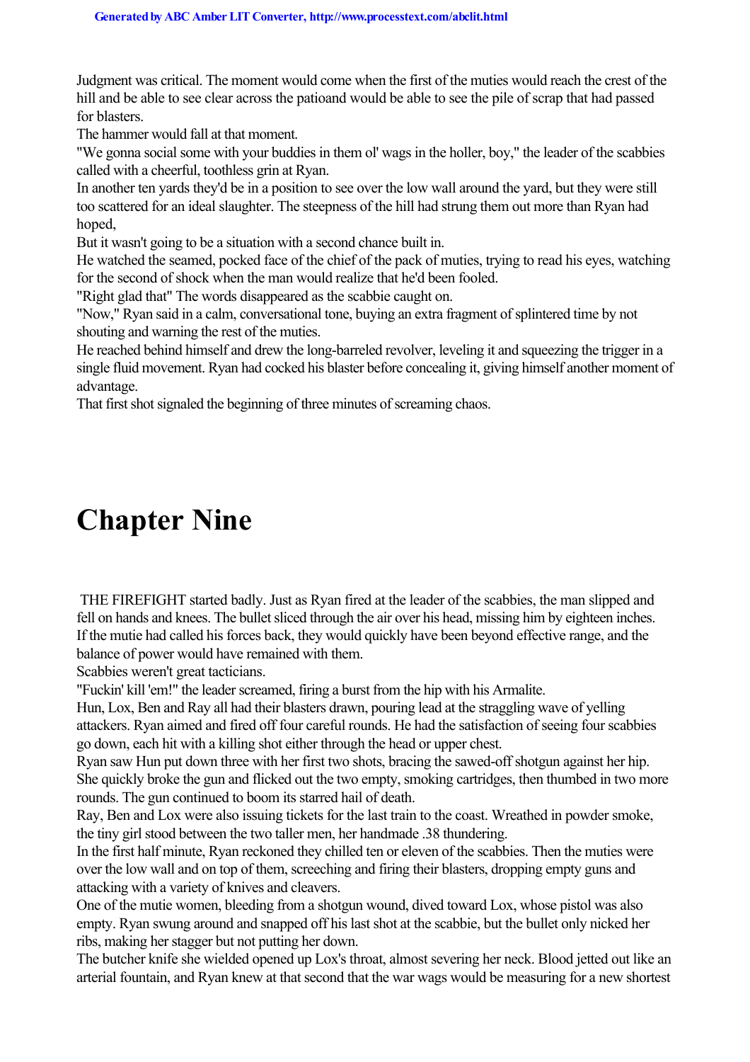Judgment was critical. The moment would come when the first of the muties would reach the crest of the hill and be able to see clear across the patioand would be able to see the pile of scrap that had passed for blasters.

The hammer would fall at that moment.

"We gonna social some with your buddies in them ol' wags in the holler, boy," the leader of the scabbies called with a cheerful, toothless grin at Ryan.

In another ten yards they'd be in a position to see over the low wall around the yard, but they were still too scattered for an ideal slaughter. The steepness of the hill had strung them out more than Ryan had hoped,

But it wasn't going to be a situation with a second chance built in.

He watched the seamed, pocked face of the chief of the pack of muties, trying to read his eyes, watching for the second of shock when the man would realize that he'd been fooled.

"Right glad that" The words disappeared as the scabbie caught on.

"Now," Ryan said in a calm, conversational tone, buying an extra fragment of splintered time by not shouting and warning the rest of the muties.

He reached behind himself and drew the long-barreled revolver, leveling it and squeezing the trigger in a single fluid movement. Ryan had cocked his blaster before concealing it, giving himself another moment of advantage.

That first shot signaled the beginning of three minutes of screaming chaos.

# Chapter Nine

THE FIREFIGHT started badly. Just as Ryan fired at the leader of the scabbies, the man slipped and fell on hands and knees. The bullet sliced through the air over his head, missing him by eighteen inches. If the mutie had called his forces back, they would quickly have been beyond effective range, and the balance of power would have remained with them.

Scabbies weren't great tacticians.

"Fuckin' kill 'em!" the leader screamed, firing a burst from the hip with his Armalite.

Hun, Lox, Ben and Ray all had their blasters drawn, pouring lead at the straggling wave of yelling attackers. Ryan aimed and fired off four careful rounds. He had the satisfaction of seeing four scabbies go down, each hit with a killing shot either through the head or upper chest.

Ryan saw Hun put down three with her first two shots, bracing the sawed-off shotgun against her hip. She quickly broke the gun and flicked out the two empty, smoking cartridges, then thumbed in two more rounds. The gun continued to boom its starred hail of death.

Ray, Ben and Lox were also issuing tickets for the last train to the coast. Wreathed in powder smoke, the tiny girl stood between the two taller men, her handmade .38 thundering.

In the first half minute, Ryan reckoned they chilled ten or eleven of the scabbies. Then the muties were over the low wall and on top of them, screeching and firing their blasters, dropping empty guns and attacking with a variety of knives and cleavers.

One of the mutie women, bleeding from a shotgun wound, dived toward Lox, whose pistol was also empty. Ryan swung around and snapped off his last shot at the scabbie, but the bullet only nicked her ribs, making her stagger but not putting her down.

The butcher knife she wielded opened up Lox's throat, almost severing her neck. Blood jetted out like an arterial fountain, and Ryan knew at that second that the war wags would be measuring for a new shortest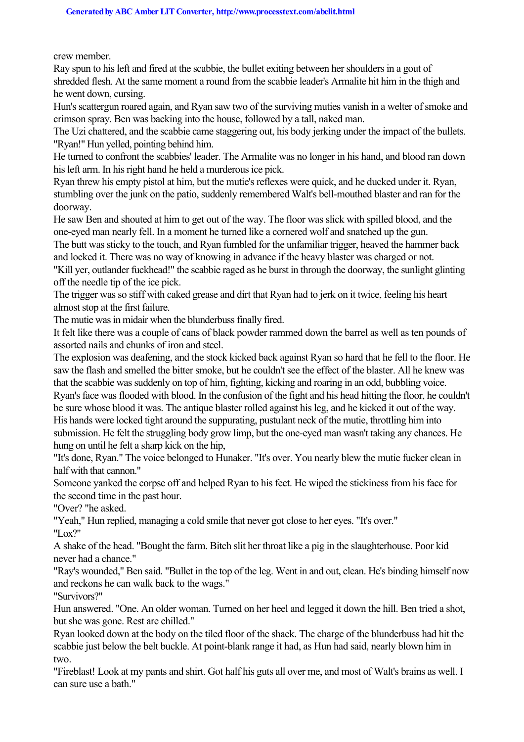crew member.

Ray spun to his left and fired at the scabbie, the bullet exiting between her shoulders in a gout of shredded flesh. At the same moment a round from the scabbie leader's Armalite hit him in the thigh and he went down, cursing.

Hun's scattergun roared again, and Ryan saw two of the surviving muties vanish in a welter of smoke and crimson spray. Ben was backing into the house, followed by a tall, naked man.

The Uzi chattered, and the scabbie came staggering out, his body jerking under the impact of the bullets.

"Ryan!" Hun yelled, pointing behind him.

He turned to confront the scabbies' leader. The Armalite was no longer in his hand, and blood ran down his left arm. In his right hand he held a murderous ice pick.

Ryan threw his empty pistol at him, but the mutie's reflexes were quick, and he ducked under it. Ryan, stumbling over the junk on the patio, suddenly remembered Walt's bell-mouthed blaster and ran for the doorway.

He saw Ben and shouted at him to get out of the way. The floor was slick with spilled blood, and the one-eyed man nearly fell. In a moment he turned like a cornered wolf and snatched up the gun.

The butt was sticky to the touch, and Ryan fumbled for the unfamiliar trigger, heaved the hammer back and locked it. There was no way of knowing in advance if the heavy blaster was charged or not.

"Kill yer, outlander fuckhead!" the scabbie raged as he burst in through the doorway, the sunlight glinting off the needle tip of the ice pick.

The trigger was so stiff with caked grease and dirt that Ryan had to jerk on it twice, feeling his heart almost stop at the first failure.

The mutie was in midair when the blunderbuss finally fired.

It felt like there was a couple of cans of black powder rammed down the barrel as well as ten pounds of assorted nails and chunks of iron and steel.

The explosion was deafening, and the stock kicked back against Ryan so hard that he fell to the floor. He saw the flash and smelled the bitter smoke, but he couldn't see the effect of the blaster. All he knew was that the scabbie was suddenly on top of him, fighting, kicking and roaring in an odd, bubbling voice.

Ryan's face was flooded with blood. In the confusion of the fight and his head hitting the floor, he couldn't be sure whose blood it was. The antique blaster rolled against his leg, and he kicked it out of the way.

His hands were locked tight around the suppurating, pustulant neck of the mutie, throttling him into submission. He felt the struggling body grow limp, but the one-eyed man wasn't taking any chances. He hung on until he felt a sharp kick on the hip,

"It's done, Ryan." The voice belonged to Hunaker. "It's over. You nearly blew the mutie fucker clean in half with that cannon."

Someone yanked the corpse off and helped Ryan to his feet. He wiped the stickiness from his face for the second time in the past hour.

"Over? "he asked.

"Yeah," Hun replied, managing a cold smile that never got close to her eyes. "It's over."

"Lox?"

A shake of the head. "Bought the farm. Bitch slit her throat like a pig in the slaughterhouse. Poor kid never had a chance."

"Ray's wounded," Ben said. "Bullet in the top of the leg. Went in and out, clean. He's binding himself now and reckons he can walk back to the wags."

"Survivors?"

Hun answered. "One. An older woman. Turned on her heel and legged it down the hill. Ben tried a shot, but she was gone. Rest are chilled."

Ryan looked down at the body on the tiled floor of the shack. The charge of the blunderbuss had hit the scabbie just below the belt buckle. At point-blank range it had, as Hun had said, nearly blown him in two.

"Fireblast! Look at my pants and shirt. Got half his guts all over me, and most of Walt's brains as well. I can sure use a bath."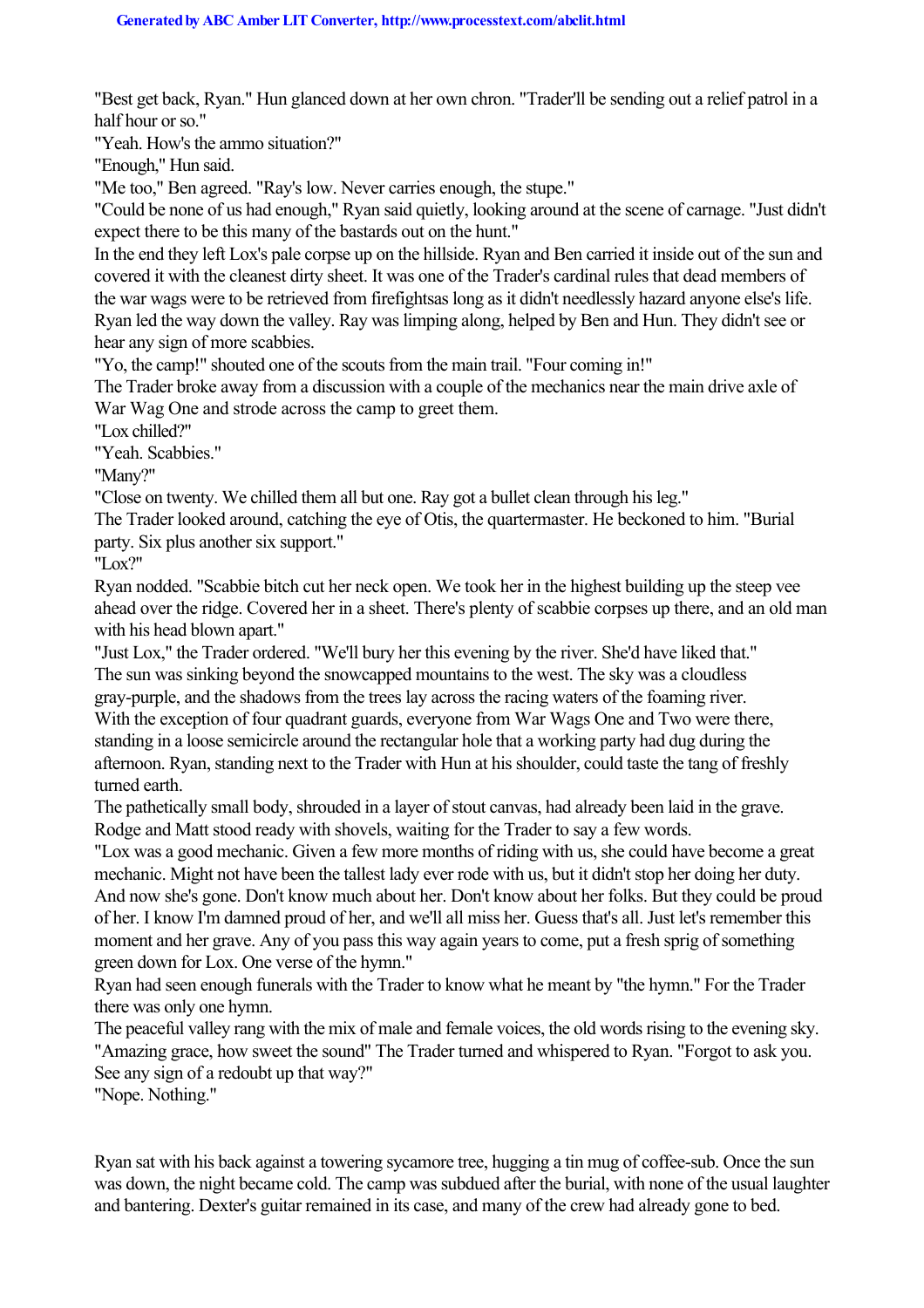"Best get back, Ryan." Hun glanced down at her own chron. "Trader'll be sending out a relief patrol in a half hour or so."

"Yeah. How's the ammo situation?"

"Enough," Hun said.

"Me too," Ben agreed. "Ray's low. Never carries enough, the stupe."

"Could be none of us had enough," Ryan said quietly, looking around at the scene of carnage. "Just didn't expect there to be this many of the bastards out on the hunt."

In the end they left Lox's pale corpse up on the hillside. Ryan and Ben carried it inside out of the sun and covered it with the cleanest dirty sheet. It was one of the Trader's cardinal rules that dead members of the war wags were to be retrieved from firefightsas long as it didn't needlessly hazard anyone else's life.

Ryan led the way down the valley. Ray was limping along, helped by Ben and Hun. They didn't see or hear any sign of more scabbies.

"Yo, the camp!" shouted one of the scouts from the main trail. "Four coming in!"

The Trader broke away from a discussion with a couple of the mechanics near the main drive axle of War Wag One and strode across the camp to greet them.

"Lox chilled?"

"Yeah. Scabbies."

"Many?"

"Close on twenty. We chilled them all but one. Ray got a bullet clean through his leg."

The Trader looked around, catching the eye of Otis, the quartermaster. He beckoned to him. "Burial party. Six plus another six support."

"Lox?"

Ryan nodded. "Scabbie bitch cut her neck open. We took her in the highest building up the steep vee ahead over the ridge. Covered her in a sheet. There's plenty of scabbie corpses up there, and an old man with his head blown apart."

"Just Lox," the Trader ordered. "We'll bury her this evening by the river. She'd have liked that."

The sun was sinking beyond the snowcapped mountains to the west. The sky was a cloudless gray-purple, and the shadows from the trees lay across the racing waters of the foaming river.

With the exception of four quadrant guards, everyone from War Wags One and Two were there, standing in a loose semicircle around the rectangular hole that a working party had dug during the afternoon. Ryan, standing next to the Trader with Hun at his shoulder, could taste the tang of freshly turned earth.

The pathetically small body, shrouded in a layer of stout canvas, had already been laid in the grave. Rodge and Matt stood ready with shovels, waiting for the Trader to say a few words.

"Lox was a good mechanic. Given a few more months of riding with us, she could have become a great mechanic. Might not have been the tallest lady ever rode with us, but it didn't stop her doing her duty. And now she's gone. Don't know much about her. Don't know about her folks. But they could be proud of her. I know I'm damned proud of her, and we'll all miss her. Guess that's all. Just let's remember this moment and her grave. Any of you pass this way again years to come, put a fresh sprig of something green down for Lox. One verse of the hymn."

Ryan had seen enough funerals with the Trader to know what he meant by "the hymn." For the Trader there was only one hymn.

The peaceful valley rang with the mix of male and female voices, the old words rising to the evening sky.

"Amazing grace, how sweet the sound" The Trader turned and whispered to Ryan. "Forgot to ask you. See any sign of a redoubt up that way?"

"Nope. Nothing."

Ryan sat with his back against a towering sycamore tree, hugging a tin mug of coffee-sub. Once the sun was down, the night became cold. The camp was subdued after the burial, with none of the usual laughter and bantering. Dexter's guitar remained in its case, and many of the crew had already gone to bed.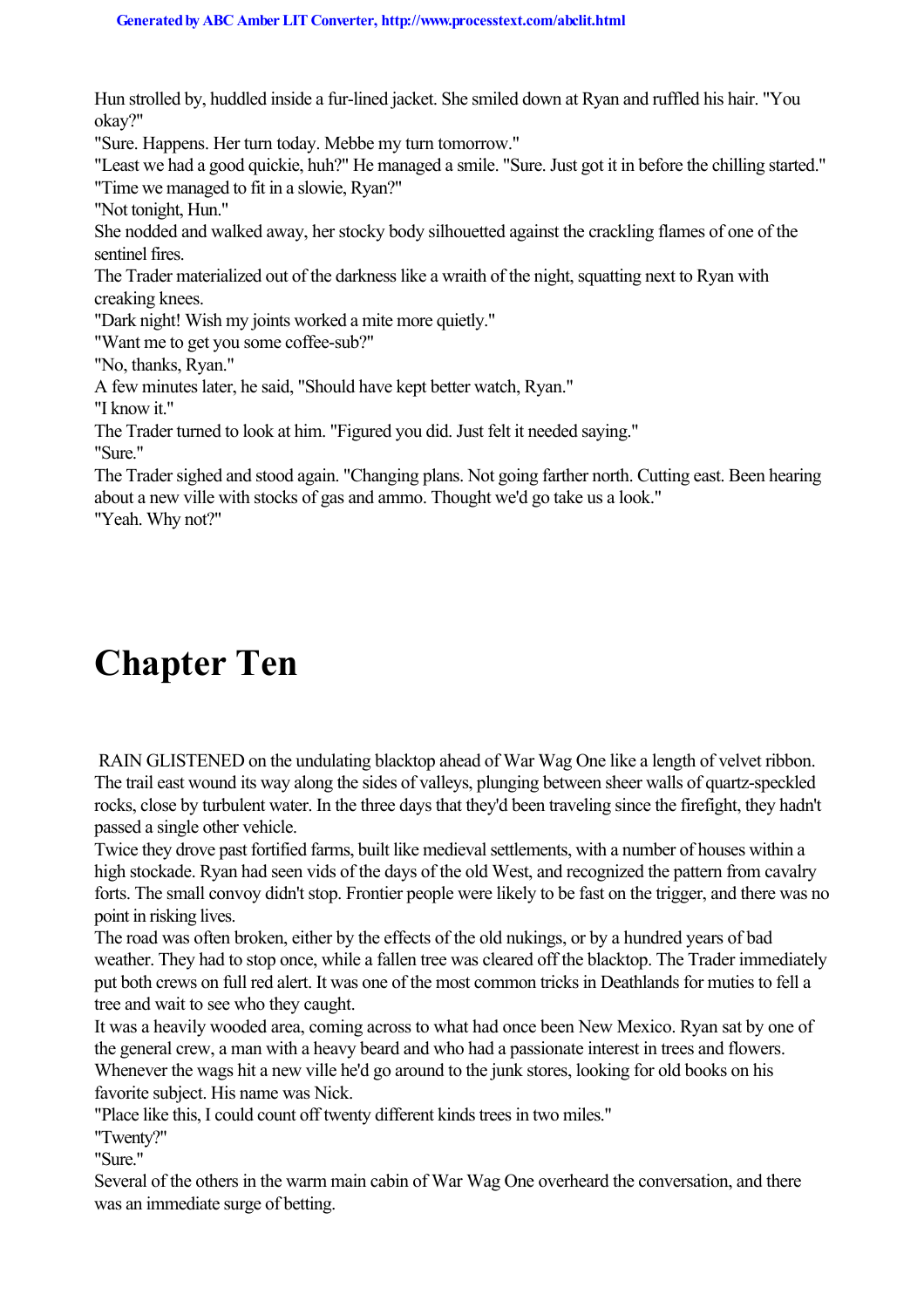Hun strolled by, huddled inside a fur-lined jacket. She smiled down at Ryan and ruffled his hair. "You okay?"

"Sure. Happens. Her turn today. Mebbe my turn tomorrow."

"Least we had a good quickie, huh?" He managed a smile. "Sure. Just got it in before the chilling started."

"Time we managed to fit in a slowie, Ryan?"

"Not tonight, Hun."

She nodded and walked away, her stocky body silhouetted against the crackling flames of one of the sentinel fires.

The Trader materialized out of the darkness like a wraith of the night, squatting next to Ryan with creaking knees.

"Dark night! Wish my joints worked a mite more quietly."

"Want me to get you some coffee-sub?"

"No, thanks, Ryan."

A few minutes later, he said, "Should have kept better watch, Ryan."

"I know it."

The Trader turned to look at him. "Figured you did. Just felt it needed saying."

"Sure."

The Trader sighed and stood again. "Changing plans. Not going farther north. Cutting east. Been hearing about a new ville with stocks of gas and ammo. Thought we'd go take us a look."

"Yeah. Why not?"

# Chapter Ten

RAIN GLISTENED on the undulating blacktop ahead of War Wag One like a length of velvet ribbon. The trail east wound its way along the sides of valleys, plunging between sheer walls of quartz-speckled rocks, close by turbulent water. In the three days that they'd been traveling since the firefight, they hadn't passed a single other vehicle.

Twice they drove past fortified farms, built like medieval settlements, with a number of houses within a high stockade. Ryan had seen vids of the days of the old West, and recognized the pattern from cavalry forts. The small convoy didn't stop. Frontier people were likely to be fast on the trigger, and there was no point in risking lives.

The road was often broken, either by the effects of the old nukings, or by a hundred years of bad weather. They had to stop once, while a fallen tree was cleared off the blacktop. The Trader immediately put both crews on full red alert. It was one of the most common tricks in Deathlands for muties to fell a tree and wait to see who they caught.

It was a heavily wooded area, coming across to what had once been New Mexico. Ryan sat by one of the general crew, a man with a heavy beard and who had a passionate interest in trees and flowers. Whenever the wags hit a new ville he'd go around to the junk stores, looking for old books on his favorite subject. His name was Nick.

"Place like this, I could count off twenty different kinds trees in two miles."

"Twenty?"

"Sure."

Several of the others in the warm main cabin of War Wag One overheard the conversation, and there was an immediate surge of betting.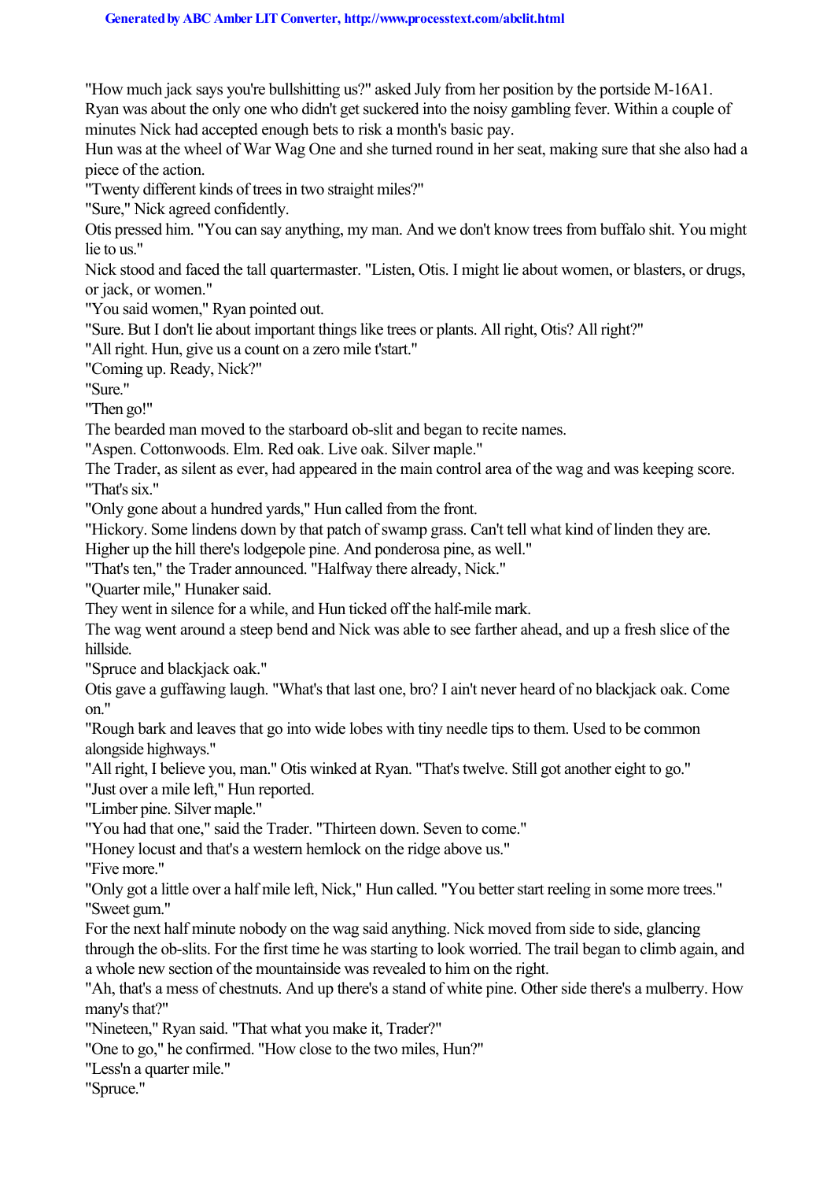"How much jack says you're bullshitting us?" asked July from her position by the portside M-16A1. Ryan was about the only one who didn't get suckered into the noisy gambling fever. Within a couple of minutes Nick had accepted enough bets to risk a month's basic pay.

Hun was at the wheel of War Wag One and she turned round in her seat, making sure that she also had a piece of the action.

"Twenty different kinds of trees in two straight miles?"

"Sure," Nick agreed confidently.

Otis pressed him. "You can say anything, my man. And we don't know trees from buffalo shit. You might lie to us."

Nick stood and faced the tall quartermaster. "Listen, Otis. I might lie about women, or blasters, or drugs, or jack, or women."

"You said women," Ryan pointed out.

"Sure. But I don't lie about important things like trees or plants. All right, Otis? All right?"

"All right. Hun, give us a count on a zero mile t'start."

"Coming up. Ready, Nick?"

"Sure."

"Then go!"

The bearded man moved to the starboard ob-slit and began to recite names.

"Aspen. Cottonwoods. Elm. Red oak. Live oak. Silver maple."

The Trader, as silent as ever, had appeared in the main control area of the wag and was keeping score.

"That's six."

"Only gone about a hundred yards," Hun called from the front.

"Hickory. Some lindens down by that patch of swamp grass. Can't tell what kind of linden they are. Higher up the hill there's lodgepole pine. And ponderosa pine, as well."

"That's ten," the Trader announced. "Halfway there already, Nick."

"Quarter mile," Hunaker said.

They went in silence for a while, and Hun ticked off the half-mile mark.

The wag went around a steep bend and Nick was able to see farther ahead, and up a fresh slice of the hillside.

"Spruce and blackjack oak."

Otis gave a guffawing laugh. "What's that last one, bro? I ain't never heard of no blackjack oak. Come on."

"Rough bark and leaves that go into wide lobes with tiny needle tips to them. Used to be common alongside highways."

"All right, I believe you, man." Otis winked at Ryan. "That's twelve. Still got another eight to go."

"Just over a mile left," Hun reported.

"Limber pine. Silver maple."

"You had that one," said the Trader. "Thirteen down. Seven to come."

"Honey locust and that's a western hemlock on the ridge above us."

"Five more."

"Only got a little over a half mile left, Nick," Hun called. "You better start reeling in some more trees."

"Sweet gum."

For the next half minute nobody on the wag said anything. Nick moved from side to side, glancing through the ob-slits. For the first time he was starting to look worried. The trail began to climb again, and a whole new section of the mountainside was revealed to him on the right.

"Ah, that's a mess of chestnuts. And up there's a stand of white pine. Other side there's a mulberry. How many's that?"

"Nineteen," Ryan said. "That what you make it, Trader?"

"One to go," he confirmed. "How close to the two miles, Hun?"

"Less'n a quarter mile."

"Spruce."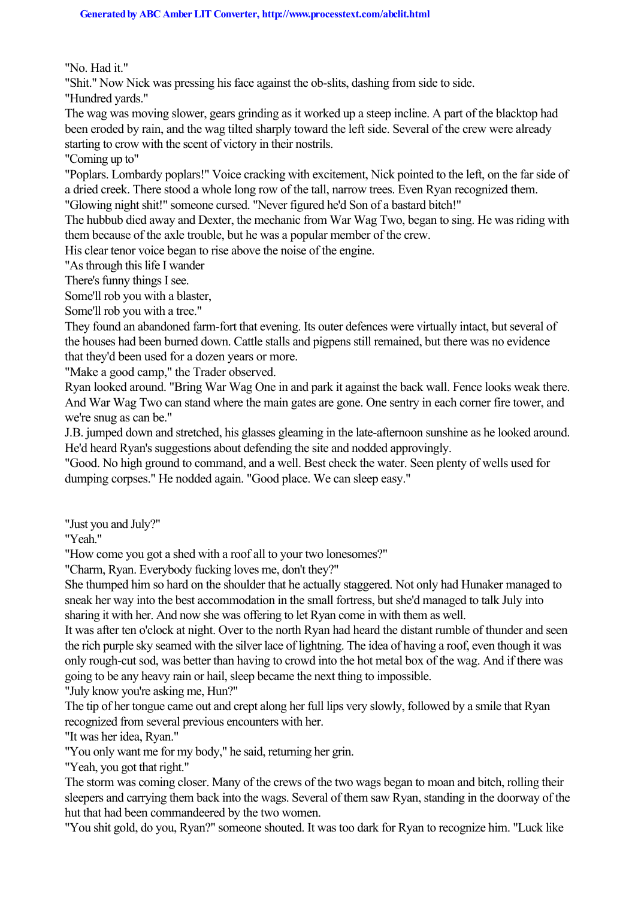"No. Had it."

"Shit." Now Nick was pressing his face against the ob-slits, dashing from side to side.

"Hundred yards."

The wag was moving slower, gears grinding as it worked up a steep incline. A part of the blacktop had been eroded by rain, and the wag tilted sharply toward the left side. Several of the crew were already starting to crow with the scent of victory in their nostrils.

"Coming up to"

"Poplars. Lombardy poplars!" Voice cracking with excitement, Nick pointed to the left, on the far side of a dried creek. There stood a whole long row of the tall, narrow trees. Even Ryan recognized them.

"Glowing night shit!" someone cursed. "Never figured he'd Son of a bastard bitch!"

The hubbub died away and Dexter, the mechanic from War Wag Two, began to sing. He was riding with them because of the axle trouble, but he was a popular member of the crew.

His clear tenor voice began to rise above the noise of the engine.

"As through this life I wander

There's funny things I see.

Some'll rob you with a blaster,

Some'll rob you with a tree."

They found an abandoned farm-fort that evening. Its outer defences were virtually intact, but several of the houses had been burned down. Cattle stalls and pigpens still remained, but there was no evidence that they'd been used for a dozen years or more.

"Make a good camp," the Trader observed.

Ryan looked around. "Bring War Wag One in and park it against the back wall. Fence looks weak there. And War Wag Two can stand where the main gates are gone. One sentry in each corner fire tower, and we're snug as can be."

J.B. jumped down and stretched, his glasses gleaming in the late-afternoon sunshine as he looked around. He'd heard Ryan's suggestions about defending the site and nodded approvingly.

"Good. No high ground to command, and a well. Best check the water. Seen plenty of wells used for dumping corpses." He nodded again. "Good place. We can sleep easy."

"Just you and July?"

"Yeah."

"How come you got a shed with a roof all to your two lonesomes?"

"Charm, Ryan. Everybody fucking loves me, don't they?"

She thumped him so hard on the shoulder that he actually staggered. Not only had Hunaker managed to sneak her way into the best accommodation in the small fortress, but she'd managed to talk July into sharing it with her. And now she was offering to let Ryan come in with them as well.

It was after ten o'clock at night. Over to the north Ryan had heard the distant rumble of thunder and seen the rich purple sky seamed with the silver lace of lightning. The idea of having a roof, even though it was only rough-cut sod, was better than having to crowd into the hot metal box of the wag. And if there was going to be any heavy rain or hail, sleep became the next thing to impossible.

"July know you're asking me, Hun?"

The tip of her tongue came out and crept along her full lips very slowly, followed by a smile that Ryan recognized from several previous encounters with her.

"It was her idea, Ryan."

"You only want me for my body," he said, returning her grin.

"Yeah, you got that right."

The storm was coming closer. Many of the crews of the two wags began to moan and bitch, rolling their sleepers and carrying them back into the wags. Several of them saw Ryan, standing in the doorway of the hut that had been commandeered by the two women.

"You shit gold, do you, Ryan?" someone shouted. It was too dark for Ryan to recognize him. "Luck like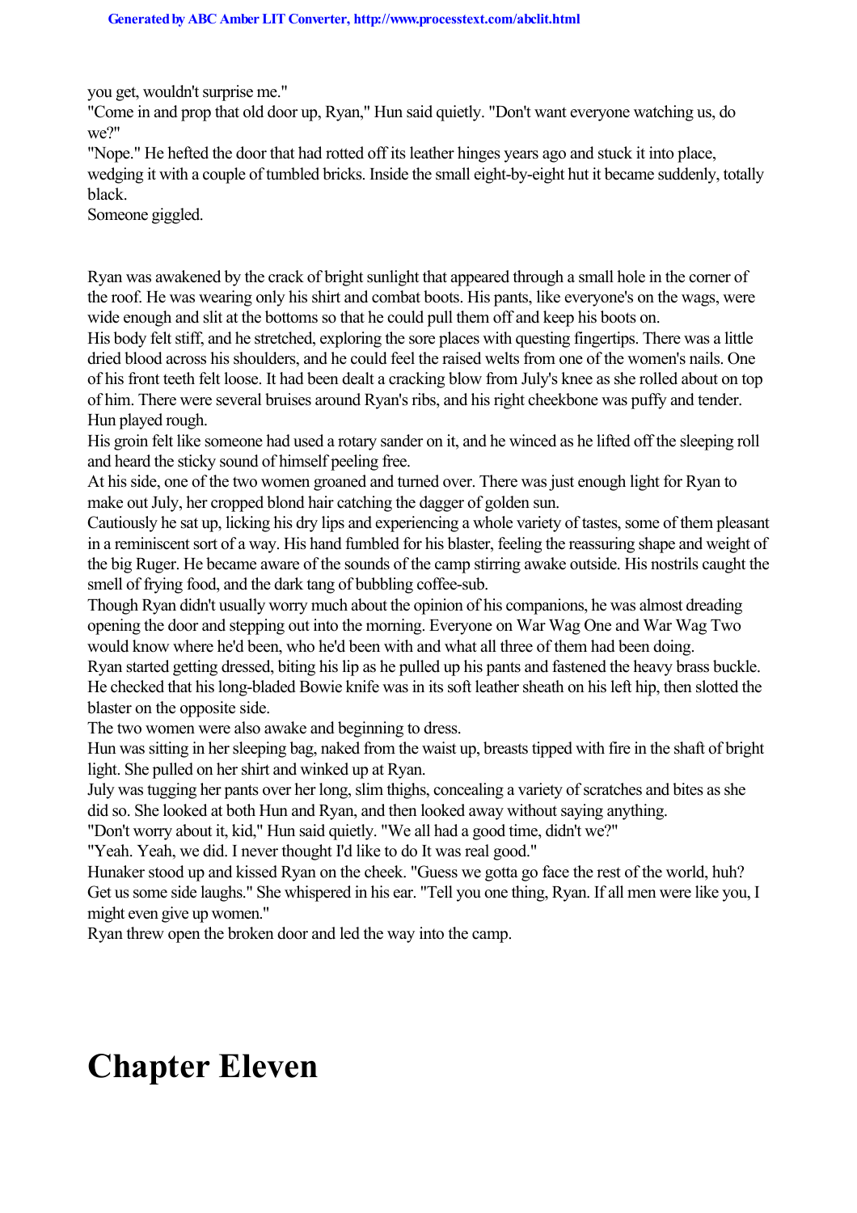you get, wouldn't surprise me."

"Come in and prop that old door up, Ryan," Hun said quietly. "Don't want everyone watching us, do we?"

"Nope." He hefted the door that had rotted off its leather hinges years ago and stuck it into place, wedging it with a couple of tumbled bricks. Inside the small eight-by-eight hut it became suddenly, totally black.

Someone giggled.

Ryan was awakened by the crack of bright sunlight that appeared through a small hole in the corner of the roof. He was wearing only his shirt and combat boots. His pants, like everyone's on the wags, were wide enough and slit at the bottoms so that he could pull them off and keep his boots on.

His body felt stiff, and he stretched, exploring the sore places with questing fingertips. There was a little dried blood across his shoulders, and he could feel the raised welts from one of the women's nails. One of his front teeth felt loose. It had been dealt a cracking blow from July's knee as she rolled about on top of him. There were several bruises around Ryan's ribs, and his right cheekbone was puffy and tender. Hun played rough.

His groin felt like someone had used a rotary sander on it, and he winced as he lifted off the sleeping roll and heard the sticky sound of himself peeling free.

At his side, one of the two women groaned and turned over. There was just enough light for Ryan to make out July, her cropped blond hair catching the dagger of golden sun.

Cautiously he sat up, licking his dry lips and experiencing a whole variety of tastes, some of them pleasant in a reminiscent sort of a way. His hand fumbled for his blaster, feeling the reassuring shape and weight of the big Ruger. He became aware of the sounds of the camp stirring awake outside. His nostrils caught the smell of frying food, and the dark tang of bubbling coffee-sub.

Though Ryan didn't usually worry much about the opinion of his companions, he was almost dreading opening the door and stepping out into the morning. Everyone on War Wag One and War Wag Two would know where he'd been, who he'd been with and what all three of them had been doing.

Ryan started getting dressed, biting his lip as he pulled up his pants and fastened the heavy brass buckle. He checked that his long-bladed Bowie knife was in its soft leather sheath on his left hip, then slotted the blaster on the opposite side.

The two women were also awake and beginning to dress.

Hun was sitting in her sleeping bag, naked from the waist up, breasts tipped with fire in the shaft of bright light. She pulled on her shirt and winked up at Ryan.

July was tugging her pants over her long, slim thighs, concealing a variety of scratches and bites as she did so. She looked at both Hun and Ryan, and then looked away without saying anything.

"Don't worry about it, kid," Hun said quietly. "We all had a good time, didn't we?"

"Yeah. Yeah, we did. I never thought I'd like to do It was real good."

Hunaker stood up and kissed Ryan on the cheek. "Guess we gotta go face the rest of the world, huh? Get us some side laughs." She whispered in his ear. "Tell you one thing, Ryan. If all men were like you, I might even give up women."

Ryan threw open the broken door and led the way into the camp.

# Chapter Eleven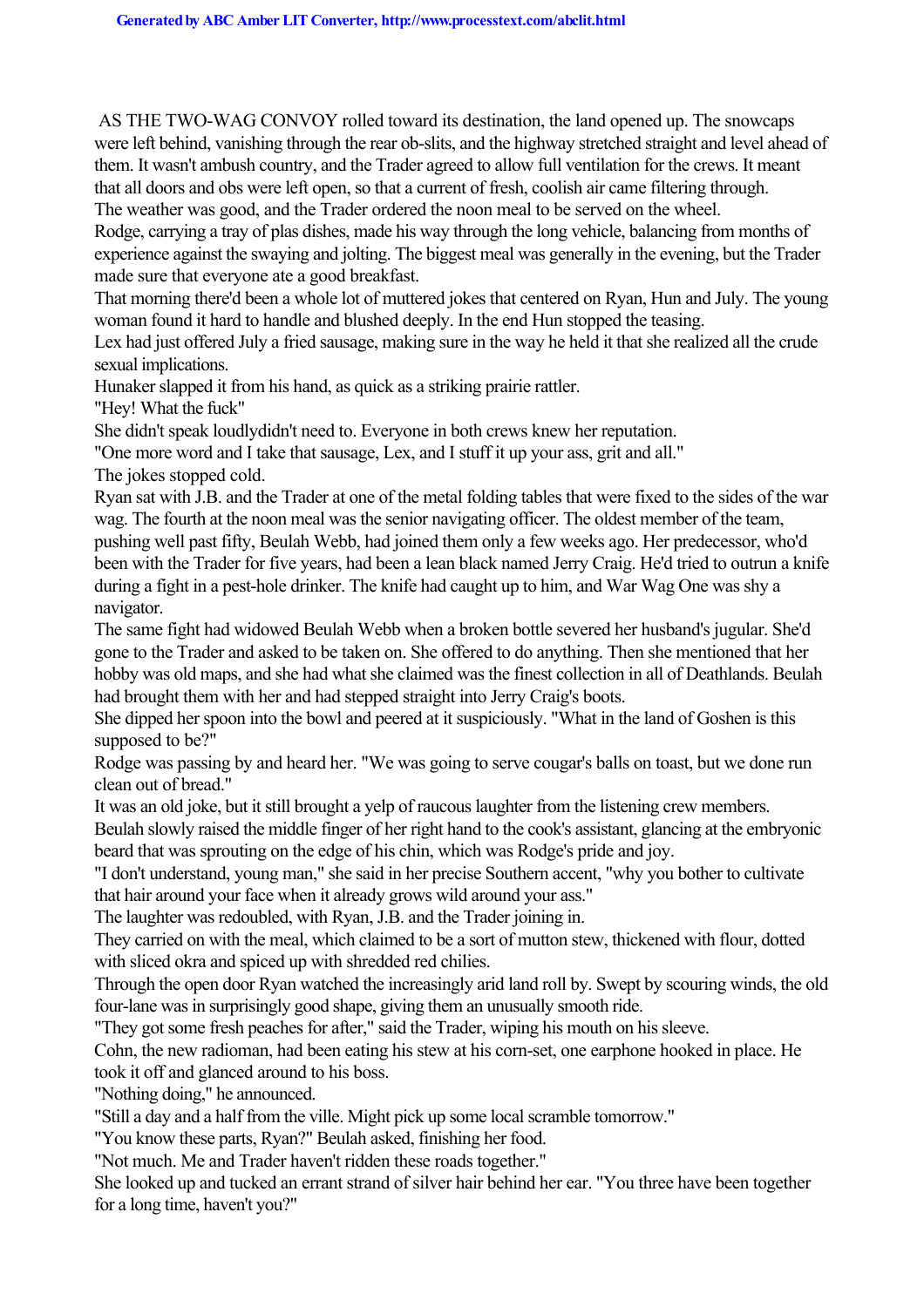AS THE TWO-WAG CONVOY rolled toward its destination, the land opened up. The snowcaps were left behind, vanishing through the rear ob-slits, and the highway stretched straight and level ahead of them. It wasn't ambush country, and the Trader agreed to allow full ventilation for the crews. It meant that all doors and obs were left open, so that a current of fresh, coolish air came filtering through.

The weather was good, and the Trader ordered the noon meal to be served on the wheel.

Rodge, carrying a tray of plas dishes, made his way through the long vehicle, balancing from months of experience against the swaying and jolting. The biggest meal was generally in the evening, but the Trader made sure that everyone ate a good breakfast.

That morning there'd been a whole lot of muttered jokes that centered on Ryan, Hun and July. The young woman found it hard to handle and blushed deeply. In the end Hun stopped the teasing.

Lex had just offered July a fried sausage, making sure in the way he held it that she realized all the crude sexual implications.

Hunaker slapped it from his hand, as quick as a striking prairie rattler.

"Hey! What the fuck"

She didn't speak loudlydidn't need to. Everyone in both crews knew her reputation.

"One more word and I take that sausage, Lex, and I stuff it up your ass, grit and all."

The jokes stopped cold.

Ryan sat with J.B. and the Trader at one of the metal folding tables that were fixed to the sides of the war wag. The fourth at the noon meal was the senior navigating officer. The oldest member of the team, pushing well past fifty, Beulah Webb, had joined them only a few weeks ago. Her predecessor, who'd been with the Trader for five years, had been a lean black named Jerry Craig. He'd tried to outrun a knife during a fight in a pest-hole drinker. The knife had caught up to him, and War Wag One was shy a navigator.

The same fight had widowed Beulah Webb when a broken bottle severed her husband's jugular. She'd gone to the Trader and asked to be taken on. She offered to do anything. Then she mentioned that her hobby was old maps, and she had what she claimed was the finest collection in all of Deathlands. Beulah had brought them with her and had stepped straight into Jerry Craig's boots.

She dipped her spoon into the bowl and peered at it suspiciously. "What in the land of Goshen is this supposed to be?"

Rodge was passing by and heard her. "We was going to serve cougar's balls on toast, but we done run clean out of bread."

It was an old joke, but it still brought a yelp of raucous laughter from the listening crew members.

Beulah slowly raised the middle finger of her right hand to the cook's assistant, glancing at the embryonic beard that was sprouting on the edge of his chin, which was Rodge's pride and joy.

"I don't understand, young man," she said in her precise Southern accent, "why you bother to cultivate that hair around your face when it already grows wild around your ass."

The laughter was redoubled, with Ryan, J.B. and the Trader joining in.

They carried on with the meal, which claimed to be a sort of mutton stew, thickened with flour, dotted with sliced okra and spiced up with shredded red chilies.

Through the open door Ryan watched the increasingly arid land roll by. Swept by scouring winds, the old four-lane was in surprisingly good shape, giving them an unusually smooth ride.

"They got some fresh peaches for after," said the Trader, wiping his mouth on his sleeve.

Cohn, the new radioman, had been eating his stew at his corn-set, one earphone hooked in place. He took it off and glanced around to his boss.

"Nothing doing," he announced.

"Still a day and a half from the ville. Might pick up some local scramble tomorrow."

"You know these parts, Ryan?" Beulah asked, finishing her food.

"Not much. Me and Trader haven't ridden these roads together."

She looked up and tucked an errant strand of silver hair behind her ear. "You three have been together for a long time, haven't you?"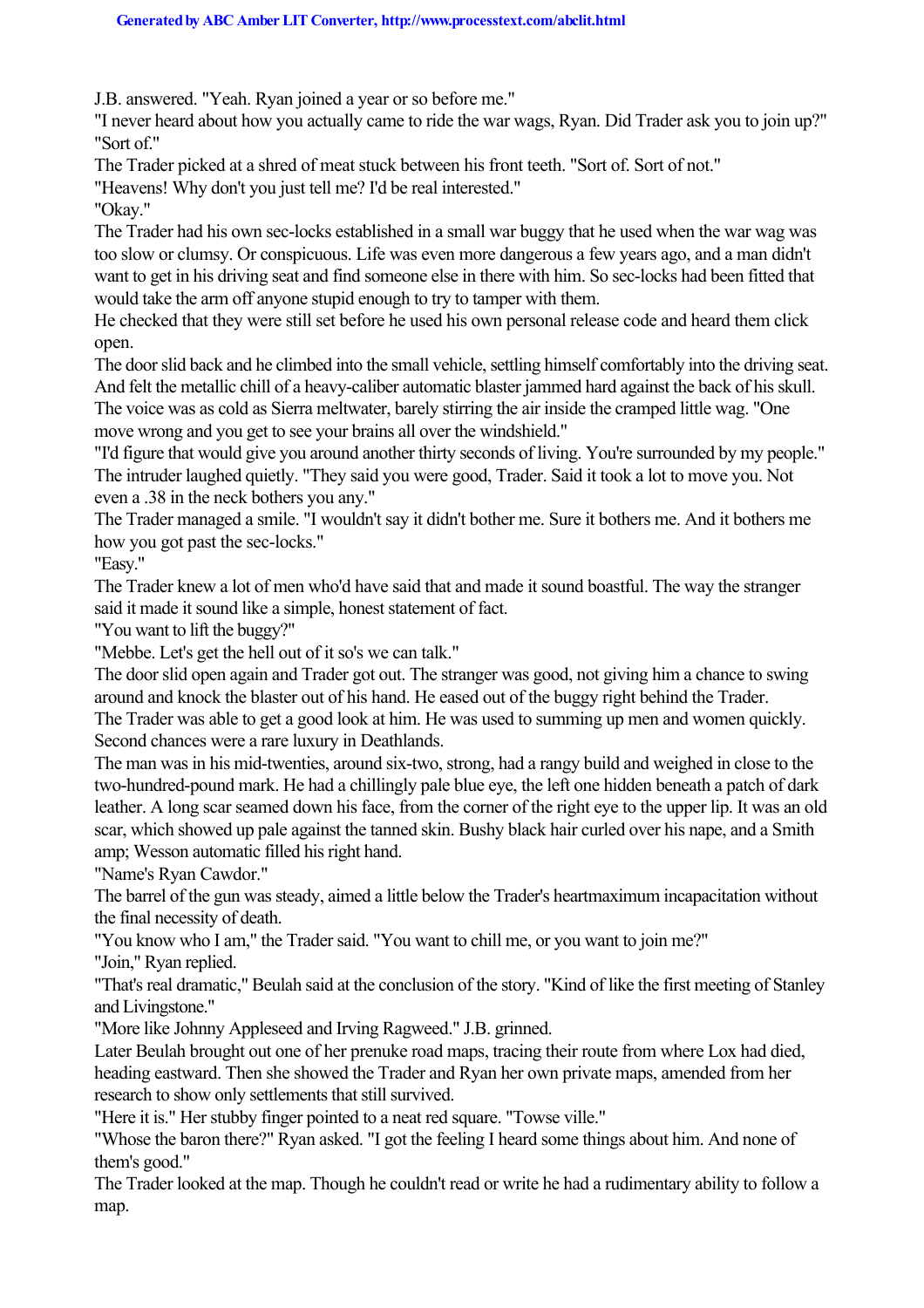J.B. answered. "Yeah. Ryan joined a year or so before me."

"I never heard about how you actually came to ride the war wags, Ryan. Did Trader ask you to join up?"

"Sort of."

The Trader picked at a shred of meat stuck between his front teeth. "Sort of. Sort of not."

"Heavens! Why don't you just tell me? I'd be real interested."

"Okay."

The Trader had his own sec-locks established in a small war buggy that he used when the war wag was too slow or clumsy. Or conspicuous. Life was even more dangerous a few years ago, and a man didn't want to get in his driving seat and find someone else in there with him. So sec-locks had been fitted that would take the arm off anyone stupid enough to try to tamper with them.

He checked that they were still set before he used his own personal release code and heard them click open.

The door slid back and he climbed into the small vehicle, settling himself comfortably into the driving seat. And felt the metallic chill of a heavy-caliber automatic blaster jammed hard against the back of his skull.

The voice was as cold as Sierra meltwater, barely stirring the air inside the cramped little wag. "One move wrong and you get to see your brains all over the windshield."

"I'd figure that would give you around another thirty seconds of living. You're surrounded by my people."

The intruder laughed quietly. "They said you were good, Trader. Said it took a lot to move you. Not even a .38 in the neck bothers you any."

The Trader managed a smile. "I wouldn't say it didn't bother me. Sure it bothers me. And it bothers me how you got past the sec-locks."

"Easy."

The Trader knew a lot of men who'd have said that and made it sound boastful. The way the stranger said it made it sound like a simple, honest statement of fact.

"You want to lift the buggy?"

"Mebbe. Let's get the hell out of it so's we can talk."

The door slid open again and Trader got out. The stranger was good, not giving him a chance to swing around and knock the blaster out of his hand. He eased out of the buggy right behind the Trader.

The Trader was able to get a good look at him. He was used to summing up men and women quickly. Second chances were a rare luxury in Deathlands.

The man was in his mid-twenties, around six-two, strong, had a rangy build and weighed in close to the two-hundred-pound mark. He had a chillingly pale blue eye, the left one hidden beneath a patch of dark leather. A long scar seamed down his face, from the corner of the right eye to the upper lip. It was an old scar, which showed up pale against the tanned skin. Bushy black hair curled over his nape, and a Smith amp; Wesson automatic filled his right hand.

"Name's Ryan Cawdor."

The barrel of the gun was steady, aimed a little below the Trader's heartmaximum incapacitation without the final necessity of death.

"You know who I am," the Trader said. "You want to chill me, or you want to join me?"

"Join," Ryan replied.

"That's real dramatic," Beulah said at the conclusion of the story. "Kind of like the first meeting of Stanley and Livingstone."

"More like Johnny Appleseed and Irving Ragweed." J.B. grinned.

Later Beulah brought out one of her prenuke road maps, tracing their route from where Lox had died, heading eastward. Then she showed the Trader and Ryan her own private maps, amended from her research to show only settlements that still survived.

"Here it is." Her stubby finger pointed to a neat red square. "Towse ville."

"Whose the baron there?" Ryan asked. "I got the feeling I heard some things about him. And none of them's good."

The Trader looked at the map. Though he couldn't read or write he had a rudimentary ability to follow a map.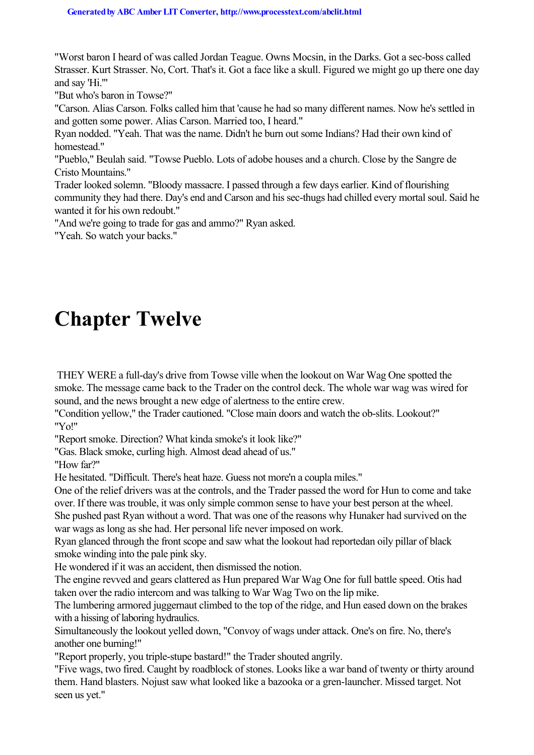"Worst baron I heard of was called Jordan Teague. Owns Mocsin, in the Darks. Got a sec-boss called Strasser. Kurt Strasser. No, Cort. That's it. Got a face like a skull. Figured we might go up there one day and say 'Hi.'"

"But who's baron in Towse?"

"Carson. Alias Carson. Folks called him that 'cause he had so many different names. Now he's settled in and gotten some power. Alias Carson. Married too, I heard."

Ryan nodded. "Yeah. That was the name. Didn't he burn out some Indians? Had their own kind of homestead."

"Pueblo," Beulah said. "Towse Pueblo. Lots of adobe houses and a church. Close by the Sangre de Cristo Mountains."

Trader looked solemn. "Bloody massacre. I passed through a few days earlier. Kind of flourishing community they had there. Day's end and Carson and his sec-thugs had chilled every mortal soul. Said he wanted it for his own redoubt."

"And we're going to trade for gas and ammo?" Ryan asked.

"Yeah. So watch your backs."

# Chapter Twelve

THEY WERE a full-day's drive from Towse ville when the lookout on War Wag One spotted the smoke. The message came back to the Trader on the control deck. The whole war wag was wired for sound, and the news brought a new edge of alertness to the entire crew.

"Condition yellow," the Trader cautioned. "Close main doors and watch the ob-slits. Lookout?"

"Yo!"

"Report smoke. Direction? What kinda smoke's it look like?"

"Gas. Black smoke, curling high. Almost dead ahead of us."

"How far?"

He hesitated. "Difficult. There's heat haze. Guess not more'n a coupla miles."

One of the relief drivers was at the controls, and the Trader passed the word for Hun to come and take over. If there was trouble, it was only simple common sense to have your best person at the wheel.

She pushed past Ryan without a word. That was one of the reasons why Hunaker had survived on the war wags as long as she had. Her personal life never imposed on work.

Ryan glanced through the front scope and saw what the lookout had reportedan oily pillar of black smoke winding into the pale pink sky.

He wondered if it was an accident, then dismissed the notion.

The engine revved and gears clattered as Hun prepared War Wag One for full battle speed. Otis had taken over the radio intercom and was talking to War Wag Two on the lip mike.

The lumbering armored juggernaut climbed to the top of the ridge, and Hun eased down on the brakes with a hissing of laboring hydraulics.

Simultaneously the lookout yelled down, "Convoy of wags under attack. One's on fire. No, there's another one burning!"

"Report properly, you triple-stupe bastard!" the Trader shouted angrily.

"Five wags, two fired. Caught by roadblock of stones. Looks like a war band of twenty or thirty around them. Hand blasters. Nojust saw what looked like a bazooka or a gren-launcher. Missed target. Not seen us yet."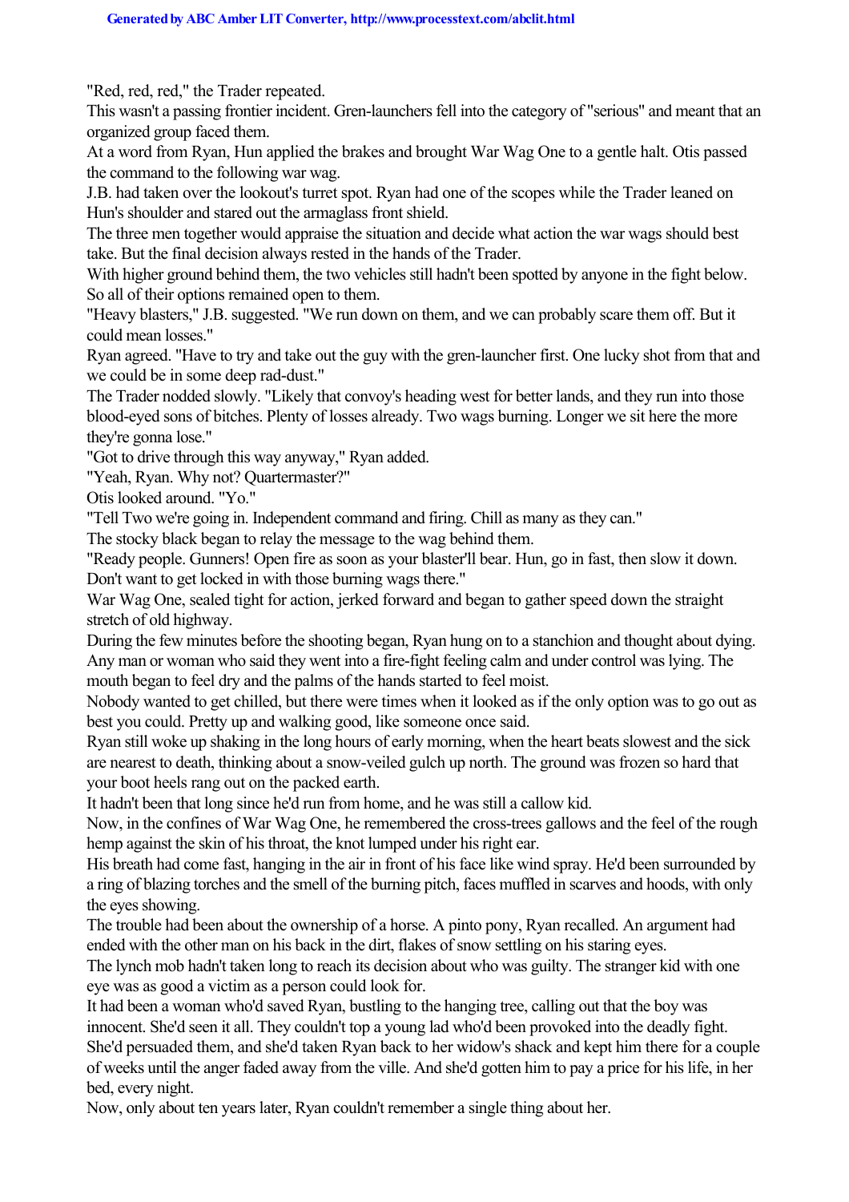"Red, red, red," the Trader repeated.

This wasn't a passing frontier incident. Gren-launchers fell into the category of "serious" and meant that an organized group faced them.

At a word from Ryan, Hun applied the brakes and brought War Wag One to a gentle halt. Otis passed the command to the following war wag.

J.B. had taken over the lookout's turret spot. Ryan had one of the scopes while the Trader leaned on Hun's shoulder and stared out the armaglass front shield.

The three men together would appraise the situation and decide what action the war wags should best take. But the final decision always rested in the hands of the Trader.

With higher ground behind them, the two vehicles still hadn't been spotted by anyone in the fight below. So all of their options remained open to them.

"Heavy blasters," J.B. suggested. "We run down on them, and we can probably scare them off. But it could mean losses."

Ryan agreed. "Have to try and take out the guy with the gren-launcher first. One lucky shot from that and we could be in some deep rad-dust."

The Trader nodded slowly. "Likely that convoy's heading west for better lands, and they run into those blood-eyed sons of bitches. Plenty of losses already. Two wags burning. Longer we sit here the more they're gonna lose."

"Got to drive through this way anyway," Ryan added.

"Yeah, Ryan. Why not? Quartermaster?"

Otis looked around. "Yo."

"Tell Two we're going in. Independent command and firing. Chill as many as they can."

The stocky black began to relay the message to the wag behind them.

"Ready people. Gunners! Open fire as soon as your blaster'll bear. Hun, go in fast, then slow it down. Don't want to get locked in with those burning wags there."

War Wag One, sealed tight for action, jerked forward and began to gather speed down the straight stretch of old highway.

During the few minutes before the shooting began, Ryan hung on to a stanchion and thought about dying. Any man or woman who said they went into a fire-fight feeling calm and under control was lying. The mouth began to feel dry and the palms of the hands started to feel moist.

Nobody wanted to get chilled, but there were times when it looked as if the only option was to go out as best you could. Pretty up and walking good, like someone once said.

Ryan still woke up shaking in the long hours of early morning, when the heart beats slowest and the sick are nearest to death, thinking about a snow-veiled gulch up north. The ground was frozen so hard that your boot heels rang out on the packed earth.

It hadn't been that long since he'd run from home, and he was still a callow kid.

Now, in the confines of War Wag One, he remembered the cross-trees gallows and the feel of the rough hemp against the skin of his throat, the knot lumped under his right ear.

His breath had come fast, hanging in the air in front of his face like wind spray. He'd been surrounded by a ring of blazing torches and the smell of the burning pitch, faces muffled in scarves and hoods, with only the eyes showing.

The trouble had been about the ownership of a horse. A pinto pony, Ryan recalled. An argument had ended with the other man on his back in the dirt, flakes of snow settling on his staring eyes.

The lynch mob hadn't taken long to reach its decision about who was guilty. The stranger kid with one eye was as good a victim as a person could look for.

It had been a woman who'd saved Ryan, bustling to the hanging tree, calling out that the boy was innocent. She'd seen it all. They couldn't top a young lad who'd been provoked into the deadly fight. She'd persuaded them, and she'd taken Ryan back to her widow's shack and kept him there for a couple of weeks until the anger faded away from the ville. And she'd gotten him to pay a price for his life, in her bed, every night.

Now, only about ten years later, Ryan couldn't remember a single thing about her.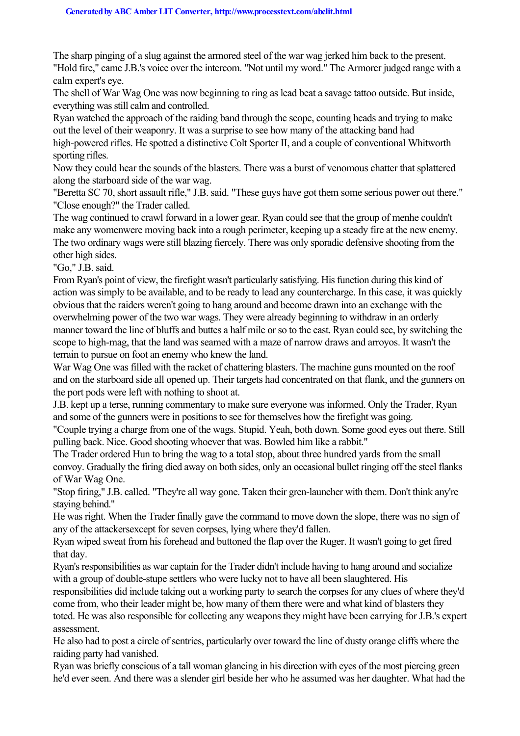The sharp pinging of a slug against the armored steel of the war wag jerked him back to the present.

"Hold fire," came J.B.'s voice over the intercom. "Not until my word." The Armorer judged range with a calm expert's eye.

The shell of War Wag One was now beginning to ring as lead beat a savage tattoo outside. But inside, everything was still calm and controlled.

Ryan watched the approach of the raiding band through the scope, counting heads and trying to make out the level of their weaponry. It was a surprise to see how many of the attacking band had high-powered rifles. He spotted a distinctive Colt Sporter II, and a couple of conventional Whitworth sporting rifles.

Now they could hear the sounds of the blasters. There was a burst of venomous chatter that splattered along the starboard side of the war wag.

"Beretta SC 70, short assault rifle," J.B. said. "These guys have got them some serious power out there."

"Close enough?" the Trader called.

The wag continued to crawl forward in a lower gear. Ryan could see that the group of menhe couldn't make any womenwere moving back into a rough perimeter, keeping up a steady fire at the new enemy. The two ordinary wags were still blazing fiercely. There was only sporadic defensive shooting from the other high sides.

"Go," J.B. said.

From Ryan's point of view, the firefight wasn't particularly satisfying. His function during this kind of action was simply to be available, and to be ready to lead any countercharge. In this case, it was quickly obvious that the raiders weren't going to hang around and become drawn into an exchange with the overwhelming power of the two war wags. They were already beginning to withdraw in an orderly manner toward the line of bluffs and buttes a half mile or so to the east. Ryan could see, by switching the scope to high-mag, that the land was seamed with a maze of narrow draws and arroyos. It wasn't the terrain to pursue on foot an enemy who knew the land.

War Wag One was filled with the racket of chattering blasters. The machine guns mounted on the roof and on the starboard side all opened up. Their targets had concentrated on that flank, and the gunners on the port pods were left with nothing to shoot at.

J.B. kept up a terse, running commentary to make sure everyone was informed. Only the Trader, Ryan and some of the gunners were in positions to see for themselves how the firefight was going.

"Couple trying a charge from one of the wags. Stupid. Yeah, both down. Some good eyes out there. Still pulling back. Nice. Good shooting whoever that was. Bowled him like a rabbit."

The Trader ordered Hun to bring the wag to a total stop, about three hundred yards from the small convoy. Gradually the firing died away on both sides, only an occasional bullet ringing off the steel flanks of War Wag One.

"Stop firing," J.B. called. "They're all way gone. Taken their gren-launcher with them. Don't think any're staying behind."

He was right. When the Trader finally gave the command to move down the slope, there was no sign of any of the attackersexcept for seven corpses, lying where they'd fallen.

Ryan wiped sweat from his forehead and buttoned the flap over the Ruger. It wasn't going to get fired that day.

Ryan's responsibilities as war captain for the Trader didn't include having to hang around and socialize with a group of double-stupe settlers who were lucky not to have all been slaughtered. His responsibilities did include taking out a working party to search the corpses for any clues of where they'd come from, who their leader might be, how many of them there were and what kind of blasters they toted. He was also responsible for collecting any weapons they might have been carrying for J.B.'s expert assessment.

He also had to post a circle of sentries, particularly over toward the line of dusty orange cliffs where the raiding party had vanished.

Ryan was briefly conscious of a tall woman glancing in his direction with eyes of the most piercing green he'd ever seen. And there was a slender girl beside her who he assumed was her daughter. What had the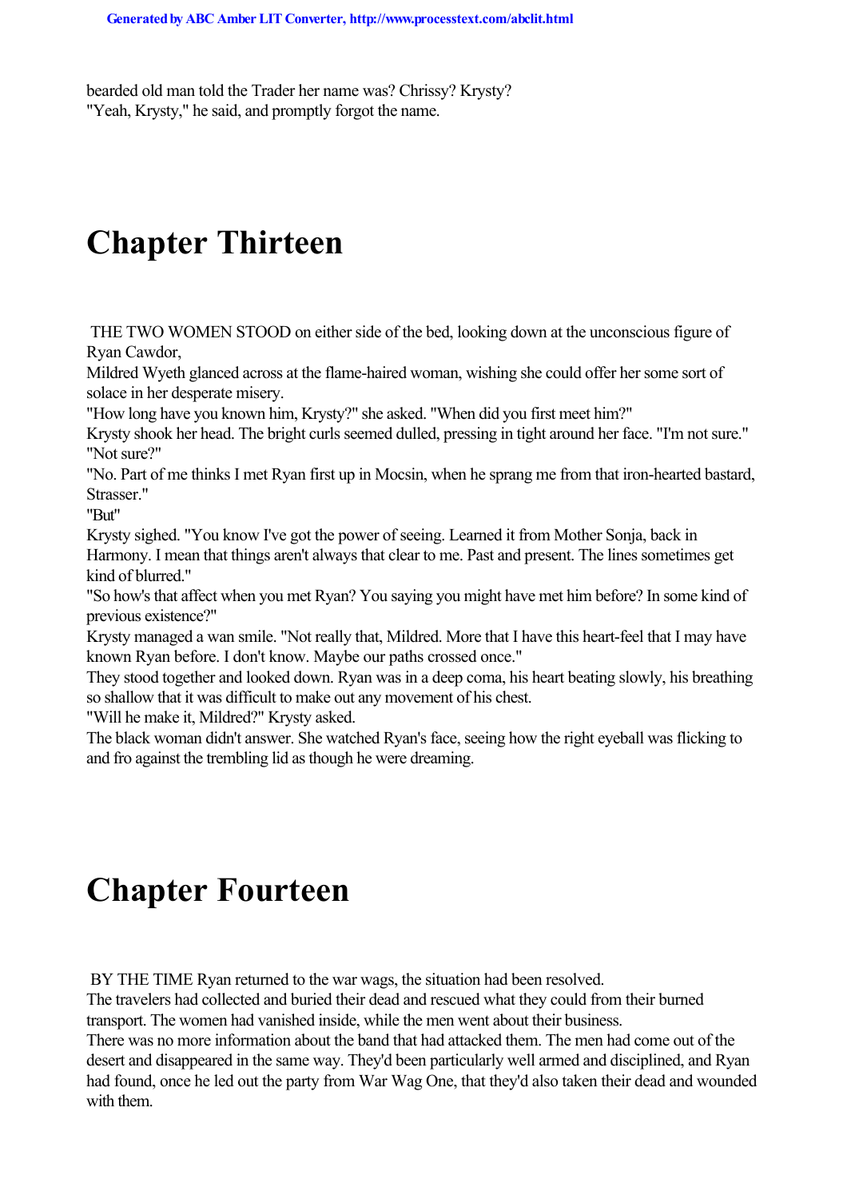bearded old man told the Trader her name was? Chrissy? Krysty?
"Yeah, Krysty," he said, and promptly forgot the name.

# Chapter Thirteen

THE TWO WOMEN STOOD on either side of the bed, looking down at the unconscious figure of Ryan Cawdor,
Mildred Wyeth glanced across at the flame-haired woman, wishing she could offer her some sort of solace in her desperate misery.
"How long have you known him, Krysty?" she asked. "When did you first meet him?"
Krysty shook her head. The bright curls seemed dulled, pressing in tight around her face. "I'm not sure."
"Not sure?"
"No. Part of me thinks I met Ryan first up in Mocsin, when he sprang me from that iron-hearted bastard, Strasser."
"But"
Krysty sighed. "You know I've got the power of seeing. Learned it from Mother Sonja, back in Harmony. I mean that things aren't always that clear to me. Past and present. The lines sometimes get kind of blurred."
"So how's that affect when you met Ryan? You saying you might have met him before? In some kind of previous existence?"
Krysty managed a wan smile. "Not really that, Mildred. More that I have this heart-feel that I may have known Ryan before. I don't know. Maybe our paths crossed once."
They stood together and looked down. Ryan was in a deep coma, his heart beating slowly, his breathing so shallow that it was difficult to make out any movement of his chest.
"Will he make it, Mildred?" Krysty asked.
The black woman didn't answer. She watched Ryan's face, seeing how the right eyeball was flicking to and fro against the trembling lid as though he were dreaming.

# Chapter Fourteen

BY THE TIME Ryan returned to the war wags, the situation had been resolved.
The travelers had collected and buried their dead and rescued what they could from their burned transport. The women had vanished inside, while the men went about their business.
There was no more information about the band that had attacked them. The men had come out of the desert and disappeared in the same way. They'd been particularly well armed and disciplined, and Ryan had found, once he led out the party from War Wag One, that they'd also taken their dead and wounded with them.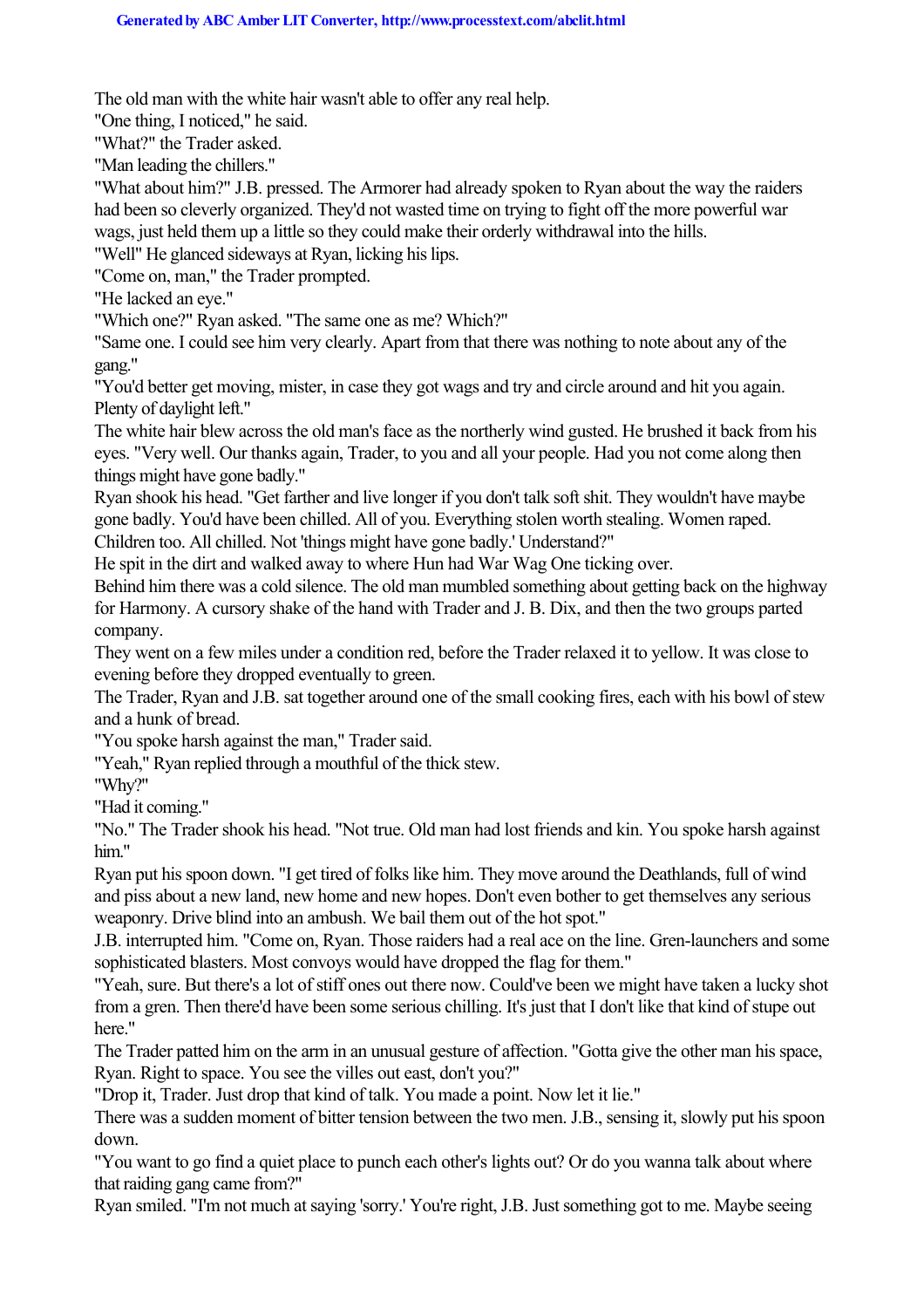The old man with the white hair wasn't able to offer any real help.

"One thing, I noticed," he said.

"What?" the Trader asked.

"Man leading the chillers."

"What about him?" J.B. pressed. The Armorer had already spoken to Ryan about the way the raiders had been so cleverly organized. They'd not wasted time on trying to fight off the more powerful war wags, just held them up a little so they could make their orderly withdrawal into the hills.

"Well" He glanced sideways at Ryan, licking his lips.

"Come on, man," the Trader prompted.

"He lacked an eye."

"Which one?" Ryan asked. "The same one as me? Which?"

"Same one. I could see him very clearly. Apart from that there was nothing to note about any of the gang."

"You'd better get moving, mister, in case they got wags and try and circle around and hit you again. Plenty of daylight left."

The white hair blew across the old man's face as the northerly wind gusted. He brushed it back from his eyes. "Very well. Our thanks again, Trader, to you and all your people. Had you not come along then things might have gone badly."

Ryan shook his head. "Get farther and live longer if you don't talk soft shit. They wouldn't have maybe gone badly. You'd have been chilled. All of you. Everything stolen worth stealing. Women raped. Children too. All chilled. Not 'things might have gone badly.' Understand?"

He spit in the dirt and walked away to where Hun had War Wag One ticking over.

Behind him there was a cold silence. The old man mumbled something about getting back on the highway for Harmony. A cursory shake of the hand with Trader and J. B. Dix, and then the two groups parted company.

They went on a few miles under a condition red, before the Trader relaxed it to yellow. It was close to evening before they dropped eventually to green.

The Trader, Ryan and J.B. sat together around one of the small cooking fires, each with his bowl of stew and a hunk of bread.

"You spoke harsh against the man," Trader said.

"Yeah," Ryan replied through a mouthful of the thick stew.

"Why?"

"Had it coming."

"No." The Trader shook his head. "Not true. Old man had lost friends and kin. You spoke harsh against him."

Ryan put his spoon down. "I get tired of folks like him. They move around the Deathlands, full of wind and piss about a new land, new home and new hopes. Don't even bother to get themselves any serious weaponry. Drive blind into an ambush. We bail them out of the hot spot."

J.B. interrupted him. "Come on, Ryan. Those raiders had a real ace on the line. Gren-launchers and some sophisticated blasters. Most convoys would have dropped the flag for them."

"Yeah, sure. But there's a lot of stiff ones out there now. Could've been we might have taken a lucky shot from a gren. Then there'd have been some serious chilling. It's just that I don't like that kind of stupe out here."

The Trader patted him on the arm in an unusual gesture of affection. "Gotta give the other man his space, Ryan. Right to space. You see the villes out east, don't you?"

"Drop it, Trader. Just drop that kind of talk. You made a point. Now let it lie."

There was a sudden moment of bitter tension between the two men. J.B., sensing it, slowly put his spoon down.

"You want to go find a quiet place to punch each other's lights out? Or do you wanna talk about where that raiding gang came from?"

Ryan smiled. "I'm not much at saying 'sorry.' You're right, J.B. Just something got to me. Maybe seeing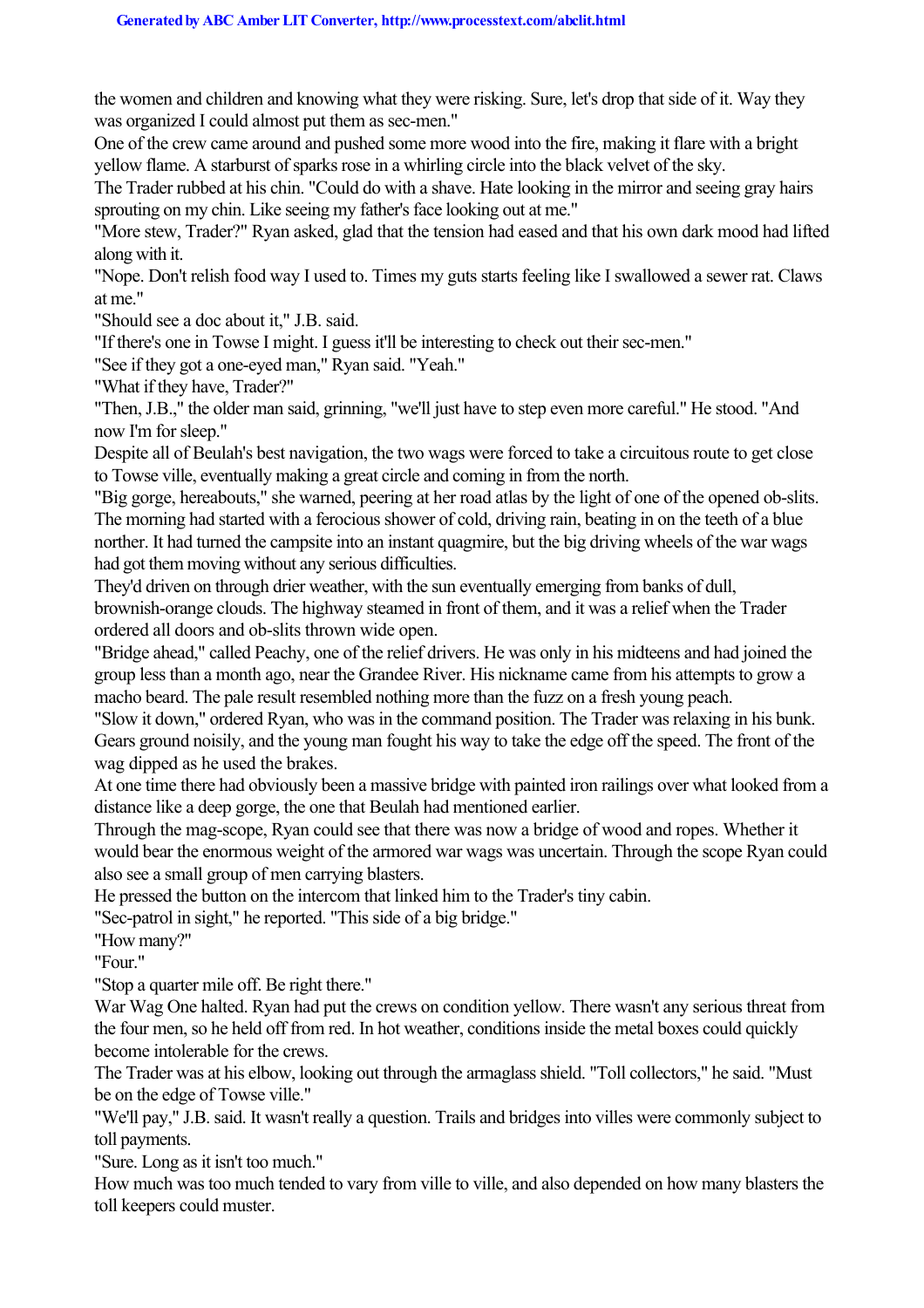the women and children and knowing what they were risking. Sure, let's drop that side of it. Way they was organized I could almost put them as sec-men."

One of the crew came around and pushed some more wood into the fire, making it flare with a bright yellow flame. A starburst of sparks rose in a whirling circle into the black velvet of the sky.

The Trader rubbed at his chin. "Could do with a shave. Hate looking in the mirror and seeing gray hairs sprouting on my chin. Like seeing my father's face looking out at me."

"More stew, Trader?" Ryan asked, glad that the tension had eased and that his own dark mood had lifted along with it.

"Nope. Don't relish food way I used to. Times my guts starts feeling like I swallowed a sewer rat. Claws at me."

"Should see a doc about it," J.B. said.

"If there's one in Towse I might. I guess it'll be interesting to check out their sec-men."

"See if they got a one-eyed man," Ryan said. "Yeah."

"What if they have, Trader?"

"Then, J.B.," the older man said, grinning, "we'll just have to step even more careful." He stood. "And now I'm for sleep."

Despite all of Beulah's best navigation, the two wags were forced to take a circuitous route to get close to Towse ville, eventually making a great circle and coming in from the north.

"Big gorge, hereabouts," she warned, peering at her road atlas by the light of one of the opened ob-slits.

The morning had started with a ferocious shower of cold, driving rain, beating in on the teeth of a blue norther. It had turned the campsite into an instant quagmire, but the big driving wheels of the war wags had got them moving without any serious difficulties.

They'd driven on through drier weather, with the sun eventually emerging from banks of dull, brownish-orange clouds. The highway steamed in front of them, and it was a relief when the Trader ordered all doors and ob-slits thrown wide open.

"Bridge ahead," called Peachy, one of the relief drivers. He was only in his midteens and had joined the group less than a month ago, near the Grandee River. His nickname came from his attempts to grow a macho beard. The pale result resembled nothing more than the fuzz on a fresh young peach.

"Slow it down," ordered Ryan, who was in the command position. The Trader was relaxing in his bunk.

Gears ground noisily, and the young man fought his way to take the edge off the speed. The front of the wag dipped as he used the brakes.

At one time there had obviously been a massive bridge with painted iron railings over what looked from a distance like a deep gorge, the one that Beulah had mentioned earlier.

Through the mag-scope, Ryan could see that there was now a bridge of wood and ropes. Whether it would bear the enormous weight of the armored war wags was uncertain. Through the scope Ryan could also see a small group of men carrying blasters.

He pressed the button on the intercom that linked him to the Trader's tiny cabin.

"Sec-patrol in sight," he reported. "This side of a big bridge."

"How many?"

"Four."

"Stop a quarter mile off. Be right there."

War Wag One halted. Ryan had put the crews on condition yellow. There wasn't any serious threat from the four men, so he held off from red. In hot weather, conditions inside the metal boxes could quickly become intolerable for the crews.

The Trader was at his elbow, looking out through the armaglass shield. "Toll collectors," he said. "Must be on the edge of Towse ville."

"We'll pay," J.B. said. It wasn't really a question. Trails and bridges into villes were commonly subject to toll payments.

"Sure. Long as it isn't too much."

How much was too much tended to vary from ville to ville, and also depended on how many blasters the toll keepers could muster.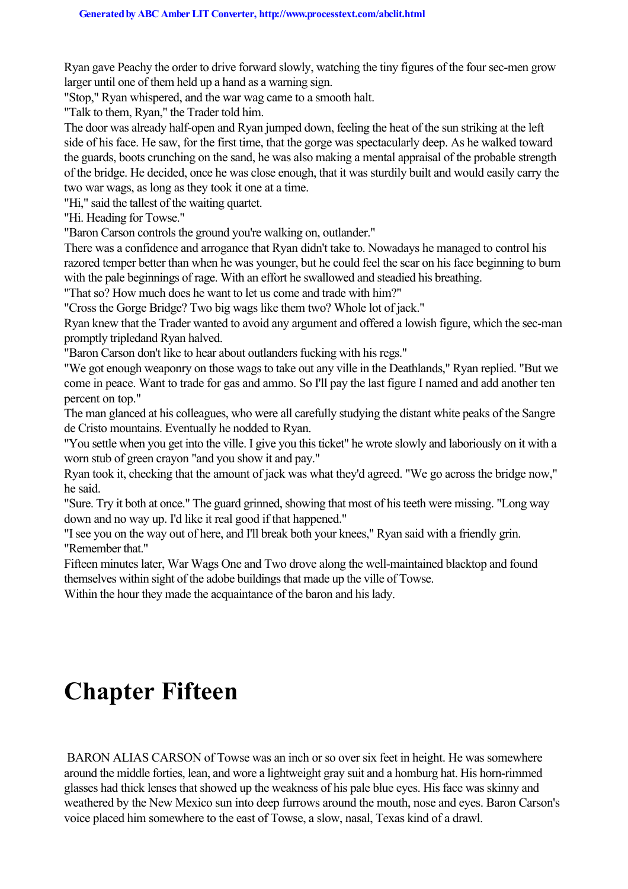Ryan gave Peachy the order to drive forward slowly, watching the tiny figures of the four sec-men grow larger until one of them held up a hand as a warning sign.

"Stop," Ryan whispered, and the war wag came to a smooth halt.

"Talk to them, Ryan," the Trader told him.

The door was already half-open and Ryan jumped down, feeling the heat of the sun striking at the left side of his face. He saw, for the first time, that the gorge was spectacularly deep. As he walked toward the guards, boots crunching on the sand, he was also making a mental appraisal of the probable strength of the bridge. He decided, once he was close enough, that it was sturdily built and would easily carry the two war wags, as long as they took it one at a time.

"Hi," said the tallest of the waiting quartet.

"Hi. Heading for Towse."

"Baron Carson controls the ground you're walking on, outlander."

There was a confidence and arrogance that Ryan didn't take to. Nowadays he managed to control his razored temper better than when he was younger, but he could feel the scar on his face beginning to burn with the pale beginnings of rage. With an effort he swallowed and steadied his breathing.

"That so? How much does he want to let us come and trade with him?"

"Cross the Gorge Bridge? Two big wags like them two? Whole lot of jack."

Ryan knew that the Trader wanted to avoid any argument and offered a lowish figure, which the sec-man promptly tripledand Ryan halved.

"Baron Carson don't like to hear about outlanders fucking with his regs."

"We got enough weaponry on those wags to take out any ville in the Deathlands," Ryan replied. "But we come in peace. Want to trade for gas and ammo. So I'll pay the last figure I named and add another ten percent on top."

The man glanced at his colleagues, who were all carefully studying the distant white peaks of the Sangre de Cristo mountains. Eventually he nodded to Ryan.

"You settle when you get into the ville. I give you this ticket" he wrote slowly and laboriously on it with a worn stub of green crayon "and you show it and pay."

Ryan took it, checking that the amount of jack was what they'd agreed. "We go across the bridge now," he said.

"Sure. Try it both at once." The guard grinned, showing that most of his teeth were missing. "Long way down and no way up. I'd like it real good if that happened."

"I see you on the way out of here, and I'll break both your knees," Ryan said with a friendly grin. "Remember that."

Fifteen minutes later, War Wags One and Two drove along the well-maintained blacktop and found themselves within sight of the adobe buildings that made up the ville of Towse.

Within the hour they made the acquaintance of the baron and his lady.

# Chapter Fifteen

BARON ALIAS CARSON of Towse was an inch or so over six feet in height. He was somewhere around the middle forties, lean, and wore a lightweight gray suit and a homburg hat. His horn-rimmed glasses had thick lenses that showed up the weakness of his pale blue eyes. His face was skinny and weathered by the New Mexico sun into deep furrows around the mouth, nose and eyes. Baron Carson's voice placed him somewhere to the east of Towse, a slow, nasal, Texas kind of a drawl.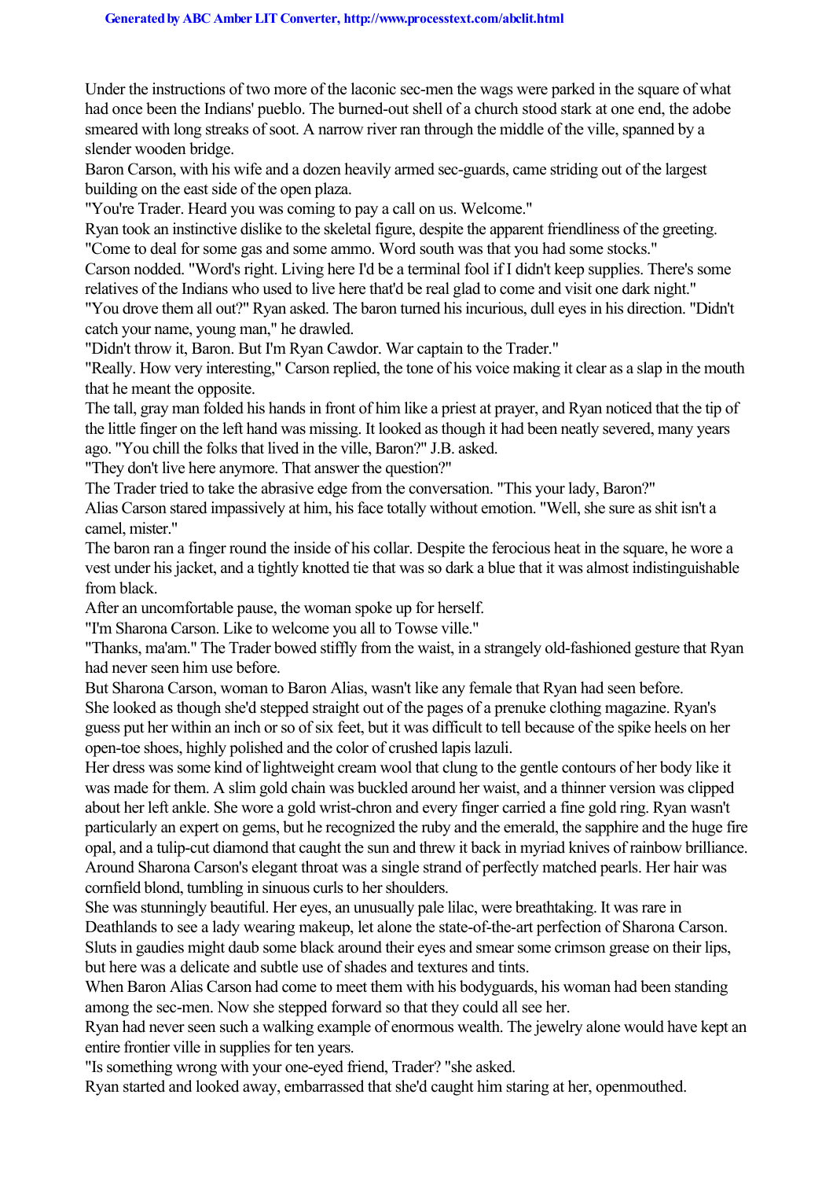Under the instructions of two more of the laconic sec-men the wags were parked in the square of what had once been the Indians' pueblo. The burned-out shell of a church stood stark at one end, the adobe smeared with long streaks of soot. A narrow river ran through the middle of the ville, spanned by a slender wooden bridge.

Baron Carson, with his wife and a dozen heavily armed sec-guards, came striding out of the largest building on the east side of the open plaza.

"You're Trader. Heard you was coming to pay a call on us. Welcome."

Ryan took an instinctive dislike to the skeletal figure, despite the apparent friendliness of the greeting.

"Come to deal for some gas and some ammo. Word south was that you had some stocks."

Carson nodded. "Word's right. Living here I'd be a terminal fool if I didn't keep supplies. There's some relatives of the Indians who used to live here that'd be real glad to come and visit one dark night."

"You drove them all out?" Ryan asked. The baron turned his incurious, dull eyes in his direction. "Didn't catch your name, young man," he drawled.

"Didn't throw it, Baron. But I'm Ryan Cawdor. War captain to the Trader."

"Really. How very interesting," Carson replied, the tone of his voice making it clear as a slap in the mouth that he meant the opposite.

The tall, gray man folded his hands in front of him like a priest at prayer, and Ryan noticed that the tip of the little finger on the left hand was missing. It looked as though it had been neatly severed, many years ago. "You chill the folks that lived in the ville, Baron?" J.B. asked.

"They don't live here anymore. That answer the question?"

The Trader tried to take the abrasive edge from the conversation. "This your lady, Baron?"

Alias Carson stared impassively at him, his face totally without emotion. "Well, she sure as shit isn't a camel, mister."

The baron ran a finger round the inside of his collar. Despite the ferocious heat in the square, he wore a vest under his jacket, and a tightly knotted tie that was so dark a blue that it was almost indistinguishable from black.

After an uncomfortable pause, the woman spoke up for herself.

"I'm Sharona Carson. Like to welcome you all to Towse ville."

"Thanks, ma'am." The Trader bowed stiffly from the waist, in a strangely old-fashioned gesture that Ryan had never seen him use before.

But Sharona Carson, woman to Baron Alias, wasn't like any female that Ryan had seen before.

She looked as though she'd stepped straight out of the pages of a prenuke clothing magazine. Ryan's guess put her within an inch or so of six feet, but it was difficult to tell because of the spike heels on her open-toe shoes, highly polished and the color of crushed lapis lazuli.

Her dress was some kind of lightweight cream wool that clung to the gentle contours of her body like it was made for them. A slim gold chain was buckled around her waist, and a thinner version was clipped about her left ankle. She wore a gold wrist-chron and every finger carried a fine gold ring. Ryan wasn't particularly an expert on gems, but he recognized the ruby and the emerald, the sapphire and the huge fire opal, and a tulip-cut diamond that caught the sun and threw it back in myriad knives of rainbow brilliance. Around Sharona Carson's elegant throat was a single strand of perfectly matched pearls. Her hair was cornfield blond, tumbling in sinuous curls to her shoulders.

She was stunningly beautiful. Her eyes, an unusually pale lilac, were breathtaking. It was rare in Deathlands to see a lady wearing makeup, let alone the state-of-the-art perfection of Sharona Carson. Sluts in gaudies might daub some black around their eyes and smear some crimson grease on their lips, but here was a delicate and subtle use of shades and textures and tints.

When Baron Alias Carson had come to meet them with his bodyguards, his woman had been standing among the sec-men. Now she stepped forward so that they could all see her.

Ryan had never seen such a walking example of enormous wealth. The jewelry alone would have kept an entire frontier ville in supplies for ten years.

"Is something wrong with your one-eyed friend, Trader? "she asked.

Ryan started and looked away, embarrassed that she'd caught him staring at her, openmouthed.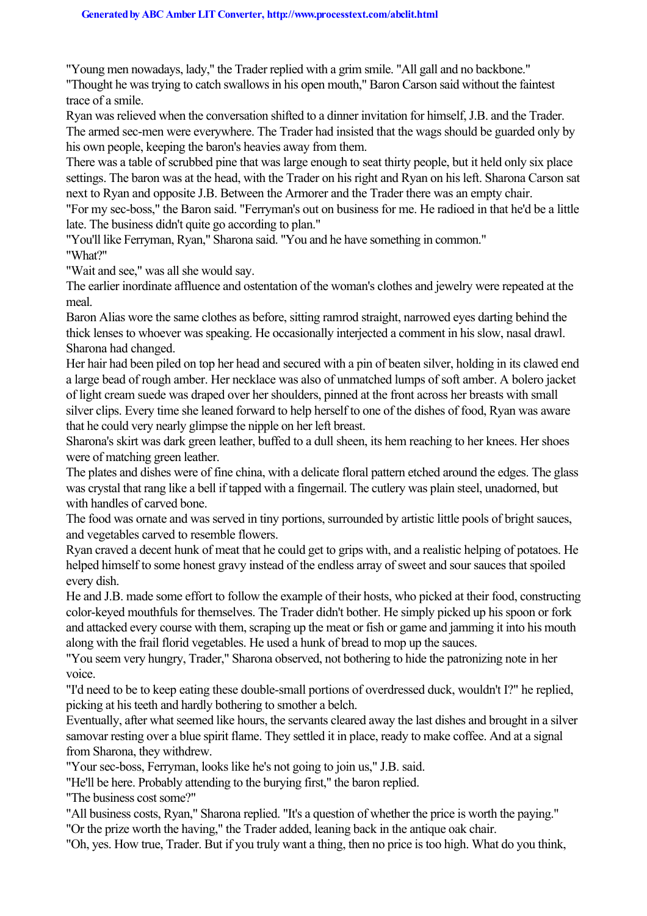"Young men nowadays, lady," the Trader replied with a grim smile. "All gall and no backbone."

"Thought he was trying to catch swallows in his open mouth," Baron Carson said without the faintest trace of a smile.

Ryan was relieved when the conversation shifted to a dinner invitation for himself, J.B. and the Trader. The armed sec-men were everywhere. The Trader had insisted that the wags should be guarded only by his own people, keeping the baron's heavies away from them.

There was a table of scrubbed pine that was large enough to seat thirty people, but it held only six place settings. The baron was at the head, with the Trader on his right and Ryan on his left. Sharona Carson sat next to Ryan and opposite J.B. Between the Armorer and the Trader there was an empty chair.

"For my sec-boss," the Baron said. "Ferryman's out on business for me. He radioed in that he'd be a little late. The business didn't quite go according to plan."

"You'll like Ferryman, Ryan," Sharona said. "You and he have something in common."

"What?"

"Wait and see," was all she would say.

The earlier inordinate affluence and ostentation of the woman's clothes and jewelry were repeated at the meal.

Baron Alias wore the same clothes as before, sitting ramrod straight, narrowed eyes darting behind the thick lenses to whoever was speaking. He occasionally interjected a comment in his slow, nasal drawl. Sharona had changed.

Her hair had been piled on top her head and secured with a pin of beaten silver, holding in its clawed end a large bead of rough amber. Her necklace was also of unmatched lumps of soft amber. A bolero jacket of light cream suede was draped over her shoulders, pinned at the front across her breasts with small silver clips. Every time she leaned forward to help herself to one of the dishes of food, Ryan was aware that he could very nearly glimpse the nipple on her left breast.

Sharona's skirt was dark green leather, buffed to a dull sheen, its hem reaching to her knees. Her shoes were of matching green leather.

The plates and dishes were of fine china, with a delicate floral pattern etched around the edges. The glass was crystal that rang like a bell if tapped with a fingernail. The cutlery was plain steel, unadorned, but with handles of carved bone.

The food was ornate and was served in tiny portions, surrounded by artistic little pools of bright sauces, and vegetables carved to resemble flowers.

Ryan craved a decent hunk of meat that he could get to grips with, and a realistic helping of potatoes. He helped himself to some honest gravy instead of the endless array of sweet and sour sauces that spoiled every dish.

He and J.B. made some effort to follow the example of their hosts, who picked at their food, constructing color-keyed mouthfuls for themselves. The Trader didn't bother. He simply picked up his spoon or fork and attacked every course with them, scraping up the meat or fish or game and jamming it into his mouth along with the frail florid vegetables. He used a hunk of bread to mop up the sauces.

"You seem very hungry, Trader," Sharona observed, not bothering to hide the patronizing note in her voice.

"I'd need to be to keep eating these double-small portions of overdressed duck, wouldn't I?" he replied, picking at his teeth and hardly bothering to smother a belch.

Eventually, after what seemed like hours, the servants cleared away the last dishes and brought in a silver samovar resting over a blue spirit flame. They settled it in place, ready to make coffee. And at a signal from Sharona, they withdrew.

"Your sec-boss, Ferryman, looks like he's not going to join us," J.B. said.

"He'll be here. Probably attending to the burying first," the baron replied.

"The business cost some?"

"All business costs, Ryan," Sharona replied. "It's a question of whether the price is worth the paying."

"Or the prize worth the having," the Trader added, leaning back in the antique oak chair.

"Oh, yes. How true, Trader. But if you truly want a thing, then no price is too high. What do you think,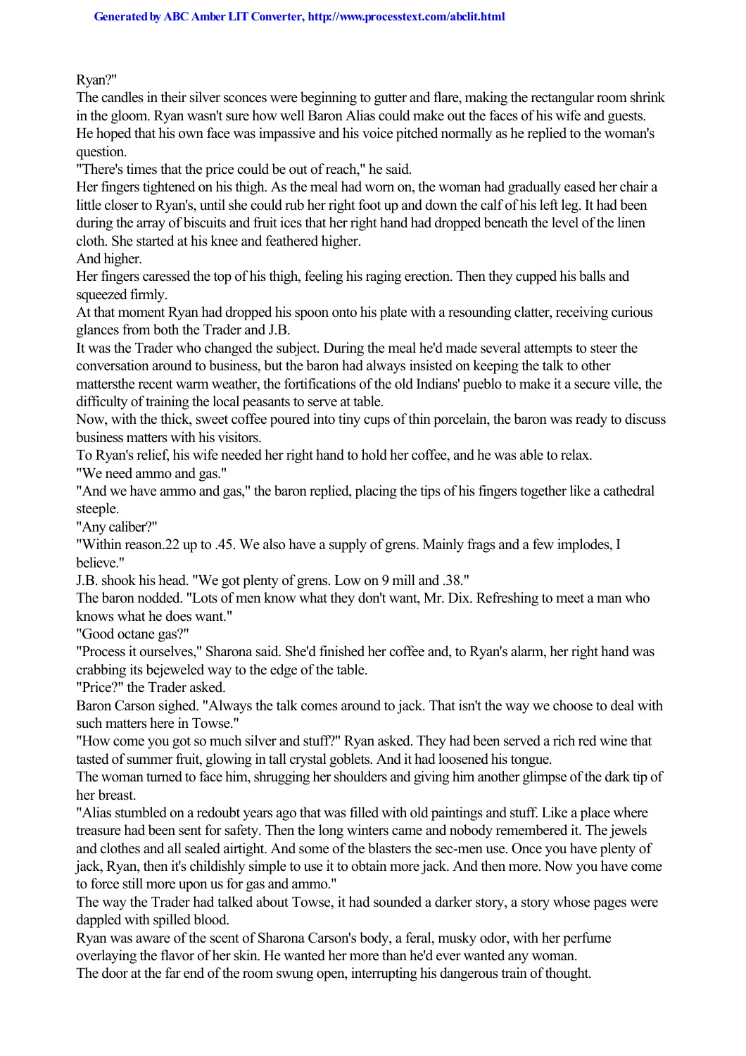Ryan?"

The candles in their silver sconces were beginning to gutter and flare, making the rectangular room shrink in the gloom. Ryan wasn't sure how well Baron Alias could make out the faces of his wife and guests. He hoped that his own face was impassive and his voice pitched normally as he replied to the woman's question.

"There's times that the price could be out of reach," he said.

Her fingers tightened on his thigh. As the meal had worn on, the woman had gradually eased her chair a little closer to Ryan's, until she could rub her right foot up and down the calf of his left leg. It had been during the array of biscuits and fruit ices that her right hand had dropped beneath the level of the linen cloth. She started at his knee and feathered higher.

And higher.

Her fingers caressed the top of his thigh, feeling his raging erection. Then they cupped his balls and squeezed firmly.

At that moment Ryan had dropped his spoon onto his plate with a resounding clatter, receiving curious glances from both the Trader and J.B.

It was the Trader who changed the subject. During the meal he'd made several attempts to steer the conversation around to business, but the baron had always insisted on keeping the talk to other mattersthe recent warm weather, the fortifications of the old Indians' pueblo to make it a secure ville, the difficulty of training the local peasants to serve at table.

Now, with the thick, sweet coffee poured into tiny cups of thin porcelain, the baron was ready to discuss business matters with his visitors.

To Ryan's relief, his wife needed her right hand to hold her coffee, and he was able to relax.

"We need ammo and gas."

"And we have ammo and gas," the baron replied, placing the tips of his fingers together like a cathedral steeple.

"Any caliber?"

"Within reason.22 up to .45. We also have a supply of grens. Mainly frags and a few implodes, I believe."

J.B. shook his head. "We got plenty of grens. Low on 9 mill and .38."

The baron nodded. "Lots of men know what they don't want, Mr. Dix. Refreshing to meet a man who knows what he does want."

"Good octane gas?"

"Process it ourselves," Sharona said. She'd finished her coffee and, to Ryan's alarm, her right hand was crabbing its bejeweled way to the edge of the table.

"Price?" the Trader asked.

Baron Carson sighed. "Always the talk comes around to jack. That isn't the way we choose to deal with such matters here in Towse."

"How come you got so much silver and stuff?" Ryan asked. They had been served a rich red wine that tasted of summer fruit, glowing in tall crystal goblets. And it had loosened his tongue.

The woman turned to face him, shrugging her shoulders and giving him another glimpse of the dark tip of her breast.

"Alias stumbled on a redoubt years ago that was filled with old paintings and stuff. Like a place where treasure had been sent for safety. Then the long winters came and nobody remembered it. The jewels and clothes and all sealed airtight. And some of the blasters the sec-men use. Once you have plenty of jack, Ryan, then it's childishly simple to use it to obtain more jack. And then more. Now you have come to force still more upon us for gas and ammo."

The way the Trader had talked about Towse, it had sounded a darker story, a story whose pages were dappled with spilled blood.

Ryan was aware of the scent of Sharona Carson's body, a feral, musky odor, with her perfume overlaying the flavor of her skin. He wanted her more than he'd ever wanted any woman.

The door at the far end of the room swung open, interrupting his dangerous train of thought.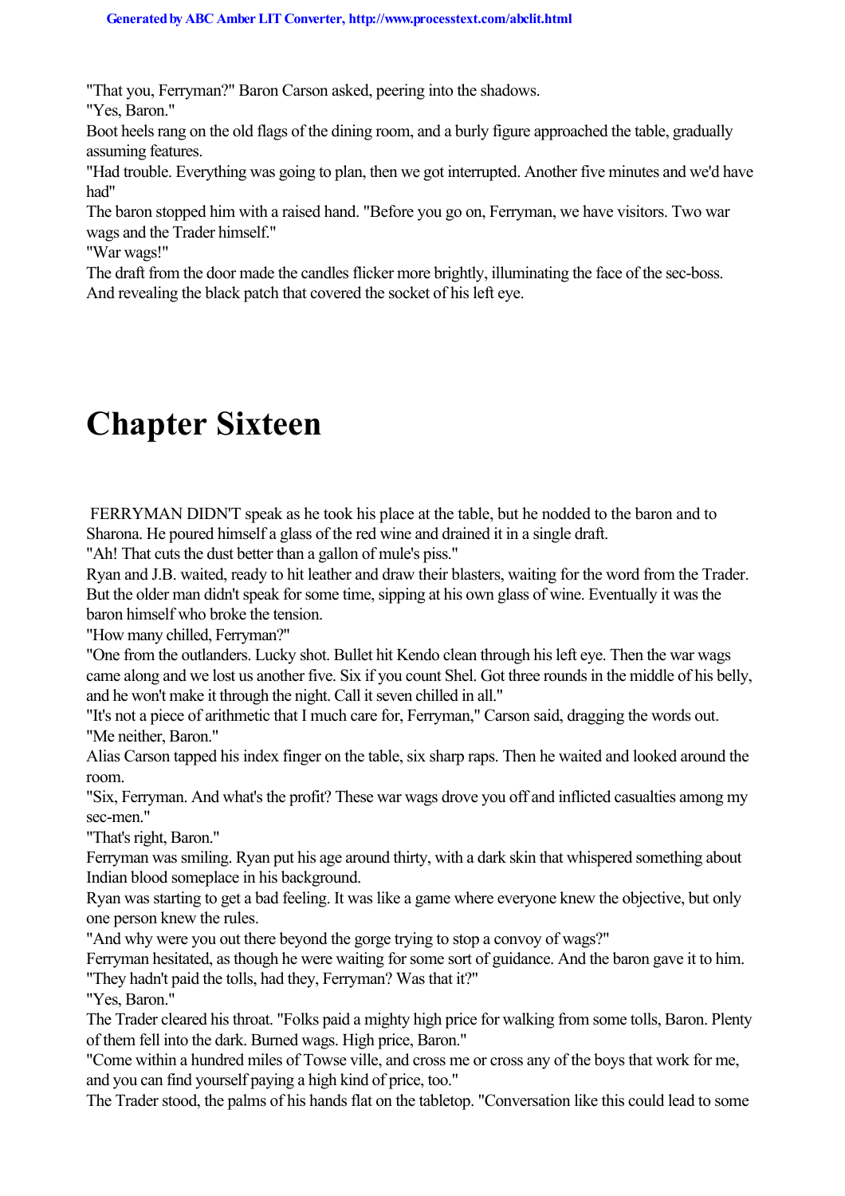"That you, Ferryman?" Baron Carson asked, peering into the shadows.

"Yes, Baron."

Boot heels rang on the old flags of the dining room, and a burly figure approached the table, gradually assuming features.

"Had trouble. Everything was going to plan, then we got interrupted. Another five minutes and we'd have had"

The baron stopped him with a raised hand. "Before you go on, Ferryman, we have visitors. Two war wags and the Trader himself."

"War wags!"

The draft from the door made the candles flicker more brightly, illuminating the face of the sec-boss. And revealing the black patch that covered the socket of his left eye.

# Chapter Sixteen

FERRYMAN DIDN'T speak as he took his place at the table, but he nodded to the baron and to Sharona. He poured himself a glass of the red wine and drained it in a single draft.

"Ah! That cuts the dust better than a gallon of mule's piss."

Ryan and J.B. waited, ready to hit leather and draw their blasters, waiting for the word from the Trader. But the older man didn't speak for some time, sipping at his own glass of wine. Eventually it was the baron himself who broke the tension.

"How many chilled, Ferryman?"

"One from the outlanders. Lucky shot. Bullet hit Kendo clean through his left eye. Then the war wags came along and we lost us another five. Six if you count Shel. Got three rounds in the middle of his belly, and he won't make it through the night. Call it seven chilled in all."

"It's not a piece of arithmetic that I much care for, Ferryman," Carson said, dragging the words out.

"Me neither, Baron."

Alias Carson tapped his index finger on the table, six sharp raps. Then he waited and looked around the room.

"Six, Ferryman. And what's the profit? These war wags drove you off and inflicted casualties among my sec-men."

"That's right, Baron."

Ferryman was smiling. Ryan put his age around thirty, with a dark skin that whispered something about Indian blood someplace in his background.

Ryan was starting to get a bad feeling. It was like a game where everyone knew the objective, but only one person knew the rules.

"And why were you out there beyond the gorge trying to stop a convoy of wags?"

Ferryman hesitated, as though he were waiting for some sort of guidance. And the baron gave it to him.

"They hadn't paid the tolls, had they, Ferryman? Was that it?"

"Yes, Baron."

The Trader cleared his throat. "Folks paid a mighty high price for walking from some tolls, Baron. Plenty of them fell into the dark. Burned wags. High price, Baron."

"Come within a hundred miles of Towse ville, and cross me or cross any of the boys that work for me, and you can find yourself paying a high kind of price, too."

The Trader stood, the palms of his hands flat on the tabletop. "Conversation like this could lead to some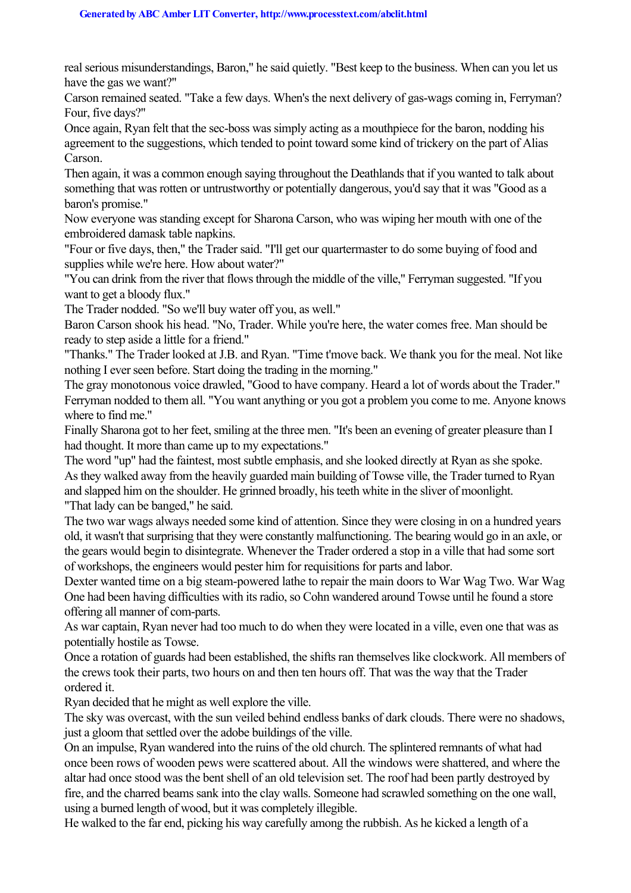real serious misunderstandings, Baron," he said quietly. "Best keep to the business. When can you let us have the gas we want?"

Carson remained seated. "Take a few days. When's the next delivery of gas-wags coming in, Ferryman? Four, five days?"

Once again, Ryan felt that the sec-boss was simply acting as a mouthpiece for the baron, nodding his agreement to the suggestions, which tended to point toward some kind of trickery on the part of Alias Carson.

Then again, it was a common enough saying throughout the Deathlands that if you wanted to talk about something that was rotten or untrustworthy or potentially dangerous, you'd say that it was "Good as a baron's promise."

Now everyone was standing except for Sharona Carson, who was wiping her mouth with one of the embroidered damask table napkins.

"Four or five days, then," the Trader said. "I'll get our quartermaster to do some buying of food and supplies while we're here. How about water?"

"You can drink from the river that flows through the middle of the ville," Ferryman suggested. "If you want to get a bloody flux."

The Trader nodded. "So we'll buy water off you, as well."

Baron Carson shook his head. "No, Trader. While you're here, the water comes free. Man should be ready to step aside a little for a friend."

"Thanks." The Trader looked at J.B. and Ryan. "Time t'move back. We thank you for the meal. Not like nothing I ever seen before. Start doing the trading in the morning."

The gray monotonous voice drawled, "Good to have company. Heard a lot of words about the Trader."

Ferryman nodded to them all. "You want anything or you got a problem you come to me. Anyone knows where to find me."

Finally Sharona got to her feet, smiling at the three men. "It's been an evening of greater pleasure than I had thought. It more than came up to my expectations."

The word "up" had the faintest, most subtle emphasis, and she looked directly at Ryan as she spoke.

As they walked away from the heavily guarded main building of Towse ville, the Trader turned to Ryan and slapped him on the shoulder. He grinned broadly, his teeth white in the sliver of moonlight.

"That lady can be banged," he said.

The two war wags always needed some kind of attention. Since they were closing in on a hundred years old, it wasn't that surprising that they were constantly malfunctioning. The bearing would go in an axle, or the gears would begin to disintegrate. Whenever the Trader ordered a stop in a ville that had some sort of workshops, the engineers would pester him for requisitions for parts and labor.

Dexter wanted time on a big steam-powered lathe to repair the main doors to War Wag Two. War Wag One had been having difficulties with its radio, so Cohn wandered around Towse until he found a store offering all manner of com-parts.

As war captain, Ryan never had too much to do when they were located in a ville, even one that was as potentially hostile as Towse.

Once a rotation of guards had been established, the shifts ran themselves like clockwork. All members of the crews took their parts, two hours on and then ten hours off. That was the way that the Trader ordered it.

Ryan decided that he might as well explore the ville.

The sky was overcast, with the sun veiled behind endless banks of dark clouds. There were no shadows, just a gloom that settled over the adobe buildings of the ville.

On an impulse, Ryan wandered into the ruins of the old church. The splintered remnants of what had once been rows of wooden pews were scattered about. All the windows were shattered, and where the altar had once stood was the bent shell of an old television set. The roof had been partly destroyed by fire, and the charred beams sank into the clay walls. Someone had scrawled something on the one wall, using a burned length of wood, but it was completely illegible.

He walked to the far end, picking his way carefully among the rubbish. As he kicked a length of a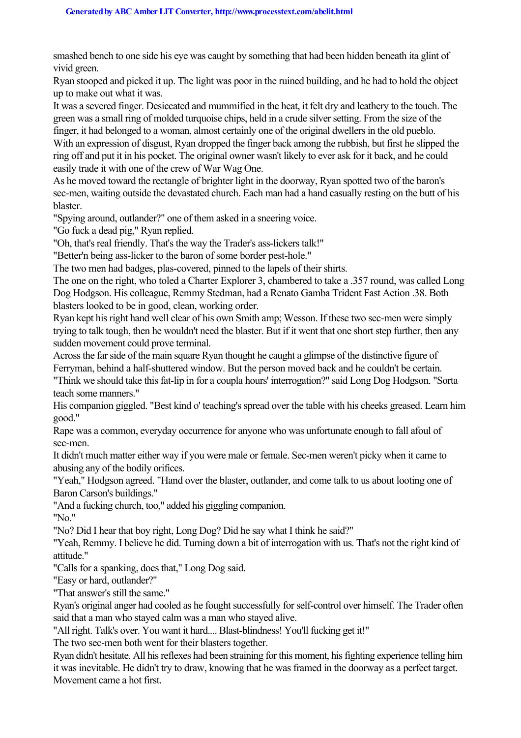smashed bench to one side his eye was caught by something that had been hidden beneath ita glint of vivid green.

Ryan stooped and picked it up. The light was poor in the ruined building, and he had to hold the object up to make out what it was.

It was a severed finger. Desiccated and mummified in the heat, it felt dry and leathery to the touch. The green was a small ring of molded turquoise chips, held in a crude silver setting. From the size of the finger, it had belonged to a woman, almost certainly one of the original dwellers in the old pueblo.

With an expression of disgust, Ryan dropped the finger back among the rubbish, but first he slipped the ring off and put it in his pocket. The original owner wasn't likely to ever ask for it back, and he could easily trade it with one of the crew of War Wag One.

As he moved toward the rectangle of brighter light in the doorway, Ryan spotted two of the baron's sec-men, waiting outside the devastated church. Each man had a hand casually resting on the butt of his blaster.

"Spying around, outlander?" one of them asked in a sneering voice.

"Go fuck a dead pig," Ryan replied.

"Oh, that's real friendly. That's the way the Trader's ass-lickers talk!"

"Better'n being ass-licker to the baron of some border pest-hole."

The two men had badges, plas-covered, pinned to the lapels of their shirts.

The one on the right, who toled a Charter Explorer 3, chambered to take a .357 round, was called Long Dog Hodgson. His colleague, Remmy Stedman, had a Renato Gamba Trident Fast Action .38. Both blasters looked to be in good, clean, working order.

Ryan kept his right hand well clear of his own Smith amp; Wesson. If these two sec-men were simply trying to talk tough, then he wouldn't need the blaster. But if it went that one short step further, then any sudden movement could prove terminal.

Across the far side of the main square Ryan thought he caught a glimpse of the distinctive figure of Ferryman, behind a half-shuttered window. But the person moved back and he couldn't be certain.

"Think we should take this fat-lip in for a coupla hours' interrogation?" said Long Dog Hodgson. "Sorta teach some manners."

His companion giggled. "Best kind o' teaching's spread over the table with his cheeks greased. Learn him good."

Rape was a common, everyday occurrence for anyone who was unfortunate enough to fall afoul of sec-men.

It didn't much matter either way if you were male or female. Sec-men weren't picky when it came to abusing any of the bodily orifices.

"Yeah," Hodgson agreed. "Hand over the blaster, outlander, and come talk to us about looting one of Baron Carson's buildings."

"And a fucking church, too," added his giggling companion.

"No."

"No? Did I hear that boy right, Long Dog? Did he say what I think he said?"

"Yeah, Remmy. I believe he did. Turning down a bit of interrogation with us. That's not the right kind of attitude."

"Calls for a spanking, does that," Long Dog said.

"Easy or hard, outlander?"

"That answer's still the same."

Ryan's original anger had cooled as he fought successfully for self-control over himself. The Trader often said that a man who stayed calm was a man who stayed alive.

"All right. Talk's over. You want it hard.... Blast-blindness! You'll fucking get it!"

The two sec-men both went for their blasters together.

Ryan didn't hesitate. All his reflexes had been straining for this moment, his fighting experience telling him it was inevitable. He didn't try to draw, knowing that he was framed in the doorway as a perfect target. Movement came a hot first.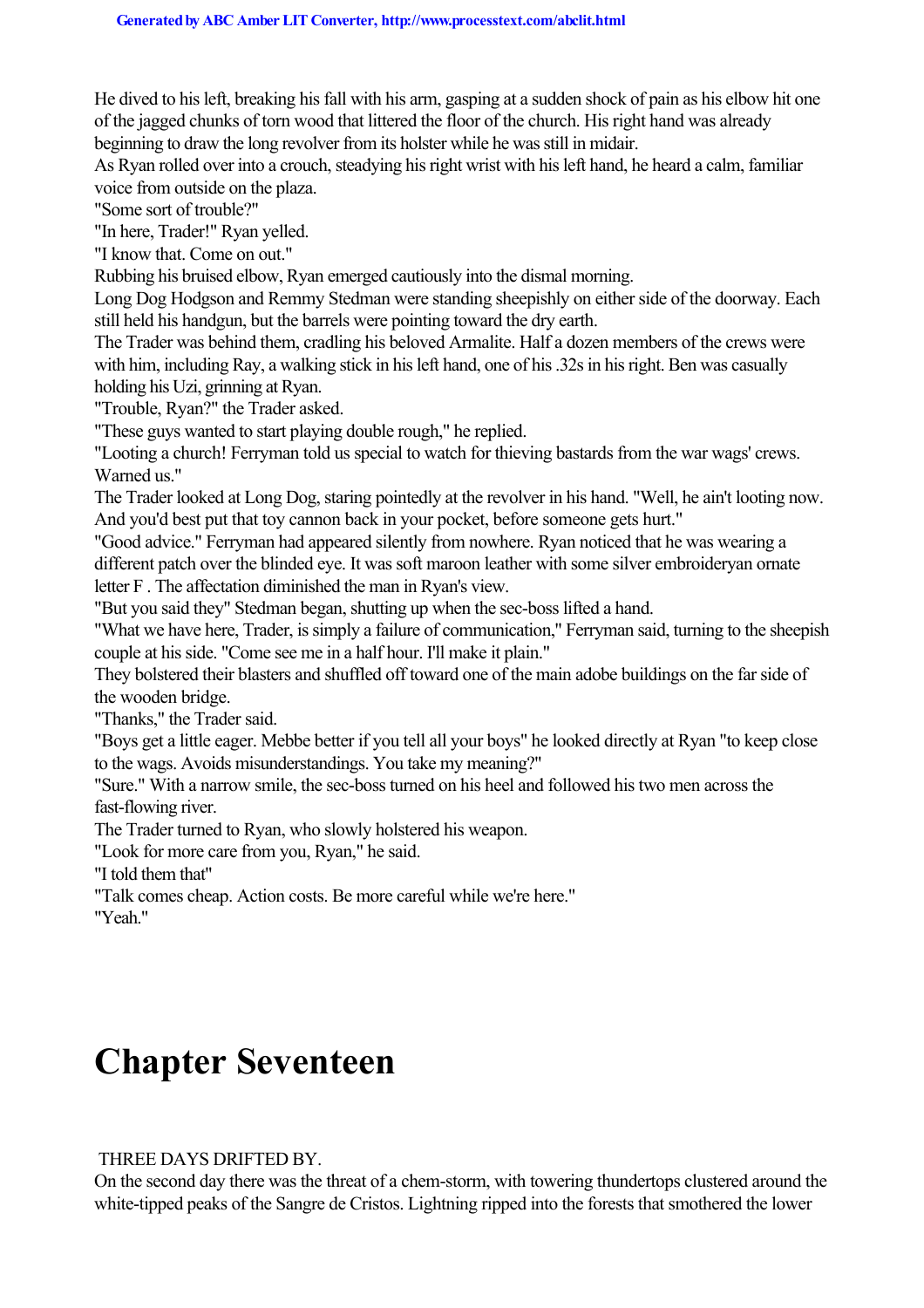He dived to his left, breaking his fall with his arm, gasping at a sudden shock of pain as his elbow hit one of the jagged chunks of torn wood that littered the floor of the church. His right hand was already beginning to draw the long revolver from its holster while he was still in midair.

As Ryan rolled over into a crouch, steadying his right wrist with his left hand, he heard a calm, familiar voice from outside on the plaza.

"Some sort of trouble?"

"In here, Trader!" Ryan yelled.

"I know that. Come on out."

Rubbing his bruised elbow, Ryan emerged cautiously into the dismal morning.

Long Dog Hodgson and Remmy Stedman were standing sheepishly on either side of the doorway. Each still held his handgun, but the barrels were pointing toward the dry earth.

The Trader was behind them, cradling his beloved Armalite. Half a dozen members of the crews were with him, including Ray, a walking stick in his left hand, one of his .32s in his right. Ben was casually holding his Uzi, grinning at Ryan.

"Trouble, Ryan?" the Trader asked.

"These guys wanted to start playing double rough," he replied.

"Looting a church! Ferryman told us special to watch for thieving bastards from the war wags' crews. Warned us."

The Trader looked at Long Dog, staring pointedly at the revolver in his hand. "Well, he ain't looting now. And you'd best put that toy cannon back in your pocket, before someone gets hurt."

"Good advice." Ferryman had appeared silently from nowhere. Ryan noticed that he was wearing a different patch over the blinded eye. It was soft maroon leather with some silver embroideryan ornate letter F . The affectation diminished the man in Ryan's view.

"But you said they" Stedman began, shutting up when the sec-boss lifted a hand.

"What we have here, Trader, is simply a failure of communication," Ferryman said, turning to the sheepish couple at his side. "Come see me in a half hour. I'll make it plain."

They bolstered their blasters and shuffled off toward one of the main adobe buildings on the far side of the wooden bridge.

"Thanks," the Trader said.

"Boys get a little eager. Mebbe better if you tell all your boys" he looked directly at Ryan "to keep close to the wags. Avoids misunderstandings. You take my meaning?"

"Sure." With a narrow smile, the sec-boss turned on his heel and followed his two men across the fast-flowing river.

The Trader turned to Ryan, who slowly holstered his weapon.

"Look for more care from you, Ryan," he said.

"I told them that"

"Talk comes cheap. Action costs. Be more careful while we're here."

"Yeah."

# Chapter Seventeen

THREE DAYS DRIFTED BY.

On the second day there was the threat of a chem-storm, with towering thundertops clustered around the white-tipped peaks of the Sangre de Cristos. Lightning ripped into the forests that smothered the lower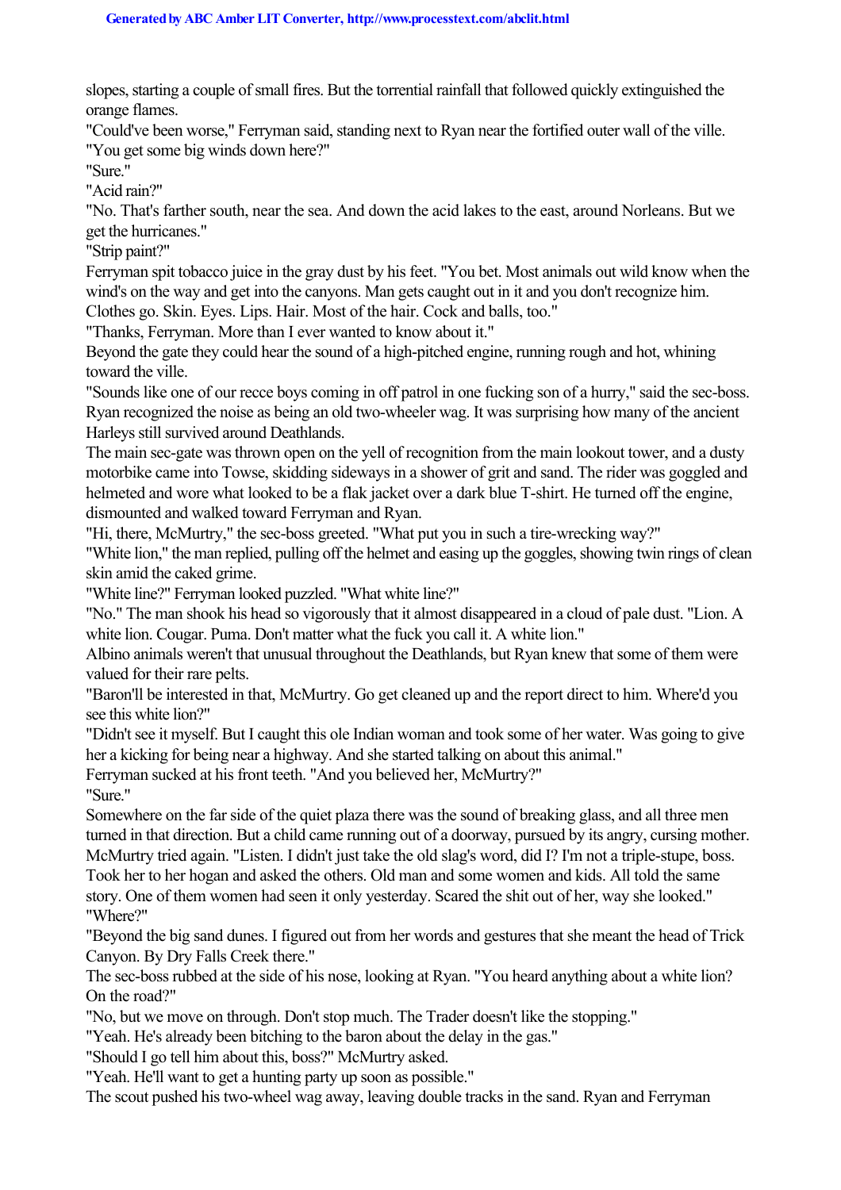slopes, starting a couple of small fires. But the torrential rainfall that followed quickly extinguished the orange flames.

"Could've been worse," Ferryman said, standing next to Ryan near the fortified outer wall of the ville. "You get some big winds down here?"

"Sure."

"Acid rain?"

"No. That's farther south, near the sea. And down the acid lakes to the east, around Norleans. But we get the hurricanes."

"Strip paint?"

Ferryman spit tobacco juice in the gray dust by his feet. "You bet. Most animals out wild know when the wind's on the way and get into the canyons. Man gets caught out in it and you don't recognize him. Clothes go. Skin. Eyes. Lips. Hair. Most of the hair. Cock and balls, too."

"Thanks, Ferryman. More than I ever wanted to know about it."

Beyond the gate they could hear the sound of a high-pitched engine, running rough and hot, whining toward the ville.

"Sounds like one of our recce boys coming in off patrol in one fucking son of a hurry," said the sec-boss. Ryan recognized the noise as being an old two-wheeler wag. It was surprising how many of the ancient Harleys still survived around Deathlands.

The main sec-gate was thrown open on the yell of recognition from the main lookout tower, and a dusty motorbike came into Towse, skidding sideways in a shower of grit and sand. The rider was goggled and helmeted and wore what looked to be a flak jacket over a dark blue T-shirt. He turned off the engine, dismounted and walked toward Ferryman and Ryan.

"Hi, there, McMurtry," the sec-boss greeted. "What put you in such a tire-wrecking way?"

"White lion," the man replied, pulling off the helmet and easing up the goggles, showing twin rings of clean skin amid the caked grime.

"White line?" Ferryman looked puzzled. "What white line?"

"No." The man shook his head so vigorously that it almost disappeared in a cloud of pale dust. "Lion. A white lion. Cougar. Puma. Don't matter what the fuck you call it. A white lion."

Albino animals weren't that unusual throughout the Deathlands, but Ryan knew that some of them were valued for their rare pelts.

"Baron'll be interested in that, McMurtry. Go get cleaned up and the report direct to him. Where'd you see this white lion?"

"Didn't see it myself. But I caught this ole Indian woman and took some of her water. Was going to give her a kicking for being near a highway. And she started talking on about this animal."

Ferryman sucked at his front teeth. "And you believed her, McMurtry?"

"Sure."

Somewhere on the far side of the quiet plaza there was the sound of breaking glass, and all three men turned in that direction. But a child came running out of a doorway, pursued by its angry, cursing mother.

McMurtry tried again. "Listen. I didn't just take the old slag's word, did I? I'm not a triple-stupe, boss. Took her to her hogan and asked the others. Old man and some women and kids. All told the same story. One of them women had seen it only yesterday. Scared the shit out of her, way she looked."

"Where?"

"Beyond the big sand dunes. I figured out from her words and gestures that she meant the head of Trick Canyon. By Dry Falls Creek there."

The sec-boss rubbed at the side of his nose, looking at Ryan. "You heard anything about a white lion? On the road?"

"No, but we move on through. Don't stop much. The Trader doesn't like the stopping."

"Yeah. He's already been bitching to the baron about the delay in the gas."

"Should I go tell him about this, boss?" McMurtry asked.

"Yeah. He'll want to get a hunting party up soon as possible."

The scout pushed his two-wheel wag away, leaving double tracks in the sand. Ryan and Ferryman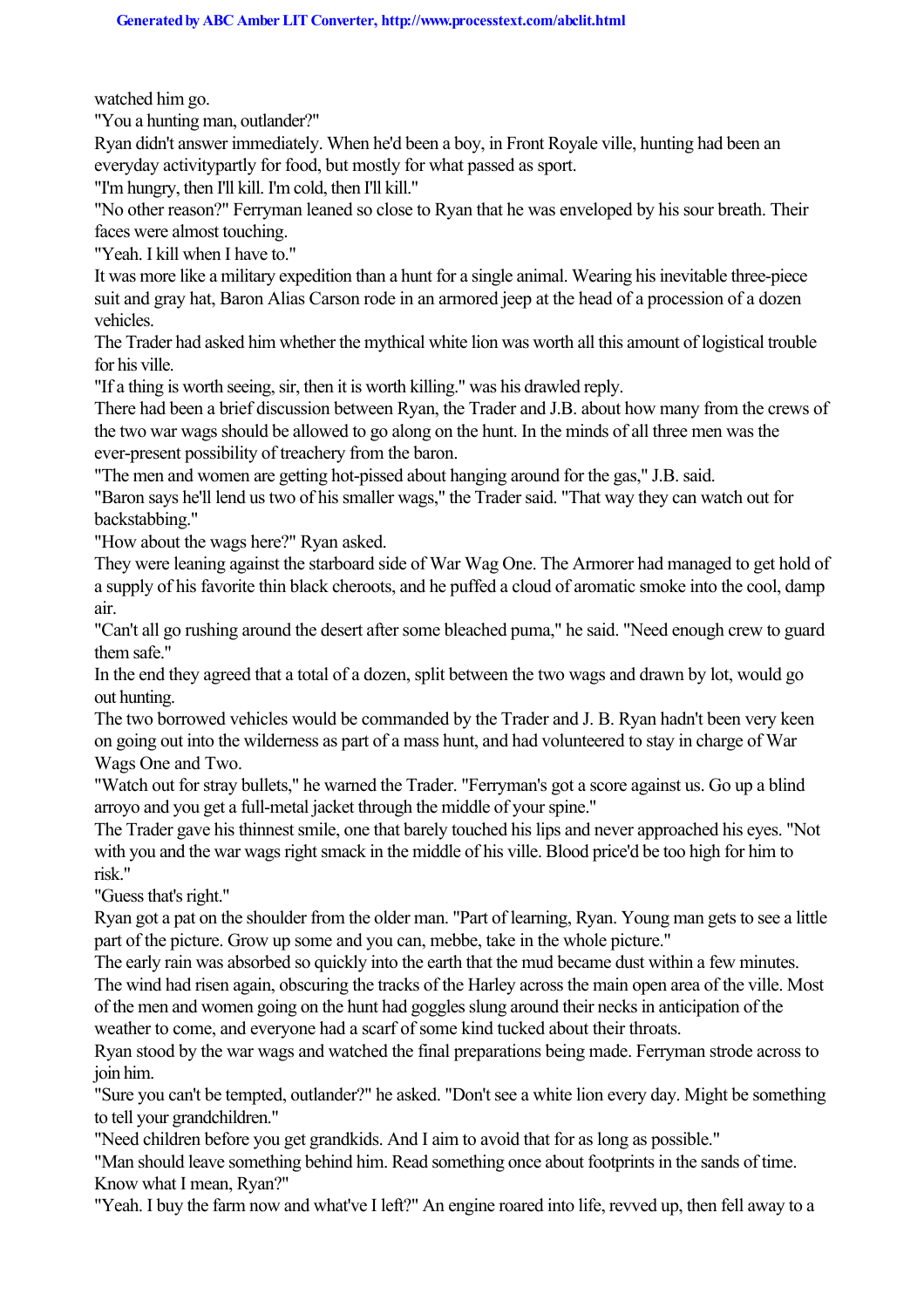watched him go.

"You a hunting man, outlander?"

Ryan didn't answer immediately. When he'd been a boy, in Front Royale ville, hunting had been an everyday activitypartly for food, but mostly for what passed as sport.

"I'm hungry, then I'll kill. I'm cold, then I'll kill."

"No other reason?" Ferryman leaned so close to Ryan that he was enveloped by his sour breath. Their faces were almost touching.

"Yeah. I kill when I have to."

It was more like a military expedition than a hunt for a single animal. Wearing his inevitable three-piece suit and gray hat, Baron Alias Carson rode in an armored jeep at the head of a procession of a dozen vehicles.

The Trader had asked him whether the mythical white lion was worth all this amount of logistical trouble for his ville.

"If a thing is worth seeing, sir, then it is worth killing." was his drawled reply.

There had been a brief discussion between Ryan, the Trader and J.B. about how many from the crews of the two war wags should be allowed to go along on the hunt. In the minds of all three men was the ever-present possibility of treachery from the baron.

"The men and women are getting hot-pissed about hanging around for the gas," J.B. said.

"Baron says he'll lend us two of his smaller wags," the Trader said. "That way they can watch out for backstabbing."

"How about the wags here?" Ryan asked.

They were leaning against the starboard side of War Wag One. The Armorer had managed to get hold of a supply of his favorite thin black cheroots, and he puffed a cloud of aromatic smoke into the cool, damp air.

"Can't all go rushing around the desert after some bleached puma," he said. "Need enough crew to guard them safe."

In the end they agreed that a total of a dozen, split between the two wags and drawn by lot, would go out hunting.

The two borrowed vehicles would be commanded by the Trader and J. B. Ryan hadn't been very keen on going out into the wilderness as part of a mass hunt, and had volunteered to stay in charge of War Wags One and Two.

"Watch out for stray bullets," he warned the Trader. "Ferryman's got a score against us. Go up a blind arroyo and you get a full-metal jacket through the middle of your spine."

The Trader gave his thinnest smile, one that barely touched his lips and never approached his eyes. "Not with you and the war wags right smack in the middle of his ville. Blood price'd be too high for him to risk."

"Guess that's right."

Ryan got a pat on the shoulder from the older man. "Part of learning, Ryan. Young man gets to see a little part of the picture. Grow up some and you can, mebbe, take in the whole picture."

The early rain was absorbed so quickly into the earth that the mud became dust within a few minutes. The wind had risen again, obscuring the tracks of the Harley across the main open area of the ville. Most of the men and women going on the hunt had goggles slung around their necks in anticipation of the weather to come, and everyone had a scarf of some kind tucked about their throats.

Ryan stood by the war wags and watched the final preparations being made. Ferryman strode across to join him.

"Sure you can't be tempted, outlander?" he asked. "Don't see a white lion every day. Might be something to tell your grandchildren."

"Need children before you get grandkids. And I aim to avoid that for as long as possible."

"Man should leave something behind him. Read something once about footprints in the sands of time. Know what I mean, Ryan?"

"Yeah. I buy the farm now and what've I left?" An engine roared into life, revved up, then fell away to a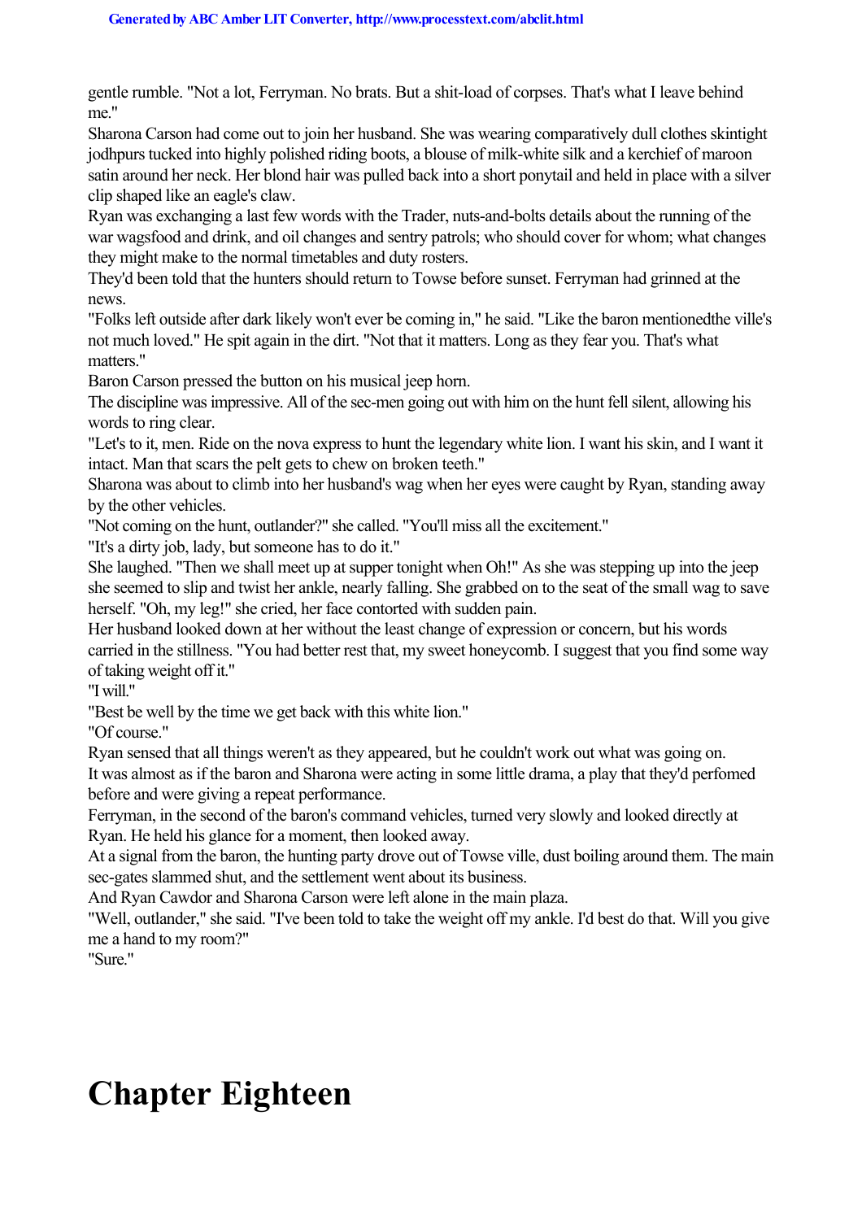gentle rumble. "Not a lot, Ferryman. No brats. But a shit-load of corpses. That's what I leave behind me."

Sharona Carson had come out to join her husband. She was wearing comparatively dull clothes skintight jodhpurs tucked into highly polished riding boots, a blouse of milk-white silk and a kerchief of maroon satin around her neck. Her blond hair was pulled back into a short ponytail and held in place with a silver clip shaped like an eagle's claw.

Ryan was exchanging a last few words with the Trader, nuts-and-bolts details about the running of the war wagsfood and drink, and oil changes and sentry patrols; who should cover for whom; what changes they might make to the normal timetables and duty rosters.

They'd been told that the hunters should return to Towse before sunset. Ferryman had grinned at the news.

"Folks left outside after dark likely won't ever be coming in," he said. "Like the baron mentionedthe ville's not much loved." He spit again in the dirt. "Not that it matters. Long as they fear you. That's what matters."

Baron Carson pressed the button on his musical jeep horn.

The discipline was impressive. All of the sec-men going out with him on the hunt fell silent, allowing his words to ring clear.

"Let's to it, men. Ride on the nova express to hunt the legendary white lion. I want his skin, and I want it intact. Man that scars the pelt gets to chew on broken teeth."

Sharona was about to climb into her husband's wag when her eyes were caught by Ryan, standing away by the other vehicles.

"Not coming on the hunt, outlander?" she called. "You'll miss all the excitement."

"It's a dirty job, lady, but someone has to do it."

She laughed. "Then we shall meet up at supper tonight when Oh!" As she was stepping up into the jeep she seemed to slip and twist her ankle, nearly falling. She grabbed on to the seat of the small wag to save herself. "Oh, my leg!" she cried, her face contorted with sudden pain.

Her husband looked down at her without the least change of expression or concern, but his words carried in the stillness. "You had better rest that, my sweet honeycomb. I suggest that you find some way of taking weight off it."

"I will."

"Best be well by the time we get back with this white lion."

"Of course."

Ryan sensed that all things weren't as they appeared, but he couldn't work out what was going on.

It was almost as if the baron and Sharona were acting in some little drama, a play that they'd perfomed before and were giving a repeat performance.

Ferryman, in the second of the baron's command vehicles, turned very slowly and looked directly at Ryan. He held his glance for a moment, then looked away.

At a signal from the baron, the hunting party drove out of Towse ville, dust boiling around them. The main sec-gates slammed shut, and the settlement went about its business.

And Ryan Cawdor and Sharona Carson were left alone in the main plaza.

"Well, outlander," she said. "I've been told to take the weight off my ankle. I'd best do that. Will you give me a hand to my room?"

"Sure."

# Chapter Eighteen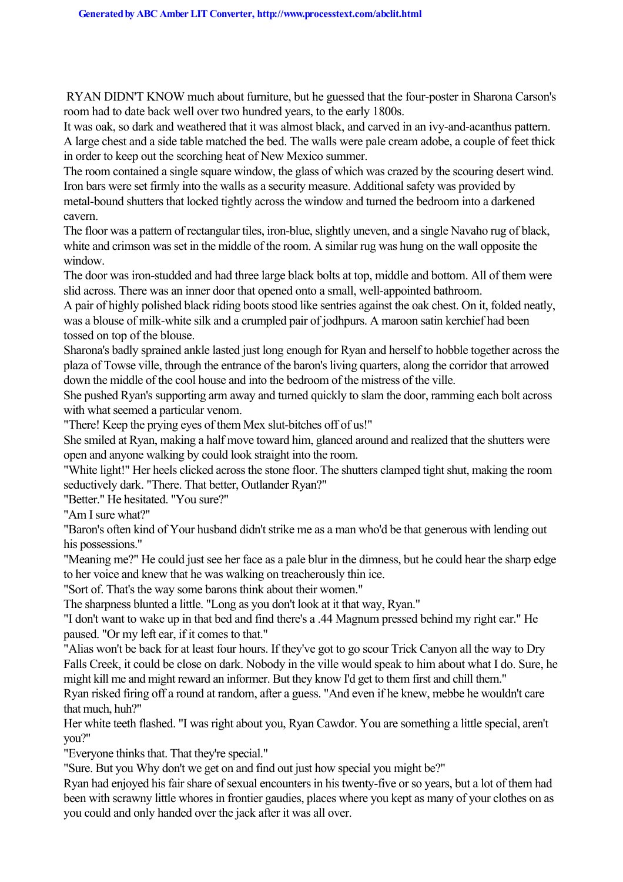RYAN DIDN'T KNOW much about furniture, but he guessed that the four-poster in Sharona Carson's room had to date back well over two hundred years, to the early 1800s.

It was oak, so dark and weathered that it was almost black, and carved in an ivy-and-acanthus pattern. A large chest and a side table matched the bed. The walls were pale cream adobe, a couple of feet thick in order to keep out the scorching heat of New Mexico summer.

The room contained a single square window, the glass of which was crazed by the scouring desert wind. Iron bars were set firmly into the walls as a security measure. Additional safety was provided by metal-bound shutters that locked tightly across the window and turned the bedroom into a darkened cavern.

The floor was a pattern of rectangular tiles, iron-blue, slightly uneven, and a single Navaho rug of black, white and crimson was set in the middle of the room. A similar rug was hung on the wall opposite the window.

The door was iron-studded and had three large black bolts at top, middle and bottom. All of them were slid across. There was an inner door that opened onto a small, well-appointed bathroom.

A pair of highly polished black riding boots stood like sentries against the oak chest. On it, folded neatly, was a blouse of milk-white silk and a crumpled pair of jodhpurs. A maroon satin kerchief had been tossed on top of the blouse.

Sharona's badly sprained ankle lasted just long enough for Ryan and herself to hobble together across the plaza of Towse ville, through the entrance of the baron's living quarters, along the corridor that arrowed down the middle of the cool house and into the bedroom of the mistress of the ville.

She pushed Ryan's supporting arm away and turned quickly to slam the door, ramming each bolt across with what seemed a particular venom.

"There! Keep the prying eyes of them Mex slut-bitches off of us!"

She smiled at Ryan, making a half move toward him, glanced around and realized that the shutters were open and anyone walking by could look straight into the room.

"White light!" Her heels clicked across the stone floor. The shutters clamped tight shut, making the room seductively dark. "There. That better, Outlander Ryan?"

"Better." He hesitated. "You sure?"

"Am I sure what?"

"Baron's often kind of Your husband didn't strike me as a man who'd be that generous with lending out his possessions."

"Meaning me?" He could just see her face as a pale blur in the dimness, but he could hear the sharp edge to her voice and knew that he was walking on treacherously thin ice.

"Sort of. That's the way some barons think about their women."

The sharpness blunted a little. "Long as you don't look at it that way, Ryan."

"I don't want to wake up in that bed and find there's a .44 Magnum pressed behind my right ear." He paused. "Or my left ear, if it comes to that."

"Alias won't be back for at least four hours. If they've got to go scour Trick Canyon all the way to Dry Falls Creek, it could be close on dark. Nobody in the ville would speak to him about what I do. Sure, he might kill me and might reward an informer. But they know I'd get to them first and chill them."

Ryan risked firing off a round at random, after a guess. "And even if he knew, mebbe he wouldn't care that much, huh?"

Her white teeth flashed. "I was right about you, Ryan Cawdor. You are something a little special, aren't you?"

"Everyone thinks that. That they're special."

"Sure. But you Why don't we get on and find out just how special you might be?"

Ryan had enjoyed his fair share of sexual encounters in his twenty-five or so years, but a lot of them had been with scrawny little whores in frontier gaudies, places where you kept as many of your clothes on as you could and only handed over the jack after it was all over.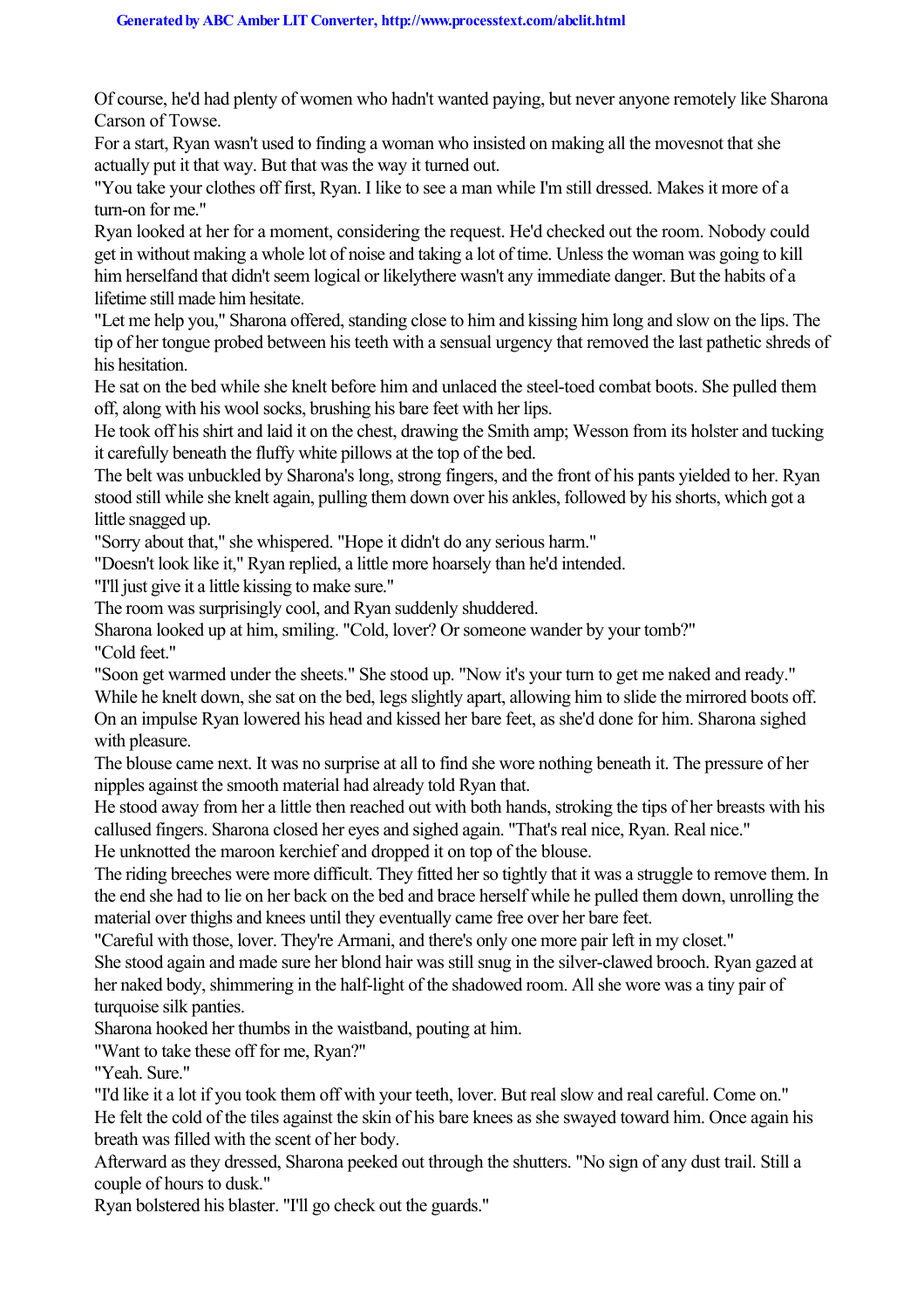Of course, he'd had plenty of women who hadn't wanted paying, but never anyone remotely like Sharona Carson of Towse.

For a start, Ryan wasn't used to finding a woman who insisted on making all the movesnot that she actually put it that way. But that was the way it turned out.

"You take your clothes off first, Ryan. I like to see a man while I'm still dressed. Makes it more of a turn-on for me."

Ryan looked at her for a moment, considering the request. He'd checked out the room. Nobody could get in without making a whole lot of noise and taking a lot of time. Unless the woman was going to kill him herselfand that didn't seem logical or likelythere wasn't any immediate danger. But the habits of a lifetime still made him hesitate.

"Let me help you," Sharona offered, standing close to him and kissing him long and slow on the lips. The tip of her tongue probed between his teeth with a sensual urgency that removed the last pathetic shreds of his hesitation.

He sat on the bed while she knelt before him and unlaced the steel-toed combat boots. She pulled them off, along with his wool socks, brushing his bare feet with her lips.

He took off his shirt and laid it on the chest, drawing the Smith amp; Wesson from its holster and tucking it carefully beneath the fluffy white pillows at the top of the bed.

The belt was unbuckled by Sharona's long, strong fingers, and the front of his pants yielded to her. Ryan stood still while she knelt again, pulling them down over his ankles, followed by his shorts, which got a little snagged up.

"Sorry about that," she whispered. "Hope it didn't do any serious harm."

"Doesn't look like it," Ryan replied, a little more hoarsely than he'd intended.

"I'll just give it a little kissing to make sure."

The room was surprisingly cool, and Ryan suddenly shuddered.

Sharona looked up at him, smiling. "Cold, lover? Or someone wander by your tomb?"

"Cold feet."

"Soon get warmed under the sheets." She stood up. "Now it's your turn to get me naked and ready."

While he knelt down, she sat on the bed, legs slightly apart, allowing him to slide the mirrored boots off. On an impulse Ryan lowered his head and kissed her bare feet, as she'd done for him. Sharona sighed with pleasure.

The blouse came next. It was no surprise at all to find she wore nothing beneath it. The pressure of her nipples against the smooth material had already told Ryan that.

He stood away from her a little then reached out with both hands, stroking the tips of her breasts with his callused fingers. Sharona closed her eyes and sighed again. "That's real nice, Ryan. Real nice."

He unknotted the maroon kerchief and dropped it on top of the blouse.

The riding breeches were more difficult. They fitted her so tightly that it was a struggle to remove them. In the end she had to lie on her back on the bed and brace herself while he pulled them down, unrolling the material over thighs and knees until they eventually came free over her bare feet.

"Careful with those, lover. They're Armani, and there's only one more pair left in my closet."

She stood again and made sure her blond hair was still snug in the silver-clawed brooch. Ryan gazed at her naked body, shimmering in the half-light of the shadowed room. All she wore was a tiny pair of turquoise silk panties.

Sharona hooked her thumbs in the waistband, pouting at him.

"Want to take these off for me, Ryan?"

"Yeah. Sure."

"I'd like it a lot if you took them off with your teeth, lover. But real slow and real careful. Come on."

He felt the cold of the tiles against the skin of his bare knees as she swayed toward him. Once again his breath was filled with the scent of her body.

Afterward as they dressed, Sharona peeked out through the shutters. "No sign of any dust trail. Still a couple of hours to dusk."

Ryan bolstered his blaster. "I'll go check out the guards."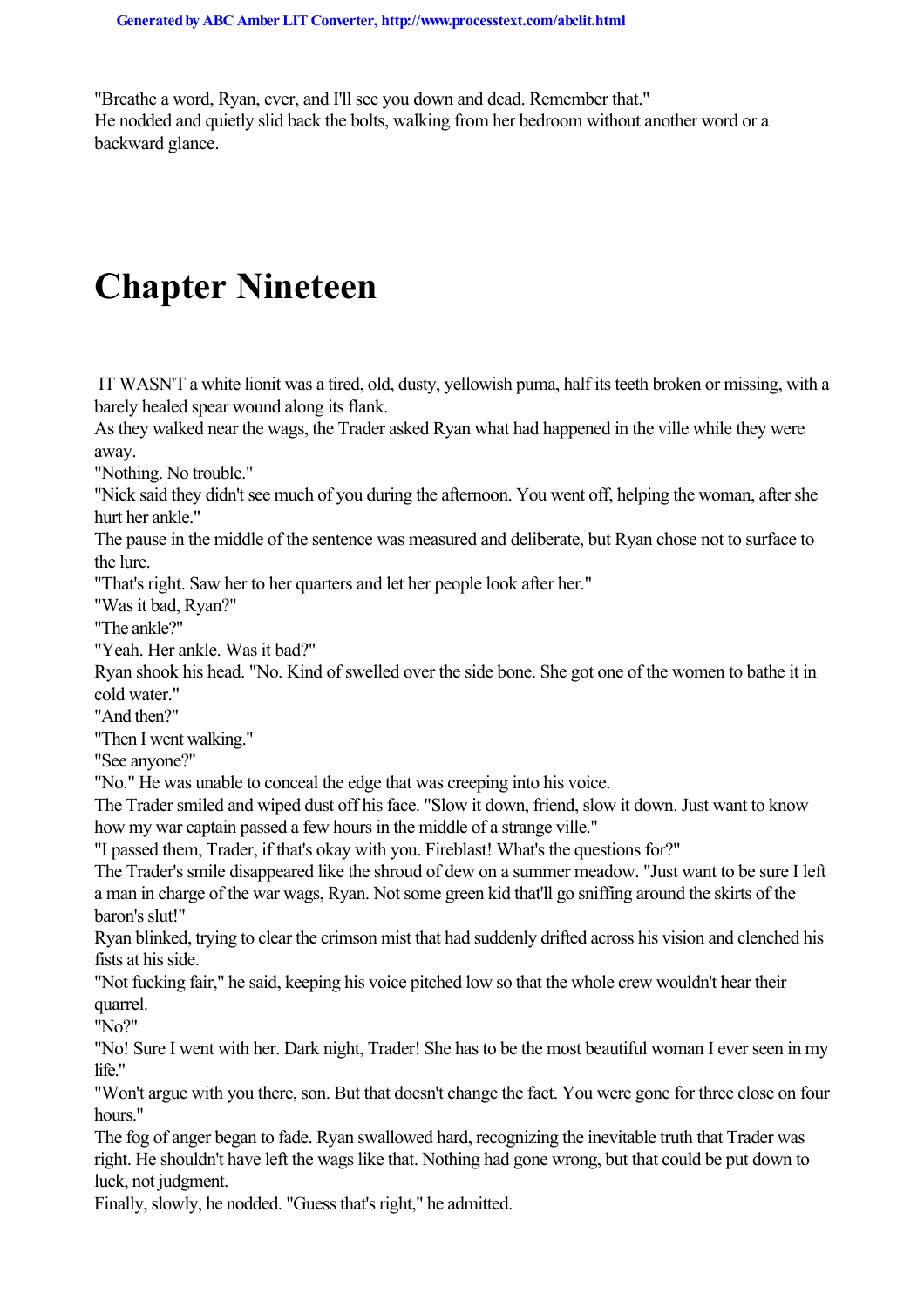"Breathe a word, Ryan, ever, and I'll see you down and dead. Remember that."
He nodded and quietly slid back the bolts, walking from her bedroom without another word or a backward glance.

# Chapter Nineteen

IT WASN'T a white lionit was a tired, old, dusty, yellowish puma, half its teeth broken or missing, with a barely healed spear wound along its flank.
As they walked near the wags, the Trader asked Ryan what had happened in the ville while they were away.
"Nothing. No trouble."
"Nick said they didn't see much of you during the afternoon. You went off, helping the woman, after she hurt her ankle."
The pause in the middle of the sentence was measured and deliberate, but Ryan chose not to surface to the lure.
"That's right. Saw her to her quarters and let her people look after her."
"Was it bad, Ryan?"
"The ankle?"
"Yeah. Her ankle. Was it bad?"
Ryan shook his head. "No. Kind of swelled over the side bone. She got one of the women to bathe it in cold water."
"And then?"
"Then I went walking."
"See anyone?"
"No." He was unable to conceal the edge that was creeping into his voice.
The Trader smiled and wiped dust off his face. "Slow it down, friend, slow it down. Just want to know how my war captain passed a few hours in the middle of a strange ville."
"I passed them, Trader, if that's okay with you. Fireblast! What's the questions for?"
The Trader's smile disappeared like the shroud of dew on a summer meadow. "Just want to be sure I left a man in charge of the war wags, Ryan. Not some green kid that'll go sniffing around the skirts of the baron's slut!"
Ryan blinked, trying to clear the crimson mist that had suddenly drifted across his vision and clenched his fists at his side.
"Not fucking fair," he said, keeping his voice pitched low so that the whole crew wouldn't hear their quarrel.
"No?"
"No! Sure I went with her. Dark night, Trader! She has to be the most beautiful woman I ever seen in my life."
"Won't argue with you there, son. But that doesn't change the fact. You were gone for three close on four hours."
The fog of anger began to fade. Ryan swallowed hard, recognizing the inevitable truth that Trader was right. He shouldn't have left the wags like that. Nothing had gone wrong, but that could be put down to luck, not judgment.
Finally, slowly, he nodded. "Guess that's right," he admitted.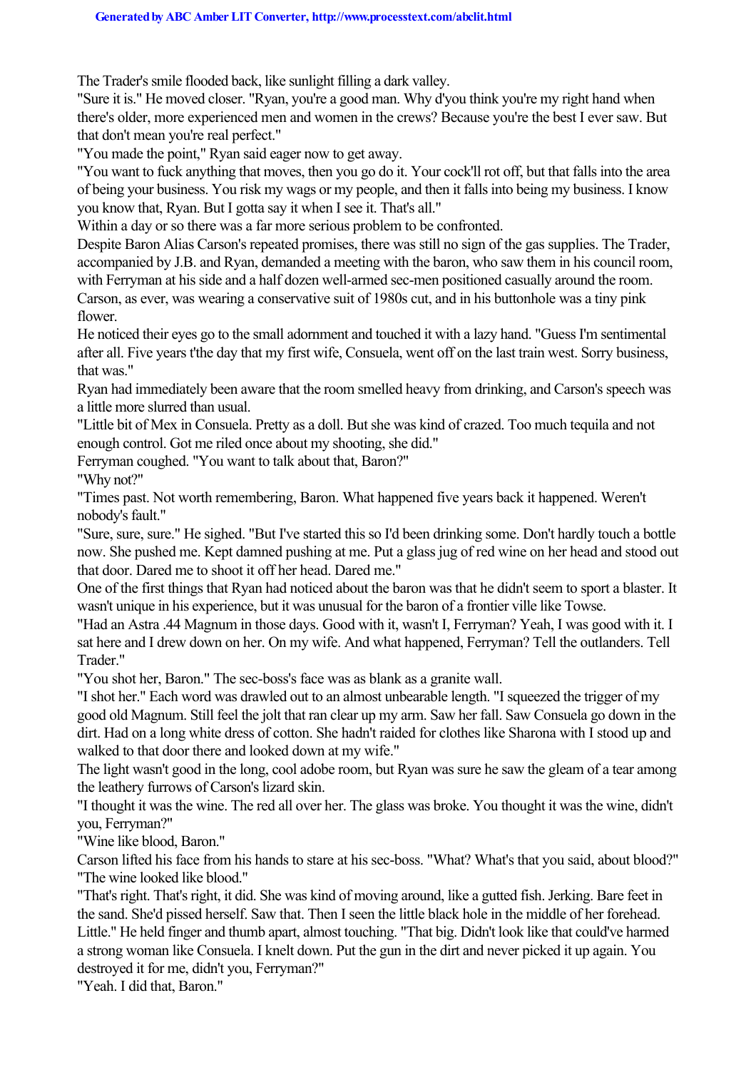The Trader's smile flooded back, like sunlight filling a dark valley.

"Sure it is." He moved closer. "Ryan, you're a good man. Why d'you think you're my right hand when there's older, more experienced men and women in the crews? Because you're the best I ever saw. But that don't mean you're real perfect."

"You made the point," Ryan said eager now to get away.

"You want to fuck anything that moves, then you go do it. Your cock'll rot off, but that falls into the area of being your business. You risk my wags or my people, and then it falls into being my business. I know you know that, Ryan. But I gotta say it when I see it. That's all."

Within a day or so there was a far more serious problem to be confronted.

Despite Baron Alias Carson's repeated promises, there was still no sign of the gas supplies. The Trader, accompanied by J.B. and Ryan, demanded a meeting with the baron, who saw them in his council room, with Ferryman at his side and a half dozen well-armed sec-men positioned casually around the room. Carson, as ever, was wearing a conservative suit of 1980s cut, and in his buttonhole was a tiny pink flower.

He noticed their eyes go to the small adornment and touched it with a lazy hand. "Guess I'm sentimental after all. Five years t'the day that my first wife, Consuela, went off on the last train west. Sorry business, that was."

Ryan had immediately been aware that the room smelled heavy from drinking, and Carson's speech was a little more slurred than usual.

"Little bit of Mex in Consuela. Pretty as a doll. But she was kind of crazed. Too much tequila and not enough control. Got me riled once about my shooting, she did."

Ferryman coughed. "You want to talk about that, Baron?"

"Why not?"

"Times past. Not worth remembering, Baron. What happened five years back it happened. Weren't nobody's fault."

"Sure, sure, sure." He sighed. "But I've started this so I'd been drinking some. Don't hardly touch a bottle now. She pushed me. Kept damned pushing at me. Put a glass jug of red wine on her head and stood out that door. Dared me to shoot it off her head. Dared me."

One of the first things that Ryan had noticed about the baron was that he didn't seem to sport a blaster. It wasn't unique in his experience, but it was unusual for the baron of a frontier ville like Towse.

"Had an Astra .44 Magnum in those days. Good with it, wasn't I, Ferryman? Yeah, I was good with it. I sat here and I drew down on her. On my wife. And what happened, Ferryman? Tell the outlanders. Tell Trader."

"You shot her, Baron." The sec-boss's face was as blank as a granite wall.

"I shot her." Each word was drawled out to an almost unbearable length. "I squeezed the trigger of my good old Magnum. Still feel the jolt that ran clear up my arm. Saw her fall. Saw Consuela go down in the dirt. Had on a long white dress of cotton. She hadn't raided for clothes like Sharona with I stood up and walked to that door there and looked down at my wife."

The light wasn't good in the long, cool adobe room, but Ryan was sure he saw the gleam of a tear among the leathery furrows of Carson's lizard skin.

"I thought it was the wine. The red all over her. The glass was broke. You thought it was the wine, didn't you, Ferryman?"

"Wine like blood, Baron."

Carson lifted his face from his hands to stare at his sec-boss. "What? What's that you said, about blood?"

"The wine looked like blood."

"That's right. That's right, it did. She was kind of moving around, like a gutted fish. Jerking. Bare feet in the sand. She'd pissed herself. Saw that. Then I seen the little black hole in the middle of her forehead. Little." He held finger and thumb apart, almost touching. "That big. Didn't look like that could've harmed a strong woman like Consuela. I knelt down. Put the gun in the dirt and never picked it up again. You destroyed it for me, didn't you, Ferryman?"

"Yeah. I did that, Baron."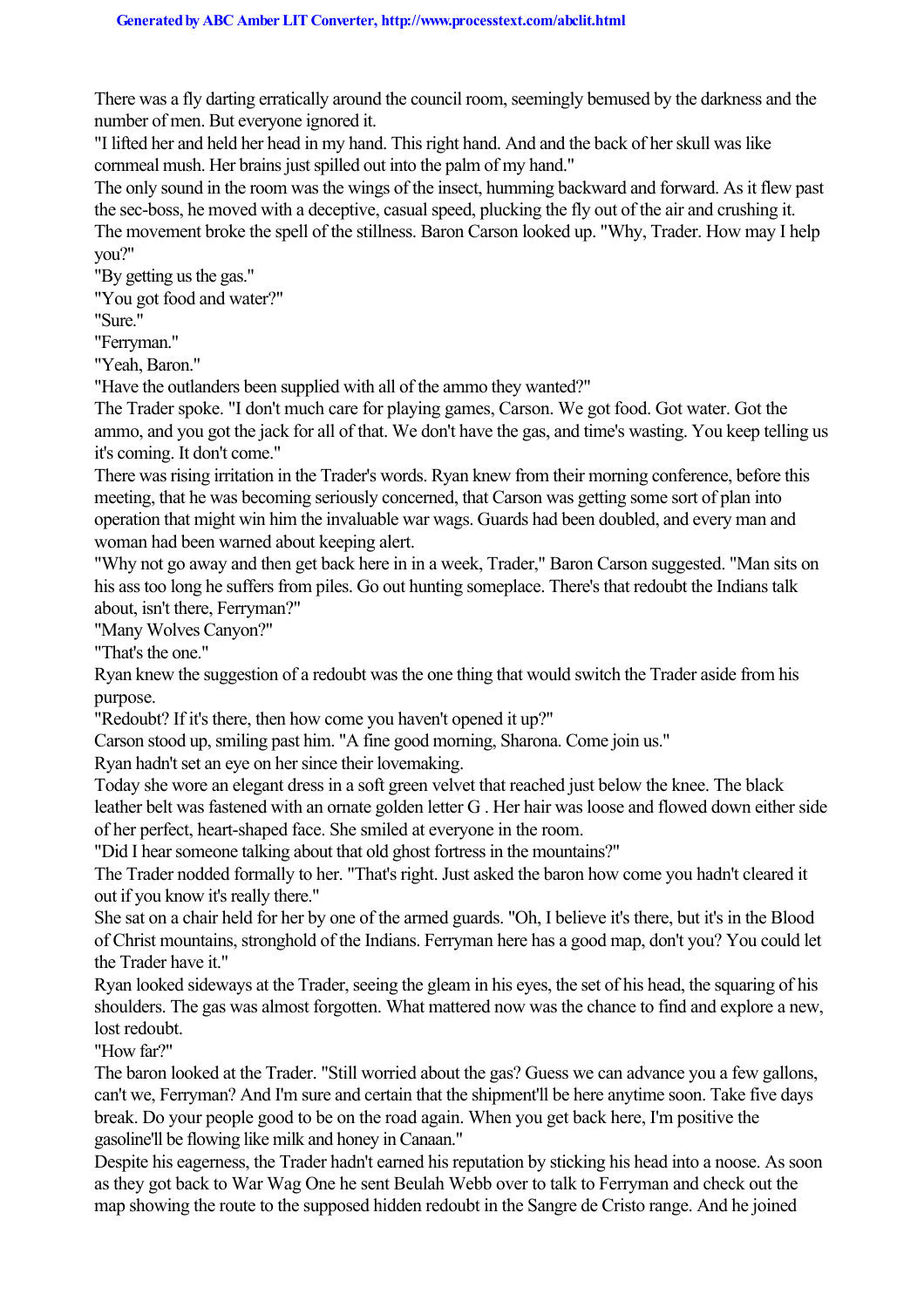There was a fly darting erratically around the council room, seemingly bemused by the darkness and the number of men. But everyone ignored it.

"I lifted her and held her head in my hand. This right hand. And and the back of her skull was like cornmeal mush. Her brains just spilled out into the palm of my hand."

The only sound in the room was the wings of the insect, humming backward and forward. As it flew past the sec-boss, he moved with a deceptive, casual speed, plucking the fly out of the air and crushing it.

The movement broke the spell of the stillness. Baron Carson looked up. "Why, Trader. How may I help you?"

"By getting us the gas."

"You got food and water?"

"Sure."

"Ferryman."

"Yeah, Baron."

"Have the outlanders been supplied with all of the ammo they wanted?"

The Trader spoke. "I don't much care for playing games, Carson. We got food. Got water. Got the ammo, and you got the jack for all of that. We don't have the gas, and time's wasting. You keep telling us it's coming. It don't come."

There was rising irritation in the Trader's words. Ryan knew from their morning conference, before this meeting, that he was becoming seriously concerned, that Carson was getting some sort of plan into operation that might win him the invaluable war wags. Guards had been doubled, and every man and woman had been warned about keeping alert.

"Why not go away and then get back here in in a week, Trader," Baron Carson suggested. "Man sits on his ass too long he suffers from piles. Go out hunting someplace. There's that redoubt the Indians talk about, isn't there, Ferryman?"

"Many Wolves Canyon?"

"That's the one."

Ryan knew the suggestion of a redoubt was the one thing that would switch the Trader aside from his purpose.

"Redoubt? If it's there, then how come you haven't opened it up?"

Carson stood up, smiling past him. "A fine good morning, Sharona. Come join us."

Ryan hadn't set an eye on her since their lovemaking.

Today she wore an elegant dress in a soft green velvet that reached just below the knee. The black leather belt was fastened with an ornate golden letter G . Her hair was loose and flowed down either side of her perfect, heart-shaped face. She smiled at everyone in the room.

"Did I hear someone talking about that old ghost fortress in the mountains?"

The Trader nodded formally to her. "That's right. Just asked the baron how come you hadn't cleared it out if you know it's really there."

She sat on a chair held for her by one of the armed guards. "Oh, I believe it's there, but it's in the Blood of Christ mountains, stronghold of the Indians. Ferryman here has a good map, don't you? You could let the Trader have it."

Ryan looked sideways at the Trader, seeing the gleam in his eyes, the set of his head, the squaring of his shoulders. The gas was almost forgotten. What mattered now was the chance to find and explore a new, lost redoubt.

"How far?"

The baron looked at the Trader. "Still worried about the gas? Guess we can advance you a few gallons, can't we, Ferryman? And I'm sure and certain that the shipment'll be here anytime soon. Take five days break. Do your people good to be on the road again. When you get back here, I'm positive the gasoline'll be flowing like milk and honey in Canaan."

Despite his eagerness, the Trader hadn't earned his reputation by sticking his head into a noose. As soon as they got back to War Wag One he sent Beulah Webb over to talk to Ferryman and check out the map showing the route to the supposed hidden redoubt in the Sangre de Cristo range. And he joined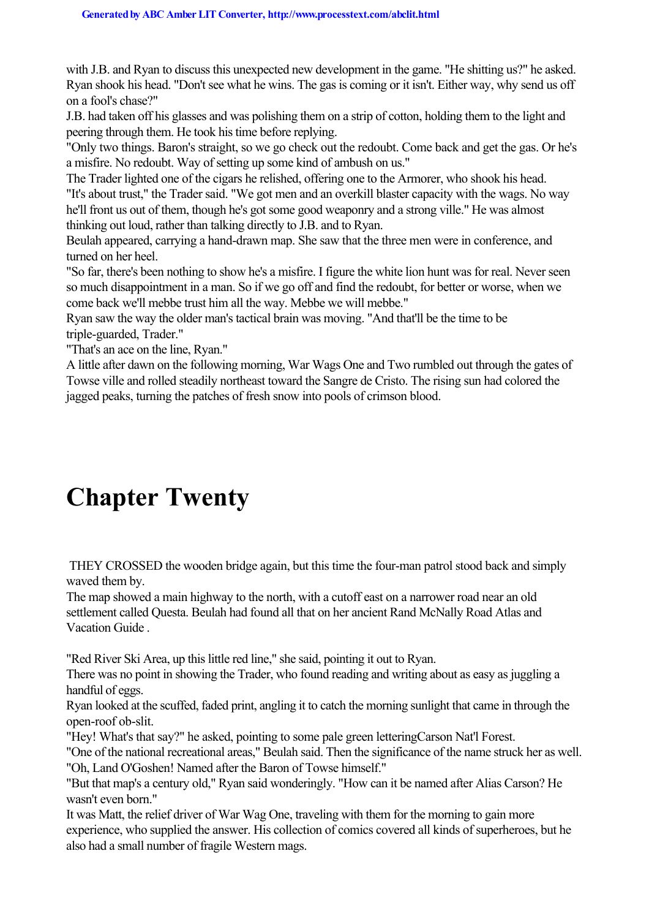with J.B. and Ryan to discuss this unexpected new development in the game. "He shitting us?" he asked.

Ryan shook his head. "Don't see what he wins. The gas is coming or it isn't. Either way, why send us off on a fool's chase?"

J.B. had taken off his glasses and was polishing them on a strip of cotton, holding them to the light and peering through them. He took his time before replying.

"Only two things. Baron's straight, so we go check out the redoubt. Come back and get the gas. Or he's a misfire. No redoubt. Way of setting up some kind of ambush on us."

The Trader lighted one of the cigars he relished, offering one to the Armorer, who shook his head.

"It's about trust," the Trader said. "We got men and an overkill blaster capacity with the wags. No way he'll front us out of them, though he's got some good weaponry and a strong ville." He was almost thinking out loud, rather than talking directly to J.B. and to Ryan.

Beulah appeared, carrying a hand-drawn map. She saw that the three men were in conference, and turned on her heel.

"So far, there's been nothing to show he's a misfire. I figure the white lion hunt was for real. Never seen so much disappointment in a man. So if we go off and find the redoubt, for better or worse, when we come back we'll mebbe trust him all the way. Mebbe we will mebbe."

Ryan saw the way the older man's tactical brain was moving. "And that'll be the time to be triple-guarded, Trader."

"That's an ace on the line, Ryan."

A little after dawn on the following morning, War Wags One and Two rumbled out through the gates of Towse ville and rolled steadily northeast toward the Sangre de Cristo. The rising sun had colored the jagged peaks, turning the patches of fresh snow into pools of crimson blood.

# Chapter Twenty

THEY CROSSED the wooden bridge again, but this time the four-man patrol stood back and simply waved them by.

The map showed a main highway to the north, with a cutoff east on a narrower road near an old settlement called Questa. Beulah had found all that on her ancient *Rand McNally Road Atlas and Vacation Guide* .

"Red River Ski Area, up this little red line," she said, pointing it out to Ryan.

There was no point in showing the Trader, who found reading and writing about as easy as juggling a handful of eggs.

Ryan looked at the scuffed, faded print, angling it to catch the morning sunlight that came in through the open-roof ob-slit.

"Hey! What's that say?" he asked, pointing to some pale green letteringCarson Nat'l Forest.

"One of the national recreational areas," Beulah said. Then the significance of the name struck her as well. "Oh, Land O'Goshen! Named after the Baron of Towse himself."

"But that map's a century old," Ryan said wonderingly. "How can it be named after Alias Carson? He wasn't even born."

It was Matt, the relief driver of War Wag One, traveling with them for the morning to gain more experience, who supplied the answer. His collection of comics covered all kinds of superheroes, but he also had a small number of fragile Western mags.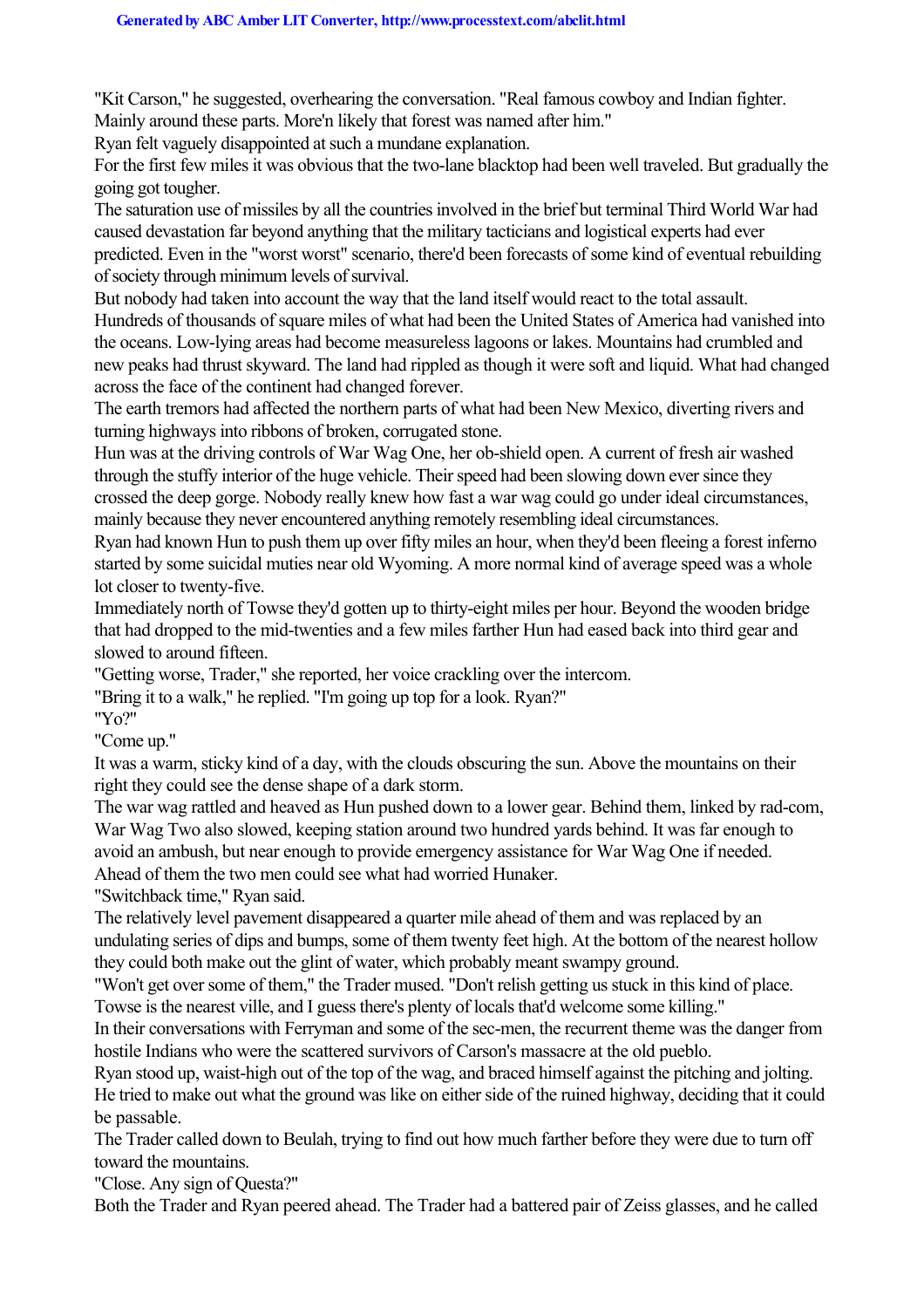"Kit Carson," he suggested, overhearing the conversation. "Real famous cowboy and Indian fighter. Mainly around these parts. More'n likely that forest was named after him."

Ryan felt vaguely disappointed at such a mundane explanation.

For the first few miles it was obvious that the two-lane blacktop had been well traveled. But gradually the going got tougher.

The saturation use of missiles by all the countries involved in the brief but terminal Third World War had caused devastation far beyond anything that the military tacticians and logistical experts had ever predicted. Even in the "worst worst" scenario, there'd been forecasts of some kind of eventual rebuilding of society through minimum levels of survival.

But nobody had taken into account the way that the land itself would react to the total assault. Hundreds of thousands of square miles of what had been the United States of America had vanished into the oceans. Low-lying areas had become measureless lagoons or lakes. Mountains had crumbled and new peaks had thrust skyward. The land had rippled as though it were soft and liquid. What had changed across the face of the continent had changed forever.

The earth tremors had affected the northern parts of what had been New Mexico, diverting rivers and turning highways into ribbons of broken, corrugated stone.

Hun was at the driving controls of War Wag One, her ob-shield open. A current of fresh air washed through the stuffy interior of the huge vehicle. Their speed had been slowing down ever since they crossed the deep gorge. Nobody really knew how fast a war wag could go under ideal circumstances, mainly because they never encountered anything remotely resembling ideal circumstances.

Ryan had known Hun to push them up over fifty miles an hour, when they'd been fleeing a forest inferno started by some suicidal muties near old Wyoming. A more normal kind of average speed was a whole lot closer to twenty-five.

Immediately north of Towse they'd gotten up to thirty-eight miles per hour. Beyond the wooden bridge that had dropped to the mid-twenties and a few miles farther Hun had eased back into third gear and slowed to around fifteen.

"Getting worse, Trader," she reported, her voice crackling over the intercom.

"Bring it to a walk," he replied. "I'm going up top for a look. Ryan?"

"Yo?"

"Come up."

It was a warm, sticky kind of a day, with the clouds obscuring the sun. Above the mountains on their right they could see the dense shape of a dark storm.

The war wag rattled and heaved as Hun pushed down to a lower gear. Behind them, linked by rad-com, War Wag Two also slowed, keeping station around two hundred yards behind. It was far enough to avoid an ambush, but near enough to provide emergency assistance for War Wag One if needed.

Ahead of them the two men could see what had worried Hunaker.

"Switchback time," Ryan said.

The relatively level pavement disappeared a quarter mile ahead of them and was replaced by an undulating series of dips and bumps, some of them twenty feet high. At the bottom of the nearest hollow they could both make out the glint of water, which probably meant swampy ground.

"Won't get over some of them," the Trader mused. "Don't relish getting us stuck in this kind of place. Towse is the nearest ville, and I guess there's plenty of locals that'd welcome some killing."

In their conversations with Ferryman and some of the sec-men, the recurrent theme was the danger from hostile Indians who were the scattered survivors of Carson's massacre at the old pueblo.

Ryan stood up, waist-high out of the top of the wag, and braced himself against the pitching and jolting. He tried to make out what the ground was like on either side of the ruined highway, deciding that it could be passable.

The Trader called down to Beulah, trying to find out how much farther before they were due to turn off toward the mountains.

"Close. Any sign of Questa?"

Both the Trader and Ryan peered ahead. The Trader had a battered pair of Zeiss glasses, and he called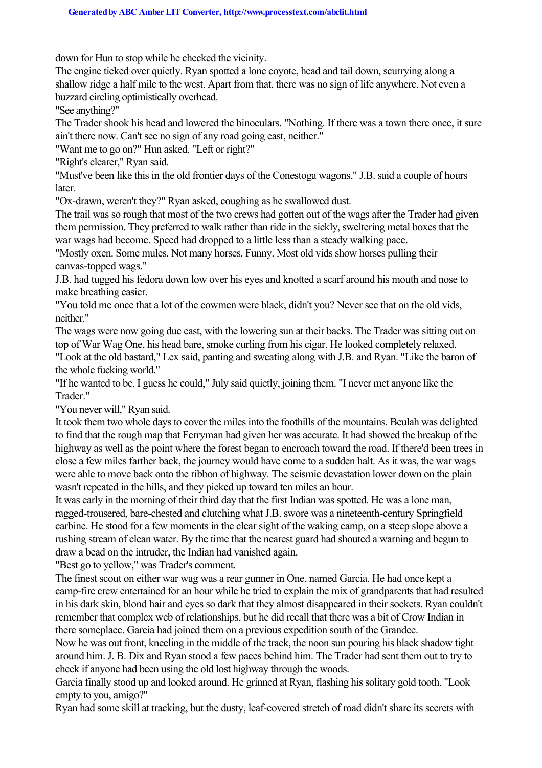down for Hun to stop while he checked the vicinity.

The engine ticked over quietly. Ryan spotted a lone coyote, head and tail down, scurrying along a shallow ridge a half mile to the west. Apart from that, there was no sign of life anywhere. Not even a buzzard circling optimistically overhead.

"See anything?"

The Trader shook his head and lowered the binoculars. "Nothing. If there was a town there once, it sure ain't there now. Can't see no sign of any road going east, neither."

"Want me to go on?" Hun asked. "Left or right?"

"Right's clearer," Ryan said.

"Must've been like this in the old frontier days of the Conestoga wagons," J.B. said a couple of hours later.

"Ox-drawn, weren't they?" Ryan asked, coughing as he swallowed dust.

The trail was so rough that most of the two crews had gotten out of the wags after the Trader had given them permission. They preferred to walk rather than ride in the sickly, sweltering metal boxes that the war wags had become. Speed had dropped to a little less than a steady walking pace.

"Mostly oxen. Some mules. Not many horses. Funny. Most old vids show horses pulling their canvas-topped wags."

J.B. had tugged his fedora down low over his eyes and knotted a scarf around his mouth and nose to make breathing easier.

"You told me once that a lot of the cowmen were black, didn't you? Never see that on the old vids, neither."

The wags were now going due east, with the lowering sun at their backs. The Trader was sitting out on top of War Wag One, his head bare, smoke curling from his cigar. He looked completely relaxed.

"Look at the old bastard," Lex said, panting and sweating along with J.B. and Ryan. "Like the baron of the whole fucking world."

"If he wanted to be, I guess he could," July said quietly, joining them. "I never met anyone like the Trader."

"You never will," Ryan said.

It took them two whole days to cover the miles into the foothills of the mountains. Beulah was delighted to find that the rough map that Ferryman had given her was accurate. It had showed the breakup of the highway as well as the point where the forest began to encroach toward the road. If there'd been trees in close a few miles farther back, the journey would have come to a sudden halt. As it was, the war wags were able to move back onto the ribbon of highway. The seismic devastation lower down on the plain wasn't repeated in the hills, and they picked up toward ten miles an hour.

It was early in the morning of their third day that the first Indian was spotted. He was a lone man, ragged-trousered, bare-chested and clutching what J.B. swore was a nineteenth-century Springfield carbine. He stood for a few moments in the clear sight of the waking camp, on a steep slope above a rushing stream of clean water. By the time that the nearest guard had shouted a warning and begun to draw a bead on the intruder, the Indian had vanished again.

"Best go to yellow," was Trader's comment.

The finest scout on either war wag was a rear gunner in One, named Garcia. He had once kept a camp-fire crew entertained for an hour while he tried to explain the mix of grandparents that had resulted in his dark skin, blond hair and eyes so dark that they almost disappeared in their sockets. Ryan couldn't remember that complex web of relationships, but he did recall that there was a bit of Crow Indian in there someplace. Garcia had joined them on a previous expedition south of the Grandee.

Now he was out front, kneeling in the middle of the track, the noon sun pouring his black shadow tight around him. J. B. Dix and Ryan stood a few paces behind him. The Trader had sent them out to try to check if anyone had been using the old lost highway through the woods.

Garcia finally stood up and looked around. He grinned at Ryan, flashing his solitary gold tooth. "Look empty to you, amigo?"

Ryan had some skill at tracking, but the dusty, leaf-covered stretch of road didn't share its secrets with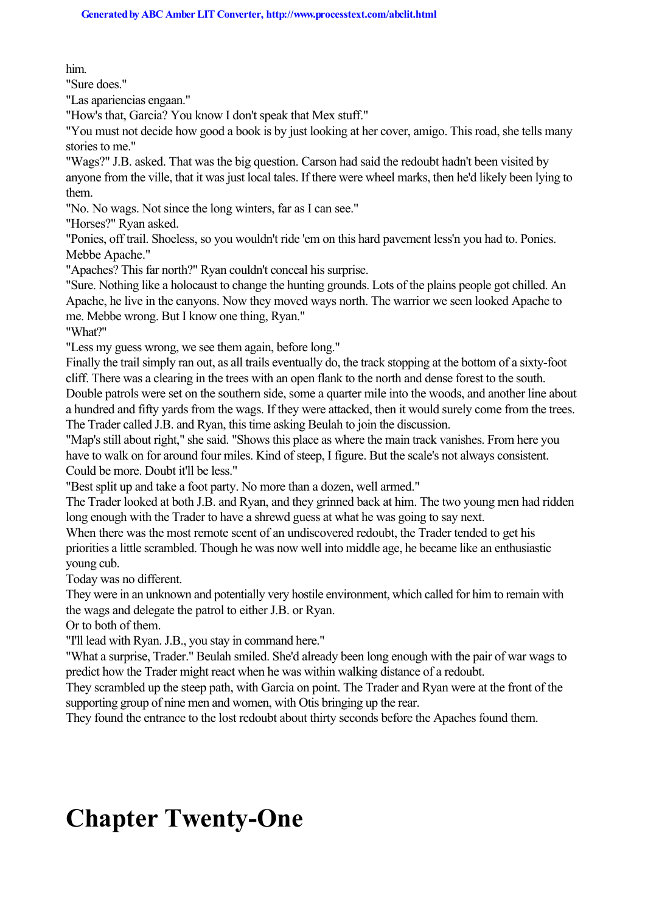him.

"Sure does."

"Las apariencias engaan."

"How's that, Garcia? You know I don't speak that Mex stuff."

"You must not decide how good a book is by just looking at her cover, amigo. This road, she tells many stories to me."

"Wags?" J.B. asked. That was the big question. Carson had said the redoubt hadn't been visited by anyone from the ville, that it was just local tales. If there were wheel marks, then he'd likely been lying to them.

"No. No wags. Not since the long winters, far as I can see."

"Horses?" Ryan asked.

"Ponies, off trail. Shoeless, so you wouldn't ride 'em on this hard pavement less'n you had to. Ponies. Mebbe Apache."

"Apaches? This far north?" Ryan couldn't conceal his surprise.

"Sure. Nothing like a holocaust to change the hunting grounds. Lots of the plains people got chilled. An Apache, he live in the canyons. Now they moved ways north. The warrior we seen looked Apache to me. Mebbe wrong. But I know one thing, Ryan."

"What?"

"Less my guess wrong, we see them again, before long."

Finally the trail simply ran out, as all trails eventually do, the track stopping at the bottom of a sixty-foot cliff. There was a clearing in the trees with an open flank to the north and dense forest to the south. Double patrols were set on the southern side, some a quarter mile into the woods, and another line about a hundred and fifty yards from the wags. If they were attacked, then it would surely come from the trees.

The Trader called J.B. and Ryan, this time asking Beulah to join the discussion.

"Map's still about right," she said. "Shows this place as where the main track vanishes. From here you have to walk on for around four miles. Kind of steep, I figure. But the scale's not always consistent. Could be more. Doubt it'll be less."

"Best split up and take a foot party. No more than a dozen, well armed."

The Trader looked at both J.B. and Ryan, and they grinned back at him. The two young men had ridden long enough with the Trader to have a shrewd guess at what he was going to say next.

When there was the most remote scent of an undiscovered redoubt, the Trader tended to get his priorities a little scrambled. Though he was now well into middle age, he became like an enthusiastic young cub.

Today was no different.

They were in an unknown and potentially very hostile environment, which called for him to remain with the wags and delegate the patrol to either J.B. or Ryan.

Or to both of them.

"I'll lead with Ryan. J.B., you stay in command here."

"What a surprise, Trader." Beulah smiled. She'd already been long enough with the pair of war wags to predict how the Trader might react when he was within walking distance of a redoubt.

They scrambled up the steep path, with Garcia on point. The Trader and Ryan were at the front of the supporting group of nine men and women, with Otis bringing up the rear.

They found the entrance to the lost redoubt about thirty seconds before the Apaches found them.

# Chapter Twenty-One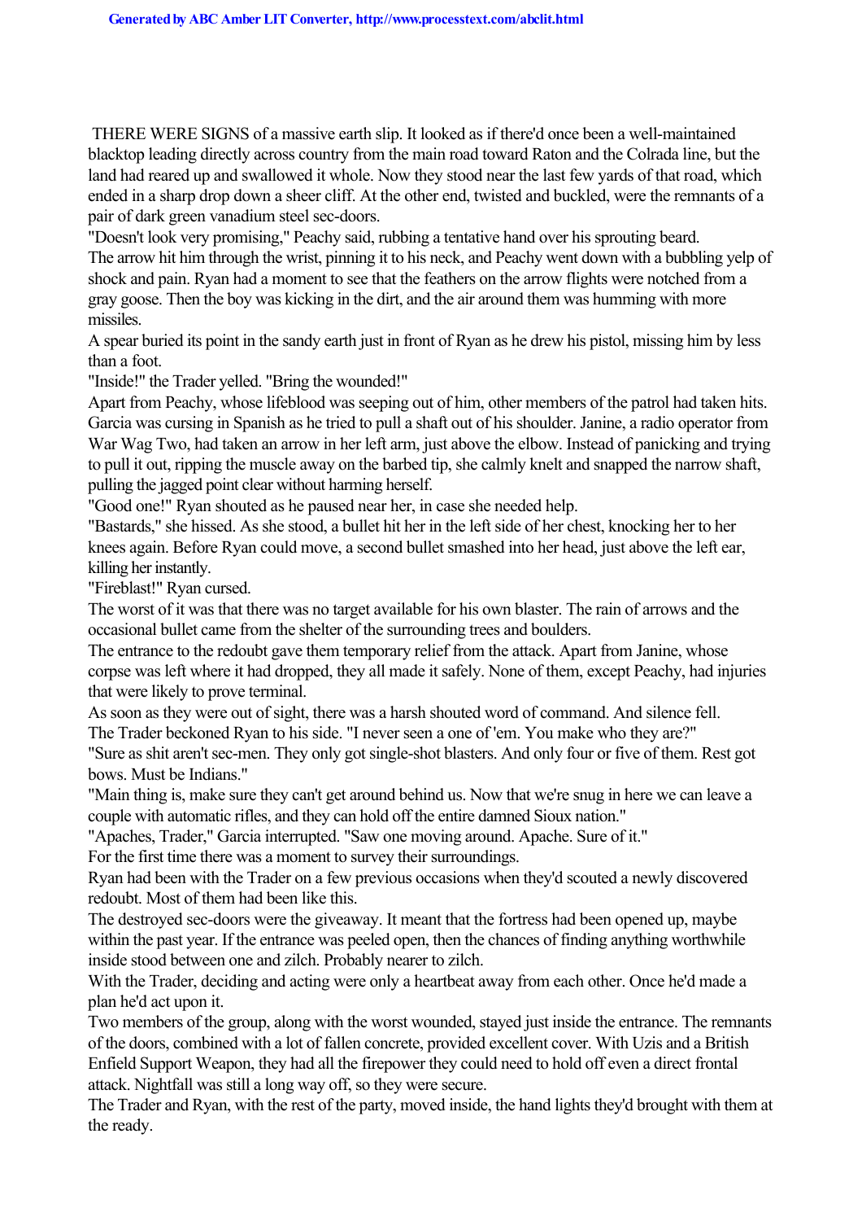THERE WERE SIGNS of a massive earth slip. It looked as if there'd once been a well-maintained blacktop leading directly across country from the main road toward Raton and the Colrada line, but the land had reared up and swallowed it whole. Now they stood near the last few yards of that road, which ended in a sharp drop down a sheer cliff. At the other end, twisted and buckled, were the remnants of a pair of dark green vanadium steel sec-doors.

"Doesn't look very promising," Peachy said, rubbing a tentative hand over his sprouting beard.

The arrow hit him through the wrist, pinning it to his neck, and Peachy went down with a bubbling yelp of shock and pain. Ryan had a moment to see that the feathers on the arrow flights were notched from a gray goose. Then the boy was kicking in the dirt, and the air around them was humming with more missiles.

A spear buried its point in the sandy earth just in front of Ryan as he drew his pistol, missing him by less than a foot.

"Inside!" the Trader yelled. "Bring the wounded!"

Apart from Peachy, whose lifeblood was seeping out of him, other members of the patrol had taken hits. Garcia was cursing in Spanish as he tried to pull a shaft out of his shoulder. Janine, a radio operator from War Wag Two, had taken an arrow in her left arm, just above the elbow. Instead of panicking and trying to pull it out, ripping the muscle away on the barbed tip, she calmly knelt and snapped the narrow shaft, pulling the jagged point clear without harming herself.

"Good one!" Ryan shouted as he paused near her, in case she needed help.

"Bastards," she hissed. As she stood, a bullet hit her in the left side of her chest, knocking her to her knees again. Before Ryan could move, a second bullet smashed into her head, just above the left ear, killing her instantly.

"Fireblast!" Ryan cursed.

The worst of it was that there was no target available for his own blaster. The rain of arrows and the occasional bullet came from the shelter of the surrounding trees and boulders.

The entrance to the redoubt gave them temporary relief from the attack. Apart from Janine, whose corpse was left where it had dropped, they all made it safely. None of them, except Peachy, had injuries that were likely to prove terminal.

As soon as they were out of sight, there was a harsh shouted word of command. And silence fell.

The Trader beckoned Ryan to his side. "I never seen a one of 'em. You make who they are?"

"Sure as shit aren't sec-men. They only got single-shot blasters. And only four or five of them. Rest got bows. Must be Indians."

"Main thing is, make sure they can't get around behind us. Now that we're snug in here we can leave a couple with automatic rifles, and they can hold off the entire damned Sioux nation."

"Apaches, Trader," Garcia interrupted. "Saw one moving around. Apache. Sure of it."

For the first time there was a moment to survey their surroundings.

Ryan had been with the Trader on a few previous occasions when they'd scouted a newly discovered redoubt. Most of them had been like this.

The destroyed sec-doors were the giveaway. It meant that the fortress had been opened up, maybe within the past year. If the entrance was peeled open, then the chances of finding anything worthwhile inside stood between one and zilch. Probably nearer to zilch.

With the Trader, deciding and acting were only a heartbeat away from each other. Once he'd made a plan he'd act upon it.

Two members of the group, along with the worst wounded, stayed just inside the entrance. The remnants of the doors, combined with a lot of fallen concrete, provided excellent cover. With Uzis and a British Enfield Support Weapon, they had all the firepower they could need to hold off even a direct frontal attack. Nightfall was still a long way off, so they were secure.

The Trader and Ryan, with the rest of the party, moved inside, the hand lights they'd brought with them at the ready.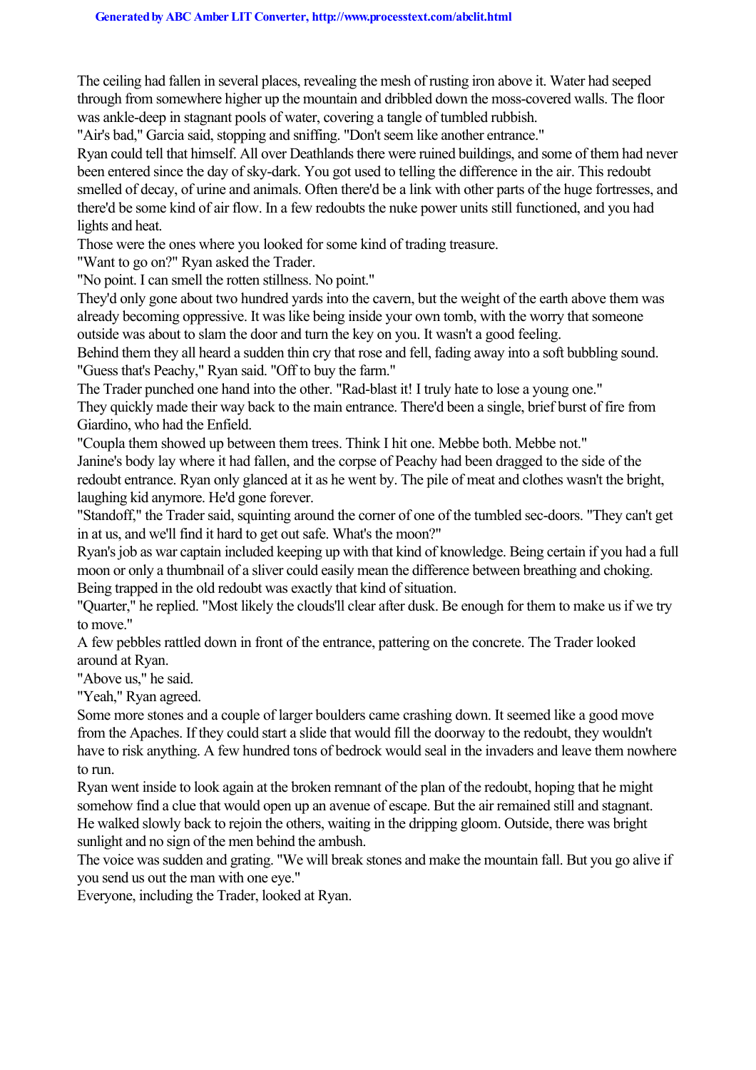The ceiling had fallen in several places, revealing the mesh of rusting iron above it. Water had seeped through from somewhere higher up the mountain and dribbled down the moss-covered walls. The floor was ankle-deep in stagnant pools of water, covering a tangle of tumbled rubbish.

"Air's bad," Garcia said, stopping and sniffing. "Don't seem like another entrance."

Ryan could tell that himself. All over Deathlands there were ruined buildings, and some of them had never been entered since the day of sky-dark. You got used to telling the difference in the air. This redoubt smelled of decay, of urine and animals. Often there'd be a link with other parts of the huge fortresses, and there'd be some kind of air flow. In a few redoubts the nuke power units still functioned, and you had lights and heat.

Those were the ones where you looked for some kind of trading treasure.

"Want to go on?" Ryan asked the Trader.

"No point. I can smell the rotten stillness. No point."

They'd only gone about two hundred yards into the cavern, but the weight of the earth above them was already becoming oppressive. It was like being inside your own tomb, with the worry that someone outside was about to slam the door and turn the key on you. It wasn't a good feeling.

Behind them they all heard a sudden thin cry that rose and fell, fading away into a soft bubbling sound.

"Guess that's Peachy," Ryan said. "Off to buy the farm."

The Trader punched one hand into the other. "Rad-blast it! I truly hate to lose a young one."

They quickly made their way back to the main entrance. There'd been a single, brief burst of fire from Giardino, who had the Enfield.

"Coupla them showed up between them trees. Think I hit one. Mebbe both. Mebbe not."

Janine's body lay where it had fallen, and the corpse of Peachy had been dragged to the side of the redoubt entrance. Ryan only glanced at it as he went by. The pile of meat and clothes wasn't the bright, laughing kid anymore. He'd gone forever.

"Standoff," the Trader said, squinting around the corner of one of the tumbled sec-doors. "They can't get in at us, and we'll find it hard to get out safe. What's the moon?"

Ryan's job as war captain included keeping up with that kind of knowledge. Being certain if you had a full moon or only a thumbnail of a sliver could easily mean the difference between breathing and choking. Being trapped in the old redoubt was exactly that kind of situation.

"Quarter," he replied. "Most likely the clouds'll clear after dusk. Be enough for them to make us if we try to move."

A few pebbles rattled down in front of the entrance, pattering on the concrete. The Trader looked around at Ryan.

"Above us," he said.

"Yeah," Ryan agreed.

Some more stones and a couple of larger boulders came crashing down. It seemed like a good move from the Apaches. If they could start a slide that would fill the doorway to the redoubt, they wouldn't have to risk anything. A few hundred tons of bedrock would seal in the invaders and leave them nowhere to run.

Ryan went inside to look again at the broken remnant of the plan of the redoubt, hoping that he might somehow find a clue that would open up an avenue of escape. But the air remained still and stagnant. He walked slowly back to rejoin the others, waiting in the dripping gloom. Outside, there was bright sunlight and no sign of the men behind the ambush.

The voice was sudden and grating. "We will break stones and make the mountain fall. But you go alive if you send us out the man with one eye."

Everyone, including the Trader, looked at Ryan.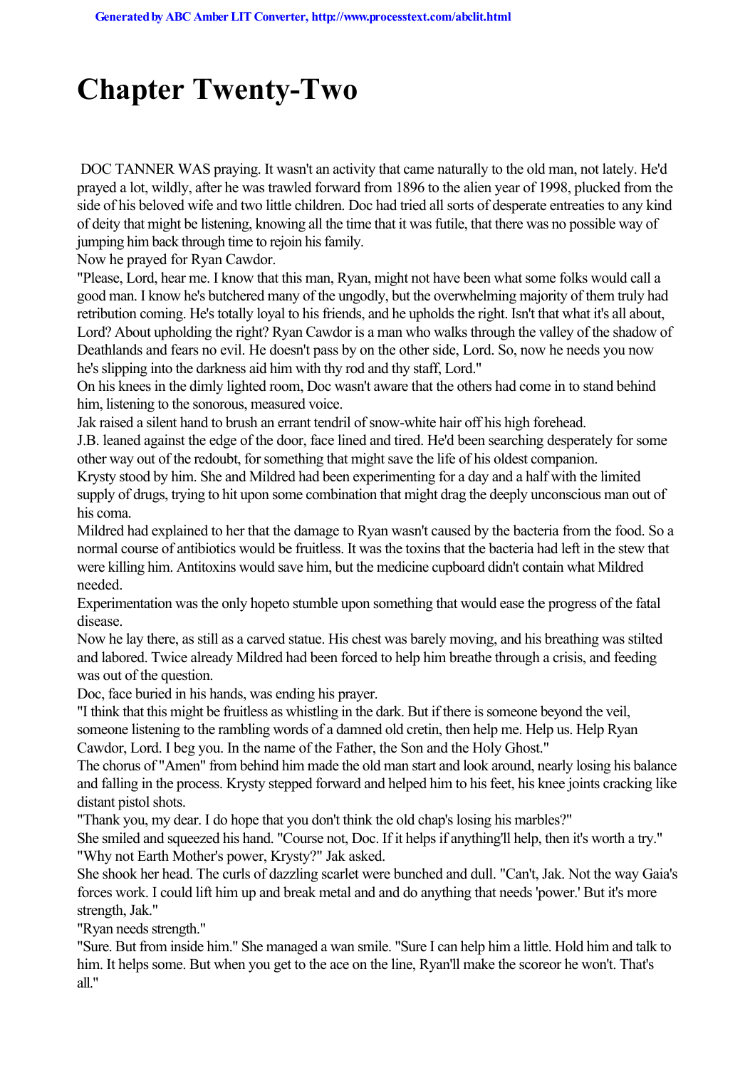# Chapter Twenty-Two

DOC TANNER WAS praying. It wasn't an activity that came naturally to the old man, not lately. He'd prayed a lot, wildly, after he was trawled forward from 1896 to the alien year of 1998, plucked from the side of his beloved wife and two little children. Doc had tried all sorts of desperate entreaties to any kind of deity that might be listening, knowing all the time that it was futile, that there was no possible way of jumping him back through time to rejoin his family.

Now he prayed for Ryan Cawdor.

"Please, Lord, hear me. I know that this man, Ryan, might not have been what some folks would call a good man. I know he's butchered many of the ungodly, but the overwhelming majority of them truly had retribution coming. He's totally loyal to his friends, and he upholds the right. Isn't that what it's all about, Lord? About upholding the right? Ryan Cawdor is a man who walks through the valley of the shadow of Deathlands and fears no evil. He doesn't pass by on the other side, Lord. So, now he needs you now he's slipping into the darkness aid him with thy rod and thy staff, Lord."

On his knees in the dimly lighted room, Doc wasn't aware that the others had come in to stand behind him, listening to the sonorous, measured voice.

Jak raised a silent hand to brush an errant tendril of snow-white hair off his high forehead.

J.B. leaned against the edge of the door, face lined and tired. He'd been searching desperately for some other way out of the redoubt, for something that might save the life of his oldest companion.

Krysty stood by him. She and Mildred had been experimenting for a day and a half with the limited supply of drugs, trying to hit upon some combination that might drag the deeply unconscious man out of his coma.

Mildred had explained to her that the damage to Ryan wasn't caused by the bacteria from the food. So a normal course of antibiotics would be fruitless. It was the toxins that the bacteria had left in the stew that were killing him. Antitoxins would save him, but the medicine cupboard didn't contain what Mildred needed.

Experimentation was the only hopeto stumble upon something that would ease the progress of the fatal disease.

Now he lay there, as still as a carved statue. His chest was barely moving, and his breathing was stilted and labored. Twice already Mildred had been forced to help him breathe through a crisis, and feeding was out of the question.

Doc, face buried in his hands, was ending his prayer.

"I think that this might be fruitless as whistling in the dark. But if there is someone beyond the veil, someone listening to the rambling words of a damned old cretin, then help me. Help us. Help Ryan Cawdor, Lord. I beg you. In the name of the Father, the Son and the Holy Ghost."

The chorus of "Amen" from behind him made the old man start and look around, nearly losing his balance and falling in the process. Krysty stepped forward and helped him to his feet, his knee joints cracking like distant pistol shots.

"Thank you, my dear. I do hope that you don't think the old chap's losing his marbles?"

She smiled and squeezed his hand. "Course not, Doc. If it helps if anything'll help, then it's worth a try."

"Why not Earth Mother's power, Krysty?" Jak asked.

She shook her head. The curls of dazzling scarlet were bunched and dull. "Can't, Jak. Not the way Gaia's forces work. I could lift him up and break metal and and do anything that needs 'power.' But it's more strength, Jak."

"Ryan needs strength."

"Sure. But from inside him." She managed a wan smile. "Sure I can help him a little. Hold him and talk to him. It helps some. But when you get to the ace on the line, Ryan'll make the scoreor he won't. That's all."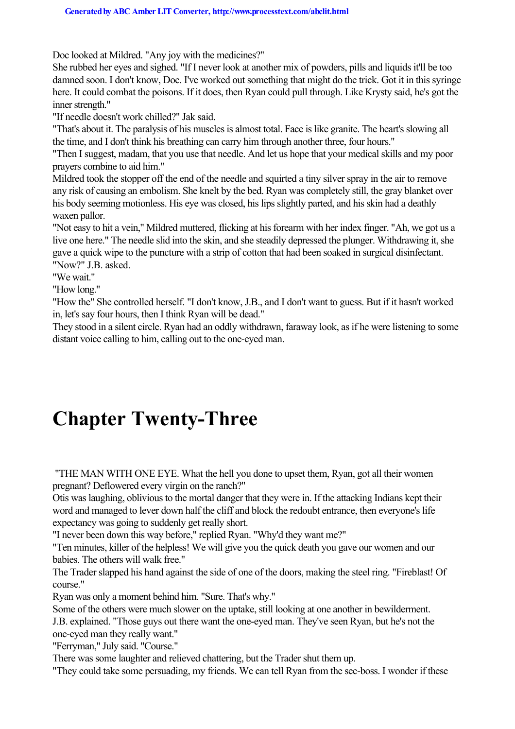Doc looked at Mildred. "Any joy with the medicines?"

She rubbed her eyes and sighed. "If I never look at another mix of powders, pills and liquids it'll be too damned soon. I don't know, Doc. I've worked out something that might do the trick. Got it in this syringe here. It could combat the poisons. If it does, then Ryan could pull through. Like Krysty said, he's got the inner strength."

"If needle doesn't work chilled?" Jak said.

"That's about it. The paralysis of his muscles is almost total. Face is like granite. The heart's slowing all the time, and I don't think his breathing can carry him through another three, four hours."

"Then I suggest, madam, that you use that needle. And let us hope that your medical skills and my poor prayers combine to aid him."

Mildred took the stopper off the end of the needle and squirted a tiny silver spray in the air to remove any risk of causing an embolism. She knelt by the bed. Ryan was completely still, the gray blanket over his body seeming motionless. His eye was closed, his lips slightly parted, and his skin had a deathly waxen pallor.

"Not easy to hit a vein," Mildred muttered, flicking at his forearm with her index finger. "Ah, we got us a live one here." The needle slid into the skin, and she steadily depressed the plunger. Withdrawing it, she gave a quick wipe to the puncture with a strip of cotton that had been soaked in surgical disinfectant.

"Now?" J.B. asked.

"We wait."

"How long."

"How the" She controlled herself. "I don't know, J.B., and I don't want to guess. But if it hasn't worked in, let's say four hours, then I think Ryan will be dead."

They stood in a silent circle. Ryan had an oddly withdrawn, faraway look, as if he were listening to some distant voice calling to him, calling out to the one-eyed man.

# Chapter Twenty-Three

"THE MAN WITH ONE EYE. What the hell you done to upset them, Ryan, got all their women pregnant? Deflowered every virgin on the ranch?"

Otis was laughing, oblivious to the mortal danger that they were in. If the attacking Indians kept their word and managed to lever down half the cliff and block the redoubt entrance, then everyone's life expectancy was going to suddenly get really short.

"I never been down this way before," replied Ryan. "Why'd they want me?"

"Ten minutes, killer of the helpless! We will give you the quick death you gave our women and our babies. The others will walk free."

The Trader slapped his hand against the side of one of the doors, making the steel ring. "Fireblast! Of course."

Ryan was only a moment behind him. "Sure. That's why."

Some of the others were much slower on the uptake, still looking at one another in bewilderment.

J.B. explained. "Those guys out there want the one-eyed man. They've seen Ryan, but he's not the one-eyed man they really want."

"Ferryman," July said. "Course."

There was some laughter and relieved chattering, but the Trader shut them up.

"They could take some persuading, my friends. We can tell Ryan from the sec-boss. I wonder if these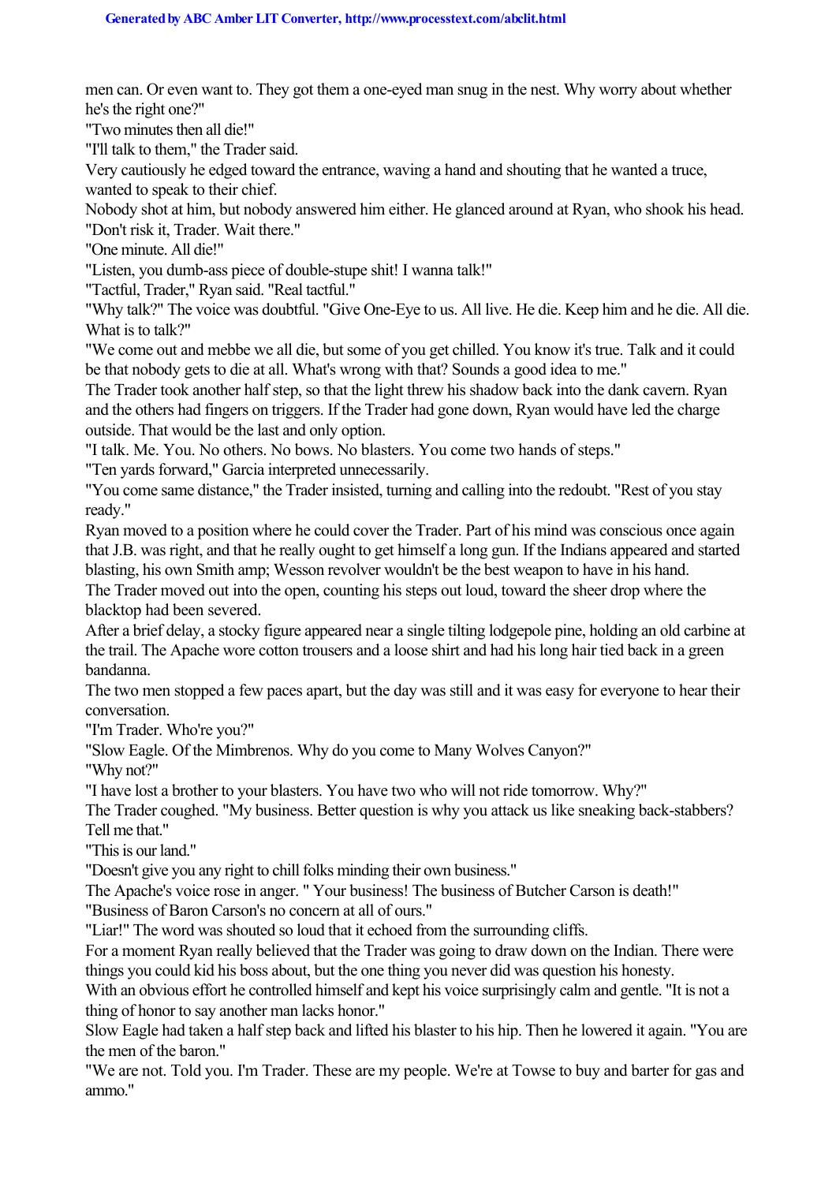men can. Or even want to. They got them a one-eyed man snug in the nest. Why worry about whether he's the right one?"

"Two minutes then all die!"

"I'll talk to them," the Trader said.

Very cautiously he edged toward the entrance, waving a hand and shouting that he wanted a truce, wanted to speak to their chief.

Nobody shot at him, but nobody answered him either. He glanced around at Ryan, who shook his head. "Don't risk it, Trader. Wait there."

"One minute. All die!"

"Listen, you dumb-ass piece of double-stupe shit! I wanna talk!"

"Tactful, Trader," Ryan said. "Real tactful."

"Why talk?" The voice was doubtful. "Give One-Eye to us. All live. He die. Keep him and he die. All die. What is to talk?"

"We come out and mebbe we all die, but some of you get chilled. You know it's true. Talk and it could be that nobody gets to die at all. What's wrong with that? Sounds a good idea to me."

The Trader took another half step, so that the light threw his shadow back into the dank cavern. Ryan and the others had fingers on triggers. If the Trader had gone down, Ryan would have led the charge outside. That would be the last and only option.

"I talk. Me. You. No others. No bows. No blasters. You come two hands of steps."

"Ten yards forward," Garcia interpreted unnecessarily.

"You come same distance," the Trader insisted, turning and calling into the redoubt. "Rest of you stay ready."

Ryan moved to a position where he could cover the Trader. Part of his mind was conscious once again that J.B. was right, and that he really ought to get himself a long gun. If the Indians appeared and started blasting, his own Smith amp; Wesson revolver wouldn't be the best weapon to have in his hand.

The Trader moved out into the open, counting his steps out loud, toward the sheer drop where the blacktop had been severed.

After a brief delay, a stocky figure appeared near a single tilting lodgepole pine, holding an old carbine at the trail. The Apache wore cotton trousers and a loose shirt and had his long hair tied back in a green bandanna.

The two men stopped a few paces apart, but the day was still and it was easy for everyone to hear their conversation.

"I'm Trader. Who're you?"

"Slow Eagle. Of the Mimbrenos. Why do you come to Many Wolves Canyon?"

"Why not?"

"I have lost a brother to your blasters. You have two who will not ride tomorrow. Why?"

The Trader coughed. "My business. Better question is why you attack us like sneaking back-stabbers? Tell me that."

"This is our land."

"Doesn't give you any right to chill folks minding their own business."

The Apache's voice rose in anger. " Your business! The business of Butcher Carson is death!"

"Business of Baron Carson's no concern at all of ours."

"Liar!" The word was shouted so loud that it echoed from the surrounding cliffs.

For a moment Ryan really believed that the Trader was going to draw down on the Indian. There were things you could kid his boss about, but the one thing you never did was question his honesty.

With an obvious effort he controlled himself and kept his voice surprisingly calm and gentle. "It is not a thing of honor to say another man lacks honor."

Slow Eagle had taken a half step back and lifted his blaster to his hip. Then he lowered it again. "You are the men of the baron."

"We are not. Told you. I'm Trader. These are my people. We're at Towse to buy and barter for gas and ammo."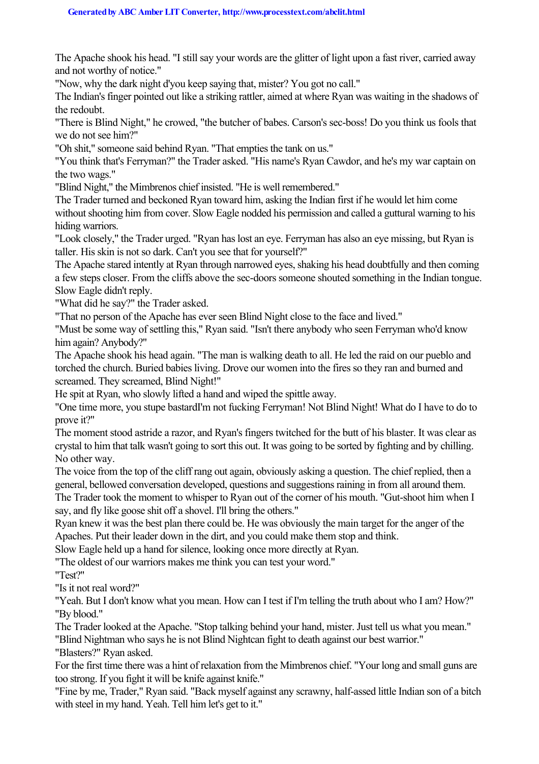The Apache shook his head. "I still say your words are the glitter of light upon a fast river, carried away and not worthy of notice."

"Now, why the dark night d'you keep saying that, mister? You got no call."

The Indian's finger pointed out like a striking rattler, aimed at where Ryan was waiting in the shadows of the redoubt.

"There is Blind Night," he crowed, "the butcher of babes. Carson's sec-boss! Do you think us fools that we do not see him?"

"Oh shit," someone said behind Ryan. "That empties the tank on us."

"You think that's Ferryman?" the Trader asked. "His name's Ryan Cawdor, and he's my war captain on the two wags."

"Blind Night," the Mimbrenos chief insisted. "He is well remembered."

The Trader turned and beckoned Ryan toward him, asking the Indian first if he would let him come without shooting him from cover. Slow Eagle nodded his permission and called a guttural warning to his hiding warriors.

"Look closely," the Trader urged. "Ryan has lost an eye. Ferryman has also an eye missing, but Ryan is taller. His skin is not so dark. Can't you see that for yourself?"

The Apache stared intently at Ryan through narrowed eyes, shaking his head doubtfully and then coming a few steps closer. From the cliffs above the sec-doors someone shouted something in the Indian tongue. Slow Eagle didn't reply.

"What did he say?" the Trader asked.

"That no person of the Apache has ever seen Blind Night close to the face and lived."

"Must be some way of settling this," Ryan said. "Isn't there anybody who seen Ferryman who'd know him again? Anybody?"

The Apache shook his head again. "The man is walking death to all. He led the raid on our pueblo and torched the church. Buried babies living. Drove our women into the fires so they ran and burned and screamed. They screamed, Blind Night!"

He spit at Ryan, who slowly lifted a hand and wiped the spittle away.

"One time more, you stupe bastardI'm not fucking Ferryman! Not Blind Night! What do I have to do to prove it?"

The moment stood astride a razor, and Ryan's fingers twitched for the butt of his blaster. It was clear as crystal to him that talk wasn't going to sort this out. It was going to be sorted by fighting and by chilling. No other way.

The voice from the top of the cliff rang out again, obviously asking a question. The chief replied, then a general, bellowed conversation developed, questions and suggestions raining in from all around them.

The Trader took the moment to whisper to Ryan out of the corner of his mouth. "Gut-shoot him when I say, and fly like goose shit off a shovel. I'll bring the others."

Ryan knew it was the best plan there could be. He was obviously the main target for the anger of the Apaches. Put their leader down in the dirt, and you could make them stop and think.

Slow Eagle held up a hand for silence, looking once more directly at Ryan.

"The oldest of our warriors makes me think you can test your word."

"Test?"

"Is it not real word?"

"Yeah. But I don't know what you mean. How can I test if I'm telling the truth about who I am? How?"

"By blood."

The Trader looked at the Apache. "Stop talking behind your hand, mister. Just tell us what you mean."

"Blind Nightman who says he is not Blind Nightcan fight to death against our best warrior."

"Blasters?" Ryan asked.

For the first time there was a hint of relaxation from the Mimbrenos chief. "Your long and small guns are too strong. If you fight it will be knife against knife."

"Fine by me, Trader," Ryan said. "Back myself against any scrawny, half-assed little Indian son of a bitch with steel in my hand. Yeah. Tell him let's get to it."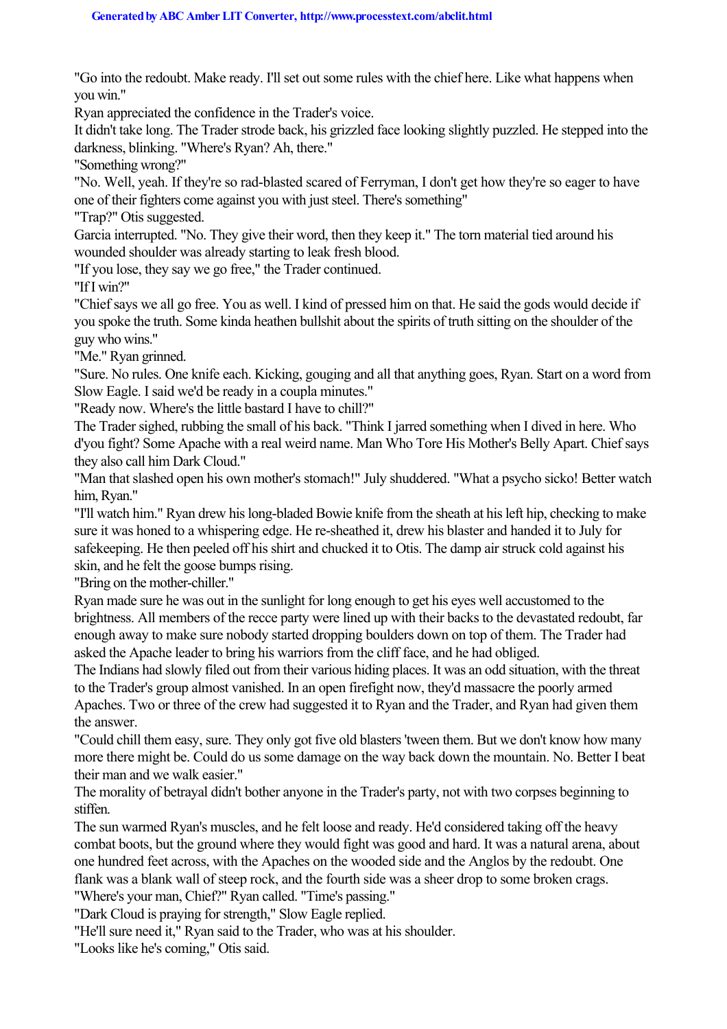"Go into the redoubt. Make ready. I'll set out some rules with the chief here. Like what happens when you win."

Ryan appreciated the confidence in the Trader's voice.

It didn't take long. The Trader strode back, his grizzled face looking slightly puzzled. He stepped into the darkness, blinking. "Where's Ryan? Ah, there."

"Something wrong?"

"No. Well, yeah. If they're so rad-blasted scared of Ferryman, I don't get how they're so eager to have one of their fighters come against you with just steel. There's something"

"Trap?" Otis suggested.

Garcia interrupted. "No. They give their word, then they keep it." The torn material tied around his wounded shoulder was already starting to leak fresh blood.

"If you lose, they say we go free," the Trader continued.

"If I win?"

"Chief says we all go free. You as well. I kind of pressed him on that. He said the gods would decide if you spoke the truth. Some kinda heathen bullshit about the spirits of truth sitting on the shoulder of the guy who wins."

"Me." Ryan grinned.

"Sure. No rules. One knife each. Kicking, gouging and all that anything goes, Ryan. Start on a word from Slow Eagle. I said we'd be ready in a coupla minutes."

"Ready now. Where's the little bastard I have to chill?"

The Trader sighed, rubbing the small of his back. "Think I jarred something when I dived in here. Who d'you fight? Some Apache with a real weird name. Man Who Tore His Mother's Belly Apart. Chief says they also call him Dark Cloud."

"Man that slashed open his own mother's stomach!" July shuddered. "What a psycho sicko! Better watch him, Ryan."

"I'll watch him." Ryan drew his long-bladed Bowie knife from the sheath at his left hip, checking to make sure it was honed to a whispering edge. He re-sheathed it, drew his blaster and handed it to July for safekeeping. He then peeled off his shirt and chucked it to Otis. The damp air struck cold against his skin, and he felt the goose bumps rising.

"Bring on the mother-chiller."

Ryan made sure he was out in the sunlight for long enough to get his eyes well accustomed to the brightness. All members of the recce party were lined up with their backs to the devastated redoubt, far enough away to make sure nobody started dropping boulders down on top of them. The Trader had asked the Apache leader to bring his warriors from the cliff face, and he had obliged.

The Indians had slowly filed out from their various hiding places. It was an odd situation, with the threat to the Trader's group almost vanished. In an open firefight now, they'd massacre the poorly armed Apaches. Two or three of the crew had suggested it to Ryan and the Trader, and Ryan had given them the answer.

"Could chill them easy, sure. They only got five old blasters 'tween them. But we don't know how many more there might be. Could do us some damage on the way back down the mountain. No. Better I beat their man and we walk easier."

The morality of betrayal didn't bother anyone in the Trader's party, not with two corpses beginning to stiffen.

The sun warmed Ryan's muscles, and he felt loose and ready. He'd considered taking off the heavy combat boots, but the ground where they would fight was good and hard. It was a natural arena, about one hundred feet across, with the Apaches on the wooded side and the Anglos by the redoubt. One flank was a blank wall of steep rock, and the fourth side was a sheer drop to some broken crags.

"Where's your man, Chief?" Ryan called. "Time's passing."

"Dark Cloud is praying for strength," Slow Eagle replied.

"He'll sure need it," Ryan said to the Trader, who was at his shoulder.

"Looks like he's coming," Otis said.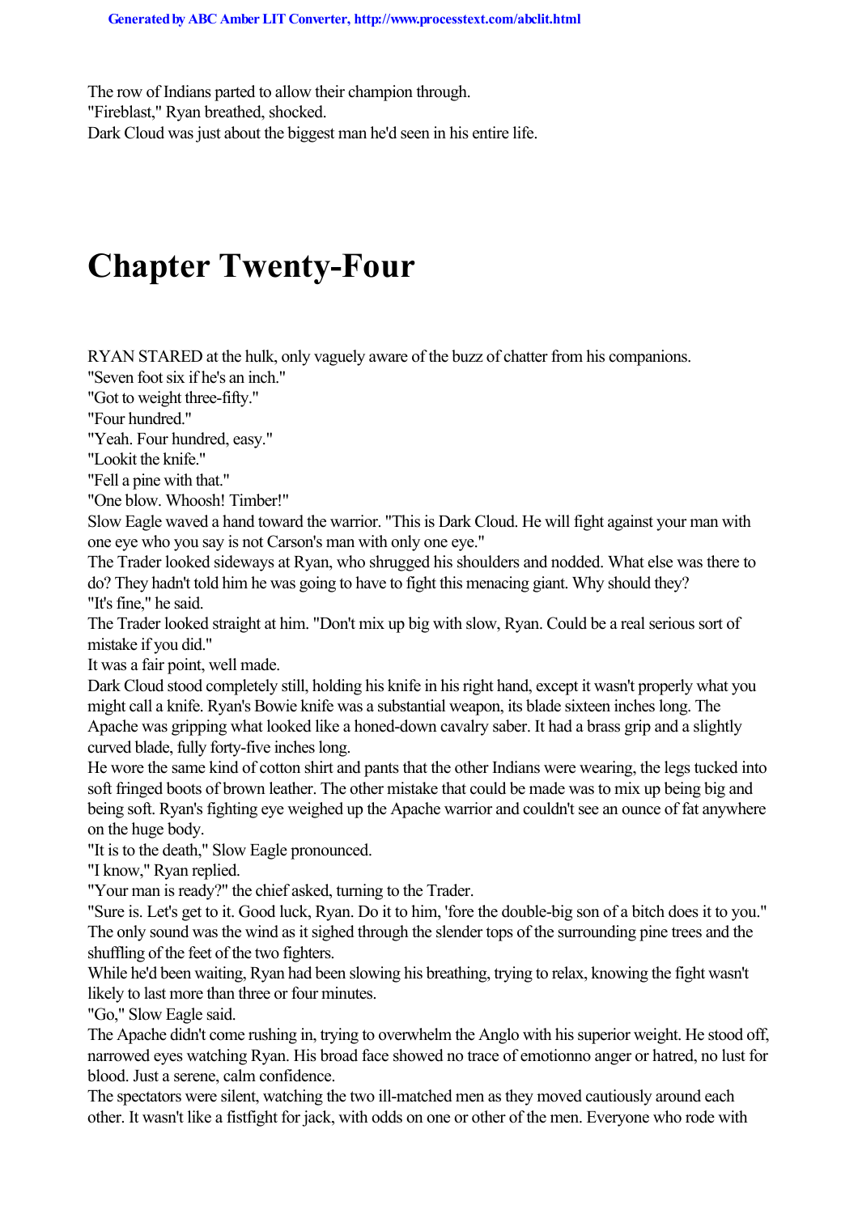The row of Indians parted to allow their champion through.

"Fireblast," Ryan breathed, shocked.

Dark Cloud was just about the biggest man he'd seen in his entire life.

# Chapter Twenty-Four

RYAN STARED at the hulk, only vaguely aware of the buzz of chatter from his companions.

"Seven foot six if he's an inch."

"Got to weight three-fifty."

"Four hundred."

"Yeah. Four hundred, easy."

"Lookit the knife."

"Fell a pine with that."

"One blow. Whoosh! Timber!"

Slow Eagle waved a hand toward the warrior. "This is Dark Cloud. He will fight against your man with one eye who you say is not Carson's man with only one eye."

The Trader looked sideways at Ryan, who shrugged his shoulders and nodded. What else was there to do? They hadn't told him he was going to have to fight this menacing giant. Why should they?

"It's fine," he said.

The Trader looked straight at him. "Don't mix up big with slow, Ryan. Could be a real serious sort of mistake if you did."

It was a fair point, well made.

Dark Cloud stood completely still, holding his knife in his right hand, except it wasn't properly what you might call a knife. Ryan's Bowie knife was a substantial weapon, its blade sixteen inches long. The Apache was gripping what looked like a honed-down cavalry saber. It had a brass grip and a slightly curved blade, fully forty-five inches long.

He wore the same kind of cotton shirt and pants that the other Indians were wearing, the legs tucked into soft fringed boots of brown leather. The other mistake that could be made was to mix up being big and being soft. Ryan's fighting eye weighed up the Apache warrior and couldn't see an ounce of fat anywhere on the huge body.

"It is to the death," Slow Eagle pronounced.

"I know," Ryan replied.

"Your man is ready?" the chief asked, turning to the Trader.

"Sure is. Let's get to it. Good luck, Ryan. Do it to him, 'fore the double-big son of a bitch does it to you."

The only sound was the wind as it sighed through the slender tops of the surrounding pine trees and the shuffling of the feet of the two fighters.

While he'd been waiting, Ryan had been slowing his breathing, trying to relax, knowing the fight wasn't likely to last more than three or four minutes.

"Go," Slow Eagle said.

The Apache didn't come rushing in, trying to overwhelm the Anglo with his superior weight. He stood off, narrowed eyes watching Ryan. His broad face showed no trace of emotionno anger or hatred, no lust for blood. Just a serene, calm confidence.

The spectators were silent, watching the two ill-matched men as they moved cautiously around each other. It wasn't like a fistfight for jack, with odds on one or other of the men. Everyone who rode with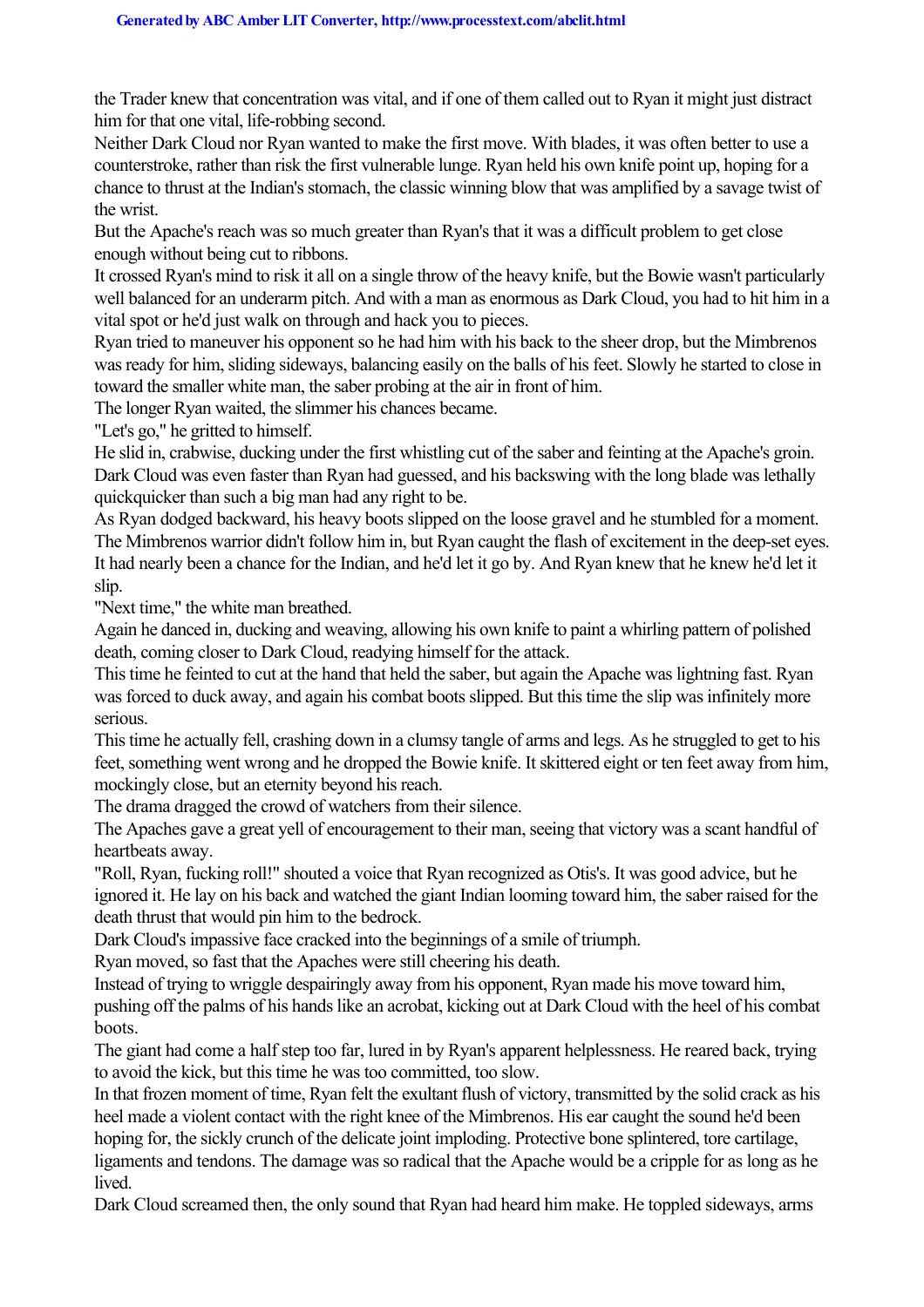the Trader knew that concentration was vital, and if one of them called out to Ryan it might just distract him for that one vital, life-robbing second.

Neither Dark Cloud nor Ryan wanted to make the first move. With blades, it was often better to use a counterstroke, rather than risk the first vulnerable lunge. Ryan held his own knife point up, hoping for a chance to thrust at the Indian's stomach, the classic winning blow that was amplified by a savage twist of the wrist.

But the Apache's reach was so much greater than Ryan's that it was a difficult problem to get close enough without being cut to ribbons.

It crossed Ryan's mind to risk it all on a single throw of the heavy knife, but the Bowie wasn't particularly well balanced for an underarm pitch. And with a man as enormous as Dark Cloud, you had to hit him in a vital spot or he'd just walk on through and hack you to pieces.

Ryan tried to maneuver his opponent so he had him with his back to the sheer drop, but the Mimbrenos was ready for him, sliding sideways, balancing easily on the balls of his feet. Slowly he started to close in toward the smaller white man, the saber probing at the air in front of him.

The longer Ryan waited, the slimmer his chances became.

"Let's go," he gritted to himself.

He slid in, crabwise, ducking under the first whistling cut of the saber and feinting at the Apache's groin. Dark Cloud was even faster than Ryan had guessed, and his backswing with the long blade was lethally quickquicker than such a big man had any right to be.

As Ryan dodged backward, his heavy boots slipped on the loose gravel and he stumbled for a moment. The Mimbrenos warrior didn't follow him in, but Ryan caught the flash of excitement in the deep-set eyes. It had nearly been a chance for the Indian, and he'd let it go by. And Ryan knew that he knew he'd let it slip.

"Next time," the white man breathed.

Again he danced in, ducking and weaving, allowing his own knife to paint a whirling pattern of polished death, coming closer to Dark Cloud, readying himself for the attack.

This time he feinted to cut at the hand that held the saber, but again the Apache was lightning fast. Ryan was forced to duck away, and again his combat boots slipped. But this time the slip was infinitely more serious.

This time he actually fell, crashing down in a clumsy tangle of arms and legs. As he struggled to get to his feet, something went wrong and he dropped the Bowie knife. It skittered eight or ten feet away from him, mockingly close, but an eternity beyond his reach.

The drama dragged the crowd of watchers from their silence.

The Apaches gave a great yell of encouragement to their man, seeing that victory was a scant handful of heartbeats away.

"Roll, Ryan, fucking roll!" shouted a voice that Ryan recognized as Otis's. It was good advice, but he ignored it. He lay on his back and watched the giant Indian looming toward him, the saber raised for the death thrust that would pin him to the bedrock.

Dark Cloud's impassive face cracked into the beginnings of a smile of triumph.

Ryan moved, so fast that the Apaches were still cheering his death.

Instead of trying to wriggle despairingly away from his opponent, Ryan made his move toward him, pushing off the palms of his hands like an acrobat, kicking out at Dark Cloud with the heel of his combat boots.

The giant had come a half step too far, lured in by Ryan's apparent helplessness. He reared back, trying to avoid the kick, but this time he was too committed, too slow.

In that frozen moment of time, Ryan felt the exultant flush of victory, transmitted by the solid crack as his heel made a violent contact with the right knee of the Mimbrenos. His ear caught the sound he'd been hoping for, the sickly crunch of the delicate joint imploding. Protective bone splintered, tore cartilage, ligaments and tendons. The damage was so radical that the Apache would be a cripple for as long as he lived.

Dark Cloud screamed then, the only sound that Ryan had heard him make. He toppled sideways, arms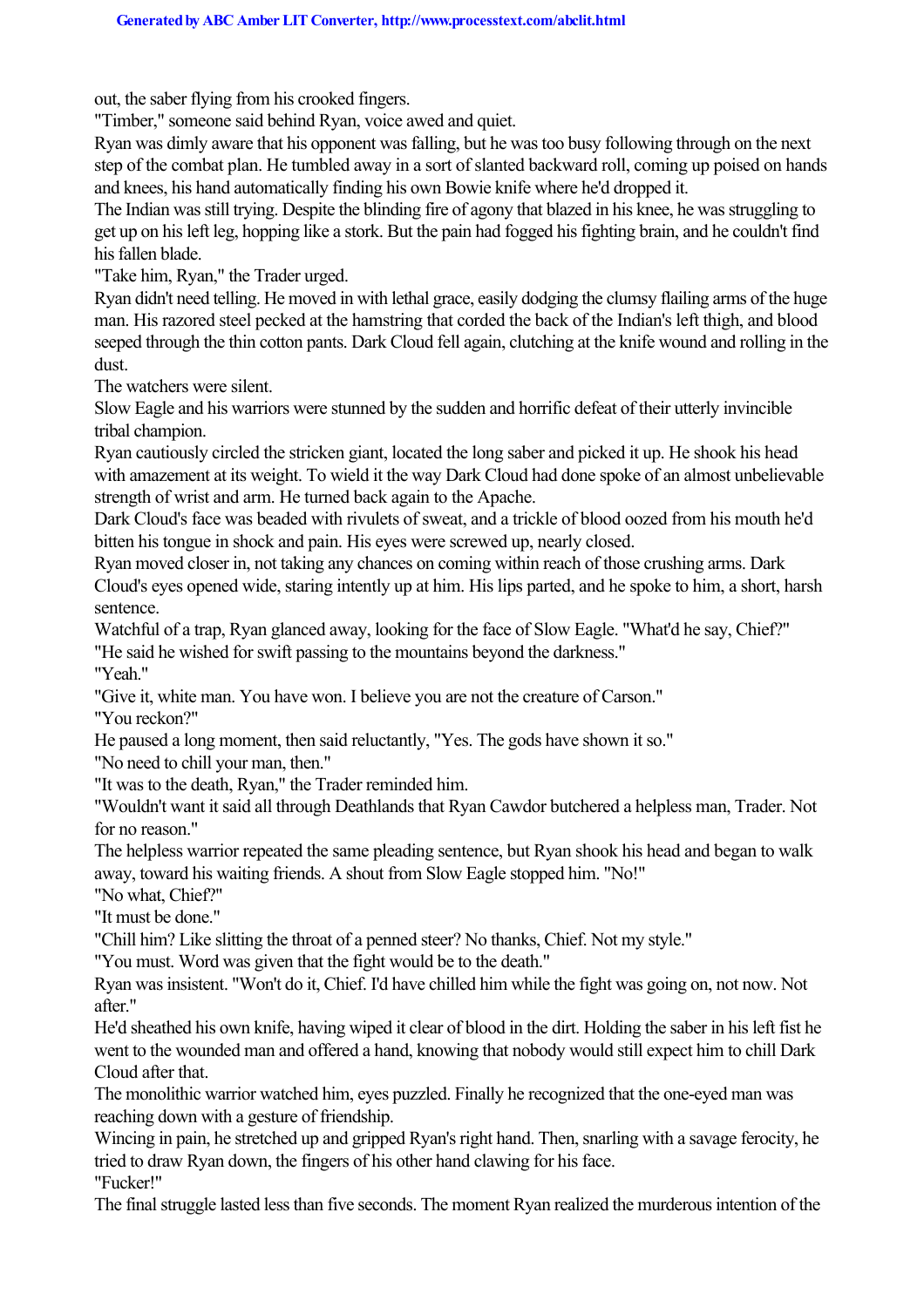out, the saber flying from his crooked fingers.

"Timber," someone said behind Ryan, voice awed and quiet.

Ryan was dimly aware that his opponent was falling, but he was too busy following through on the next step of the combat plan. He tumbled away in a sort of slanted backward roll, coming up poised on hands and knees, his hand automatically finding his own Bowie knife where he'd dropped it.

The Indian was still trying. Despite the blinding fire of agony that blazed in his knee, he was struggling to get up on his left leg, hopping like a stork. But the pain had fogged his fighting brain, and he couldn't find his fallen blade.

"Take him, Ryan," the Trader urged.

Ryan didn't need telling. He moved in with lethal grace, easily dodging the clumsy flailing arms of the huge man. His razored steel pecked at the hamstring that corded the back of the Indian's left thigh, and blood seeped through the thin cotton pants. Dark Cloud fell again, clutching at the knife wound and rolling in the dust.

The watchers were silent.

Slow Eagle and his warriors were stunned by the sudden and horrific defeat of their utterly invincible tribal champion.

Ryan cautiously circled the stricken giant, located the long saber and picked it up. He shook his head with amazement at its weight. To wield it the way Dark Cloud had done spoke of an almost unbelievable strength of wrist and arm. He turned back again to the Apache.

Dark Cloud's face was beaded with rivulets of sweat, and a trickle of blood oozed from his mouth he'd bitten his tongue in shock and pain. His eyes were screwed up, nearly closed.

Ryan moved closer in, not taking any chances on coming within reach of those crushing arms. Dark Cloud's eyes opened wide, staring intently up at him. His lips parted, and he spoke to him, a short, harsh sentence.

Watchful of a trap, Ryan glanced away, looking for the face of Slow Eagle. "What'd he say, Chief?"

"He said he wished for swift passing to the mountains beyond the darkness."

"Yeah."

"Give it, white man. You have won. I believe you are not the creature of Carson."

"You reckon?"

He paused a long moment, then said reluctantly, "Yes. The gods have shown it so."

"No need to chill your man, then."

"It was to the death, Ryan," the Trader reminded him.

"Wouldn't want it said all through Deathlands that Ryan Cawdor butchered a helpless man, Trader. Not for no reason."

The helpless warrior repeated the same pleading sentence, but Ryan shook his head and began to walk away, toward his waiting friends. A shout from Slow Eagle stopped him. "No!"

"No what, Chief?"

"It must be done."

"Chill him? Like slitting the throat of a penned steer? No thanks, Chief. Not my style."

"You must. Word was given that the fight would be to the death."

Ryan was insistent. "Won't do it, Chief. I'd have chilled him while the fight was going on, not now. Not after."

He'd sheathed his own knife, having wiped it clear of blood in the dirt. Holding the saber in his left fist he went to the wounded man and offered a hand, knowing that nobody would still expect him to chill Dark Cloud after that.

The monolithic warrior watched him, eyes puzzled. Finally he recognized that the one-eyed man was reaching down with a gesture of friendship.

Wincing in pain, he stretched up and gripped Ryan's right hand. Then, snarling with a savage ferocity, he tried to draw Ryan down, the fingers of his other hand clawing for his face.

"Fucker!"

The final struggle lasted less than five seconds. The moment Ryan realized the murderous intention of the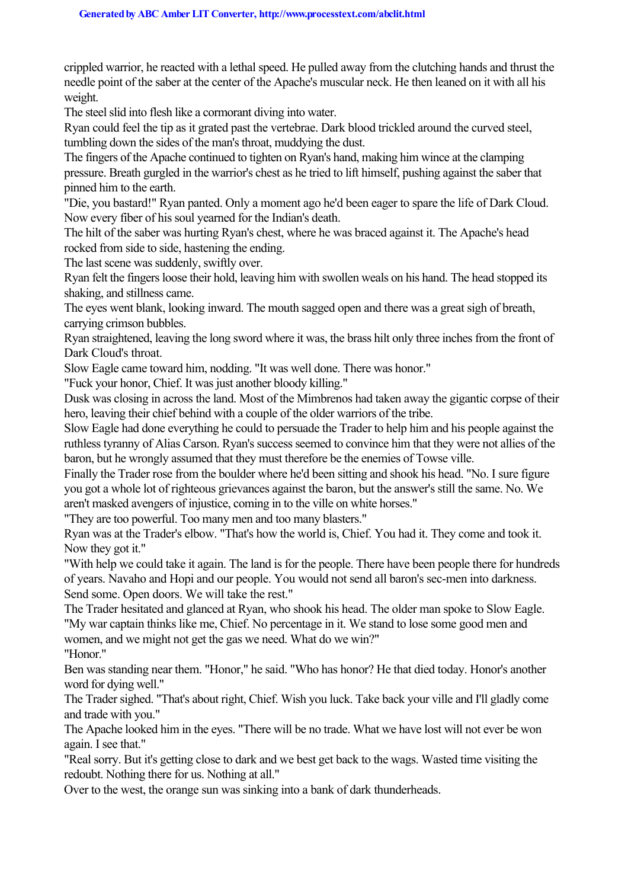crippled warrior, he reacted with a lethal speed. He pulled away from the clutching hands and thrust the needle point of the saber at the center of the Apache's muscular neck. He then leaned on it with all his weight.

The steel slid into flesh like a cormorant diving into water.

Ryan could feel the tip as it grated past the vertebrae. Dark blood trickled around the curved steel, tumbling down the sides of the man's throat, muddying the dust.

The fingers of the Apache continued to tighten on Ryan's hand, making him wince at the clamping pressure. Breath gurgled in the warrior's chest as he tried to lift himself, pushing against the saber that pinned him to the earth.

"Die, you bastard!" Ryan panted. Only a moment ago he'd been eager to spare the life of Dark Cloud. Now every fiber of his soul yearned for the Indian's death.

The hilt of the saber was hurting Ryan's chest, where he was braced against it. The Apache's head rocked from side to side, hastening the ending.

The last scene was suddenly, swiftly over.

Ryan felt the fingers loose their hold, leaving him with swollen weals on his hand. The head stopped its shaking, and stillness came.

The eyes went blank, looking inward. The mouth sagged open and there was a great sigh of breath, carrying crimson bubbles.

Ryan straightened, leaving the long sword where it was, the brass hilt only three inches from the front of Dark Cloud's throat.

Slow Eagle came toward him, nodding. "It was well done. There was honor."

"Fuck your honor, Chief. It was just another bloody killing."

Dusk was closing in across the land. Most of the Mimbrenos had taken away the gigantic corpse of their hero, leaving their chief behind with a couple of the older warriors of the tribe.

Slow Eagle had done everything he could to persuade the Trader to help him and his people against the ruthless tyranny of Alias Carson. Ryan's success seemed to convince him that they were not allies of the baron, but he wrongly assumed that they must therefore be the enemies of Towse ville.

Finally the Trader rose from the boulder where he'd been sitting and shook his head. "No. I sure figure you got a whole lot of righteous grievances against the baron, but the answer's still the same. No. We aren't masked avengers of injustice, coming in to the ville on white horses."

"They are too powerful. Too many men and too many blasters."

Ryan was at the Trader's elbow. "That's how the world is, Chief. You had it. They come and took it. Now they got it."

"With help we could take it again. The land is for the people. There have been people there for hundreds of years. Navaho and Hopi and our people. You would not send all baron's sec-men into darkness. Send some. Open doors. We will take the rest."

The Trader hesitated and glanced at Ryan, who shook his head. The older man spoke to Slow Eagle. "My war captain thinks like me, Chief. No percentage in it. We stand to lose some good men and women, and we might not get the gas we need. What do we win?"

"Honor."

Ben was standing near them. "Honor," he said. "Who has honor? He that died today. Honor's another word for dying well."

The Trader sighed. "That's about right, Chief. Wish you luck. Take back your ville and I'll gladly come and trade with you."

The Apache looked him in the eyes. "There will be no trade. What we have lost will not ever be won again. I see that."

"Real sorry. But it's getting close to dark and we best get back to the wags. Wasted time visiting the redoubt. Nothing there for us. Nothing at all."

Over to the west, the orange sun was sinking into a bank of dark thunderheads.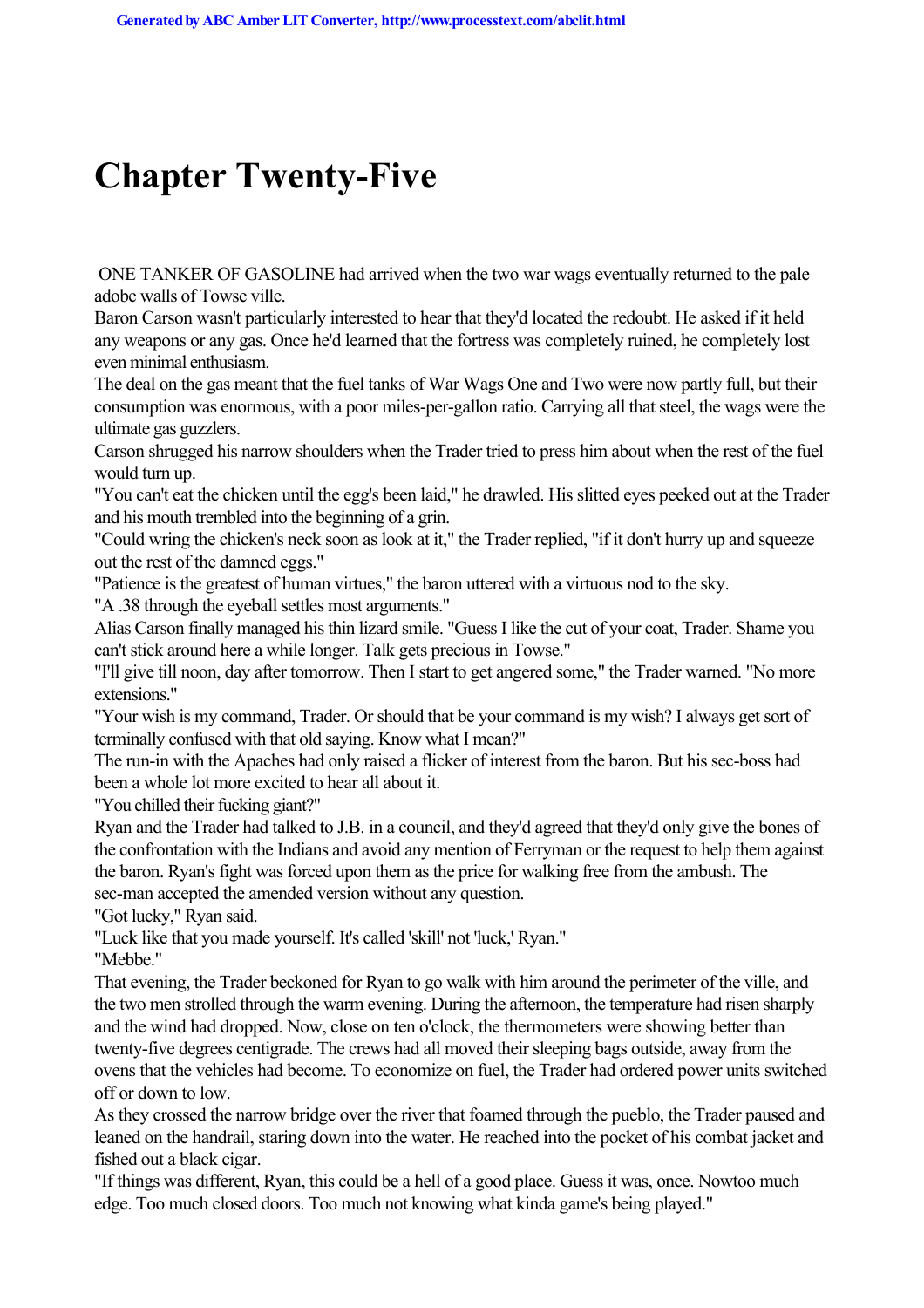# Chapter Twenty-Five

ONE TANKER OF GASOLINE had arrived when the two war wags eventually returned to the pale adobe walls of Towse ville.

Baron Carson wasn't particularly interested to hear that they'd located the redoubt. He asked if it held any weapons or any gas. Once he'd learned that the fortress was completely ruined, he completely lost even minimal enthusiasm.

The deal on the gas meant that the fuel tanks of War Wags One and Two were now partly full, but their consumption was enormous, with a poor miles-per-gallon ratio. Carrying all that steel, the wags were the ultimate gas guzzlers.

Carson shrugged his narrow shoulders when the Trader tried to press him about when the rest of the fuel would turn up.

"You can't eat the chicken until the egg's been laid," he drawled. His slitted eyes peeked out at the Trader and his mouth trembled into the beginning of a grin.

"Could wring the chicken's neck soon as look at it," the Trader replied, "if it don't hurry up and squeeze out the rest of the damned eggs."

"Patience is the greatest of human virtues," the baron uttered with a virtuous nod to the sky.

"A .38 through the eyeball settles most arguments."

Alias Carson finally managed his thin lizard smile. "Guess I like the cut of your coat, Trader. Shame you can't stick around here a while longer. Talk gets precious in Towse."

"I'll give till noon, day after tomorrow. Then I start to get angered some," the Trader warned. "No more extensions."

"Your wish is my command, Trader. Or should that be your command is my wish? I always get sort of terminally confused with that old saying. Know what I mean?"

The run-in with the Apaches had only raised a flicker of interest from the baron. But his sec-boss had been a whole lot more excited to hear all about it.

"You chilled their fucking giant?"

Ryan and the Trader had talked to J.B. in a council, and they'd agreed that they'd only give the bones of the confrontation with the Indians and avoid any mention of Ferryman or the request to help them against the baron. Ryan's fight was forced upon them as the price for walking free from the ambush. The sec-man accepted the amended version without any question.

"Got lucky," Ryan said.

"Luck like that you made yourself. It's called 'skill' not 'luck,' Ryan."

"Mebbe."

That evening, the Trader beckoned for Ryan to go walk with him around the perimeter of the ville, and the two men strolled through the warm evening. During the afternoon, the temperature had risen sharply and the wind had dropped. Now, close on ten o'clock, the thermometers were showing better than twenty-five degrees centigrade. The crews had all moved their sleeping bags outside, away from the ovens that the vehicles had become. To economize on fuel, the Trader had ordered power units switched off or down to low.

As they crossed the narrow bridge over the river that foamed through the pueblo, the Trader paused and leaned on the handrail, staring down into the water. He reached into the pocket of his combat jacket and fished out a black cigar.

"If things was different, Ryan, this could be a hell of a good place. Guess it was, once. Nowtoo much edge. Too much closed doors. Too much not knowing what kinda game's being played."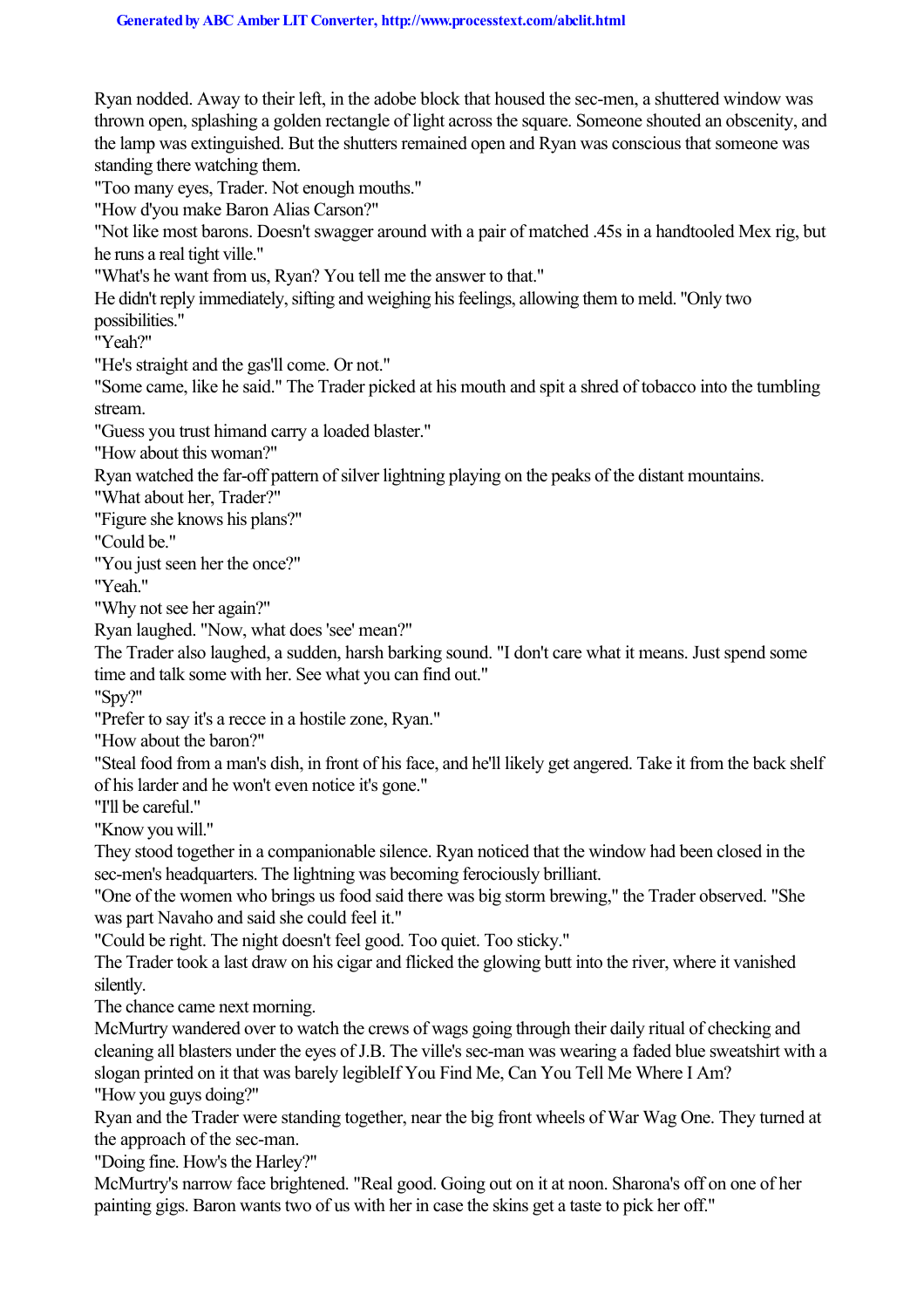Ryan nodded. Away to their left, in the adobe block that housed the sec-men, a shuttered window was thrown open, splashing a golden rectangle of light across the square. Someone shouted an obscenity, and the lamp was extinguished. But the shutters remained open and Ryan was conscious that someone was standing there watching them.

"Too many eyes, Trader. Not enough mouths."

"How d'you make Baron Alias Carson?"

"Not like most barons. Doesn't swagger around with a pair of matched .45s in a handtooled Mex rig, but he runs a real tight ville."

"What's he want from us, Ryan? You tell me the answer to that."

He didn't reply immediately, sifting and weighing his feelings, allowing them to meld. "Only two possibilities."

"Yeah?"

"He's straight and the gas'll come. Or not."

"Some came, like he said." The Trader picked at his mouth and spit a shred of tobacco into the tumbling stream.

"Guess you trust himand carry a loaded blaster."

"How about this woman?"

Ryan watched the far-off pattern of silver lightning playing on the peaks of the distant mountains.

"What about her, Trader?"

"Figure she knows his plans?"

"Could be."

"You just seen her the once?"

"Yeah."

"Why not see her again?"

Ryan laughed. "Now, what does 'see' mean?"

The Trader also laughed, a sudden, harsh barking sound. "I don't care what it means. Just spend some time and talk some with her. See what you can find out."

"Spy?"

"Prefer to say it's a recce in a hostile zone, Ryan."

"How about the baron?"

"Steal food from a man's dish, in front of his face, and he'll likely get angered. Take it from the back shelf of his larder and he won't even notice it's gone."

"I'll be careful."

"Know you will."

They stood together in a companionable silence. Ryan noticed that the window had been closed in the sec-men's headquarters. The lightning was becoming ferociously brilliant.

"One of the women who brings us food said there was big storm brewing," the Trader observed. "She was part Navaho and said she could feel it."

"Could be right. The night doesn't feel good. Too quiet. Too sticky."

The Trader took a last draw on his cigar and flicked the glowing butt into the river, where it vanished silently.

The chance came next morning.

McMurtry wandered over to watch the crews of wags going through their daily ritual of checking and cleaning all blasters under the eyes of J.B. The ville's sec-man was wearing a faded blue sweatshirt with a slogan printed on it that was barely legibleIf You Find Me, Can You Tell Me Where I Am?

"How you guys doing?"

Ryan and the Trader were standing together, near the big front wheels of War Wag One. They turned at the approach of the sec-man.

"Doing fine. How's the Harley?"

McMurtry's narrow face brightened. "Real good. Going out on it at noon. Sharona's off on one of her painting gigs. Baron wants two of us with her in case the skins get a taste to pick her off."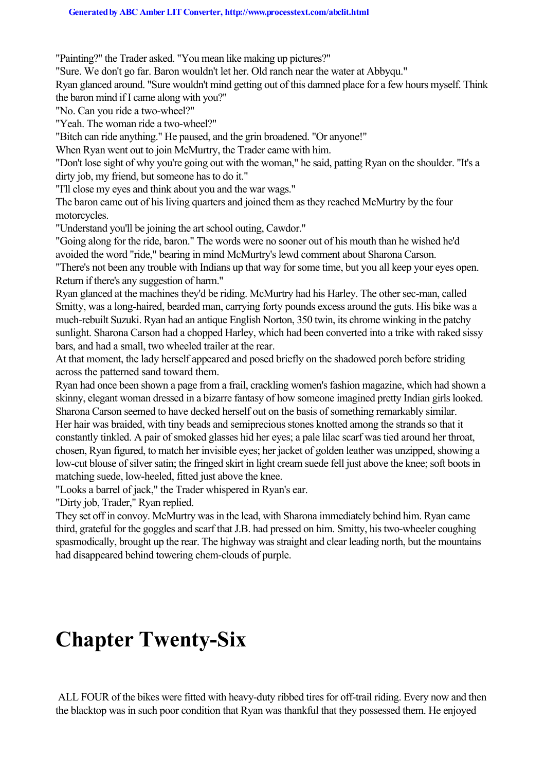"Painting?" the Trader asked. "You mean like making up pictures?"

"Sure. We don't go far. Baron wouldn't let her. Old ranch near the water at Abbyqu."

Ryan glanced around. "Sure wouldn't mind getting out of this damned place for a few hours myself. Think the baron mind if I came along with you?"

"No. Can you ride a two-wheel?"

"Yeah. The woman ride a two-wheel?"

"Bitch can ride anything." He paused, and the grin broadened. "Or anyone!"

When Ryan went out to join McMurtry, the Trader came with him.

"Don't lose sight of why you're going out with the woman," he said, patting Ryan on the shoulder. "It's a dirty job, my friend, but someone has to do it."

"I'll close my eyes and think about you and the war wags."

The baron came out of his living quarters and joined them as they reached McMurtry by the four motorcycles.

"Understand you'll be joining the art school outing, Cawdor."

"Going along for the ride, baron." The words were no sooner out of his mouth than he wished he'd avoided the word "ride," bearing in mind McMurtry's lewd comment about Sharona Carson.

"There's not been any trouble with Indians up that way for some time, but you all keep your eyes open. Return if there's any suggestion of harm."

Ryan glanced at the machines they'd be riding. McMurtry had his Harley. The other sec-man, called Smitty, was a long-haired, bearded man, carrying forty pounds excess around the guts. His bike was a much-rebuilt Suzuki. Ryan had an antique English Norton, 350 twin, its chrome winking in the patchy sunlight. Sharona Carson had a chopped Harley, which had been converted into a trike with raked sissy bars, and had a small, two wheeled trailer at the rear.

At that moment, the lady herself appeared and posed briefly on the shadowed porch before striding across the patterned sand toward them.

Ryan had once been shown a page from a frail, crackling women's fashion magazine, which had shown a skinny, elegant woman dressed in a bizarre fantasy of how someone imagined pretty Indian girls looked. Sharona Carson seemed to have decked herself out on the basis of something remarkably similar.

Her hair was braided, with tiny beads and semiprecious stones knotted among the strands so that it constantly tinkled. A pair of smoked glasses hid her eyes; a pale lilac scarf was tied around her throat, chosen, Ryan figured, to match her invisible eyes; her jacket of golden leather was unzipped, showing a low-cut blouse of silver satin; the fringed skirt in light cream suede fell just above the knee; soft boots in matching suede, low-heeled, fitted just above the knee.

"Looks a barrel of jack," the Trader whispered in Ryan's ear.

"Dirty job, Trader," Ryan replied.

They set off in convoy. McMurtry was in the lead, with Sharona immediately behind him. Ryan came third, grateful for the goggles and scarf that J.B. had pressed on him. Smitty, his two-wheeler coughing spasmodically, brought up the rear. The highway was straight and clear leading north, but the mountains had disappeared behind towering chem-clouds of purple.

# Chapter Twenty-Six

ALL FOUR of the bikes were fitted with heavy-duty ribbed tires for off-trail riding. Every now and then the blacktop was in such poor condition that Ryan was thankful that they possessed them. He enjoyed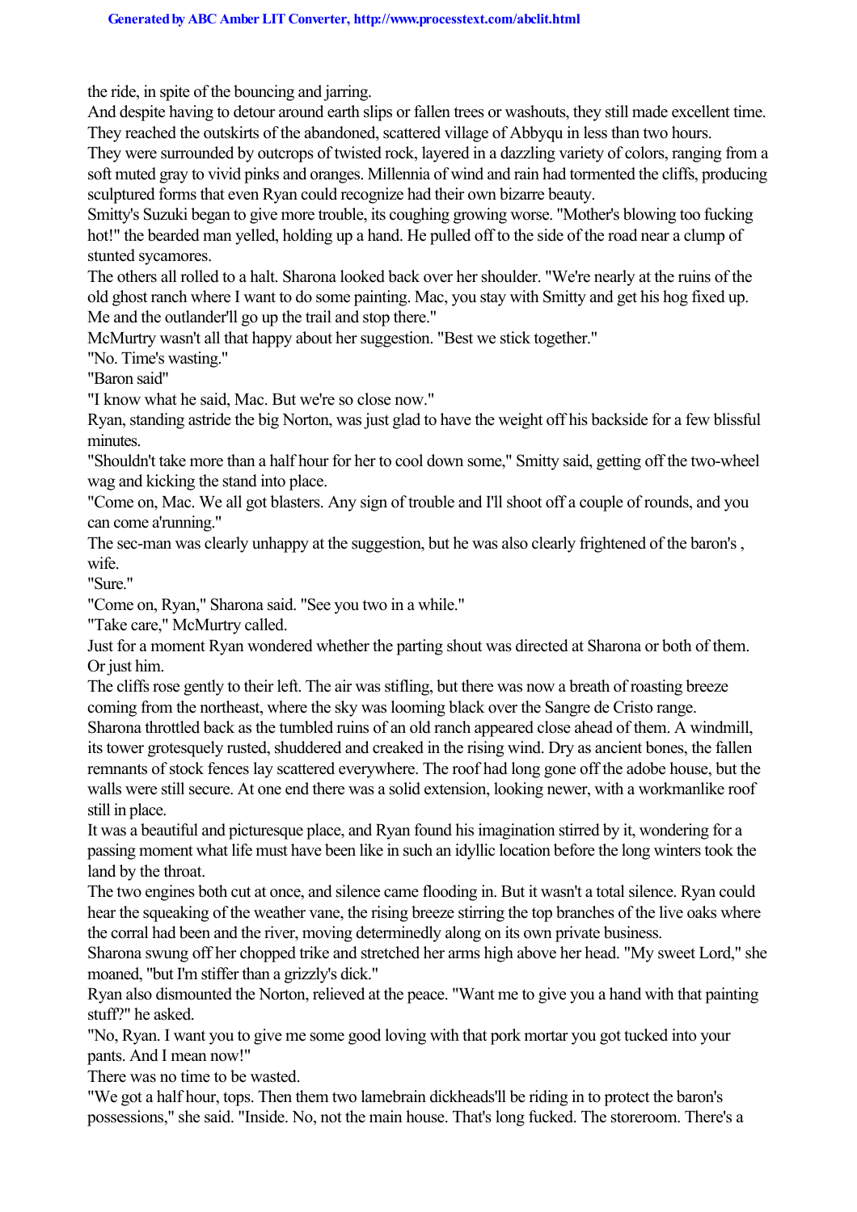the ride, in spite of the bouncing and jarring.

And despite having to detour around earth slips or fallen trees or washouts, they still made excellent time. They reached the outskirts of the abandoned, scattered village of Abbyqu in less than two hours.

They were surrounded by outcrops of twisted rock, layered in a dazzling variety of colors, ranging from a soft muted gray to vivid pinks and oranges. Millennia of wind and rain had tormented the cliffs, producing sculptured forms that even Ryan could recognize had their own bizarre beauty.

Smitty's Suzuki began to give more trouble, its coughing growing worse. "Mother's blowing too fucking hot!" the bearded man yelled, holding up a hand. He pulled off to the side of the road near a clump of stunted sycamores.

The others all rolled to a halt. Sharona looked back over her shoulder. "We're nearly at the ruins of the old ghost ranch where I want to do some painting. Mac, you stay with Smitty and get his hog fixed up. Me and the outlander'll go up the trail and stop there."

McMurtry wasn't all that happy about her suggestion. "Best we stick together."

"No. Time's wasting."

"Baron said"

"I know what he said, Mac. But we're so close now."

Ryan, standing astride the big Norton, was just glad to have the weight off his backside for a few blissful minutes.

"Shouldn't take more than a half hour for her to cool down some," Smitty said, getting off the two-wheel wag and kicking the stand into place.

"Come on, Mac. We all got blasters. Any sign of trouble and I'll shoot off a couple of rounds, and you can come a'running."

The sec-man was clearly unhappy at the suggestion, but he was also clearly frightened of the baron's , wife.

"Sure."

"Come on, Ryan," Sharona said. "See you two in a while."

"Take care," McMurtry called.

Just for a moment Ryan wondered whether the parting shout was directed at Sharona or both of them. Or just him.

The cliffs rose gently to their left. The air was stifling, but there was now a breath of roasting breeze coming from the northeast, where the sky was looming black over the Sangre de Cristo range.

Sharona throttled back as the tumbled ruins of an old ranch appeared close ahead of them. A windmill, its tower grotesquely rusted, shuddered and creaked in the rising wind. Dry as ancient bones, the fallen remnants of stock fences lay scattered everywhere. The roof had long gone off the adobe house, but the walls were still secure. At one end there was a solid extension, looking newer, with a workmanlike roof still in place.

It was a beautiful and picturesque place, and Ryan found his imagination stirred by it, wondering for a passing moment what life must have been like in such an idyllic location before the long winters took the land by the throat.

The two engines both cut at once, and silence came flooding in. But it wasn't a total silence. Ryan could hear the squeaking of the weather vane, the rising breeze stirring the top branches of the live oaks where the corral had been and the river, moving determinedly along on its own private business.

Sharona swung off her chopped trike and stretched her arms high above her head. "My sweet Lord," she moaned, "but I'm stiffer than a grizzly's dick."

Ryan also dismounted the Norton, relieved at the peace. "Want me to give you a hand with that painting stuff?" he asked.

"No, Ryan. I want you to give me some good loving with that pork mortar you got tucked into your pants. And I mean now!"

There was no time to be wasted.

"We got a half hour, tops. Then them two lamebrain dickheads'll be riding in to protect the baron's possessions," she said. "Inside. No, not the main house. That's long fucked. The storeroom. There's a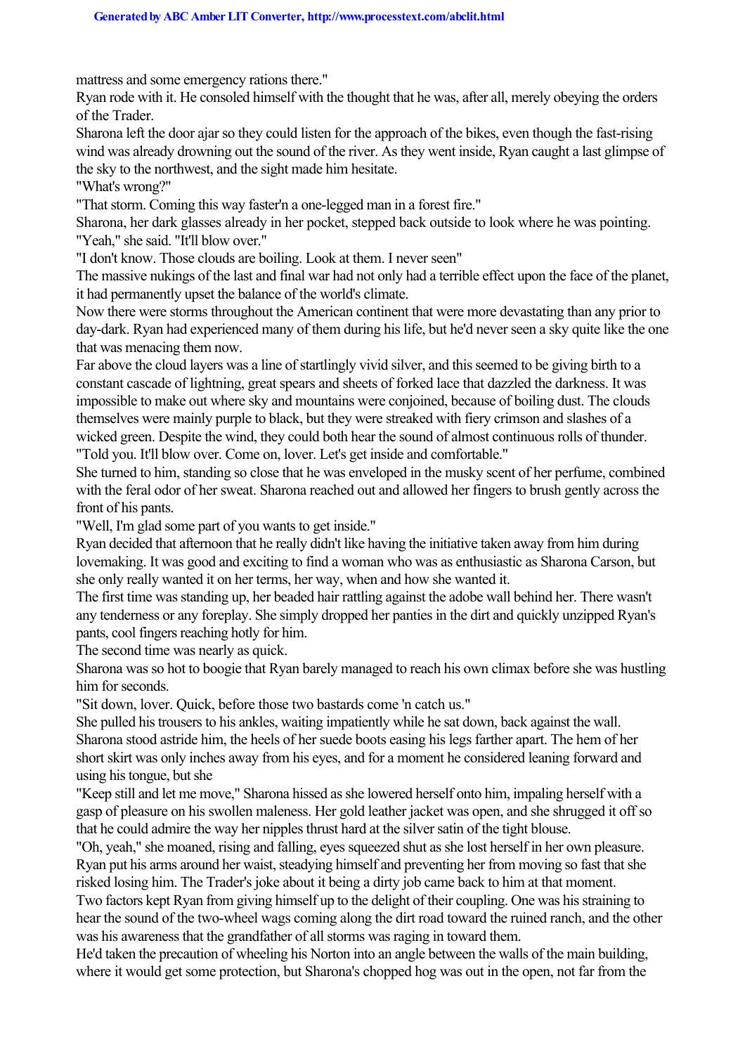mattress and some emergency rations there."

Ryan rode with it. He consoled himself with the thought that he was, after all, merely obeying the orders of the Trader.

Sharona left the door ajar so they could listen for the approach of the bikes, even though the fast-rising wind was already drowning out the sound of the river. As they went inside, Ryan caught a last glimpse of the sky to the northwest, and the sight made him hesitate.

"What's wrong?"

"That storm. Coming this way faster'n a one-legged man in a forest fire."

Sharona, her dark glasses already in her pocket, stepped back outside to look where he was pointing.

"Yeah," she said. "It'll blow over."

"I don't know. Those clouds are boiling. Look at them. I never seen"

The massive nukings of the last and final war had not only had a terrible effect upon the face of the planet, it had permanently upset the balance of the world's climate.

Now there were storms throughout the American continent that were more devastating than any prior to day-dark. Ryan had experienced many of them during his life, but he'd never seen a sky quite like the one that was menacing them now.

Far above the cloud layers was a line of startlingly vivid silver, and this seemed to be giving birth to a constant cascade of lightning, great spears and sheets of forked lace that dazzled the darkness. It was impossible to make out where sky and mountains were conjoined, because of boiling dust. The clouds themselves were mainly purple to black, but they were streaked with fiery crimson and slashes of a wicked green. Despite the wind, they could both hear the sound of almost continuous rolls of thunder.

"Told you. It'll blow over. Come on, lover. Let's get inside and comfortable."

She turned to him, standing so close that he was enveloped in the musky scent of her perfume, combined with the feral odor of her sweat. Sharona reached out and allowed her fingers to brush gently across the front of his pants.

"Well, I'm glad some part of you wants to get inside."

Ryan decided that afternoon that he really didn't like having the initiative taken away from him during lovemaking. It was good and exciting to find a woman who was as enthusiastic as Sharona Carson, but she only really wanted it on her terms, her way, when and how she wanted it.

The first time was standing up, her beaded hair rattling against the adobe wall behind her. There wasn't any tenderness or any foreplay. She simply dropped her panties in the dirt and quickly unzipped Ryan's pants, cool fingers reaching hotly for him.

The second time was nearly as quick.

Sharona was so hot to boogie that Ryan barely managed to reach his own climax before she was hustling him for seconds.

"Sit down, lover. Quick, before those two bastards come 'n catch us."

She pulled his trousers to his ankles, waiting impatiently while he sat down, back against the wall. Sharona stood astride him, the heels of her suede boots easing his legs farther apart. The hem of her short skirt was only inches away from his eyes, and for a moment he considered leaning forward and using his tongue, but she

"Keep still and let me move," Sharona hissed as she lowered herself onto him, impaling herself with a gasp of pleasure on his swollen maleness. Her gold leather jacket was open, and she shrugged it off so that he could admire the way her nipples thrust hard at the silver satin of the tight blouse.

"Oh, yeah," she moaned, rising and falling, eyes squeezed shut as she lost herself in her own pleasure. Ryan put his arms around her waist, steadying himself and preventing her from moving so fast that she risked losing him. The Trader's joke about it being a dirty job came back to him at that moment.

Two factors kept Ryan from giving himself up to the delight of their coupling. One was his straining to hear the sound of the two-wheel wags coming along the dirt road toward the ruined ranch, and the other was his awareness that the grandfather of all storms was raging in toward them.

He'd taken the precaution of wheeling his Norton into an angle between the walls of the main building, where it would get some protection, but Sharona's chopped hog was out in the open, not far from the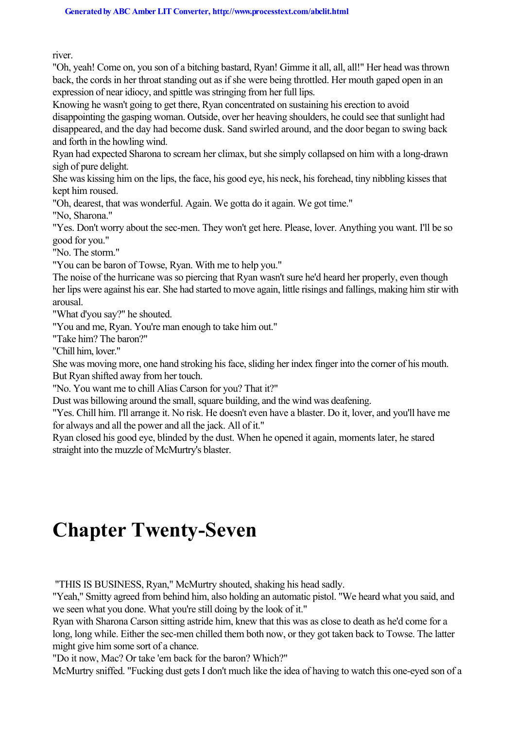river.

"Oh, yeah! Come on, you son of a bitching bastard, Ryan! Gimme it all, all, all!" Her head was thrown back, the cords in her throat standing out as if she were being throttled. Her mouth gaped open in an expression of near idiocy, and spittle was stringing from her full lips.

Knowing he wasn't going to get there, Ryan concentrated on sustaining his erection to avoid disappointing the gasping woman. Outside, over her heaving shoulders, he could see that sunlight had disappeared, and the day had become dusk. Sand swirled around, and the door began to swing back and forth in the howling wind.

Ryan had expected Sharona to scream her climax, but she simply collapsed on him with a long-drawn sigh of pure delight.

She was kissing him on the lips, the face, his good eye, his neck, his forehead, tiny nibbling kisses that kept him roused.

"Oh, dearest, that was wonderful. Again. We gotta do it again. We got time."

"No, Sharona."

"Yes. Don't worry about the sec-men. They won't get here. Please, lover. Anything you want. I'll be so good for you."

"No. The storm."

"You can be baron of Towse, Ryan. With me to help you."

The noise of the hurricane was so piercing that Ryan wasn't sure he'd heard her properly, even though her lips were against his ear. She had started to move again, little risings and fallings, making him stir with arousal.

"What d'you say?" he shouted.

"You and me, Ryan. You're man enough to take him out."

"Take him? The baron?"

"Chill him, lover."

She was moving more, one hand stroking his face, sliding her index finger into the corner of his mouth. But Ryan shifted away from her touch.

"No. You want me to chill Alias Carson for you? That it?"

Dust was billowing around the small, square building, and the wind was deafening.

"Yes. Chill him. I'll arrange it. No risk. He doesn't even have a blaster. Do it, lover, and you'll have me for always and all the power and all the jack. All of it."

Ryan closed his good eye, blinded by the dust. When he opened it again, moments later, he stared straight into the muzzle of McMurtry's blaster.

# Chapter Twenty-Seven

"THIS IS BUSINESS, Ryan," McMurtry shouted, shaking his head sadly.

"Yeah," Smitty agreed from behind him, also holding an automatic pistol. "We heard what you said, and we seen what you done. What you're still doing by the look of it."

Ryan with Sharona Carson sitting astride him, knew that this was as close to death as he'd come for a long, long while. Either the sec-men chilled them both now, or they got taken back to Towse. The latter might give him some sort of a chance.

"Do it now, Mac? Or take 'em back for the baron? Which?"

McMurtry sniffed. "Fucking dust gets I don't much like the idea of having to watch this one-eyed son of a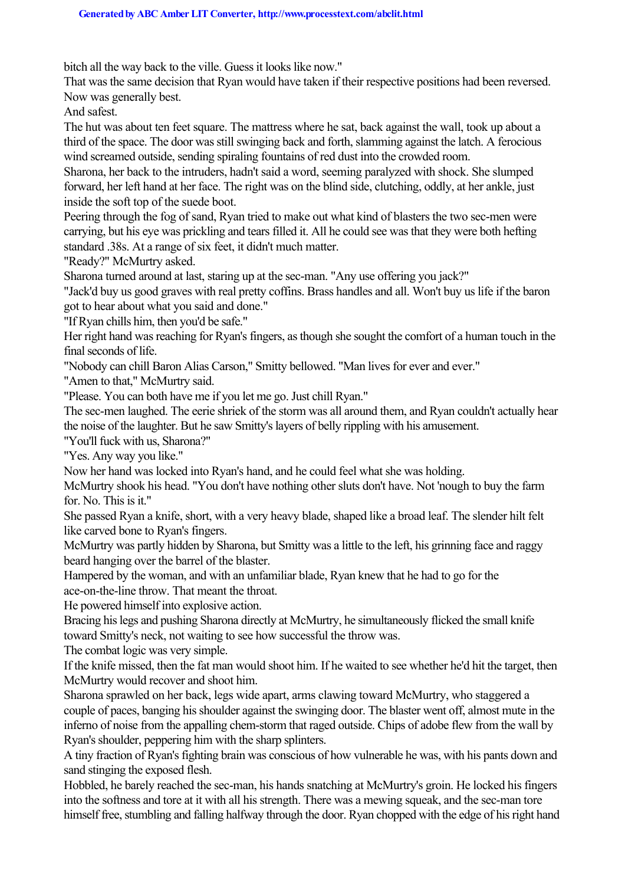bitch all the way back to the ville. Guess it looks like now."

That was the same decision that Ryan would have taken if their respective positions had been reversed. Now was generally best.

And safest.

The hut was about ten feet square. The mattress where he sat, back against the wall, took up about a third of the space. The door was still swinging back and forth, slamming against the latch. A ferocious wind screamed outside, sending spiraling fountains of red dust into the crowded room.

Sharona, her back to the intruders, hadn't said a word, seeming paralyzed with shock. She slumped forward, her left hand at her face. The right was on the blind side, clutching, oddly, at her ankle, just inside the soft top of the suede boot.

Peering through the fog of sand, Ryan tried to make out what kind of blasters the two sec-men were carrying, but his eye was prickling and tears filled it. All he could see was that they were both hefting standard .38s. At a range of six feet, it didn't much matter.

"Ready?" McMurtry asked.

Sharona turned around at last, staring up at the sec-man. "Any use offering you jack?"

"Jack'd buy us good graves with real pretty coffins. Brass handles and all. Won't buy us life if the baron got to hear about what you said and done."

"If Ryan chills him, then you'd be safe."

Her right hand was reaching for Ryan's fingers, as though she sought the comfort of a human touch in the final seconds of life.

"Nobody can chill Baron Alias Carson," Smitty bellowed. "Man lives for ever and ever."

"Amen to that," McMurtry said.

"Please. You can both have me if you let me go. Just chill Ryan."

The sec-men laughed. The eerie shriek of the storm was all around them, and Ryan couldn't actually hear the noise of the laughter. But he saw Smitty's layers of belly rippling with his amusement.

"You'll fuck with us, Sharona?"

"Yes. Any way you like."

Now her hand was locked into Ryan's hand, and he could feel what she was holding.

McMurtry shook his head. "You don't have nothing other sluts don't have. Not 'nough to buy the farm for. No. This is it."

She passed Ryan a knife, short, with a very heavy blade, shaped like a broad leaf. The slender hilt felt like carved bone to Ryan's fingers.

McMurtry was partly hidden by Sharona, but Smitty was a little to the left, his grinning face and raggy beard hanging over the barrel of the blaster.

Hampered by the woman, and with an unfamiliar blade, Ryan knew that he had to go for the ace-on-the-line throw. That meant the throat.

He powered himself into explosive action.

Bracing his legs and pushing Sharona directly at McMurtry, he simultaneously flicked the small knife toward Smitty's neck, not waiting to see how successful the throw was.

The combat logic was very simple.

If the knife missed, then the fat man would shoot him. If he waited to see whether he'd hit the target, then McMurtry would recover and shoot him.

Sharona sprawled on her back, legs wide apart, arms clawing toward McMurtry, who staggered a couple of paces, banging his shoulder against the swinging door. The blaster went off, almost mute in the inferno of noise from the appalling chem-storm that raged outside. Chips of adobe flew from the wall by Ryan's shoulder, peppering him with the sharp splinters.

A tiny fraction of Ryan's fighting brain was conscious of how vulnerable he was, with his pants down and sand stinging the exposed flesh.

Hobbled, he barely reached the sec-man, his hands snatching at McMurtry's groin. He locked his fingers into the softness and tore at it with all his strength. There was a mewing squeak, and the sec-man tore himself free, stumbling and falling halfway through the door. Ryan chopped with the edge of his right hand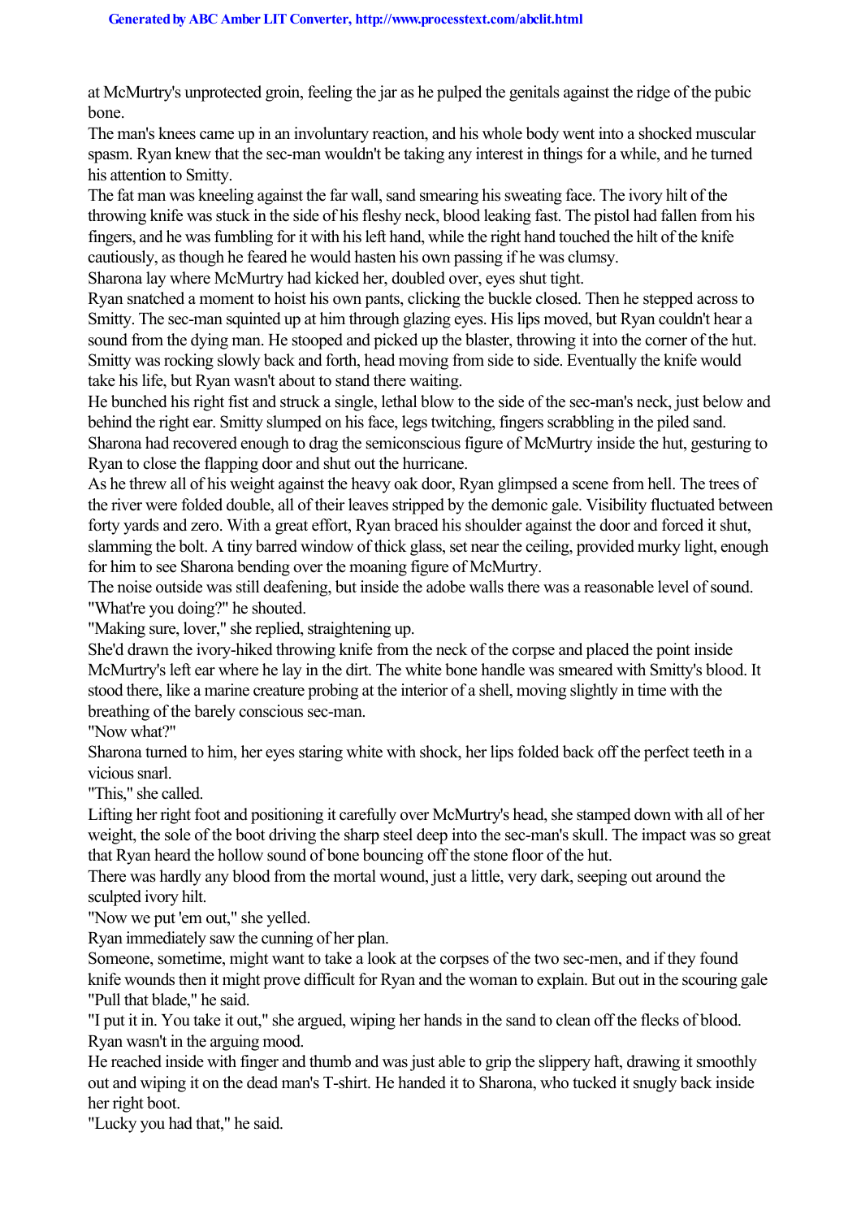at McMurtry's unprotected groin, feeling the jar as he pulped the genitals against the ridge of the pubic bone.

The man's knees came up in an involuntary reaction, and his whole body went into a shocked muscular spasm. Ryan knew that the sec-man wouldn't be taking any interest in things for a while, and he turned his attention to Smitty.

The fat man was kneeling against the far wall, sand smearing his sweating face. The ivory hilt of the throwing knife was stuck in the side of his fleshy neck, blood leaking fast. The pistol had fallen from his fingers, and he was fumbling for it with his left hand, while the right hand touched the hilt of the knife cautiously, as though he feared he would hasten his own passing if he was clumsy.

Sharona lay where McMurtry had kicked her, doubled over, eyes shut tight.

Ryan snatched a moment to hoist his own pants, clicking the buckle closed. Then he stepped across to Smitty. The sec-man squinted up at him through glazing eyes. His lips moved, but Ryan couldn't hear a sound from the dying man. He stooped and picked up the blaster, throwing it into the corner of the hut. Smitty was rocking slowly back and forth, head moving from side to side. Eventually the knife would take his life, but Ryan wasn't about to stand there waiting.

He bunched his right fist and struck a single, lethal blow to the side of the sec-man's neck, just below and behind the right ear. Smitty slumped on his face, legs twitching, fingers scrabbling in the piled sand.

Sharona had recovered enough to drag the semiconscious figure of McMurtry inside the hut, gesturing to Ryan to close the flapping door and shut out the hurricane.

As he threw all of his weight against the heavy oak door, Ryan glimpsed a scene from hell. The trees of the river were folded double, all of their leaves stripped by the demonic gale. Visibility fluctuated between forty yards and zero. With a great effort, Ryan braced his shoulder against the door and forced it shut, slamming the bolt. A tiny barred window of thick glass, set near the ceiling, provided murky light, enough for him to see Sharona bending over the moaning figure of McMurtry.

The noise outside was still deafening, but inside the adobe walls there was a reasonable level of sound.

"What're you doing?" he shouted.

"Making sure, lover," she replied, straightening up.

She'd drawn the ivory-hiked throwing knife from the neck of the corpse and placed the point inside McMurtry's left ear where he lay in the dirt. The white bone handle was smeared with Smitty's blood. It stood there, like a marine creature probing at the interior of a shell, moving slightly in time with the breathing of the barely conscious sec-man.

"Now what?"

Sharona turned to him, her eyes staring white with shock, her lips folded back off the perfect teeth in a vicious snarl.

"This," she called.

Lifting her right foot and positioning it carefully over McMurtry's head, she stamped down with all of her weight, the sole of the boot driving the sharp steel deep into the sec-man's skull. The impact was so great that Ryan heard the hollow sound of bone bouncing off the stone floor of the hut.

There was hardly any blood from the mortal wound, just a little, very dark, seeping out around the sculpted ivory hilt.

"Now we put 'em out," she yelled.

Ryan immediately saw the cunning of her plan.

Someone, sometime, might want to take a look at the corpses of the two sec-men, and if they found knife wounds then it might prove difficult for Ryan and the woman to explain. But out in the scouring gale

"Pull that blade," he said.

"I put it in. You take it out," she argued, wiping her hands in the sand to clean off the flecks of blood.

Ryan wasn't in the arguing mood.

He reached inside with finger and thumb and was just able to grip the slippery haft, drawing it smoothly out and wiping it on the dead man's T-shirt. He handed it to Sharona, who tucked it snugly back inside her right boot.

"Lucky you had that," he said.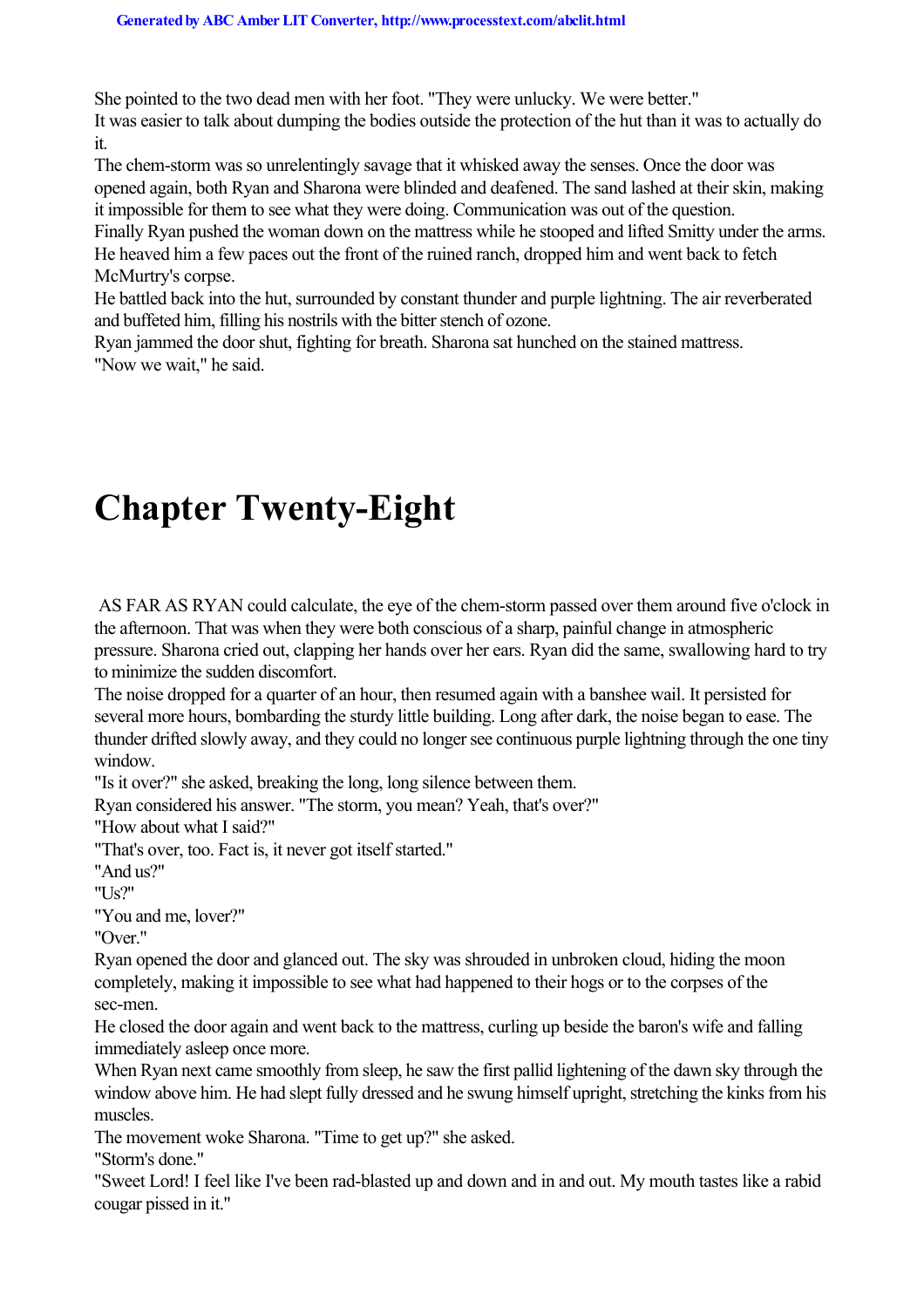She pointed to the two dead men with her foot. "They were unlucky. We were better."

It was easier to talk about dumping the bodies outside the protection of the hut than it was to actually do it.

The chem-storm was so unrelentingly savage that it whisked away the senses. Once the door was opened again, both Ryan and Sharona were blinded and deafened. The sand lashed at their skin, making it impossible for them to see what they were doing. Communication was out of the question.

Finally Ryan pushed the woman down on the mattress while he stooped and lifted Smitty under the arms. He heaved him a few paces out the front of the ruined ranch, dropped him and went back to fetch McMurtry's corpse.

He battled back into the hut, surrounded by constant thunder and purple lightning. The air reverberated and buffeted him, filling his nostrils with the bitter stench of ozone.

Ryan jammed the door shut, fighting for breath. Sharona sat hunched on the stained mattress.

"Now we wait," he said.

# Chapter Twenty-Eight

AS FAR AS RYAN could calculate, the eye of the chem-storm passed over them around five o'clock in the afternoon. That was when they were both conscious of a sharp, painful change in atmospheric pressure. Sharona cried out, clapping her hands over her ears. Ryan did the same, swallowing hard to try to minimize the sudden discomfort.

The noise dropped for a quarter of an hour, then resumed again with a banshee wail. It persisted for several more hours, bombarding the sturdy little building. Long after dark, the noise began to ease. The thunder drifted slowly away, and they could no longer see continuous purple lightning through the one tiny window.

"Is it over?" she asked, breaking the long, long silence between them.

Ryan considered his answer. "The storm, you mean? Yeah, that's over?"

"How about what I said?"

"That's over, too. Fact is, it never got itself started."

"And us?"

"Us?"

"You and me, lover?"

"Over."

Ryan opened the door and glanced out. The sky was shrouded in unbroken cloud, hiding the moon completely, making it impossible to see what had happened to their hogs or to the corpses of the sec-men.

He closed the door again and went back to the mattress, curling up beside the baron's wife and falling immediately asleep once more.

When Ryan next came smoothly from sleep, he saw the first pallid lightening of the dawn sky through the window above him. He had slept fully dressed and he swung himself upright, stretching the kinks from his muscles.

The movement woke Sharona. "Time to get up?" she asked.

"Storm's done."

"Sweet Lord! I feel like I've been rad-blasted up and down and in and out. My mouth tastes like a rabid cougar pissed in it."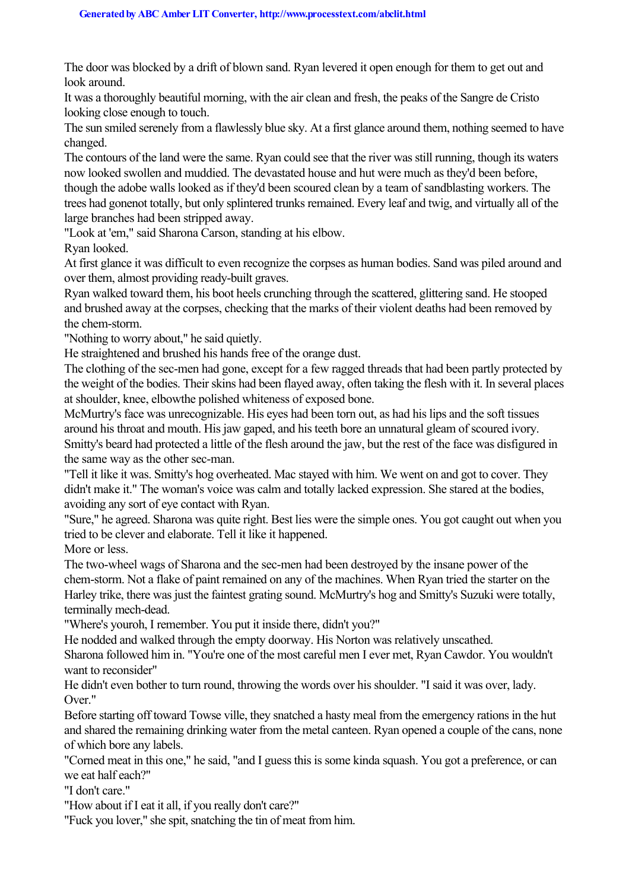The door was blocked by a drift of blown sand. Ryan levered it open enough for them to get out and look around.

It was a thoroughly beautiful morning, with the air clean and fresh, the peaks of the Sangre de Cristo looking close enough to touch.

The sun smiled serenely from a flawlessly blue sky. At a first glance around them, nothing seemed to have changed.

The contours of the land were the same. Ryan could see that the river was still running, though its waters now looked swollen and muddied. The devastated house and hut were much as they'd been before, though the adobe walls looked as if they'd been scoured clean by a team of sandblasting workers. The trees had gonenot totally, but only splintered trunks remained. Every leaf and twig, and virtually all of the large branches had been stripped away.

"Look at 'em," said Sharona Carson, standing at his elbow.

Ryan looked.

At first glance it was difficult to even recognize the corpses as human bodies. Sand was piled around and over them, almost providing ready-built graves.

Ryan walked toward them, his boot heels crunching through the scattered, glittering sand. He stooped and brushed away at the corpses, checking that the marks of their violent deaths had been removed by the chem-storm.

"Nothing to worry about," he said quietly.

He straightened and brushed his hands free of the orange dust.

The clothing of the sec-men had gone, except for a few ragged threads that had been partly protected by the weight of the bodies. Their skins had been flayed away, often taking the flesh with it. In several places at shoulder, knee, elbowthe polished whiteness of exposed bone.

McMurtry's face was unrecognizable. His eyes had been torn out, as had his lips and the soft tissues around his throat and mouth. His jaw gaped, and his teeth bore an unnatural gleam of scoured ivory.

Smitty's beard had protected a little of the flesh around the jaw, but the rest of the face was disfigured in the same way as the other sec-man.

"Tell it like it was. Smitty's hog overheated. Mac stayed with him. We went on and got to cover. They didn't make it." The woman's voice was calm and totally lacked expression. She stared at the bodies, avoiding any sort of eye contact with Ryan.

"Sure," he agreed. Sharona was quite right. Best lies were the simple ones. You got caught out when you tried to be clever and elaborate. Tell it like it happened.

More or less.

The two-wheel wags of Sharona and the sec-men had been destroyed by the insane power of the chem-storm. Not a flake of paint remained on any of the machines. When Ryan tried the starter on the Harley trike, there was just the faintest grating sound. McMurtry's hog and Smitty's Suzuki were totally, terminally mech-dead.

"Where's youroh, I remember. You put it inside there, didn't you?"

He nodded and walked through the empty doorway. His Norton was relatively unscathed.

Sharona followed him in. "You're one of the most careful men I ever met, Ryan Cawdor. You wouldn't want to reconsider"

He didn't even bother to turn round, throwing the words over his shoulder. "I said it was over, lady. Over."

Before starting off toward Towse ville, they snatched a hasty meal from the emergency rations in the hut and shared the remaining drinking water from the metal canteen. Ryan opened a couple of the cans, none of which bore any labels.

"Corned meat in this one," he said, "and I guess this is some kinda squash. You got a preference, or can we eat half each?"

"I don't care."

"How about if I eat it all, if you really don't care?"

"Fuck you lover," she spit, snatching the tin of meat from him.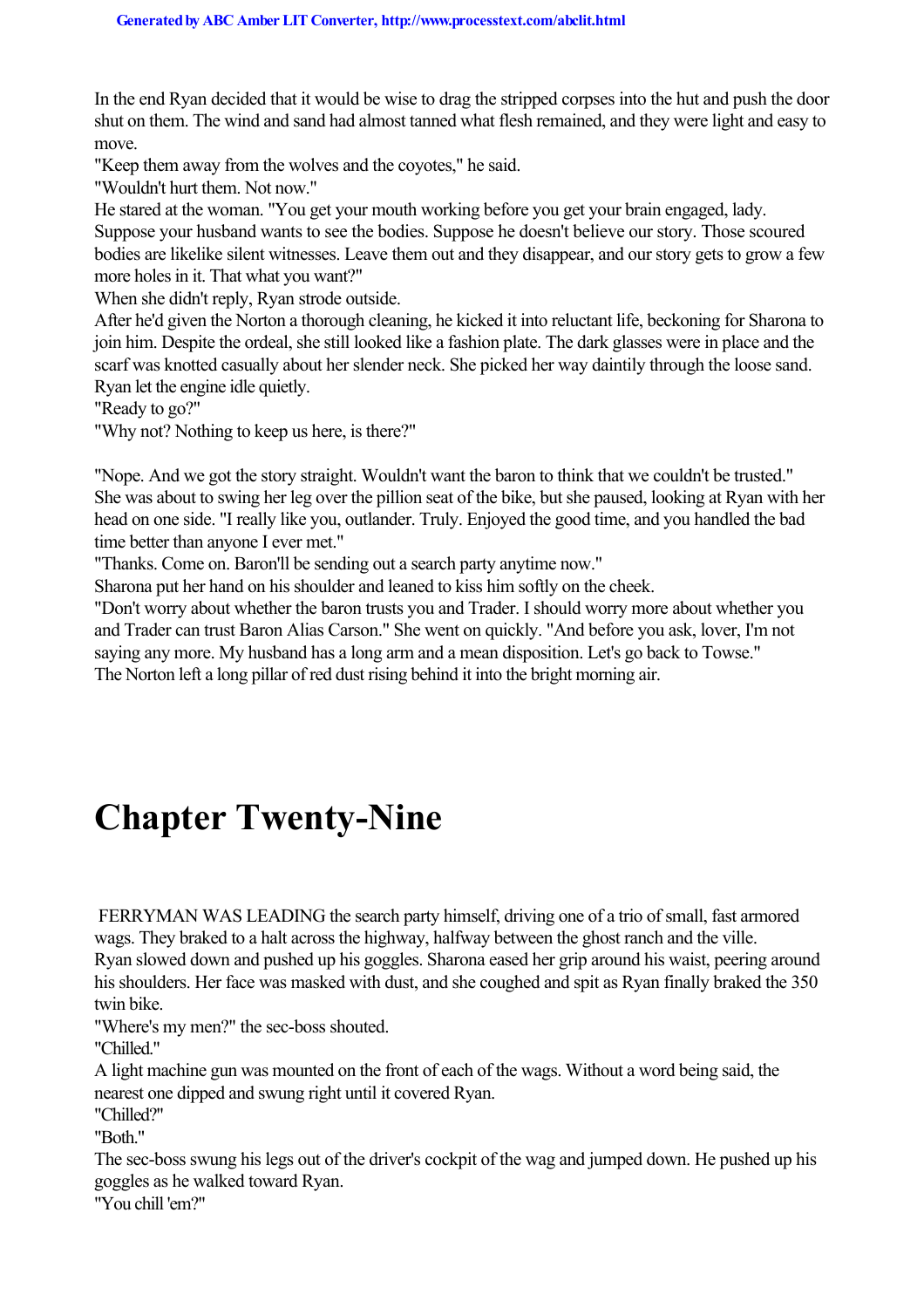In the end Ryan decided that it would be wise to drag the stripped corpses into the hut and push the door shut on them. The wind and sand had almost tanned what flesh remained, and they were light and easy to move.

"Keep them away from the wolves and the coyotes," he said.

"Wouldn't hurt them. Not now."

He stared at the woman. "You get your mouth working before you get your brain engaged, lady. Suppose your husband wants to see the bodies. Suppose he doesn't believe our story. Those scoured bodies are likelike silent witnesses. Leave them out and they disappear, and our story gets to grow a few more holes in it. That what you want?"

When she didn't reply, Ryan strode outside.

After he'd given the Norton a thorough cleaning, he kicked it into reluctant life, beckoning for Sharona to join him. Despite the ordeal, she still looked like a fashion plate. The dark glasses were in place and the scarf was knotted casually about her slender neck. She picked her way daintily through the loose sand. Ryan let the engine idle quietly.

"Ready to go?"

"Why not? Nothing to keep us here, is there?"

"Nope. And we got the story straight. Wouldn't want the baron to think that we couldn't be trusted."

She was about to swing her leg over the pillion seat of the bike, but she paused, looking at Ryan with her head on one side. "I really like you, outlander. Truly. Enjoyed the good time, and you handled the bad time better than anyone I ever met."

"Thanks. Come on. Baron'll be sending out a search party anytime now."

Sharona put her hand on his shoulder and leaned to kiss him softly on the cheek.

"Don't worry about whether the baron trusts you and Trader. I should worry more about whether you and Trader can trust Baron Alias Carson." She went on quickly. "And before you ask, lover, I'm not saying any more. My husband has a long arm and a mean disposition. Let's go back to Towse."

The Norton left a long pillar of red dust rising behind it into the bright morning air.

# Chapter Twenty-Nine

FERRYMAN WAS LEADING the search party himself, driving one of a trio of small, fast armored wags. They braked to a halt across the highway, halfway between the ghost ranch and the ville.

Ryan slowed down and pushed up his goggles. Sharona eased her grip around his waist, peering around his shoulders. Her face was masked with dust, and she coughed and spit as Ryan finally braked the 350 twin bike.

"Where's my men?" the sec-boss shouted.

"Chilled."

A light machine gun was mounted on the front of each of the wags. Without a word being said, the nearest one dipped and swung right until it covered Ryan.

"Chilled?"

"Both."

The sec-boss swung his legs out of the driver's cockpit of the wag and jumped down. He pushed up his goggles as he walked toward Ryan.

"You chill 'em?"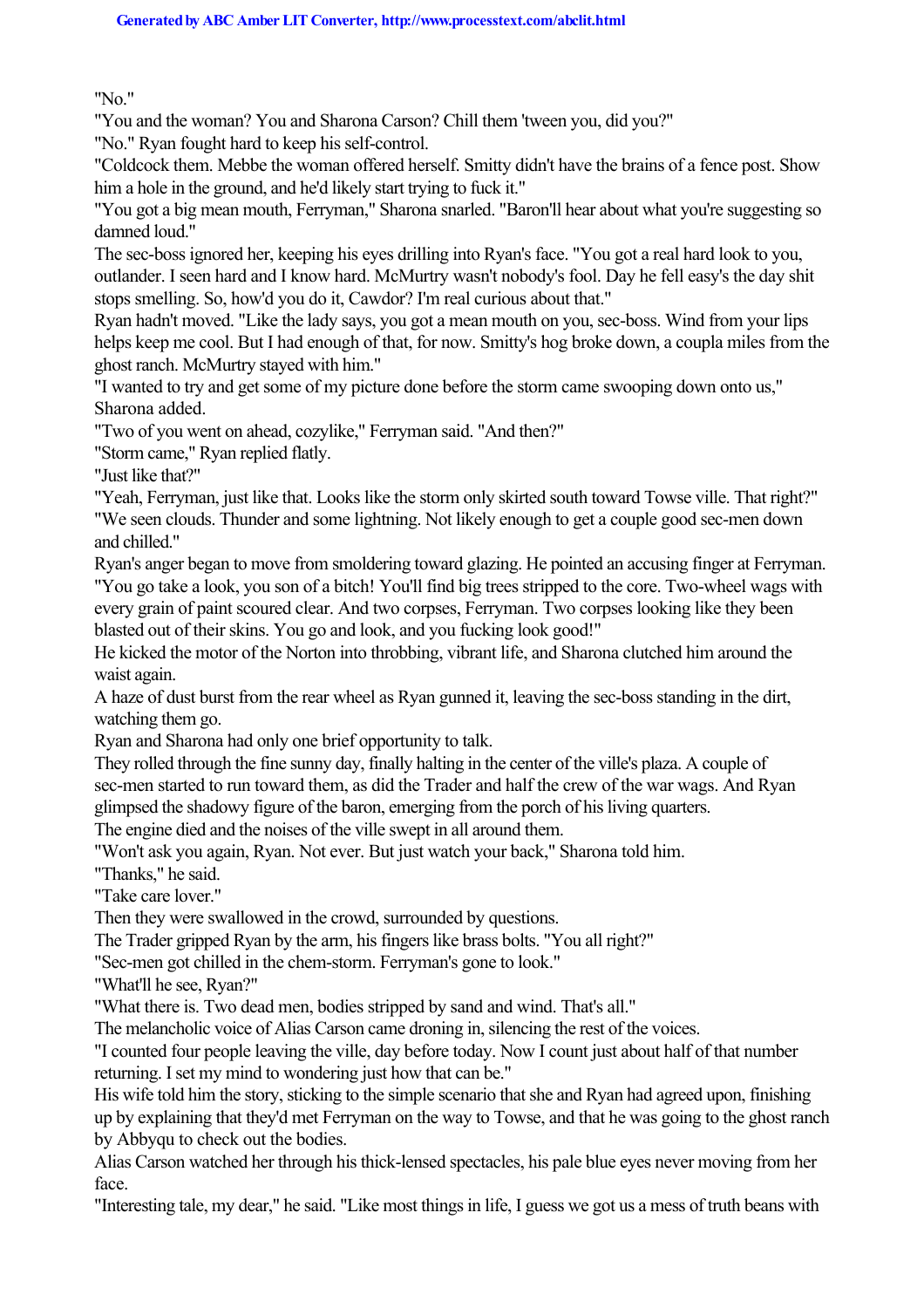"No."

"You and the woman? You and Sharona Carson? Chill them 'tween you, did you?"

"No." Ryan fought hard to keep his self-control.

"Coldcock them. Mebbe the woman offered herself. Smitty didn't have the brains of a fence post. Show him a hole in the ground, and he'd likely start trying to fuck it."

"You got a big mean mouth, Ferryman," Sharona snarled. "Baron'll hear about what you're suggesting so damned loud."

The sec-boss ignored her, keeping his eyes drilling into Ryan's face. "You got a real hard look to you, outlander. I seen hard and I know hard. McMurtry wasn't nobody's fool. Day he fell easy's the day shit stops smelling. So, how'd you do it, Cawdor? I'm real curious about that."

Ryan hadn't moved. "Like the lady says, you got a mean mouth on you, sec-boss. Wind from your lips helps keep me cool. But I had enough of that, for now. Smitty's hog broke down, a coupla miles from the ghost ranch. McMurtry stayed with him."

"I wanted to try and get some of my picture done before the storm came swooping down onto us," Sharona added.

"Two of you went on ahead, cozylike," Ferryman said. "And then?"

"Storm came," Ryan replied flatly.

"Just like that?"

"Yeah, Ferryman, just like that. Looks like the storm only skirted south toward Towse ville. That right?"

"We seen clouds. Thunder and some lightning. Not likely enough to get a couple good sec-men down and chilled."

Ryan's anger began to move from smoldering toward glazing. He pointed an accusing finger at Ferryman. "You go take a look, you son of a bitch! You'll find big trees stripped to the core. Two-wheel wags with every grain of paint scoured clear. And two corpses, Ferryman. Two corpses looking like they been blasted out of their skins. You go and look, and you fucking look good!"

He kicked the motor of the Norton into throbbing, vibrant life, and Sharona clutched him around the waist again.

A haze of dust burst from the rear wheel as Ryan gunned it, leaving the sec-boss standing in the dirt, watching them go.

Ryan and Sharona had only one brief opportunity to talk.

They rolled through the fine sunny day, finally halting in the center of the ville's plaza. A couple of sec-men started to run toward them, as did the Trader and half the crew of the war wags. And Ryan glimpsed the shadowy figure of the baron, emerging from the porch of his living quarters.

The engine died and the noises of the ville swept in all around them.

"Won't ask you again, Ryan. Not ever. But just watch your back," Sharona told him.

"Thanks," he said.

"Take care lover."

Then they were swallowed in the crowd, surrounded by questions.

The Trader gripped Ryan by the arm, his fingers like brass bolts. "You all right?"

"Sec-men got chilled in the chem-storm. Ferryman's gone to look."

"What'll he see, Ryan?"

"What there is. Two dead men, bodies stripped by sand and wind. That's all."

The melancholic voice of Alias Carson came droning in, silencing the rest of the voices.

"I counted four people leaving the ville, day before today. Now I count just about half of that number returning. I set my mind to wondering just how that can be."

His wife told him the story, sticking to the simple scenario that she and Ryan had agreed upon, finishing up by explaining that they'd met Ferryman on the way to Towse, and that he was going to the ghost ranch by Abbyqu to check out the bodies.

Alias Carson watched her through his thick-lensed spectacles, his pale blue eyes never moving from her face.

"Interesting tale, my dear," he said. "Like most things in life, I guess we got us a mess of truth beans with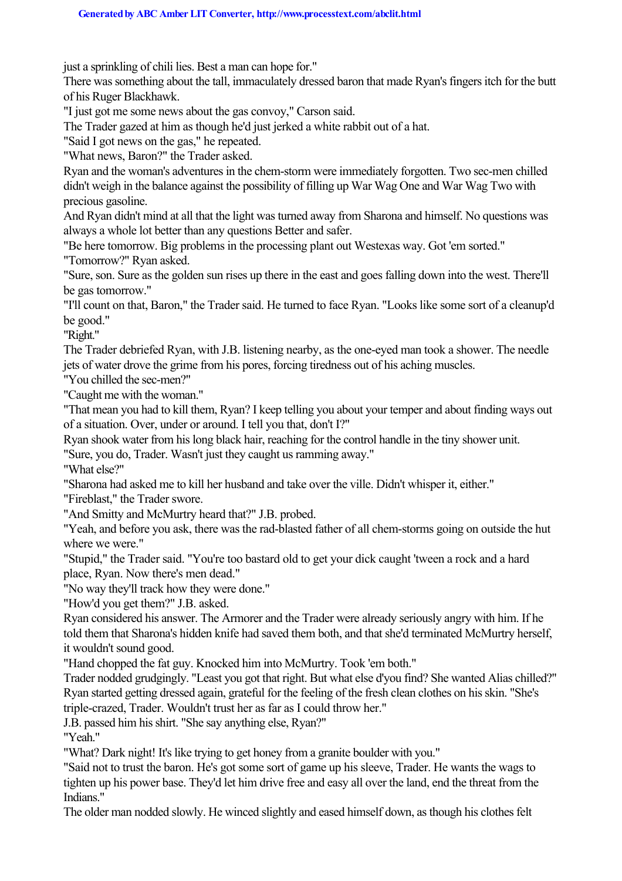just a sprinkling of chili lies. Best a man can hope for."

There was something about the tall, immaculately dressed baron that made Ryan's fingers itch for the butt of his Ruger Blackhawk.

"I just got me some news about the gas convoy," Carson said.

The Trader gazed at him as though he'd just jerked a white rabbit out of a hat.

"Said I got news on the gas," he repeated.

"What news, Baron?" the Trader asked.

Ryan and the woman's adventures in the chem-storm were immediately forgotten. Two sec-men chilled didn't weigh in the balance against the possibility of filling up War Wag One and War Wag Two with precious gasoline.

And Ryan didn't mind at all that the light was turned away from Sharona and himself. No questions was always a whole lot better than any questions Better and safer.

"Be here tomorrow. Big problems in the processing plant out Westexas way. Got 'em sorted."

"Tomorrow?" Ryan asked.

"Sure, son. Sure as the golden sun rises up there in the east and goes falling down into the west. There'll be gas tomorrow."

"I'll count on that, Baron," the Trader said. He turned to face Ryan. "Looks like some sort of a cleanup'd be good."

"Right."

The Trader debriefed Ryan, with J.B. listening nearby, as the one-eyed man took a shower. The needle jets of water drove the grime from his pores, forcing tiredness out of his aching muscles.

"You chilled the sec-men?"

"Caught me with the woman."

"That mean you had to kill them, Ryan? I keep telling you about your temper and about finding ways out of a situation. Over, under or around. I tell you that, don't I?"

Ryan shook water from his long black hair, reaching for the control handle in the tiny shower unit.

"Sure, you do, Trader. Wasn't just they caught us ramming away."

"What else?"

"Sharona had asked me to kill her husband and take over the ville. Didn't whisper it, either."

"Fireblast," the Trader swore.

"And Smitty and McMurtry heard that?" J.B. probed.

"Yeah, and before you ask, there was the rad-blasted father of all chem-storms going on outside the hut where we were."

"Stupid," the Trader said. "You're too bastard old to get your dick caught 'tween a rock and a hard place, Ryan. Now there's men dead."

"No way they'll track how they were done."

"How'd you get them?" J.B. asked.

Ryan considered his answer. The Armorer and the Trader were already seriously angry with him. If he told them that Sharona's hidden knife had saved them both, and that she'd terminated McMurtry herself, it wouldn't sound good.

"Hand chopped the fat guy. Knocked him into McMurtry. Took 'em both."

Trader nodded grudgingly. "Least you got that right. But what else d'you find? She wanted Alias chilled?"

Ryan started getting dressed again, grateful for the feeling of the fresh clean clothes on his skin. "She's triple-crazed, Trader. Wouldn't trust her as far as I could throw her."

J.B. passed him his shirt. "She say anything else, Ryan?"

"Yeah."

"What? Dark night! It's like trying to get honey from a granite boulder with you."

"Said not to trust the baron. He's got some sort of game up his sleeve, Trader. He wants the wags to tighten up his power base. They'd let him drive free and easy all over the land, end the threat from the Indians."

The older man nodded slowly. He winced slightly and eased himself down, as though his clothes felt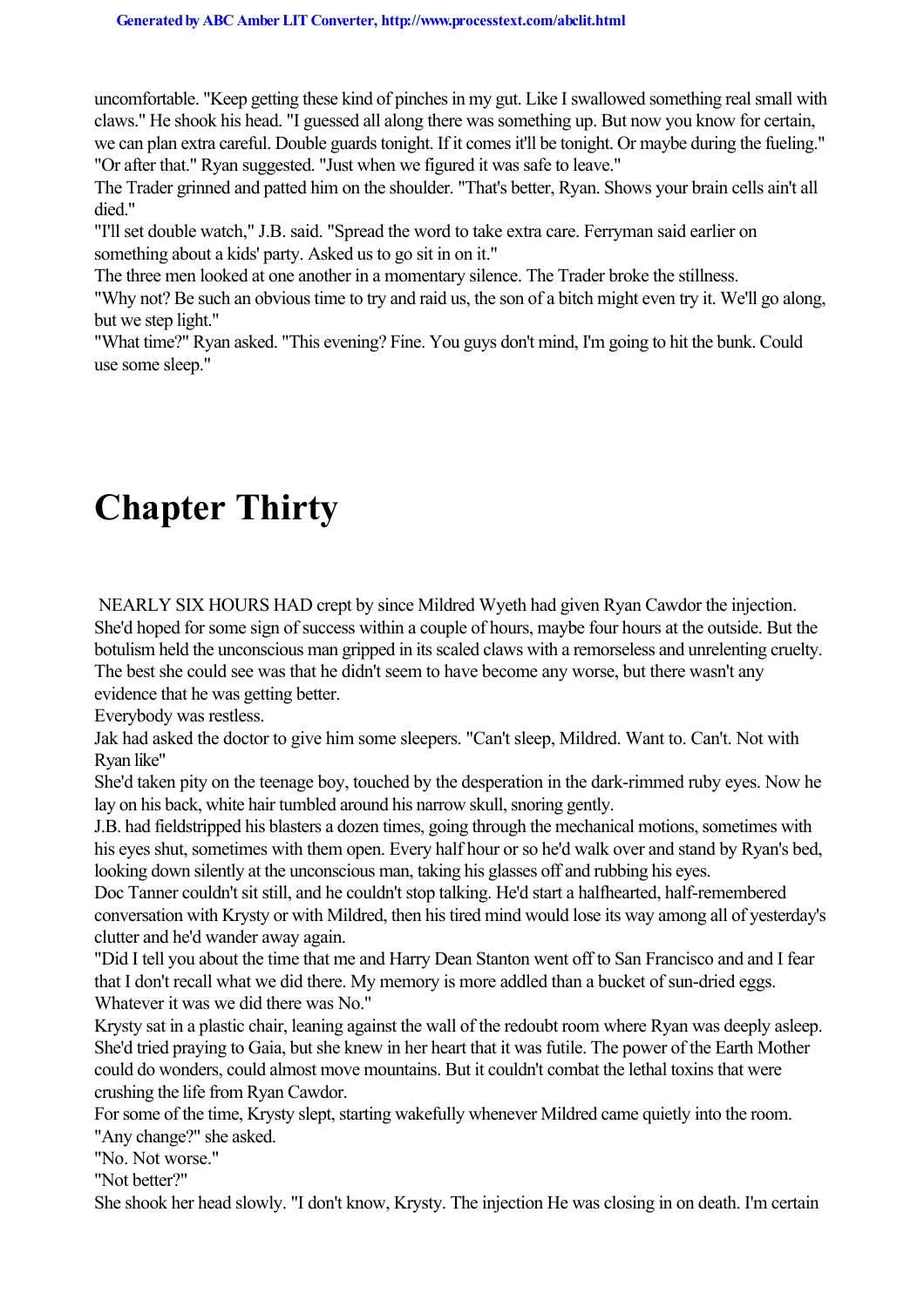uncomfortable. "Keep getting these kind of pinches in my gut. Like I swallowed something real small with claws." He shook his head. "I guessed all along there was something up. But now you know for certain, we can plan extra careful. Double guards tonight. If it comes it'll be tonight. Or maybe during the fueling."

"Or after that." Ryan suggested. "Just when we figured it was safe to leave."

The Trader grinned and patted him on the shoulder. "That's better, Ryan. Shows your brain cells ain't all died."

"I'll set double watch," J.B. said. "Spread the word to take extra care. Ferryman said earlier on something about a kids' party. Asked us to go sit in on it."

The three men looked at one another in a momentary silence. The Trader broke the stillness.

"Why not? Be such an obvious time to try and raid us, the son of a bitch might even try it. We'll go along, but we step light."

"What time?" Ryan asked. "This evening? Fine. You guys don't mind, I'm going to hit the bunk. Could use some sleep."

# Chapter Thirty

NEARLY SIX HOURS HAD crept by since Mildred Wyeth had given Ryan Cawdor the injection. She'd hoped for some sign of success within a couple of hours, maybe four hours at the outside. But the botulism held the unconscious man gripped in its scaled claws with a remorseless and unrelenting cruelty. The best she could see was that he didn't seem to have become any worse, but there wasn't any evidence that he was getting better.

Everybody was restless.

Jak had asked the doctor to give him some sleepers. "Can't sleep, Mildred. Want to. Can't. Not with Ryan like"

She'd taken pity on the teenage boy, touched by the desperation in the dark-rimmed ruby eyes. Now he lay on his back, white hair tumbled around his narrow skull, snoring gently.

J.B. had fieldstripped his blasters a dozen times, going through the mechanical motions, sometimes with his eyes shut, sometimes with them open. Every half hour or so he'd walk over and stand by Ryan's bed, looking down silently at the unconscious man, taking his glasses off and rubbing his eyes.

Doc Tanner couldn't sit still, and he couldn't stop talking. He'd start a halfhearted, half-remembered conversation with Krysty or with Mildred, then his tired mind would lose its way among all of yesterday's clutter and he'd wander away again.

"Did I tell you about the time that me and Harry Dean Stanton went off to San Francisco and and I fear that I don't recall what we did there. My memory is more addled than a bucket of sun-dried eggs. Whatever it was we did there was No."

Krysty sat in a plastic chair, leaning against the wall of the redoubt room where Ryan was deeply asleep. She'd tried praying to Gaia, but she knew in her heart that it was futile. The power of the Earth Mother could do wonders, could almost move mountains. But it couldn't combat the lethal toxins that were crushing the life from Ryan Cawdor.

For some of the time, Krysty slept, starting wakefully whenever Mildred came quietly into the room.

"Any change?" she asked.

"No. Not worse."

"Not better?"

She shook her head slowly. "I don't know, Krysty. The injection He was closing in on death. I'm certain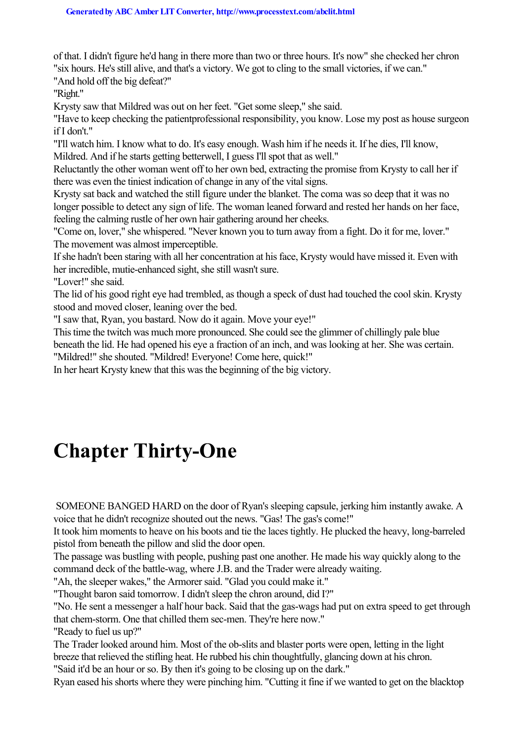of that. I didn't figure he'd hang in there more than two or three hours. It's now" she checked her chron "six hours. He's still alive, and that's a victory. We got to cling to the small victories, if we can."

"And hold off the big defeat?"

"Right."

Krysty saw that Mildred was out on her feet. "Get some sleep," she said.

"Have to keep checking the patientprofessional responsibility, you know. Lose my post as house surgeon if I don't."

"I'll watch him. I know what to do. It's easy enough. Wash him if he needs it. If he dies, I'll know, Mildred. And if he starts getting betterwell, I guess I'll spot that as well."

Reluctantly the other woman went off to her own bed, extracting the promise from Krysty to call her if there was even the tiniest indication of change in any of the vital signs.

Krysty sat back and watched the still figure under the blanket. The coma was so deep that it was no longer possible to detect any sign of life. The woman leaned forward and rested her hands on her face, feeling the calming rustle of her own hair gathering around her cheeks.

"Come on, lover," she whispered. "Never known you to turn away from a fight. Do it for me, lover."

The movement was almost imperceptible.

If she hadn't been staring with all her concentration at his face, Krysty would have missed it. Even with her incredible, mutie-enhanced sight, she still wasn't sure.

"Lover!" she said.

The lid of his good right eye had trembled, as though a speck of dust had touched the cool skin. Krysty stood and moved closer, leaning over the bed.

"I saw that, Ryan, you bastard. Now do it again. Move your eye!"

This time the twitch was much more pronounced. She could see the glimmer of chillingly pale blue beneath the lid. He had opened his eye a fraction of an inch, and was looking at her. She was certain.

"Mildred!" she shouted. "Mildred! Everyone! Come here, quick!"

In her heart Krysty knew that this was the beginning of the big victory.

# Chapter Thirty-One

SOMEONE BANGED HARD on the door of Ryan's sleeping capsule, jerking him instantly awake. A voice that he didn't recognize shouted out the news. "Gas! The gas's come!"

It took him moments to heave on his boots and tie the laces tightly. He plucked the heavy, long-barreled pistol from beneath the pillow and slid the door open.

The passage was bustling with people, pushing past one another. He made his way quickly along to the command deck of the battle-wag, where J.B. and the Trader were already waiting.

"Ah, the sleeper wakes," the Armorer said. "Glad you could make it."

"Thought baron said tomorrow. I didn't sleep the chron around, did I?"

"No. He sent a messenger a half hour back. Said that the gas-wags had put on extra speed to get through that chem-storm. One that chilled them sec-men. They're here now."

"Ready to fuel us up?"

The Trader looked around him. Most of the ob-slits and blaster ports were open, letting in the light breeze that relieved the stifling heat. He rubbed his chin thoughtfully, glancing down at his chron.

"Said it'd be an hour or so. By then it's going to be closing up on the dark."

Ryan eased his shorts where they were pinching him. "Cutting it fine if we wanted to get on the blacktop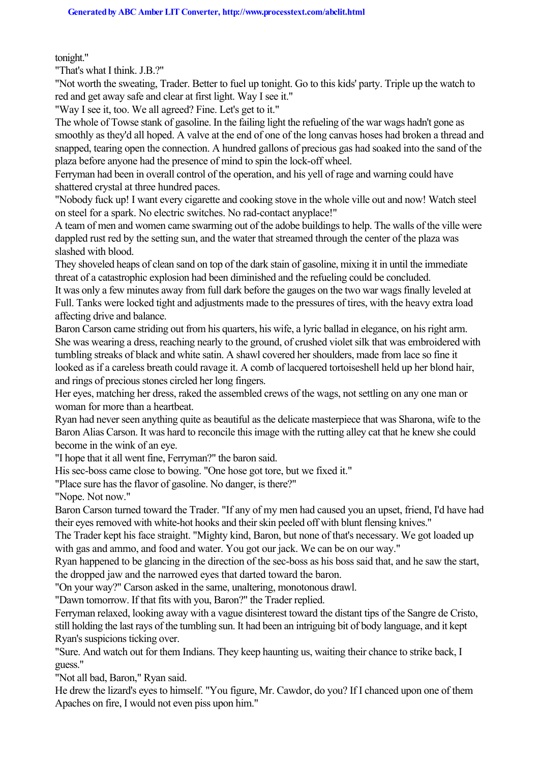tonight."

"That's what I think. J.B.?"

"Not worth the sweating, Trader. Better to fuel up tonight. Go to this kids' party. Triple up the watch to red and get away safe and clear at first light. Way I see it."

"Way I see it, too. We all agreed? Fine. Let's get to it."

The whole of Towse stank of gasoline. In the failing light the refueling of the war wags hadn't gone as smoothly as they'd all hoped. A valve at the end of one of the long canvas hoses had broken a thread and snapped, tearing open the connection. A hundred gallons of precious gas had soaked into the sand of the plaza before anyone had the presence of mind to spin the lock-off wheel.

Ferryman had been in overall control of the operation, and his yell of rage and warning could have shattered crystal at three hundred paces.

"Nobody fuck up! I want every cigarette and cooking stove in the whole ville out and now! Watch steel on steel for a spark. No electric switches. No rad-contact anyplace!"

A team of men and women came swarming out of the adobe buildings to help. The walls of the ville were dappled rust red by the setting sun, and the water that streamed through the center of the plaza was slashed with blood.

They shoveled heaps of clean sand on top of the dark stain of gasoline, mixing it in until the immediate threat of a catastrophic explosion had been diminished and the refueling could be concluded.

It was only a few minutes away from full dark before the gauges on the two war wags finally leveled at Full. Tanks were locked tight and adjustments made to the pressures of tires, with the heavy extra load affecting drive and balance.

Baron Carson came striding out from his quarters, his wife, a lyric ballad in elegance, on his right arm. She was wearing a dress, reaching nearly to the ground, of crushed violet silk that was embroidered with tumbling streaks of black and white satin. A shawl covered her shoulders, made from lace so fine it looked as if a careless breath could ravage it. A comb of lacquered tortoiseshell held up her blond hair, and rings of precious stones circled her long fingers.

Her eyes, matching her dress, raked the assembled crews of the wags, not settling on any one man or woman for more than a heartbeat.

Ryan had never seen anything quite as beautiful as the delicate masterpiece that was Sharona, wife to the Baron Alias Carson. It was hard to reconcile this image with the rutting alley cat that he knew she could become in the wink of an eye.

"I hope that it all went fine, Ferryman?" the baron said.

His sec-boss came close to bowing. "One hose got tore, but we fixed it."

"Place sure has the flavor of gasoline. No danger, is there?"

"Nope. Not now."

Baron Carson turned toward the Trader. "If any of my men had caused you an upset, friend, I'd have had their eyes removed with white-hot hooks and their skin peeled off with blunt flensing knives."

The Trader kept his face straight. "Mighty kind, Baron, but none of that's necessary. We got loaded up with gas and ammo, and food and water. You got our jack. We can be on our way."

Ryan happened to be glancing in the direction of the sec-boss as his boss said that, and he saw the start, the dropped jaw and the narrowed eyes that darted toward the baron.

"On your way?" Carson asked in the same, unaltering, monotonous drawl.

"Dawn tomorrow. If that fits with you, Baron?" the Trader replied.

Ferryman relaxed, looking away with a vague disinterest toward the distant tips of the Sangre de Cristo, still holding the last rays of the tumbling sun. It had been an intriguing bit of body language, and it kept Ryan's suspicions ticking over.

"Sure. And watch out for them Indians. They keep haunting us, waiting their chance to strike back, I guess."

"Not all bad, Baron," Ryan said.

He drew the lizard's eyes to himself. "You figure, Mr. Cawdor, do you? If I chanced upon one of them Apaches on fire, I would not even piss upon him."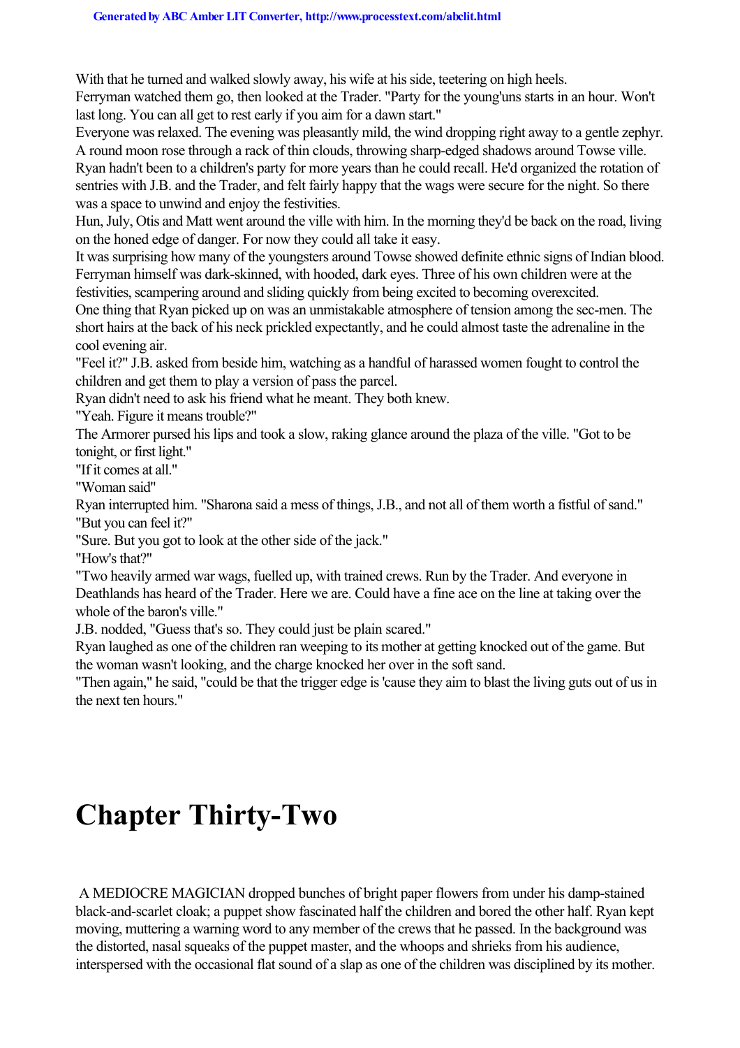With that he turned and walked slowly away, his wife at his side, teetering on high heels.

Ferryman watched them go, then looked at the Trader. "Party for the young'uns starts in an hour. Won't last long. You can all get to rest early if you aim for a dawn start."

Everyone was relaxed. The evening was pleasantly mild, the wind dropping right away to a gentle zephyr. A round moon rose through a rack of thin clouds, throwing sharp-edged shadows around Towse ville.

Ryan hadn't been to a children's party for more years than he could recall. He'd organized the rotation of sentries with J.B. and the Trader, and felt fairly happy that the wags were secure for the night. So there was a space to unwind and enjoy the festivities.

Hun, July, Otis and Matt went around the ville with him. In the morning they'd be back on the road, living on the honed edge of danger. For now they could all take it easy.

It was surprising how many of the youngsters around Towse showed definite ethnic signs of Indian blood. Ferryman himself was dark-skinned, with hooded, dark eyes. Three of his own children were at the festivities, scampering around and sliding quickly from being excited to becoming overexcited.

One thing that Ryan picked up on was an unmistakable atmosphere of tension among the sec-men. The short hairs at the back of his neck prickled expectantly, and he could almost taste the adrenaline in the cool evening air.

"Feel it?" J.B. asked from beside him, watching as a handful of harassed women fought to control the children and get them to play a version of pass the parcel.

Ryan didn't need to ask his friend what he meant. They both knew.

"Yeah. Figure it means trouble?"

The Armorer pursed his lips and took a slow, raking glance around the plaza of the ville. "Got to be tonight, or first light."

"If it comes at all."

"Woman said"

Ryan interrupted him. "Sharona said a mess of things, J.B., and not all of them worth a fistful of sand."

"But you can feel it?"

"Sure. But you got to look at the other side of the jack."

"How's that?"

"Two heavily armed war wags, fuelled up, with trained crews. Run by the Trader. And everyone in Deathlands has heard of the Trader. Here we are. Could have a fine ace on the line at taking over the whole of the baron's ville."

J.B. nodded, "Guess that's so. They could just be plain scared."

Ryan laughed as one of the children ran weeping to its mother at getting knocked out of the game. But the woman wasn't looking, and the charge knocked her over in the soft sand.

"Then again," he said, "could be that the trigger edge is 'cause they aim to blast the living guts out of us in the next ten hours."

# Chapter Thirty-Two

A MEDIOCRE MAGICIAN dropped bunches of bright paper flowers from under his damp-stained black-and-scarlet cloak; a puppet show fascinated half the children and bored the other half. Ryan kept moving, muttering a warning word to any member of the crews that he passed. In the background was the distorted, nasal squeaks of the puppet master, and the whoops and shrieks from his audience, interspersed with the occasional flat sound of a slap as one of the children was disciplined by its mother.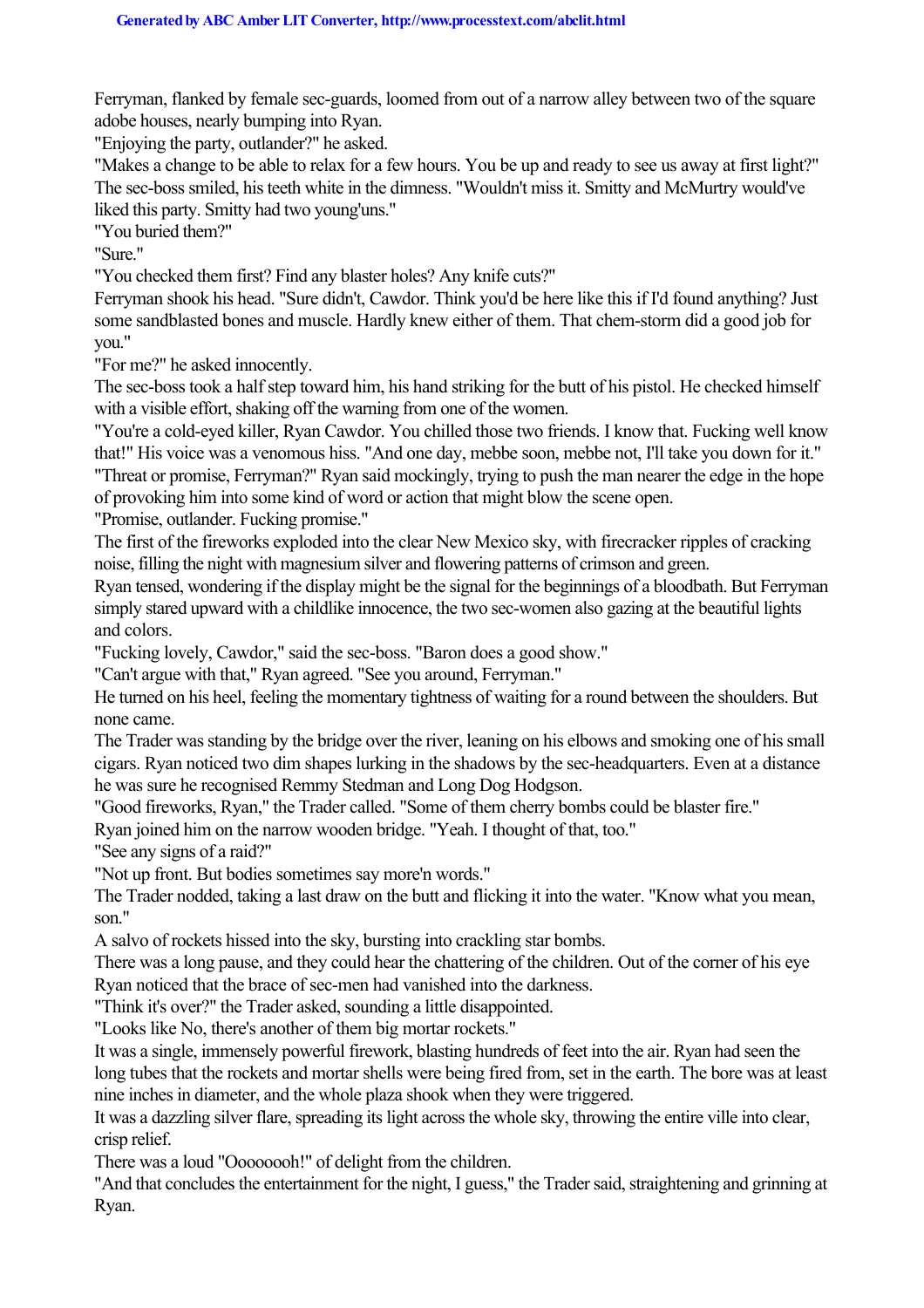Ferryman, flanked by female sec-guards, loomed from out of a narrow alley between two of the square adobe houses, nearly bumping into Ryan.

"Enjoying the party, outlander?" he asked.

"Makes a change to be able to relax for a few hours. You be up and ready to see us away at first light?"

The sec-boss smiled, his teeth white in the dimness. "Wouldn't miss it. Smitty and McMurtry would've liked this party. Smitty had two young'uns."

"You buried them?"

"Sure."

"You checked them first? Find any blaster holes? Any knife cuts?"

Ferryman shook his head. "Sure didn't, Cawdor. Think you'd be here like this if I'd found anything? Just some sandblasted bones and muscle. Hardly knew either of them. That chem-storm did a good job for you."

"For me?" he asked innocently.

The sec-boss took a half step toward him, his hand striking for the butt of his pistol. He checked himself with a visible effort, shaking off the warning from one of the women.

"You're a cold-eyed killer, Ryan Cawdor. You chilled those two friends. I know that. Fucking well know that!" His voice was a venomous hiss. "And one day, mebbe soon, mebbe not, I'll take you down for it."

"Threat or promise, Ferryman?" Ryan said mockingly, trying to push the man nearer the edge in the hope of provoking him into some kind of word or action that might blow the scene open.

"Promise, outlander. Fucking promise."

The first of the fireworks exploded into the clear New Mexico sky, with firecracker ripples of cracking noise, filling the night with magnesium silver and flowering patterns of crimson and green.

Ryan tensed, wondering if the display might be the signal for the beginnings of a bloodbath. But Ferryman simply stared upward with a childlike innocence, the two sec-women also gazing at the beautiful lights and colors.

"Fucking lovely, Cawdor," said the sec-boss. "Baron does a good show."

"Can't argue with that," Ryan agreed. "See you around, Ferryman."

He turned on his heel, feeling the momentary tightness of waiting for a round between the shoulders. But none came.

The Trader was standing by the bridge over the river, leaning on his elbows and smoking one of his small cigars. Ryan noticed two dim shapes lurking in the shadows by the sec-headquarters. Even at a distance he was sure he recognised Remmy Stedman and Long Dog Hodgson.

"Good fireworks, Ryan," the Trader called. "Some of them cherry bombs could be blaster fire."

Ryan joined him on the narrow wooden bridge. "Yeah. I thought of that, too."

"See any signs of a raid?"

"Not up front. But bodies sometimes say more'n words."

The Trader nodded, taking a last draw on the butt and flicking it into the water. "Know what you mean, son."

A salvo of rockets hissed into the sky, bursting into crackling star bombs.

There was a long pause, and they could hear the chattering of the children. Out of the corner of his eye Ryan noticed that the brace of sec-men had vanished into the darkness.

"Think it's over?" the Trader asked, sounding a little disappointed.

"Looks like No, there's another of them big mortar rockets."

It was a single, immensely powerful firework, blasting hundreds of feet into the air. Ryan had seen the long tubes that the rockets and mortar shells were being fired from, set in the earth. The bore was at least nine inches in diameter, and the whole plaza shook when they were triggered.

It was a dazzling silver flare, spreading its light across the whole sky, throwing the entire ville into clear, crisp relief.

There was a loud "Oooooooh!" of delight from the children.

"And that concludes the entertainment for the night, I guess," the Trader said, straightening and grinning at Ryan.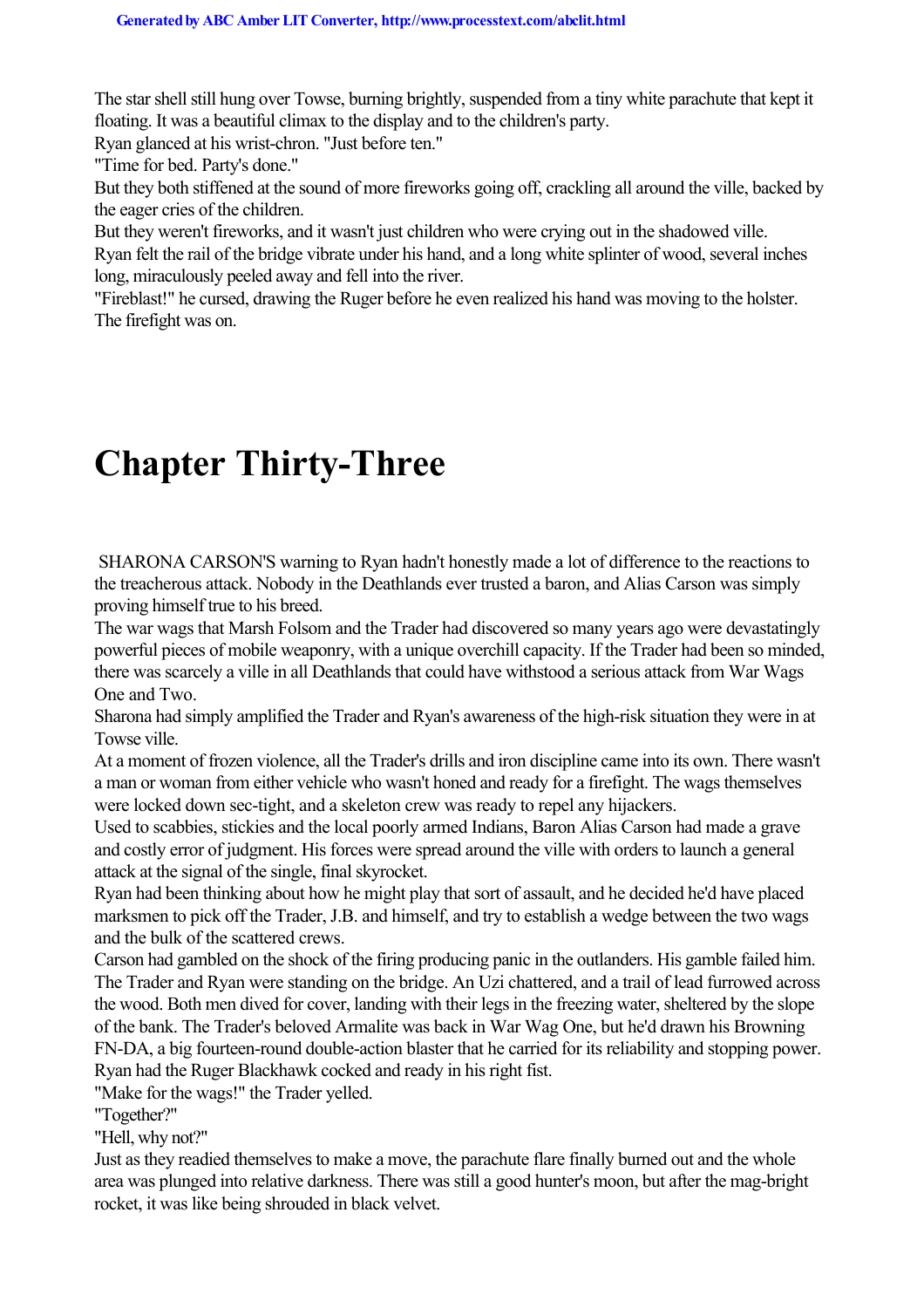The star shell still hung over Towse, burning brightly, suspended from a tiny white parachute that kept it floating. It was a beautiful climax to the display and to the children's party.

Ryan glanced at his wrist-chron. "Just before ten."

"Time for bed. Party's done."

But they both stiffened at the sound of more fireworks going off, crackling all around the ville, backed by the eager cries of the children.

But they weren't fireworks, and it wasn't just children who were crying out in the shadowed ville.

Ryan felt the rail of the bridge vibrate under his hand, and a long white splinter of wood, several inches long, miraculously peeled away and fell into the river.

"Fireblast!" he cursed, drawing the Ruger before he even realized his hand was moving to the holster. The firefight was on.

# Chapter Thirty-Three

SHARONA CARSON'S warning to Ryan hadn't honestly made a lot of difference to the reactions to the treacherous attack. Nobody in the Deathlands ever trusted a baron, and Alias Carson was simply proving himself true to his breed.

The war wags that Marsh Folsom and the Trader had discovered so many years ago were devastatingly powerful pieces of mobile weaponry, with a unique overchill capacity. If the Trader had been so minded, there was scarcely a ville in all Deathlands that could have withstood a serious attack from War Wags One and Two.

Sharona had simply amplified the Trader and Ryan's awareness of the high-risk situation they were in at Towse ville.

At a moment of frozen violence, all the Trader's drills and iron discipline came into its own. There wasn't a man or woman from either vehicle who wasn't honed and ready for a firefight. The wags themselves were locked down sec-tight, and a skeleton crew was ready to repel any hijackers.

Used to scabbies, stickies and the local poorly armed Indians, Baron Alias Carson had made a grave and costly error of judgment. His forces were spread around the ville with orders to launch a general attack at the signal of the single, final skyrocket.

Ryan had been thinking about how he might play that sort of assault, and he decided he'd have placed marksmen to pick off the Trader, J.B. and himself, and try to establish a wedge between the two wags and the bulk of the scattered crews.

Carson had gambled on the shock of the firing producing panic in the outlanders. His gamble failed him. The Trader and Ryan were standing on the bridge. An Uzi chattered, and a trail of lead furrowed across the wood. Both men dived for cover, landing with their legs in the freezing water, sheltered by the slope of the bank. The Trader's beloved Armalite was back in War Wag One, but he'd drawn his Browning FN-DA, a big fourteen-round double-action blaster that he carried for its reliability and stopping power. Ryan had the Ruger Blackhawk cocked and ready in his right fist.

"Make for the wags!" the Trader yelled.

"Together?"

"Hell, why not?"

Just as they readied themselves to make a move, the parachute flare finally burned out and the whole area was plunged into relative darkness. There was still a good hunter's moon, but after the mag-bright rocket, it was like being shrouded in black velvet.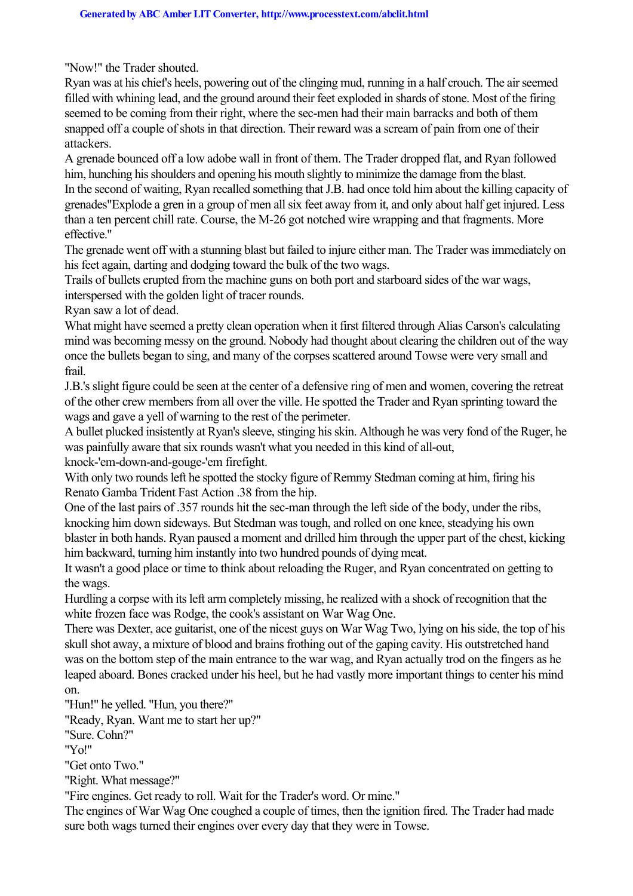"Now!" the Trader shouted.

Ryan was at his chief's heels, powering out of the clinging mud, running in a half crouch. The air seemed filled with whining lead, and the ground around their feet exploded in shards of stone. Most of the firing seemed to be coming from their right, where the sec-men had their main barracks and both of them snapped off a couple of shots in that direction. Their reward was a scream of pain from one of their attackers.

A grenade bounced off a low adobe wall in front of them. The Trader dropped flat, and Ryan followed him, hunching his shoulders and opening his mouth slightly to minimize the damage from the blast.

In the second of waiting, Ryan recalled something that J.B. had once told him about the killing capacity of grenades"Explode a gren in a group of men all six feet away from it, and only about half get injured. Less than a ten percent chill rate. Course, the M-26 got notched wire wrapping and that fragments. More effective."

The grenade went off with a stunning blast but failed to injure either man. The Trader was immediately on his feet again, darting and dodging toward the bulk of the two wags.

Trails of bullets erupted from the machine guns on both port and starboard sides of the war wags, interspersed with the golden light of tracer rounds.

Ryan saw a lot of dead.

What might have seemed a pretty clean operation when it first filtered through Alias Carson's calculating mind was becoming messy on the ground. Nobody had thought about clearing the children out of the way once the bullets began to sing, and many of the corpses scattered around Towse were very small and frail.

J.B.'s slight figure could be seen at the center of a defensive ring of men and women, covering the retreat of the other crew members from all over the ville. He spotted the Trader and Ryan sprinting toward the wags and gave a yell of warning to the rest of the perimeter.

A bullet plucked insistently at Ryan's sleeve, stinging his skin. Although he was very fond of the Ruger, he was painfully aware that six rounds wasn't what you needed in this kind of all-out, knock-'em-down-and-gouge-'em firefight.

With only two rounds left he spotted the stocky figure of Remmy Stedman coming at him, firing his Renato Gamba Trident Fast Action .38 from the hip.

One of the last pairs of .357 rounds hit the sec-man through the left side of the body, under the ribs, knocking him down sideways. But Stedman was tough, and rolled on one knee, steadying his own blaster in both hands. Ryan paused a moment and drilled him through the upper part of the chest, kicking him backward, turning him instantly into two hundred pounds of dying meat.

It wasn't a good place or time to think about reloading the Ruger, and Ryan concentrated on getting to the wags.

Hurdling a corpse with its left arm completely missing, he realized with a shock of recognition that the white frozen face was Rodge, the cook's assistant on War Wag One.

There was Dexter, ace guitarist, one of the nicest guys on War Wag Two, lying on his side, the top of his skull shot away, a mixture of blood and brains frothing out of the gaping cavity. His outstretched hand was on the bottom step of the main entrance to the war wag, and Ryan actually trod on the fingers as he leaped aboard. Bones cracked under his heel, but he had vastly more important things to center his mind on.

"Hun!" he yelled. "Hun, you there?"

"Ready, Ryan. Want me to start her up?"

"Sure. Cohn?"

"Yo!"

"Get onto Two."

"Right. What message?"

"Fire engines. Get ready to roll. Wait for the Trader's word. Or mine."

The engines of War Wag One coughed a couple of times, then the ignition fired. The Trader had made sure both wags turned their engines over every day that they were in Towse.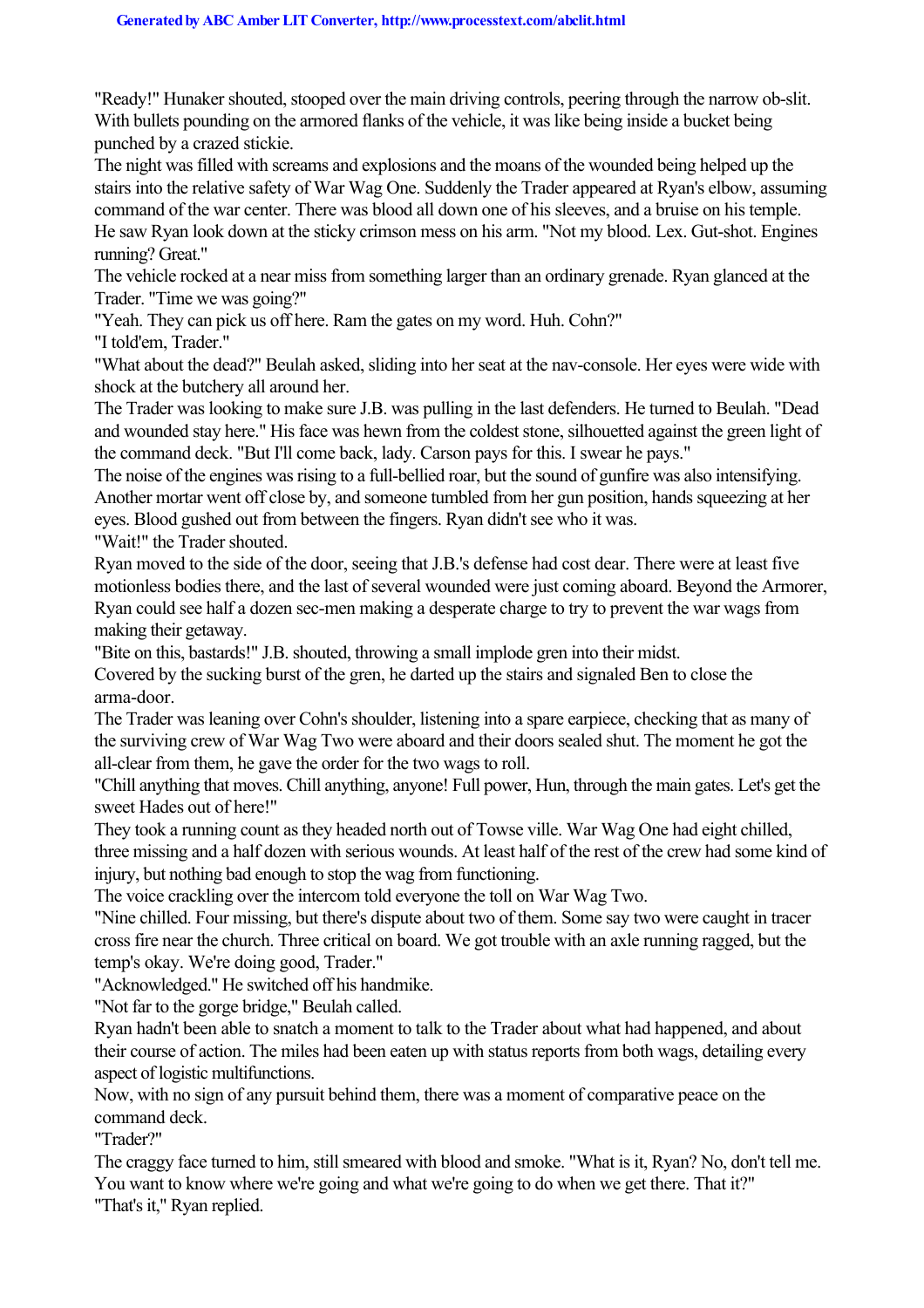"Ready!" Hunaker shouted, stooped over the main driving controls, peering through the narrow ob-slit. With bullets pounding on the armored flanks of the vehicle, it was like being inside a bucket being punched by a crazed stickie.

The night was filled with screams and explosions and the moans of the wounded being helped up the stairs into the relative safety of War Wag One. Suddenly the Trader appeared at Ryan's elbow, assuming command of the war center. There was blood all down one of his sleeves, and a bruise on his temple. He saw Ryan look down at the sticky crimson mess on his arm. "Not my blood. Lex. Gut-shot. Engines running? Great."

The vehicle rocked at a near miss from something larger than an ordinary grenade. Ryan glanced at the Trader. "Time we was going?"

"Yeah. They can pick us off here. Ram the gates on my word. Huh. Cohn?"

"I told'em, Trader."

"What about the dead?" Beulah asked, sliding into her seat at the nav-console. Her eyes were wide with shock at the butchery all around her.

The Trader was looking to make sure J.B. was pulling in the last defenders. He turned to Beulah. "Dead and wounded stay here." His face was hewn from the coldest stone, silhouetted against the green light of the command deck. "But I'll come back, lady. Carson pays for this. I swear he pays."

The noise of the engines was rising to a full-bellied roar, but the sound of gunfire was also intensifying. Another mortar went off close by, and someone tumbled from her gun position, hands squeezing at her eyes. Blood gushed out from between the fingers. Ryan didn't see who it was.

"Wait!" the Trader shouted.

Ryan moved to the side of the door, seeing that J.B.'s defense had cost dear. There were at least five motionless bodies there, and the last of several wounded were just coming aboard. Beyond the Armorer, Ryan could see half a dozen sec-men making a desperate charge to try to prevent the war wags from making their getaway.

"Bite on this, bastards!" J.B. shouted, throwing a small implode gren into their midst.

Covered by the sucking burst of the gren, he darted up the stairs and signaled Ben to close the arma-door.

The Trader was leaning over Cohn's shoulder, listening into a spare earpiece, checking that as many of the surviving crew of War Wag Two were aboard and their doors sealed shut. The moment he got the all-clear from them, he gave the order for the two wags to roll.

"Chill anything that moves. Chill anything, anyone! Full power, Hun, through the main gates. Let's get the sweet Hades out of here!"

They took a running count as they headed north out of Towse ville. War Wag One had eight chilled, three missing and a half dozen with serious wounds. At least half of the rest of the crew had some kind of injury, but nothing bad enough to stop the wag from functioning.

The voice crackling over the intercom told everyone the toll on War Wag Two.

"Nine chilled. Four missing, but there's dispute about two of them. Some say two were caught in tracer cross fire near the church. Three critical on board. We got trouble with an axle running ragged, but the temp's okay. We're doing good, Trader."

"Acknowledged." He switched off his handmike.

"Not far to the gorge bridge," Beulah called.

Ryan hadn't been able to snatch a moment to talk to the Trader about what had happened, and about their course of action. The miles had been eaten up with status reports from both wags, detailing every aspect of logistic multifunctions.

Now, with no sign of any pursuit behind them, there was a moment of comparative peace on the command deck.

"Trader?"

The craggy face turned to him, still smeared with blood and smoke. "What is it, Ryan? No, don't tell me. You want to know where we're going and what we're going to do when we get there. That it?"

"That's it," Ryan replied.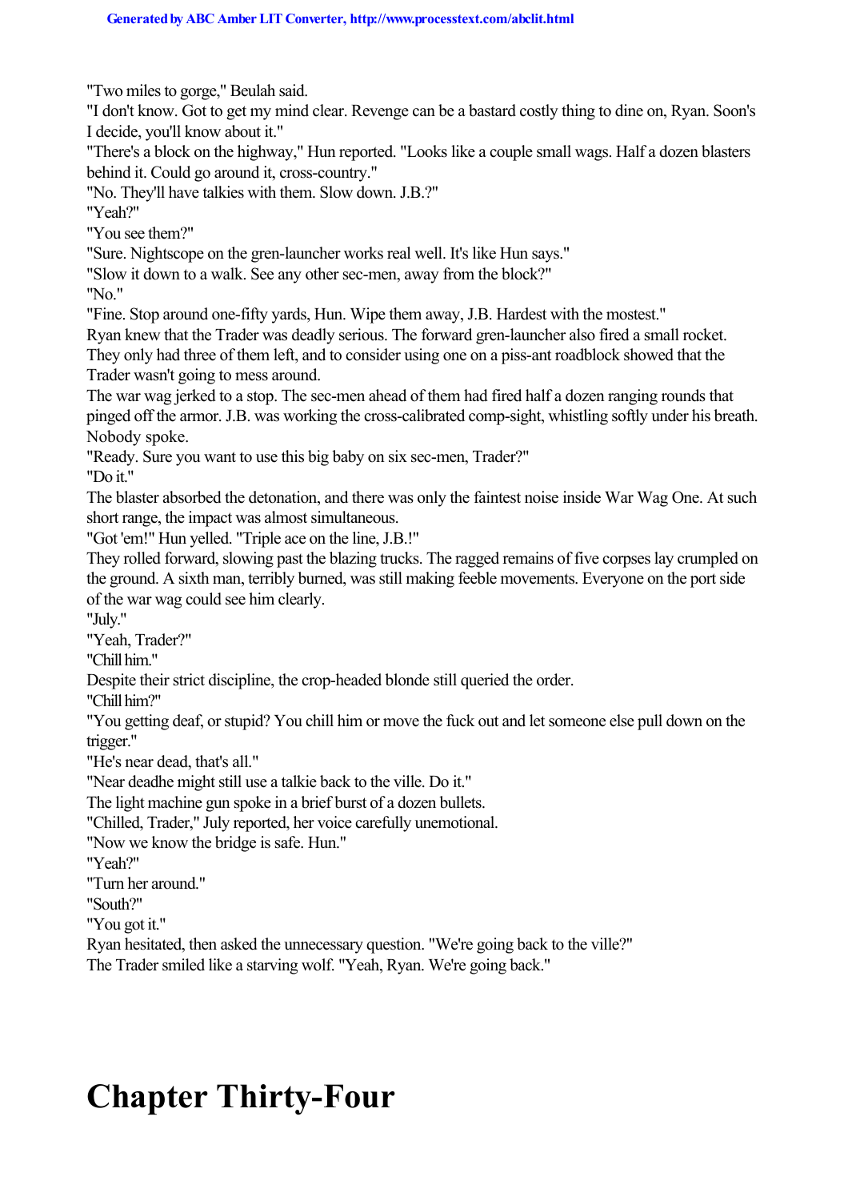"Two miles to gorge," Beulah said.

"I don't know. Got to get my mind clear. Revenge can be a bastard costly thing to dine on, Ryan. Soon's I decide, you'll know about it."

"There's a block on the highway," Hun reported. "Looks like a couple small wags. Half a dozen blasters behind it. Could go around it, cross-country."

"No. They'll have talkies with them. Slow down. J.B.?"

"Yeah?"

"You see them?"

"Sure. Nightscope on the gren-launcher works real well. It's like Hun says."

"Slow it down to a walk. See any other sec-men, away from the block?"

"No."

"Fine. Stop around one-fifty yards, Hun. Wipe them away, J.B. Hardest with the mostest."

Ryan knew that the Trader was deadly serious. The forward gren-launcher also fired a small rocket. They only had three of them left, and to consider using one on a piss-ant roadblock showed that the Trader wasn't going to mess around.

The war wag jerked to a stop. The sec-men ahead of them had fired half a dozen ranging rounds that pinged off the armor. J.B. was working the cross-calibrated comp-sight, whistling softly under his breath. Nobody spoke.

"Ready. Sure you want to use this big baby on six sec-men, Trader?"

"Do it."

The blaster absorbed the detonation, and there was only the faintest noise inside War Wag One. At such short range, the impact was almost simultaneous.

"Got 'em!" Hun yelled. "Triple ace on the line, J.B.!"

They rolled forward, slowing past the blazing trucks. The ragged remains of five corpses lay crumpled on the ground. A sixth man, terribly burned, was still making feeble movements. Everyone on the port side of the war wag could see him clearly.

"July."

"Yeah, Trader?"

"Chill him."

Despite their strict discipline, the crop-headed blonde still queried the order.

"Chill him?"

"You getting deaf, or stupid? You chill him or move the fuck out and let someone else pull down on the trigger."

"He's near dead, that's all."

"Near deadhe might still use a talkie back to the ville. Do it."

The light machine gun spoke in a brief burst of a dozen bullets.

"Chilled, Trader," July reported, her voice carefully unemotional.

"Now we know the bridge is safe. Hun."

"Yeah?"

"Turn her around."

"South?"

"You got it."

Ryan hesitated, then asked the unnecessary question. "We're going back to the ville?"

The Trader smiled like a starving wolf. "Yeah, Ryan. We're going back."

# Chapter Thirty-Four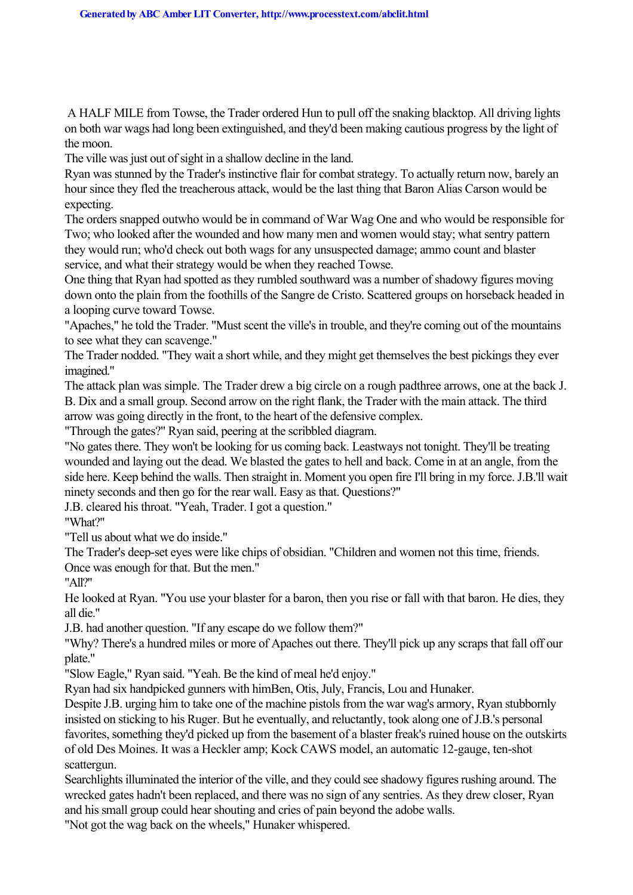A HALF MILE from Towse, the Trader ordered Hun to pull off the snaking blacktop. All driving lights on both war wags had long been extinguished, and they'd been making cautious progress by the light of the moon.

The ville was just out of sight in a shallow decline in the land.

Ryan was stunned by the Trader's instinctive flair for combat strategy. To actually return now, barely an hour since they fled the treacherous attack, would be the last thing that Baron Alias Carson would be expecting.

The orders snapped outwho would be in command of War Wag One and who would be responsible for Two; who looked after the wounded and how many men and women would stay; what sentry pattern they would run; who'd check out both wags for any unsuspected damage; ammo count and blaster service, and what their strategy would be when they reached Towse.

One thing that Ryan had spotted as they rumbled southward was a number of shadowy figures moving down onto the plain from the foothills of the Sangre de Cristo. Scattered groups on horseback headed in a looping curve toward Towse.

"Apaches," he told the Trader. "Must scent the ville's in trouble, and they're coming out of the mountains to see what they can scavenge."

The Trader nodded. "They wait a short while, and they might get themselves the best pickings they ever imagined."

The attack plan was simple. The Trader drew a big circle on a rough padthree arrows, one at the back J. B. Dix and a small group. Second arrow on the right flank, the Trader with the main attack. The third arrow was going directly in the front, to the heart of the defensive complex.

"Through the gates?" Ryan said, peering at the scribbled diagram.

"No gates there. They won't be looking for us coming back. Leastways not tonight. They'll be treating wounded and laying out the dead. We blasted the gates to hell and back. Come in at an angle, from the side here. Keep behind the walls. Then straight in. Moment you open fire I'll bring in my force. J.B.'ll wait ninety seconds and then go for the rear wall. Easy as that. Questions?"

J.B. cleared his throat. "Yeah, Trader. I got a question."

"What?"

"Tell us about what we do inside."

The Trader's deep-set eyes were like chips of obsidian. "Children and women not this time, friends. Once was enough for that. But the men."

"All?"

He looked at Ryan. "You use your blaster for a baron, then you rise or fall with that baron. He dies, they all die."

J.B. had another question. "If any escape do we follow them?"

"Why? There's a hundred miles or more of Apaches out there. They'll pick up any scraps that fall off our plate."

"Slow Eagle," Ryan said. "Yeah. Be the kind of meal he'd enjoy."

Ryan had six handpicked gunners with himBen, Otis, July, Francis, Lou and Hunaker.

Despite J.B. urging him to take one of the machine pistols from the war wag's armory, Ryan stubbornly insisted on sticking to his Ruger. But he eventually, and reluctantly, took along one of J.B.'s personal favorites, something they'd picked up from the basement of a blaster freak's ruined house on the outskirts of old Des Moines. It was a Heckler amp; Kock CAWS model, an automatic 12-gauge, ten-shot scattergun.

Searchlights illuminated the interior of the ville, and they could see shadowy figures rushing around. The wrecked gates hadn't been replaced, and there was no sign of any sentries. As they drew closer, Ryan and his small group could hear shouting and cries of pain beyond the adobe walls.

"Not got the wag back on the wheels," Hunaker whispered.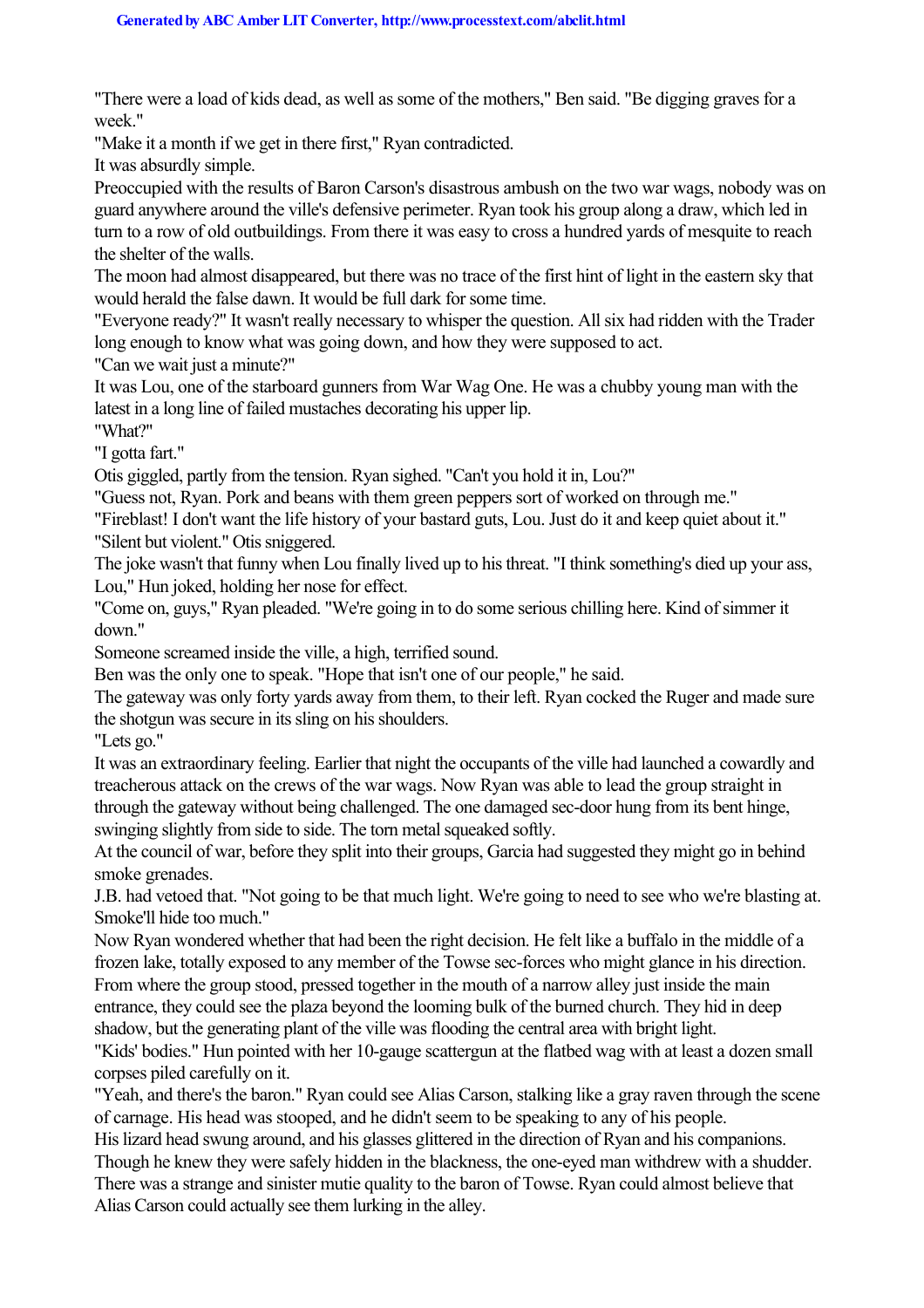"There were a load of kids dead, as well as some of the mothers," Ben said. "Be digging graves for a week."

"Make it a month if we get in there first," Ryan contradicted.

It was absurdly simple.

Preoccupied with the results of Baron Carson's disastrous ambush on the two war wags, nobody was on guard anywhere around the ville's defensive perimeter. Ryan took his group along a draw, which led in turn to a row of old outbuildings. From there it was easy to cross a hundred yards of mesquite to reach the shelter of the walls.

The moon had almost disappeared, but there was no trace of the first hint of light in the eastern sky that would herald the false dawn. It would be full dark for some time.

"Everyone ready?" It wasn't really necessary to whisper the question. All six had ridden with the Trader long enough to know what was going down, and how they were supposed to act.

"Can we wait just a minute?"

It was Lou, one of the starboard gunners from War Wag One. He was a chubby young man with the latest in a long line of failed mustaches decorating his upper lip.

"What?"

"I gotta fart."

Otis giggled, partly from the tension. Ryan sighed. "Can't you hold it in, Lou?"

"Guess not, Ryan. Pork and beans with them green peppers sort of worked on through me."

"Fireblast! I don't want the life history of your bastard guts, Lou. Just do it and keep quiet about it."

"Silent but violent." Otis sniggered.

The joke wasn't that funny when Lou finally lived up to his threat. "I think something's died up your ass, Lou," Hun joked, holding her nose for effect.

"Come on, guys," Ryan pleaded. "We're going in to do some serious chilling here. Kind of simmer it down."

Someone screamed inside the ville, a high, terrified sound.

Ben was the only one to speak. "Hope that isn't one of our people," he said.

The gateway was only forty yards away from them, to their left. Ryan cocked the Ruger and made sure the shotgun was secure in its sling on his shoulders.

"Lets go."

It was an extraordinary feeling. Earlier that night the occupants of the ville had launched a cowardly and treacherous attack on the crews of the war wags. Now Ryan was able to lead the group straight in through the gateway without being challenged. The one damaged sec-door hung from its bent hinge, swinging slightly from side to side. The torn metal squeaked softly.

At the council of war, before they split into their groups, Garcia had suggested they might go in behind smoke grenades.

J.B. had vetoed that. "Not going to be that much light. We're going to need to see who we're blasting at. Smoke'll hide too much."

Now Ryan wondered whether that had been the right decision. He felt like a buffalo in the middle of a frozen lake, totally exposed to any member of the Towse sec-forces who might glance in his direction.

From where the group stood, pressed together in the mouth of a narrow alley just inside the main entrance, they could see the plaza beyond the looming bulk of the burned church. They hid in deep shadow, but the generating plant of the ville was flooding the central area with bright light.

"Kids' bodies." Hun pointed with her 10-gauge scattergun at the flatbed wag with at least a dozen small corpses piled carefully on it.

"Yeah, and there's the baron." Ryan could see Alias Carson, stalking like a gray raven through the scene of carnage. His head was stooped, and he didn't seem to be speaking to any of his people.

His lizard head swung around, and his glasses glittered in the direction of Ryan and his companions. Though he knew they were safely hidden in the blackness, the one-eyed man withdrew with a shudder. There was a strange and sinister mutie quality to the baron of Towse. Ryan could almost believe that Alias Carson could actually see them lurking in the alley.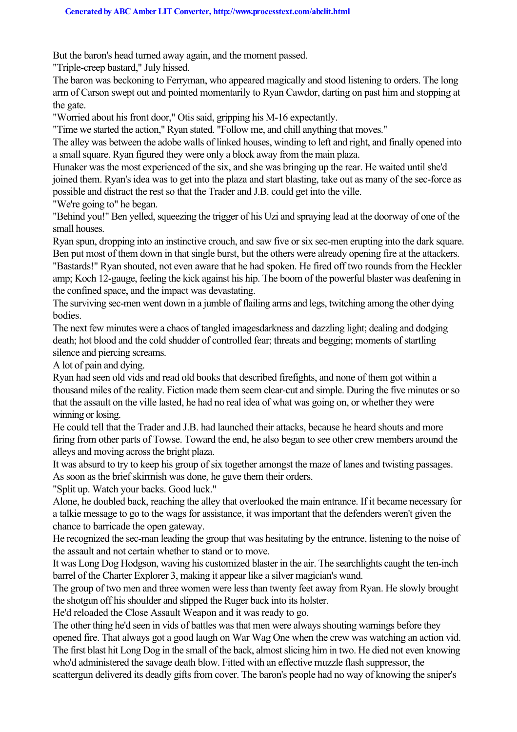But the baron's head turned away again, and the moment passed.

"Triple-creep bastard," July hissed.

The baron was beckoning to Ferryman, who appeared magically and stood listening to orders. The long arm of Carson swept out and pointed momentarily to Ryan Cawdor, darting on past him and stopping at the gate.

"Worried about his front door," Otis said, gripping his M-16 expectantly.

"Time we started the action," Ryan stated. "Follow me, and chill anything that moves."

The alley was between the adobe walls of linked houses, winding to left and right, and finally opened into a small square. Ryan figured they were only a block away from the main plaza.

Hunaker was the most experienced of the six, and she was bringing up the rear. He waited until she'd joined them. Ryan's idea was to get into the plaza and start blasting, take out as many of the sec-force as possible and distract the rest so that the Trader and J.B. could get into the ville.

"We're going to" he began.

"Behind you!" Ben yelled, squeezing the trigger of his Uzi and spraying lead at the doorway of one of the small houses.

Ryan spun, dropping into an instinctive crouch, and saw five or six sec-men erupting into the dark square. Ben put most of them down in that single burst, but the others were already opening fire at the attackers.

"Bastards!" Ryan shouted, not even aware that he had spoken. He fired off two rounds from the Heckler amp; Koch 12-gauge, feeling the kick against his hip. The boom of the powerful blaster was deafening in the confined space, and the impact was devastating.

The surviving sec-men went down in a jumble of flailing arms and legs, twitching among the other dying bodies.

The next few minutes were a chaos of tangled imagesdarkness and dazzling light; dealing and dodging death; hot blood and the cold shudder of controlled fear; threats and begging; moments of startling silence and piercing screams.

A lot of pain and dying.

Ryan had seen old vids and read old books that described firefights, and none of them got within a thousand miles of the reality. Fiction made them seem clear-cut and simple. During the five minutes or so that the assault on the ville lasted, he had no real idea of what was going on, or whether they were winning or losing.

He could tell that the Trader and J.B. had launched their attacks, because he heard shouts and more firing from other parts of Towse. Toward the end, he also began to see other crew members around the alleys and moving across the bright plaza.

It was absurd to try to keep his group of six together amongst the maze of lanes and twisting passages. As soon as the brief skirmish was done, he gave them their orders.

"Split up. Watch your backs. Good luck."

Alone, he doubled back, reaching the alley that overlooked the main entrance. If it became necessary for a talkie message to go to the wags for assistance, it was important that the defenders weren't given the chance to barricade the open gateway.

He recognized the sec-man leading the group that was hesitating by the entrance, listening to the noise of the assault and not certain whether to stand or to move.

It was Long Dog Hodgson, waving his customized blaster in the air. The searchlights caught the ten-inch barrel of the Charter Explorer 3, making it appear like a silver magician's wand.

The group of two men and three women were less than twenty feet away from Ryan. He slowly brought the shotgun off his shoulder and slipped the Ruger back into its holster.

He'd reloaded the Close Assault Weapon and it was ready to go.

The other thing he'd seen in vids of battles was that men were always shouting warnings before they opened fire. That always got a good laugh on War Wag One when the crew was watching an action vid.

The first blast hit Long Dog in the small of the back, almost slicing him in two. He died not even knowing who'd administered the savage death blow. Fitted with an effective muzzle flash suppressor, the scattergun delivered its deadly gifts from cover. The baron's people had no way of knowing the sniper's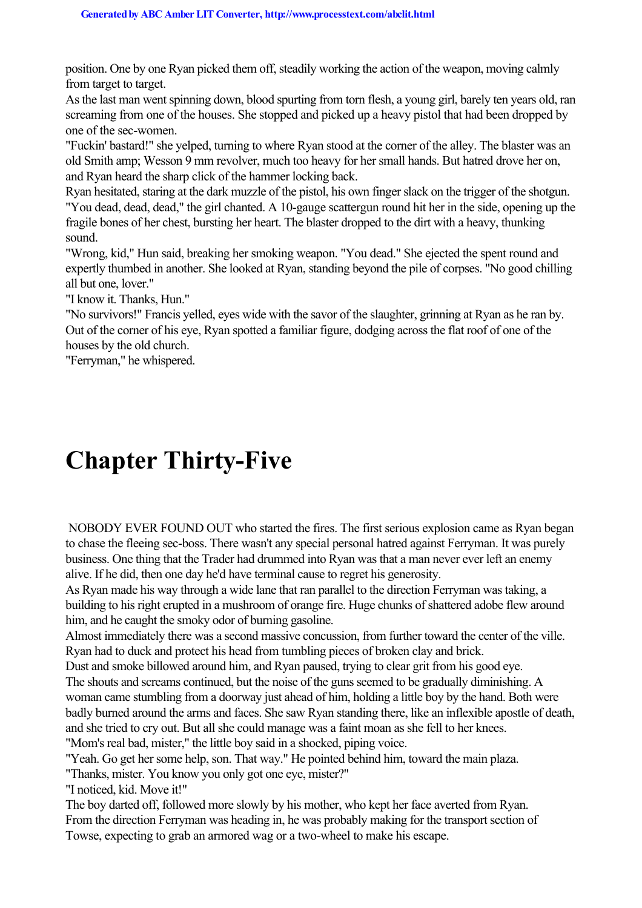position. One by one Ryan picked them off, steadily working the action of the weapon, moving calmly from target to target.

As the last man went spinning down, blood spurting from torn flesh, a young girl, barely ten years old, ran screaming from one of the houses. She stopped and picked up a heavy pistol that had been dropped by one of the sec-women.

"Fuckin' bastard!" she yelped, turning to where Ryan stood at the corner of the alley. The blaster was an old Smith amp; Wesson 9 mm revolver, much too heavy for her small hands. But hatred drove her on, and Ryan heard the sharp click of the hammer locking back.

Ryan hesitated, staring at the dark muzzle of the pistol, his own finger slack on the trigger of the shotgun.

"You dead, dead, dead," the girl chanted. A 10-gauge scattergun round hit her in the side, opening up the fragile bones of her chest, bursting her heart. The blaster dropped to the dirt with a heavy, thunking sound.

"Wrong, kid," Hun said, breaking her smoking weapon. "You dead." She ejected the spent round and expertly thumbed in another. She looked at Ryan, standing beyond the pile of corpses. "No good chilling all but one, lover."

"I know it. Thanks, Hun."

"No survivors!" Francis yelled, eyes wide with the savor of the slaughter, grinning at Ryan as he ran by.

Out of the corner of his eye, Ryan spotted a familiar figure, dodging across the flat roof of one of the houses by the old church.

"Ferryman," he whispered.

# Chapter Thirty-Five

NOBODY EVER FOUND OUT who started the fires. The first serious explosion came as Ryan began to chase the fleeing sec-boss. There wasn't any special personal hatred against Ferryman. It was purely business. One thing that the Trader had drummed into Ryan was that a man never ever left an enemy alive. If he did, then one day he'd have terminal cause to regret his generosity.

As Ryan made his way through a wide lane that ran parallel to the direction Ferryman was taking, a building to his right erupted in a mushroom of orange fire. Huge chunks of shattered adobe flew around him, and he caught the smoky odor of burning gasoline.

Almost immediately there was a second massive concussion, from further toward the center of the ville. Ryan had to duck and protect his head from tumbling pieces of broken clay and brick.

Dust and smoke billowed around him, and Ryan paused, trying to clear grit from his good eye.

The shouts and screams continued, but the noise of the guns seemed to be gradually diminishing. A woman came stumbling from a doorway just ahead of him, holding a little boy by the hand. Both were badly burned around the arms and faces. She saw Ryan standing there, like an inflexible apostle of death, and she tried to cry out. But all she could manage was a faint moan as she fell to her knees.

"Mom's real bad, mister," the little boy said in a shocked, piping voice.

"Yeah. Go get her some help, son. That way." He pointed behind him, toward the main plaza.

"Thanks, mister. You know you only got one eye, mister?"

"I noticed, kid. Move it!"

The boy darted off, followed more slowly by his mother, who kept her face averted from Ryan.

From the direction Ferryman was heading in, he was probably making for the transport section of Towse, expecting to grab an armored wag or a two-wheel to make his escape.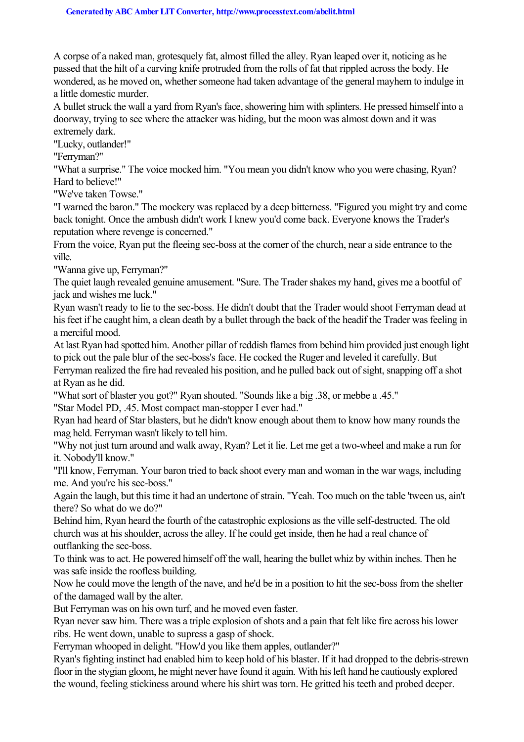A corpse of a naked man, grotesquely fat, almost filled the alley. Ryan leaped over it, noticing as he passed that the hilt of a carving knife protruded from the rolls of fat that rippled across the body. He wondered, as he moved on, whether someone had taken advantage of the general mayhem to indulge in a little domestic murder.

A bullet struck the wall a yard from Ryan's face, showering him with splinters. He pressed himself into a doorway, trying to see where the attacker was hiding, but the moon was almost down and it was extremely dark.

"Lucky, outlander!"

"Ferryman?"

"What a surprise." The voice mocked him. "You mean you didn't know who you were chasing, Ryan? Hard to beleive!"

"We've taken Towse."

"I warned the baron." The mockery was replaced by a deep bitterness. "Figured you might try and come back tonight. Once the ambush didn't work I knew you'd come back. Everyone knows the Trader's reputation where revenge is concerned."

From the voice, Ryan put the fleeing sec-boss at the corner of the church, near a side entrance to the ville.

"Wanna give up, Ferryman?"

The quiet laugh revealed genuine amusement. "Sure. The Trader shakes my hand, gives me a bootful of jack and wishes me luck."

Ryan wasn't ready to lie to the sec-boss. He didn't doubt that the Trader would shoot Ferryman dead at his feet if he caught him, a clean death by a bullet through the back of the headif the Trader was feeling in a merciful mood.

At last Ryan had spotted him. Another pillar of reddish flames from behind him provided just enough light to pick out the pale blur of the sec-boss's face. He cocked the Ruger and leveled it carefully. But Ferryman realized the fire had revealed his position, and he pulled back out of sight, snapping off a shot at Ryan as he did.

"What sort of blaster you got?" Ryan shouted. "Sounds like a big .38, or mebbe a .45."

"Star Model PD, .45. Most compact man-stopper I ever had."

Ryan had heard of Star blasters, but he didn't know enough about them to know how many rounds the mag held. Ferryman wasn't likely to tell him.

"Why not just turn around and walk away, Ryan? Let it lie. Let me get a two-wheel and make a run for it. Nobody'll know."

"I'll know, Ferryman. Your baron tried to back shoot every man and woman in the war wags, including me. And you're his sec-boss."

Again the laugh, but this time it had an undertone of strain. "Yeah. Too much on the table 'tween us, ain't there? So what do we do?"

Behind him, Ryan heard the fourth of the catastrophic explosions as the ville self-destructed. The old church was at his shoulder, across the alley. If he could get inside, then he had a real chance of outflanking the sec-boss.

To think was to act. He powered himself off the wall, hearing the bullet whiz by within inches. Then he was safe inside the roofless building.

Now he could move the length of the nave, and he'd be in a position to hit the sec-boss from the shelter of the damaged wall by the alter.

But Ferryman was on his own turf, and he moved even faster.

Ryan never saw him. There was a triple explosion of shots and a pain that felt like fire across his lower ribs. He went down, unable to supress a gasp of shock.

Ferryman whooped in delight. "How'd you like them apples, outlander?"

Ryan's fighting instinct had enabled him to keep hold of his blaster. If it had dropped to the debris-strewn floor in the stygian gloom, he might never have found it again. With his left hand he cautiously explored the wound, feeling stickiness around where his shirt was torn. He gritted his teeth and probed deeper.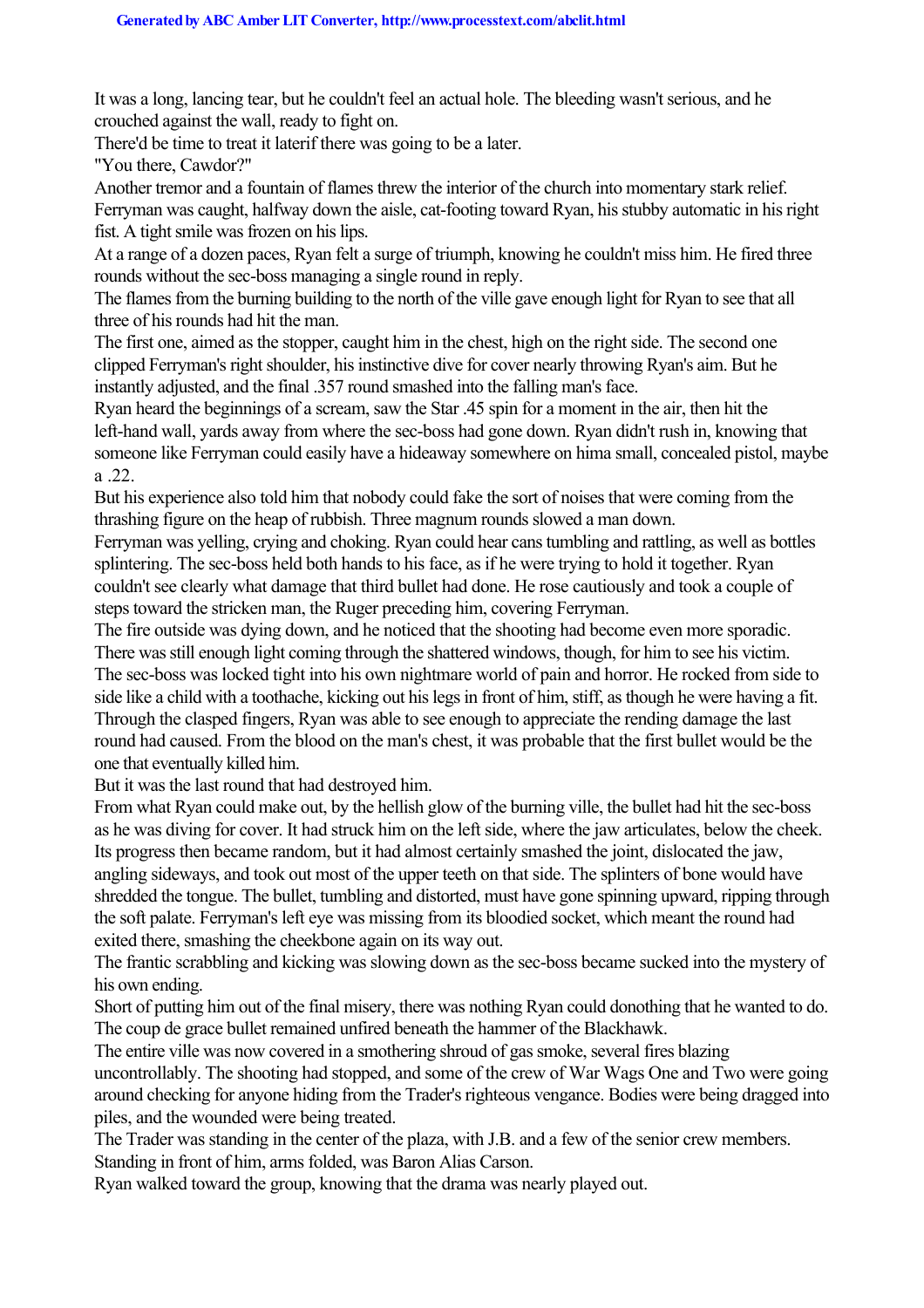It was a long, lancing tear, but he couldn't feel an actual hole. The bleeding wasn't serious, and he crouched against the wall, ready to fight on.

There'd be time to treat it laterif there was going to be a later.

"You there, Cawdor?"

Another tremor and a fountain of flames threw the interior of the church into momentary stark relief. Ferryman was caught, halfway down the aisle, cat-footing toward Ryan, his stubby automatic in his right fist. A tight smile was frozen on his lips.

At a range of a dozen paces, Ryan felt a surge of triumph, knowing he couldn't miss him. He fired three rounds without the sec-boss managing a single round in reply.

The flames from the burning building to the north of the ville gave enough light for Ryan to see that all three of his rounds had hit the man.

The first one, aimed as the stopper, caught him in the chest, high on the right side. The second one clipped Ferryman's right shoulder, his instinctive dive for cover nearly throwing Ryan's aim. But he instantly adjusted, and the final .357 round smashed into the falling man's face.

Ryan heard the beginnings of a scream, saw the Star .45 spin for a moment in the air, then hit the left-hand wall, yards away from where the sec-boss had gone down. Ryan didn't rush in, knowing that someone like Ferryman could easily have a hideaway somewhere on hima small, concealed pistol, maybe a .22.

But his experience also told him that nobody could fake the sort of noises that were coming from the thrashing figure on the heap of rubbish. Three magnum rounds slowed a man down.

Ferryman was yelling, crying and choking. Ryan could hear cans tumbling and rattling, as well as bottles splintering. The sec-boss held both hands to his face, as if he were trying to hold it together. Ryan couldn't see clearly what damage that third bullet had done. He rose cautiously and took a couple of steps toward the stricken man, the Ruger preceding him, covering Ferryman.

The fire outside was dying down, and he noticed that the shooting had become even more sporadic. There was still enough light coming through the shattered windows, though, for him to see his victim.

The sec-boss was locked tight into his own nightmare world of pain and horror. He rocked from side to side like a child with a toothache, kicking out his legs in front of him, stiff, as though he were having a fit.

Through the clasped fingers, Ryan was able to see enough to appreciate the rending damage the last round had caused. From the blood on the man's chest, it was probable that the first bullet would be the one that eventually killed him.

But it was the last round that had destroyed him.

From what Ryan could make out, by the hellish glow of the burning ville, the bullet had hit the sec-boss as he was diving for cover. It had struck him on the left side, where the jaw articulates, below the cheek. Its progress then became random, but it had almost certainly smashed the joint, dislocated the jaw, angling sideways, and took out most of the upper teeth on that side. The splinters of bone would have shredded the tongue. The bullet, tumbling and distorted, must have gone spinning upward, ripping through the soft palate. Ferryman's left eye was missing from its bloodied socket, which meant the round had exited there, smashing the cheekbone again on its way out.

The frantic scrabbling and kicking was slowing down as the sec-boss became sucked into the mystery of his own ending.

Short of putting him out of the final misery, there was nothing Ryan could donothing that he wanted to do. The coup de grace bullet remained unfired beneath the hammer of the Blackhawk.

The entire ville was now covered in a smothering shroud of gas smoke, several fires blazing uncontrollably. The shooting had stopped, and some of the crew of War Wags One and Two were going around checking for anyone hiding from the Trader's righteous vengance. Bodies were being dragged into piles, and the wounded were being treated.

The Trader was standing in the center of the plaza, with J.B. and a few of the senior crew members. Standing in front of him, arms folded, was Baron Alias Carson.

Ryan walked toward the group, knowing that the drama was nearly played out.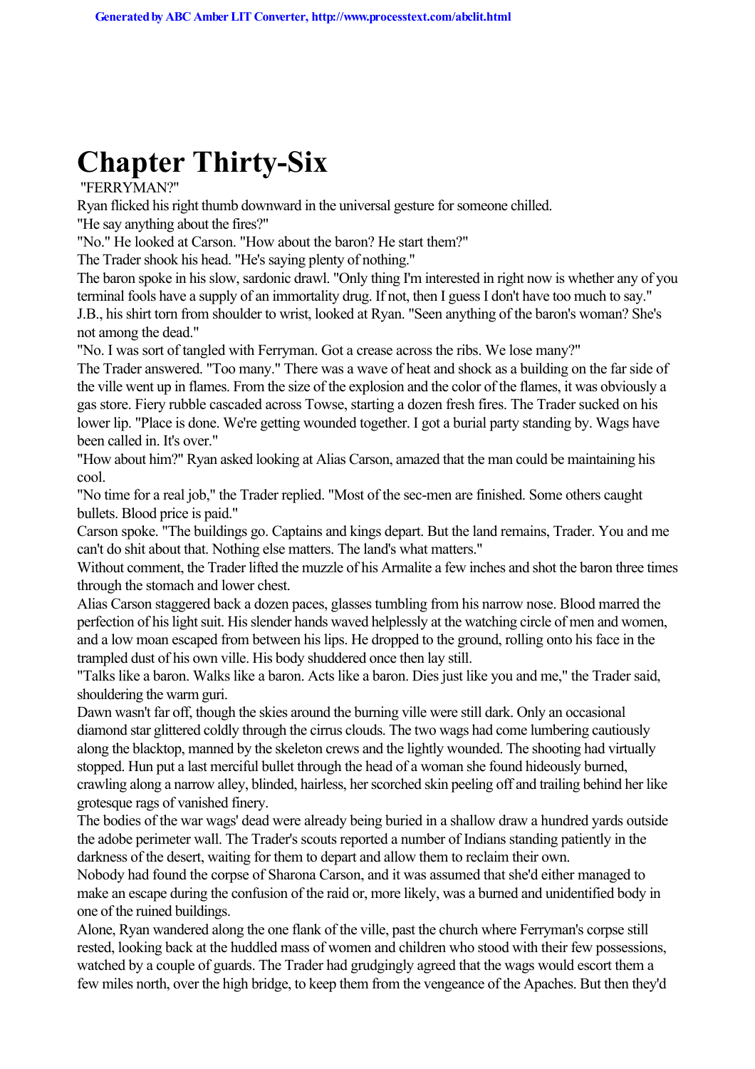# Chapter Thirty-Six

"FERRYMAN?"

Ryan flicked his right thumb downward in the universal gesture for someone chilled.

"He say anything about the fires?"

"No." He looked at Carson. "How about the baron? He start them?"

The Trader shook his head. "He's saying plenty of nothing."

The baron spoke in his slow, sardonic drawl. "Only thing I'm interested in right now is whether any of you terminal fools have a supply of an immortality drug. If not, then I guess I don't have too much to say."

J.B., his shirt torn from shoulder to wrist, looked at Ryan. "Seen anything of the baron's woman? She's not among the dead."

"No. I was sort of tangled with Ferryman. Got a crease across the ribs. We lose many?"

The Trader answered. "Too many." There was a wave of heat and shock as a building on the far side of the ville went up in flames. From the size of the explosion and the color of the flames, it was obviously a gas store. Fiery rubble cascaded across Towse, starting a dozen fresh fires. The Trader sucked on his lower lip. "Place is done. We're getting wounded together. I got a burial party standing by. Wags have been called in. It's over."

"How about him?" Ryan asked looking at Alias Carson, amazed that the man could be maintaining his cool.

"No time for a real job," the Trader replied. "Most of the sec-men are finished. Some others caught bullets. Blood price is paid."

Carson spoke. "The buildings go. Captains and kings depart. But the land remains, Trader. You and me can't do shit about that. Nothing else matters. The land's what matters."

Without comment, the Trader lifted the muzzle of his Armalite a few inches and shot the baron three times through the stomach and lower chest.

Alias Carson staggered back a dozen paces, glasses tumbling from his narrow nose. Blood marred the perfection of his light suit. His slender hands waved helplessly at the watching circle of men and women, and a low moan escaped from between his lips. He dropped to the ground, rolling onto his face in the trampled dust of his own ville. His body shuddered once then lay still.

"Talks like a baron. Walks like a baron. Acts like a baron. Dies just like you and me," the Trader said, shouldering the warm guri.

Dawn wasn't far off, though the skies around the burning ville were still dark. Only an occasional diamond star glittered coldly through the cirrus clouds. The two wags had come lumbering cautiously along the blacktop, manned by the skeleton crews and the lightly wounded. The shooting had virtually stopped. Hun put a last merciful bullet through the head of a woman she found hideously burned, crawling along a narrow alley, blinded, hairless, her scorched skin peeling off and trailing behind her like grotesque rags of vanished finery.

The bodies of the war wags' dead were already being buried in a shallow draw a hundred yards outside the adobe perimeter wall. The Trader's scouts reported a number of Indians standing patiently in the darkness of the desert, waiting for them to depart and allow them to reclaim their own.

Nobody had found the corpse of Sharona Carson, and it was assumed that she'd either managed to make an escape during the confusion of the raid or, more likely, was a burned and unidentified body in one of the ruined buildings.

Alone, Ryan wandered along the one flank of the ville, past the church where Ferryman's corpse still rested, looking back at the huddled mass of women and children who stood with their few possessions, watched by a couple of guards. The Trader had grudgingly agreed that the wags would escort them a few miles north, over the high bridge, to keep them from the vengeance of the Apaches. But then they'd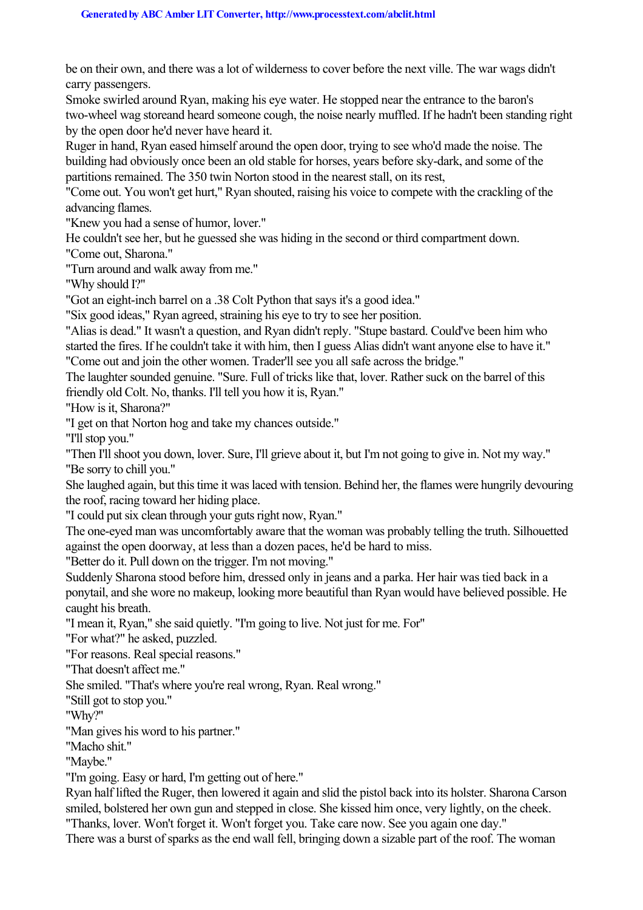be on their own, and there was a lot of wilderness to cover before the next ville. The war wags didn't carry passengers.

Smoke swirled around Ryan, making his eye water. He stopped near the entrance to the baron's two-wheel wag storeand heard someone cough, the noise nearly muffled. If he hadn't been standing right by the open door he'd never have heard it.

Ruger in hand, Ryan eased himself around the open door, trying to see who'd made the noise. The building had obviously once been an old stable for horses, years before sky-dark, and some of the partitions remained. The 350 twin Norton stood in the nearest stall, on its rest,

"Come out. You won't get hurt," Ryan shouted, raising his voice to compete with the crackling of the advancing flames.

"Knew you had a sense of humor, lover."

He couldn't see her, but he guessed she was hiding in the second or third compartment down.

"Come out, Sharona."

"Turn around and walk away from me."

"Why should I?"

"Got an eight-inch barrel on a .38 Colt Python that says it's a good idea."

"Six good ideas," Ryan agreed, straining his eye to try to see her position.

"Alias is dead." It wasn't a question, and Ryan didn't reply. "Stupe bastard. Could've been him who started the fires. If he couldn't take it with him, then I guess Alias didn't want anyone else to have it."

"Come out and join the other women. Trader'll see you all safe across the bridge."

The laughter sounded genuine. "Sure. Full of tricks like that, lover. Rather suck on the barrel of this friendly old Colt. No, thanks. I'll tell you how it is, Ryan."

"How is it, Sharona?"

"I get on that Norton hog and take my chances outside."

"I'll stop you."

"Then I'll shoot you down, lover. Sure, I'll grieve about it, but I'm not going to give in. Not my way."

"Be sorry to chill you."

She laughed again, but this time it was laced with tension. Behind her, the flames were hungrily devouring the roof, racing toward her hiding place.

"I could put six clean through your guts right now, Ryan."

The one-eyed man was uncomfortably aware that the woman was probably telling the truth. Silhouetted against the open doorway, at less than a dozen paces, he'd be hard to miss.

"Better do it. Pull down on the trigger. I'm not moving."

Suddenly Sharona stood before him, dressed only in jeans and a parka. Her hair was tied back in a ponytail, and she wore no makeup, looking more beautiful than Ryan would have believed possible. He caught his breath.

"I mean it, Ryan," she said quietly. "I'm going to live. Not just for me. For"

"For what?" he asked, puzzled.

"For reasons. Real special reasons."

"That doesn't affect me."

She smiled. "That's where you're real wrong, Ryan. Real wrong."

"Still got to stop you."

"Why?"

"Man gives his word to his partner."

"Macho shit."

"Maybe."

"I'm going. Easy or hard, I'm getting out of here."

Ryan half lifted the Ruger, then lowered it again and slid the pistol back into its holster. Sharona Carson smiled, bolstered her own gun and stepped in close. She kissed him once, very lightly, on the cheek.

"Thanks, lover. Won't forget it. Won't forget you. Take care now. See you again one day."

There was a burst of sparks as the end wall fell, bringing down a sizable part of the roof. The woman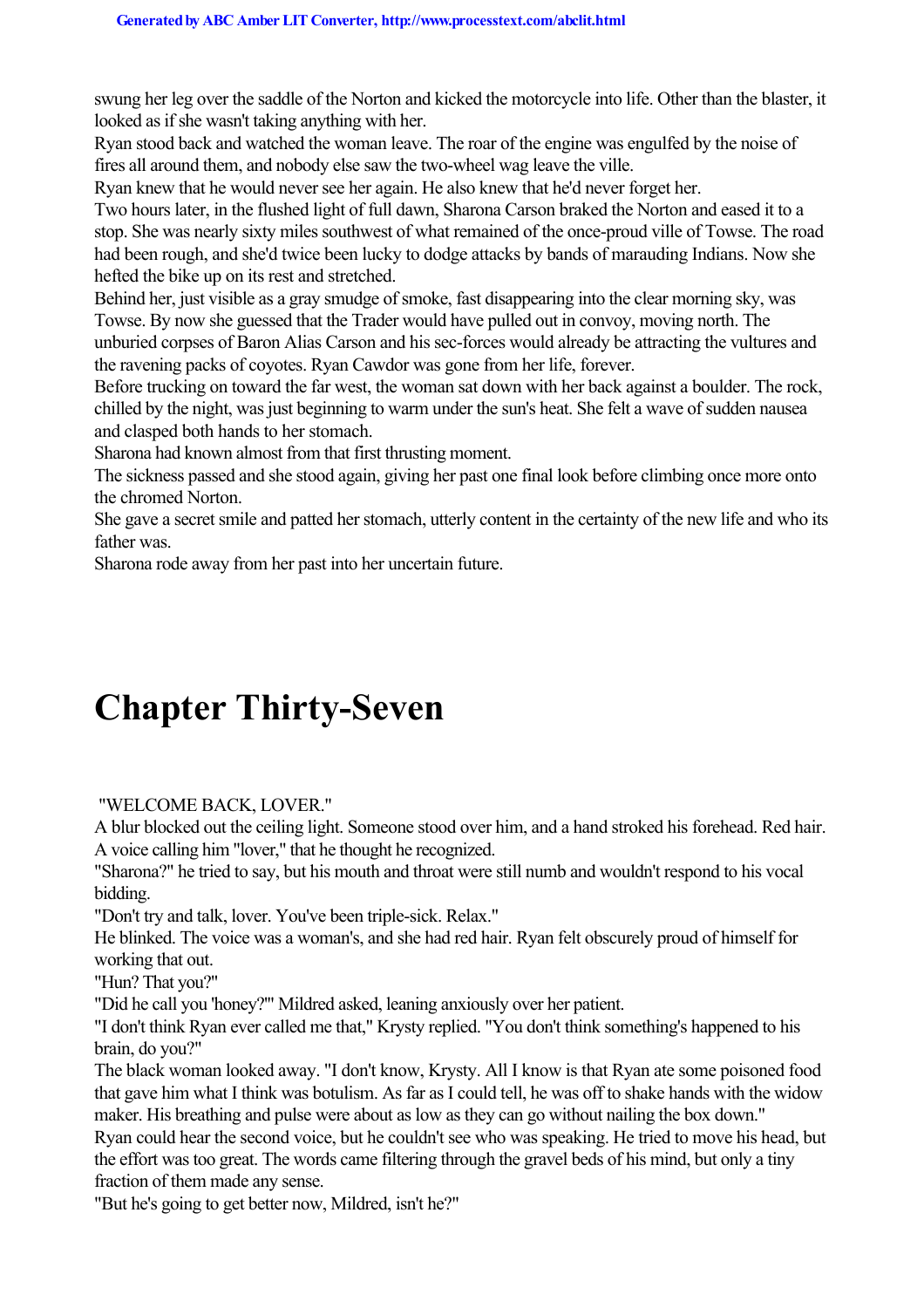swung her leg over the saddle of the Norton and kicked the motorcycle into life. Other than the blaster, it looked as if she wasn't taking anything with her.

Ryan stood back and watched the woman leave. The roar of the engine was engulfed by the noise of fires all around them, and nobody else saw the two-wheel wag leave the ville.

Ryan knew that he would never see her again. He also knew that he'd never forget her.

Two hours later, in the flushed light of full dawn, Sharona Carson braked the Norton and eased it to a stop. She was nearly sixty miles southwest of what remained of the once-proud ville of Towse. The road had been rough, and she'd twice been lucky to dodge attacks by bands of marauding Indians. Now she hefted the bike up on its rest and stretched.

Behind her, just visible as a gray smudge of smoke, fast disappearing into the clear morning sky, was Towse. By now she guessed that the Trader would have pulled out in convoy, moving north. The unburied corpses of Baron Alias Carson and his sec-forces would already be attracting the vultures and the ravening packs of coyotes. Ryan Cawdor was gone from her life, forever.

Before trucking on toward the far west, the woman sat down with her back against a boulder. The rock, chilled by the night, was just beginning to warm under the sun's heat. She felt a wave of sudden nausea and clasped both hands to her stomach.

Sharona had known almost from that first thrusting moment.

The sickness passed and she stood again, giving her past one final look before climbing once more onto the chromed Norton.

She gave a secret smile and patted her stomach, utterly content in the certainty of the new life and who its father was.

Sharona rode away from her past into her uncertain future.

# Chapter Thirty-Seven

"WELCOME BACK, LOVER."

A blur blocked out the ceiling light. Someone stood over him, and a hand stroked his forehead. Red hair. A voice calling him "lover," that he thought he recognized.

"Sharona?" he tried to say, but his mouth and throat were still numb and wouldn't respond to his vocal bidding.

"Don't try and talk, lover. You've been triple-sick. Relax."

He blinked. The voice was a woman's, and she had red hair. Ryan felt obscurely proud of himself for working that out.

"Hun? That you?"

"Did he call you 'honey?'" Mildred asked, leaning anxiously over her patient.

"I don't think Ryan ever called me that," Krysty replied. "You don't think something's happened to his brain, do you?"

The black woman looked away. "I don't know, Krysty. All I know is that Ryan ate some poisoned food that gave him what I think was botulism. As far as I could tell, he was off to shake hands with the widow maker. His breathing and pulse were about as low as they can go without nailing the box down."

Ryan could hear the second voice, but he couldn't see who was speaking. He tried to move his head, but the effort was too great. The words came filtering through the gravel beds of his mind, but only a tiny fraction of them made any sense.

"But he's going to get better now, Mildred, isn't he?"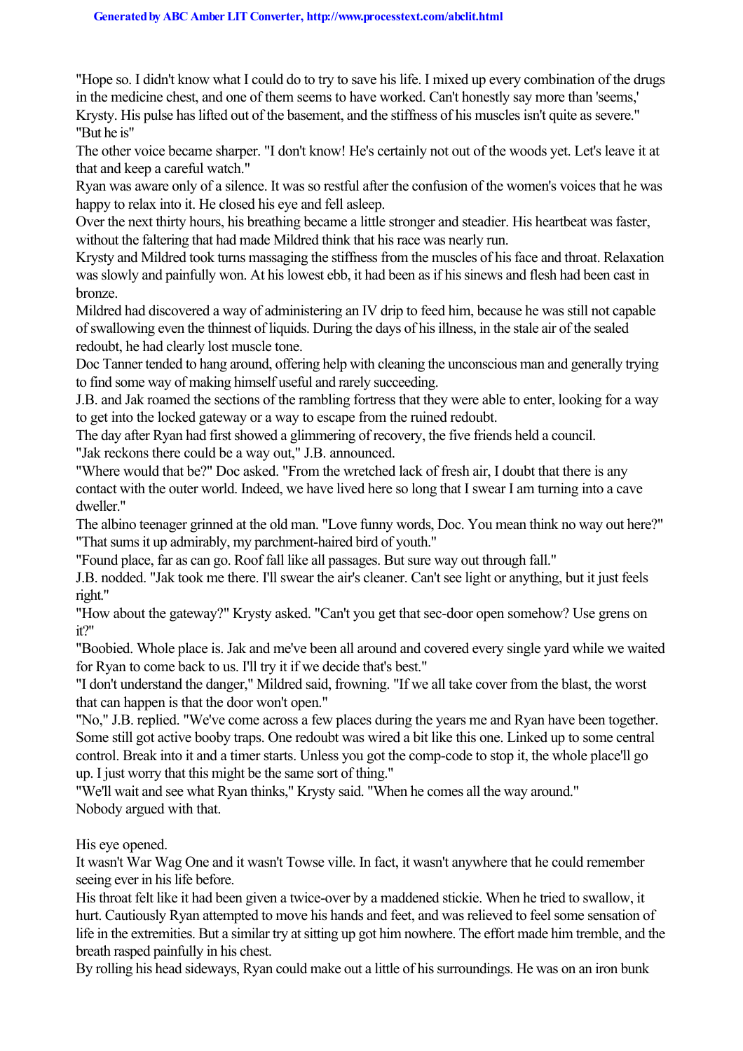"Hope so. I didn't know what I could do to try to save his life. I mixed up every combination of the drugs in the medicine chest, and one of them seems to have worked. Can't honestly say more than 'seems,' Krysty. His pulse has lifted out of the basement, and the stiffness of his muscles isn't quite as severe."

"But he is"

The other voice became sharper. "I don't know! He's certainly not out of the woods yet. Let's leave it at that and keep a careful watch."

Ryan was aware only of a silence. It was so restful after the confusion of the women's voices that he was happy to relax into it. He closed his eye and fell asleep.

Over the next thirty hours, his breathing became a little stronger and steadier. His heartbeat was faster, without the faltering that had made Mildred think that his race was nearly run.

Krysty and Mildred took turns massaging the stiffness from the muscles of his face and throat. Relaxation was slowly and painfully won. At his lowest ebb, it had been as if his sinews and flesh had been cast in bronze.

Mildred had discovered a way of administering an IV drip to feed him, because he was still not capable of swallowing even the thinnest of liquids. During the days of his illness, in the stale air of the sealed redoubt, he had clearly lost muscle tone.

Doc Tanner tended to hang around, offering help with cleaning the unconscious man and generally trying to find some way of making himself useful and rarely succeeding.

J.B. and Jak roamed the sections of the rambling fortress that they were able to enter, looking for a way to get into the locked gateway or a way to escape from the ruined redoubt.

The day after Ryan had first showed a glimmering of recovery, the five friends held a council.

"Jak reckons there could be a way out," J.B. announced.

"Where would that be?" Doc asked. "From the wretched lack of fresh air, I doubt that there is any contact with the outer world. Indeed, we have lived here so long that I swear I am turning into a cave dweller."

The albino teenager grinned at the old man. "Love funny words, Doc. You mean think no way out here?"

"That sums it up admirably, my parchment-haired bird of youth."

"Found place, far as can go. Roof fall like all passages. But sure way out through fall."

J.B. nodded. "Jak took me there. I'll swear the air's cleaner. Can't see light or anything, but it just feels right."

"How about the gateway?" Krysty asked. "Can't you get that sec-door open somehow? Use grens on it?"

"Boobied. Whole place is. Jak and me've been all around and covered every single yard while we waited for Ryan to come back to us. I'll try it if we decide that's best."

"I don't understand the danger," Mildred said, frowning. "If we all take cover from the blast, the worst that can happen is that the door won't open."

"No," J.B. replied. "We've come across a few places during the years me and Ryan have been together. Some still got active booby traps. One redoubt was wired a bit like this one. Linked up to some central control. Break into it and a timer starts. Unless you got the comp-code to stop it, the whole place'll go up. I just worry that this might be the same sort of thing."

"We'll wait and see what Ryan thinks," Krysty said. "When he comes all the way around."

Nobody argued with that.

His eye opened.

It wasn't War Wag One and it wasn't Towse ville. In fact, it wasn't anywhere that he could remember seeing ever in his life before.

His throat felt like it had been given a twice-over by a maddened stickie. When he tried to swallow, it hurt. Cautiously Ryan attempted to move his hands and feet, and was relieved to feel some sensation of life in the extremities. But a similar try at sitting up got him nowhere. The effort made him tremble, and the breath rasped painfully in his chest.

By rolling his head sideways, Ryan could make out a little of his surroundings. He was on an iron bunk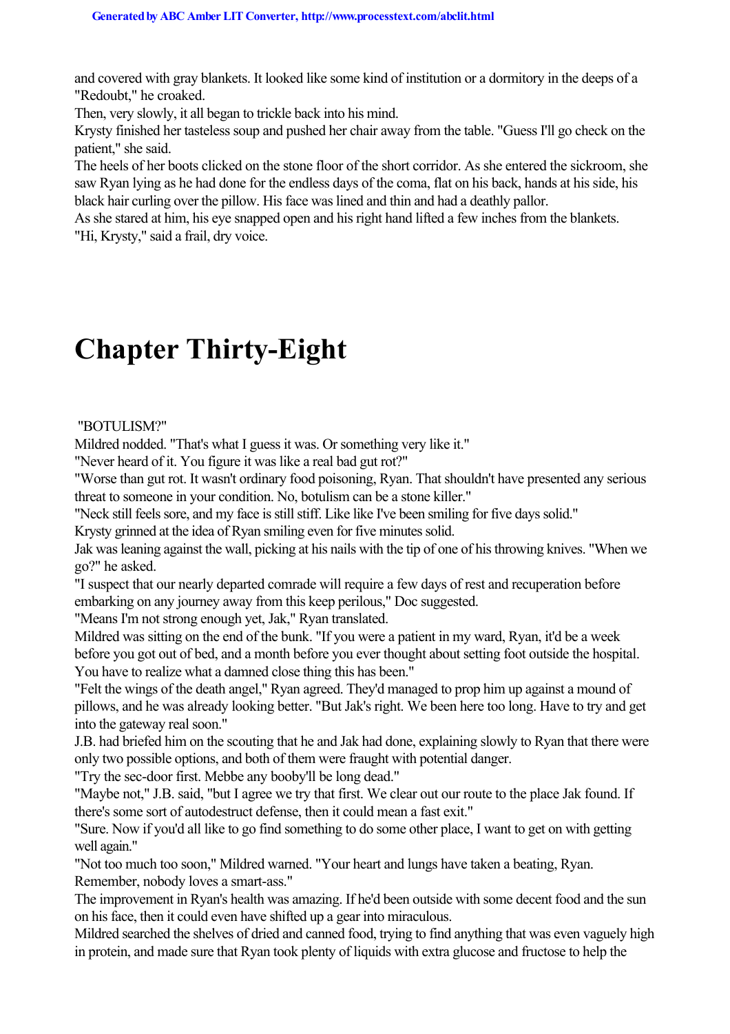and covered with gray blankets. It looked like some kind of institution or a dormitory in the deeps of a "Redoubt," he croaked.

Then, very slowly, it all began to trickle back into his mind.

Krysty finished her tasteless soup and pushed her chair away from the table. "Guess I'll go check on the patient," she said.

The heels of her boots clicked on the stone floor of the short corridor. As she entered the sickroom, she saw Ryan lying as he had done for the endless days of the coma, flat on his back, hands at his side, his black hair curling over the pillow. His face was lined and thin and had a deathly pallor.

As she stared at him, his eye snapped open and his right hand lifted a few inches from the blankets.

"Hi, Krysty," said a frail, dry voice.

# Chapter Thirty-Eight

"BOTULISM?"

Mildred nodded. "That's what I guess it was. Or something very like it."

"Never heard of it. You figure it was like a real bad gut rot?"

"Worse than gut rot. It wasn't ordinary food poisoning, Ryan. That shouldn't have presented any serious threat to someone in your condition. No, botulism can be a stone killer."

"Neck still feels sore, and my face is still stiff. Like like I've been smiling for five days solid."

Krysty grinned at the idea of Ryan smiling even for five minutes solid.

Jak was leaning against the wall, picking at his nails with the tip of one of his throwing knives. "When we go?" he asked.

"I suspect that our nearly departed comrade will require a few days of rest and recuperation before embarking on any journey away from this keep perilous," Doc suggested.

"Means I'm not strong enough yet, Jak," Ryan translated.

Mildred was sitting on the end of the bunk. "If you were a patient in my ward, Ryan, it'd be a week before you got out of bed, and a month before you ever thought about setting foot outside the hospital. You have to realize what a damned close thing this has been."

"Felt the wings of the death angel," Ryan agreed. They'd managed to prop him up against a mound of pillows, and he was already looking better. "But Jak's right. We been here too long. Have to try and get into the gateway real soon."

J.B. had briefed him on the scouting that he and Jak had done, explaining slowly to Ryan that there were only two possible options, and both of them were fraught with potential danger.

"Try the sec-door first. Mebbe any booby'll be long dead."

"Maybe not," J.B. said, "but I agree we try that first. We clear out our route to the place Jak found. If there's some sort of autodestruct defense, then it could mean a fast exit."

"Sure. Now if you'd all like to go find something to do some other place, I want to get on with getting well again."

"Not too much too soon," Mildred warned. "Your heart and lungs have taken a beating, Ryan. Remember, nobody loves a smart-ass."

The improvement in Ryan's health was amazing. If he'd been outside with some decent food and the sun on his face, then it could even have shifted up a gear into miraculous.

Mildred searched the shelves of dried and canned food, trying to find anything that was even vaguely high in protein, and made sure that Ryan took plenty of liquids with extra glucose and fructose to help the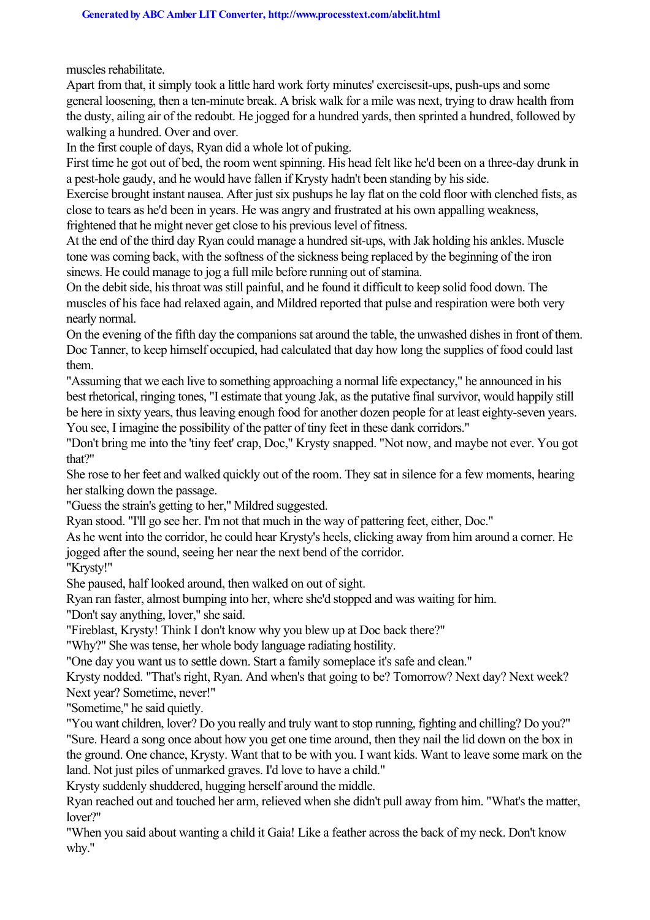muscles rehabilitate.

Apart from that, it simply took a little hard work forty minutes' exercisesit-ups, push-ups and some general loosening, then a ten-minute break. A brisk walk for a mile was next, trying to draw health from the dusty, ailing air of the redoubt. He jogged for a hundred yards, then sprinted a hundred, followed by walking a hundred. Over and over.

In the first couple of days, Ryan did a whole lot of puking.

First time he got out of bed, the room went spinning. His head felt like he'd been on a three-day drunk in a pest-hole gaudy, and he would have fallen if Krysty hadn't been standing by his side.

Exercise brought instant nausea. After just six pushups he lay flat on the cold floor with clenched fists, as close to tears as he'd been in years. He was angry and frustrated at his own appalling weakness, frightened that he might never get close to his previous level of fitness.

At the end of the third day Ryan could manage a hundred sit-ups, with Jak holding his ankles. Muscle tone was coming back, with the softness of the sickness being replaced by the beginning of the iron sinews. He could manage to jog a full mile before running out of stamina.

On the debit side, his throat was still painful, and he found it difficult to keep solid food down. The muscles of his face had relaxed again, and Mildred reported that pulse and respiration were both very nearly normal.

On the evening of the fifth day the companions sat around the table, the unwashed dishes in front of them. Doc Tanner, to keep himself occupied, had calculated that day how long the supplies of food could last them.

"Assuming that we each live to something approaching a normal life expectancy," he announced in his best rhetorical, ringing tones, "I estimate that young Jak, as the putative final survivor, would happily still be here in sixty years, thus leaving enough food for another dozen people for at least eighty-seven years. You see, I imagine the possibility of the patter of tiny feet in these dank corridors."

"Don't bring me into the 'tiny feet' crap, Doc," Krysty snapped. "Not now, and maybe not ever. You got that?"

She rose to her feet and walked quickly out of the room. They sat in silence for a few moments, hearing her stalking down the passage.

"Guess the strain's getting to her," Mildred suggested.

Ryan stood. "I'll go see her. I'm not that much in the way of pattering feet, either, Doc."

As he went into the corridor, he could hear Krysty's heels, clicking away from him around a corner. He jogged after the sound, seeing her near the next bend of the corridor.

"Krysty!"

She paused, half looked around, then walked on out of sight.

Ryan ran faster, almost bumping into her, where she'd stopped and was waiting for him.

"Don't say anything, lover," she said.

"Fireblast, Krysty! Think I don't know why you blew up at Doc back there?"

"Why?" She was tense, her whole body language radiating hostility.

"One day you want us to settle down. Start a family someplace it's safe and clean."

Krysty nodded. "That's right, Ryan. And when's that going to be? Tomorrow? Next day? Next week? Next year? Sometime, never!"

"Sometime," he said quietly.

"You want children, lover? Do you really and truly want to stop running, fighting and chilling? Do you?"

"Sure. Heard a song once about how you get one time around, then they nail the lid down on the box in the ground. One chance, Krysty. Want that to be with you. I want kids. Want to leave some mark on the land. Not just piles of unmarked graves. I'd love to have a child."

Krysty suddenly shuddered, hugging herself around the middle.

Ryan reached out and touched her arm, relieved when she didn't pull away from him. "What's the matter, lover?"

"When you said about wanting a child it Gaia! Like a feather across the back of my neck. Don't know why."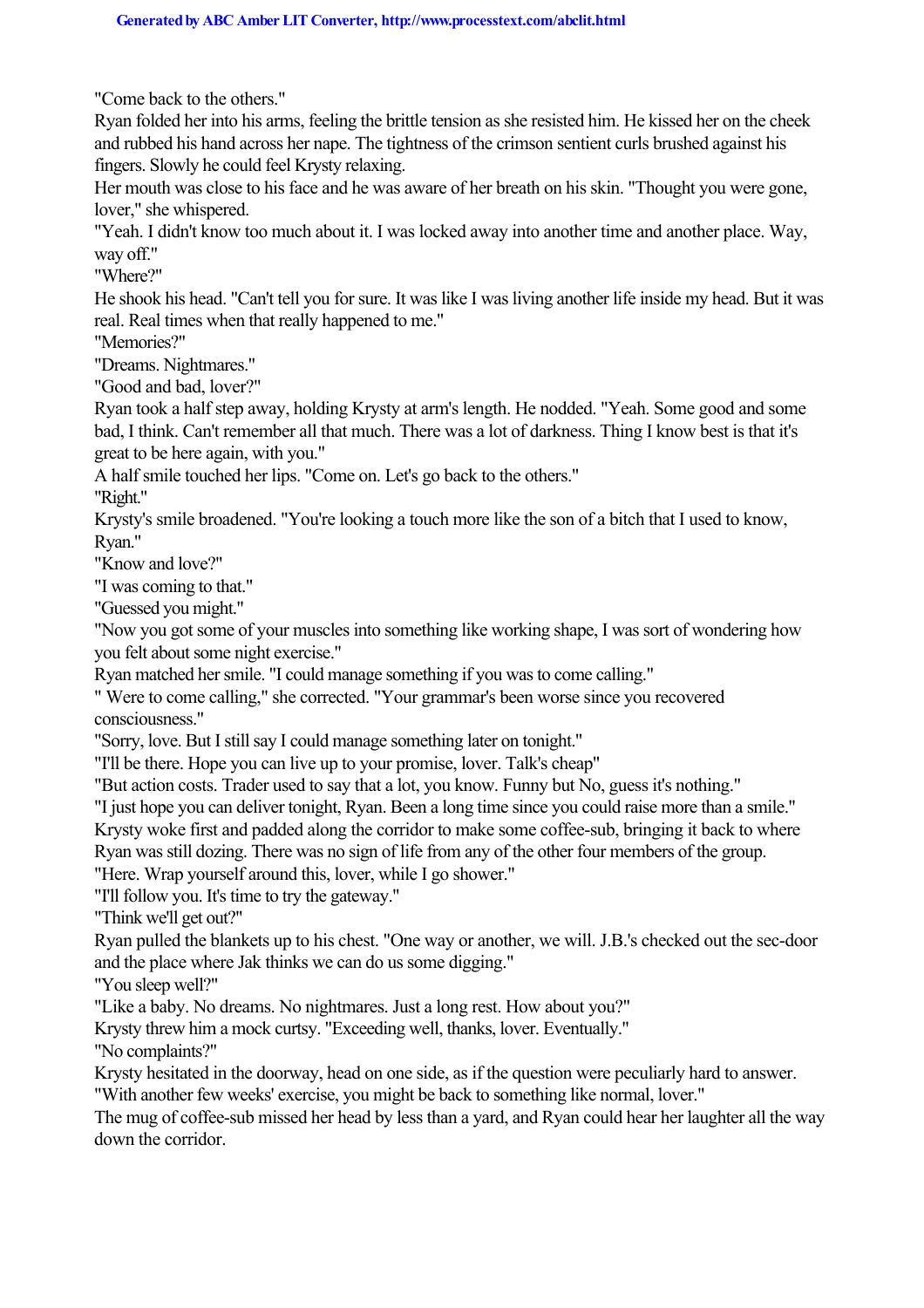"Come back to the others."

Ryan folded her into his arms, feeling the brittle tension as she resisted him. He kissed her on the cheek and rubbed his hand across her nape. The tightness of the crimson sentient curls brushed against his fingers. Slowly he could feel Krysty relaxing.

Her mouth was close to his face and he was aware of her breath on his skin. "Thought you were gone, lover," she whispered.

"Yeah. I didn't know too much about it. I was locked away into another time and another place. Way, way off."

"Where?"

He shook his head. "Can't tell you for sure. It was like I was living another life inside my head. But it was real. Real times when that really happened to me."

"Memories?"

"Dreams. Nightmares."

"Good and bad, lover?"

Ryan took a half step away, holding Krysty at arm's length. He nodded. "Yeah. Some good and some bad, I think. Can't remember all that much. There was a lot of darkness. Thing I know best is that it's great to be here again, with you."

A half smile touched her lips. "Come on. Let's go back to the others."

"Right."

Krysty's smile broadened. "You're looking a touch more like the son of a bitch that I used to know, Ryan."

"Know and love?"

"I was coming to that."

"Guessed you might."

"Now you got some of your muscles into something like working shape, I was sort of wondering how you felt about some night exercise."

Ryan matched her smile. "I could manage something if you was to come calling."

" Were to come calling," she corrected. "Your grammar's been worse since you recovered consciousness."

"Sorry, love. But I still say I could manage something later on tonight."

"I'll be there. Hope you can live up to your promise, lover. Talk's cheap"

"But action costs. Trader used to say that a lot, you know. Funny but No, guess it's nothing."

"I just hope you can deliver tonight, Ryan. Been a long time since you could raise more than a smile."

Krysty woke first and padded along the corridor to make some coffee-sub, bringing it back to where Ryan was still dozing. There was no sign of life from any of the other four members of the group.

"Here. Wrap yourself around this, lover, while I go shower."

"I'll follow you. It's time to try the gateway."

"Think we'll get out?"

Ryan pulled the blankets up to his chest. "One way or another, we will. J.B.'s checked out the sec-door and the place where Jak thinks we can do us some digging."

"You sleep well?"

"Like a baby. No dreams. No nightmares. Just a long rest. How about you?"

Krysty threw him a mock curtsy. "Exceeding well, thanks, lover. Eventually."

"No complaints?"

Krysty hesitated in the doorway, head on one side, as if the question were peculiarly hard to answer. "With another few weeks' exercise, you might be back to something like normal, lover."

The mug of coffee-sub missed her head by less than a yard, and Ryan could hear her laughter all the way down the corridor.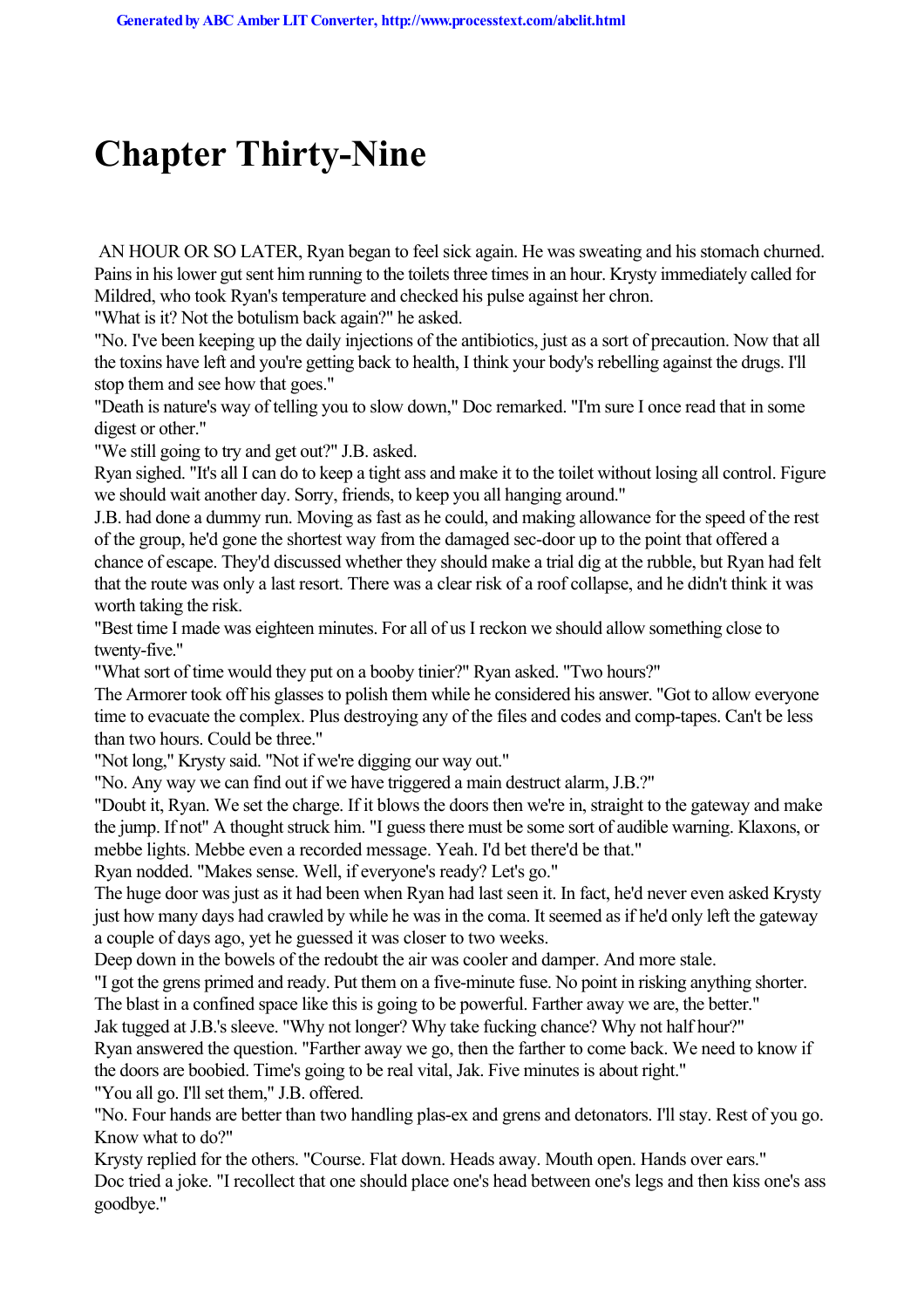# Chapter Thirty-Nine

AN HOUR OR SO LATER, Ryan began to feel sick again. He was sweating and his stomach churned. Pains in his lower gut sent him running to the toilets three times in an hour. Krysty immediately called for Mildred, who took Ryan's temperature and checked his pulse against her chron.

"What is it? Not the botulism back again?" he asked.

"No. I've been keeping up the daily injections of the antibiotics, just as a sort of precaution. Now that all the toxins have left and you're getting back to health, I think your body's rebelling against the drugs. I'll stop them and see how that goes."

"Death is nature's way of telling you to slow down," Doc remarked. "I'm sure I once read that in some digest or other."

"We still going to try and get out?" J.B. asked.

Ryan sighed. "It's all I can do to keep a tight ass and make it to the toilet without losing all control. Figure we should wait another day. Sorry, friends, to keep you all hanging around."

J.B. had done a dummy run. Moving as fast as he could, and making allowance for the speed of the rest of the group, he'd gone the shortest way from the damaged sec-door up to the point that offered a chance of escape. They'd discussed whether they should make a trial dig at the rubble, but Ryan had felt that the route was only a last resort. There was a clear risk of a roof collapse, and he didn't think it was worth taking the risk.

"Best time I made was eighteen minutes. For all of us I reckon we should allow something close to twenty-five."

"What sort of time would they put on a booby tinier?" Ryan asked. "Two hours?"

The Armorer took off his glasses to polish them while he considered his answer. "Got to allow everyone time to evacuate the complex. Plus destroying any of the files and codes and comp-tapes. Can't be less than two hours. Could be three."

"Not long," Krysty said. "Not if we're digging our way out."

"No. Any way we can find out if we have triggered a main destruct alarm, J.B.?"

"Doubt it, Ryan. We set the charge. If it blows the doors then we're in, straight to the gateway and make the jump. If not" A thought struck him. "I guess there must be some sort of audible warning. Klaxons, or mebbe lights. Mebbe even a recorded message. Yeah. I'd bet there'd be that."

Ryan nodded. "Makes sense. Well, if everyone's ready? Let's go."

The huge door was just as it had been when Ryan had last seen it. In fact, he'd never even asked Krysty just how many days had crawled by while he was in the coma. It seemed as if he'd only left the gateway a couple of days ago, yet he guessed it was closer to two weeks.

Deep down in the bowels of the redoubt the air was cooler and damper. And more stale.

"I got the grens primed and ready. Put them on a five-minute fuse. No point in risking anything shorter. The blast in a confined space like this is going to be powerful. Farther away we are, the better."

Jak tugged at J.B.'s sleeve. "Why not longer? Why take fucking chance? Why not half hour?"

Ryan answered the question. "Farther away we go, then the farther to come back. We need to know if the doors are boobied. Time's going to be real vital, Jak. Five minutes is about right."

"You all go. I'll set them," J.B. offered.

"No. Four hands are better than two handling plas-ex and grens and detonators. I'll stay. Rest of you go. Know what to do?"

Krysty replied for the others. "Course. Flat down. Heads away. Mouth open. Hands over ears."

Doc tried a joke. "I recollect that one should place one's head between one's legs and then kiss one's ass goodbye."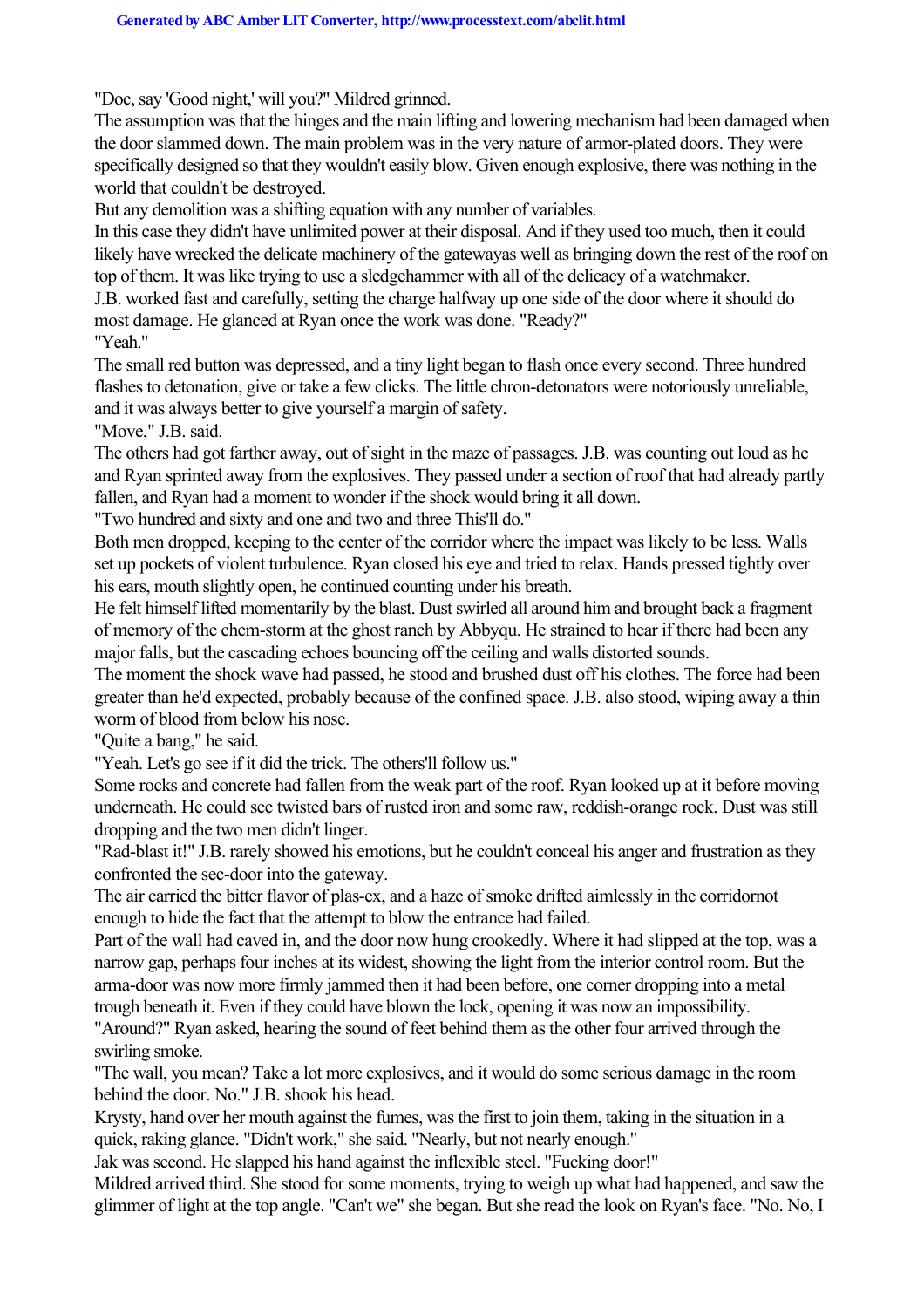"Doc, say 'Good night,' will you?" Mildred grinned.

The assumption was that the hinges and the main lifting and lowering mechanism had been damaged when the door slammed down. The main problem was in the very nature of armor-plated doors. They were specifically designed so that they wouldn't easily blow. Given enough explosive, there was nothing in the world that couldn't be destroyed.

But any demolition was a shifting equation with any number of variables.

In this case they didn't have unlimited power at their disposal. And if they used too much, then it could likely have wrecked the delicate machinery of the gatewayas well as bringing down the rest of the roof on top of them. It was like trying to use a sledgehammer with all of the delicacy of a watchmaker.

J.B. worked fast and carefully, setting the charge halfway up one side of the door where it should do most damage. He glanced at Ryan once the work was done. "Ready?"

"Yeah."

The small red button was depressed, and a tiny light began to flash once every second. Three hundred flashes to detonation, give or take a few clicks. The little chron-detonators were notoriously unreliable, and it was always better to give yourself a margin of safety.

"Move," J.B. said.

The others had got farther away, out of sight in the maze of passages. J.B. was counting out loud as he and Ryan sprinted away from the explosives. They passed under a section of roof that had already partly fallen, and Ryan had a moment to wonder if the shock would bring it all down.

"Two hundred and sixty and one and two and three This'll do."

Both men dropped, keeping to the center of the corridor where the impact was likely to be less. Walls set up pockets of violent turbulence. Ryan closed his eye and tried to relax. Hands pressed tightly over his ears, mouth slightly open, he continued counting under his breath.

He felt himself lifted momentarily by the blast. Dust swirled all around him and brought back a fragment of memory of the chem-storm at the ghost ranch by Abbyqu. He strained to hear if there had been any major falls, but the cascading echoes bouncing off the ceiling and walls distorted sounds.

The moment the shock wave had passed, he stood and brushed dust off his clothes. The force had been greater than he'd expected, probably because of the confined space. J.B. also stood, wiping away a thin worm of blood from below his nose.

"Quite a bang," he said.

"Yeah. Let's go see if it did the trick. The others'll follow us."

Some rocks and concrete had fallen from the weak part of the roof. Ryan looked up at it before moving underneath. He could see twisted bars of rusted iron and some raw, reddish-orange rock. Dust was still dropping and the two men didn't linger.

"Rad-blast it!" J.B. rarely showed his emotions, but he couldn't conceal his anger and frustration as they confronted the sec-door into the gateway.

The air carried the bitter flavor of plas-ex, and a haze of smoke drifted aimlessly in the corridornot enough to hide the fact that the attempt to blow the entrance had failed.

Part of the wall had caved in, and the door now hung crookedly. Where it had slipped at the top, was a narrow gap, perhaps four inches at its widest, showing the light from the interior control room. But the arma-door was now more firmly jammed then it had been before, one corner dropping into a metal trough beneath it. Even if they could have blown the lock, opening it was now an impossibility.

"Around?" Ryan asked, hearing the sound of feet behind them as the other four arrived through the swirling smoke.

"The wall, you mean? Take a lot more explosives, and it would do some serious damage in the room behind the door. No." J.B. shook his head.

Krysty, hand over her mouth against the fumes, was the first to join them, taking in the situation in a quick, raking glance. "Didn't work," she said. "Nearly, but not nearly enough."

Jak was second. He slapped his hand against the inflexible steel. "Fucking door!"

Mildred arrived third. She stood for some moments, trying to weigh up what had happened, and saw the glimmer of light at the top angle. "Can't we" she began. But she read the look on Ryan's face. "No. No, I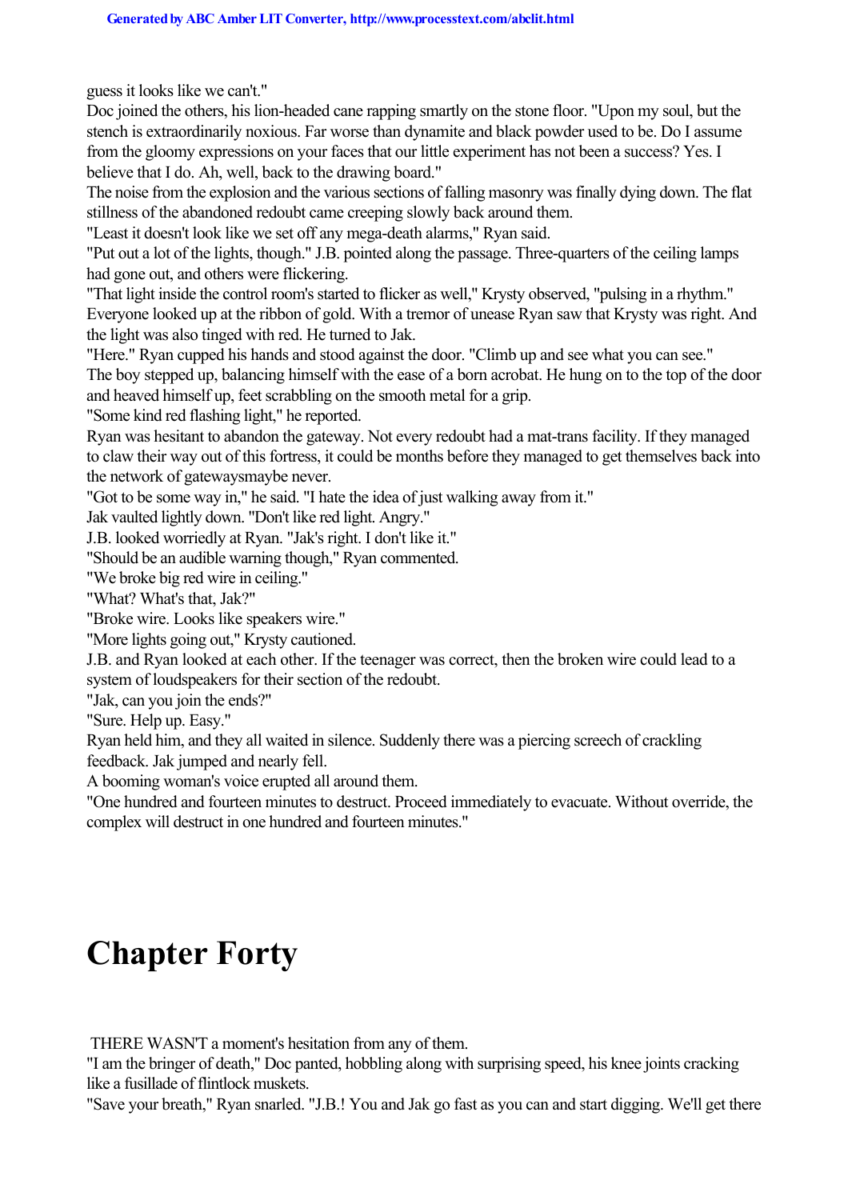guess it looks like we can't."

Doc joined the others, his lion-headed cane rapping smartly on the stone floor. "Upon my soul, but the stench is extraordinarily noxious. Far worse than dynamite and black powder used to be. Do I assume from the gloomy expressions on your faces that our little experiment has not been a success? Yes. I believe that I do. Ah, well, back to the drawing board."

The noise from the explosion and the various sections of falling masonry was finally dying down. The flat stillness of the abandoned redoubt came creeping slowly back around them.

"Least it doesn't look like we set off any mega-death alarms," Ryan said.

"Put out a lot of the lights, though." J.B. pointed along the passage. Three-quarters of the ceiling lamps had gone out, and others were flickering.

"That light inside the control room's started to flicker as well," Krysty observed, "pulsing in a rhythm."

Everyone looked up at the ribbon of gold. With a tremor of unease Ryan saw that Krysty was right. And the light was also tinged with red. He turned to Jak.

"Here." Ryan cupped his hands and stood against the door. "Climb up and see what you can see."

The boy stepped up, balancing himself with the ease of a born acrobat. He hung on to the top of the door and heaved himself up, feet scrabbling on the smooth metal for a grip.

"Some kind red flashing light," he reported.

Ryan was hesitant to abandon the gateway. Not every redoubt had a mat-trans facility. If they managed to claw their way out of this fortress, it could be months before they managed to get themselves back into the network of gatewaysmaybe never.

"Got to be some way in," he said. "I hate the idea of just walking away from it."

Jak vaulted lightly down. "Don't like red light. Angry."

J.B. looked worriedly at Ryan. "Jak's right. I don't like it."

"Should be an audible warning though," Ryan commented.

"We broke big red wire in ceiling."

"What? What's that, Jak?"

"Broke wire. Looks like speakers wire."

"More lights going out," Krysty cautioned.

J.B. and Ryan looked at each other. If the teenager was correct, then the broken wire could lead to a system of loudspeakers for their section of the redoubt.

"Jak, can you join the ends?"

"Sure. Help up. Easy."

Ryan held him, and they all waited in silence. Suddenly there was a piercing screech of crackling feedback. Jak jumped and nearly fell.

A booming woman's voice erupted all around them.

"One hundred and fourteen minutes to destruct. Proceed immediately to evacuate. Without override, the complex will destruct in one hundred and fourteen minutes."

# Chapter Forty

THERE WASN'T a moment's hesitation from any of them.

"I am the bringer of death," Doc panted, hobbling along with surprising speed, his knee joints cracking like a fusillade of flintlock muskets.

"Save your breath," Ryan snarled. "J.B.! You and Jak go fast as you can and start digging. We'll get there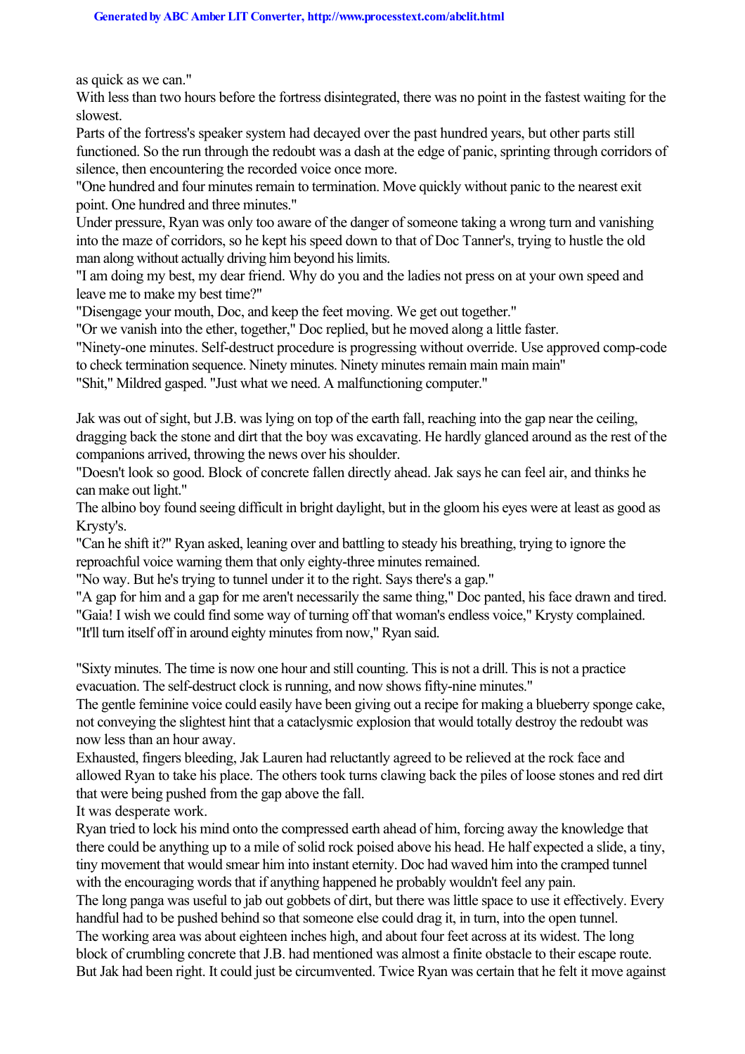as quick as we can."

With less than two hours before the fortress disintegrated, there was no point in the fastest waiting for the slowest.

Parts of the fortress's speaker system had decayed over the past hundred years, but other parts still functioned. So the run through the redoubt was a dash at the edge of panic, sprinting through corridors of silence, then encountering the recorded voice once more.

"One hundred and four minutes remain to termination. Move quickly without panic to the nearest exit point. One hundred and three minutes."

Under pressure, Ryan was only too aware of the danger of someone taking a wrong turn and vanishing into the maze of corridors, so he kept his speed down to that of Doc Tanner's, trying to hustle the old man along without actually driving him beyond his limits.

"I am doing my best, my dear friend. Why do you and the ladies not press on at your own speed and leave me to make my best time?"

"Disengage your mouth, Doc, and keep the feet moving. We get out together."

"Or we vanish into the ether, together," Doc replied, but he moved along a little faster.

"Ninety-one minutes. Self-destruct procedure is progressing without override. Use approved comp-code to check termination sequence. Ninety minutes. Ninety minutes remain main main main"

"Shit," Mildred gasped. "Just what we need. A malfunctioning computer."

Jak was out of sight, but J.B. was lying on top of the earth fall, reaching into the gap near the ceiling, dragging back the stone and dirt that the boy was excavating. He hardly glanced around as the rest of the companions arrived, throwing the news over his shoulder.

"Doesn't look so good. Block of concrete fallen directly ahead. Jak says he can feel air, and thinks he can make out light."

The albino boy found seeing difficult in bright daylight, but in the gloom his eyes were at least as good as Krysty's.

"Can he shift it?" Ryan asked, leaning over and battling to steady his breathing, trying to ignore the reproachful voice warning them that only eighty-three minutes remained.

"No way. But he's trying to tunnel under it to the right. Says there's a gap."

"A gap for him and a gap for me aren't necessarily the same thing," Doc panted, his face drawn and tired.

"Gaia! I wish we could find some way of turning off that woman's endless voice," Krysty complained.

"It'll turn itself off in around eighty minutes from now," Ryan said.

"Sixty minutes. The time is now one hour and still counting. This is not a drill. This is not a practice evacuation. The self-destruct clock is running, and now shows fifty-nine minutes."

The gentle feminine voice could easily have been giving out a recipe for making a blueberry sponge cake, not conveying the slightest hint that a cataclysmic explosion that would totally destroy the redoubt was now less than an hour away.

Exhausted, fingers bleeding, Jak Lauren had reluctantly agreed to be relieved at the rock face and allowed Ryan to take his place. The others took turns clawing back the piles of loose stones and red dirt that were being pushed from the gap above the fall.

It was desperate work.

Ryan tried to lock his mind onto the compressed earth ahead of him, forcing away the knowledge that there could be anything up to a mile of solid rock poised above his head. He half expected a slide, a tiny, tiny movement that would smear him into instant eternity. Doc had waved him into the cramped tunnel with the encouraging words that if anything happened he probably wouldn't feel any pain.

The long panga was useful to jab out gobbets of dirt, but there was little space to use it effectively. Every handful had to be pushed behind so that someone else could drag it, in turn, into the open tunnel.

The working area was about eighteen inches high, and about four feet across at its widest. The long block of crumbling concrete that J.B. had mentioned was almost a finite obstacle to their escape route. But Jak had been right. It could just be circumvented. Twice Ryan was certain that he felt it move against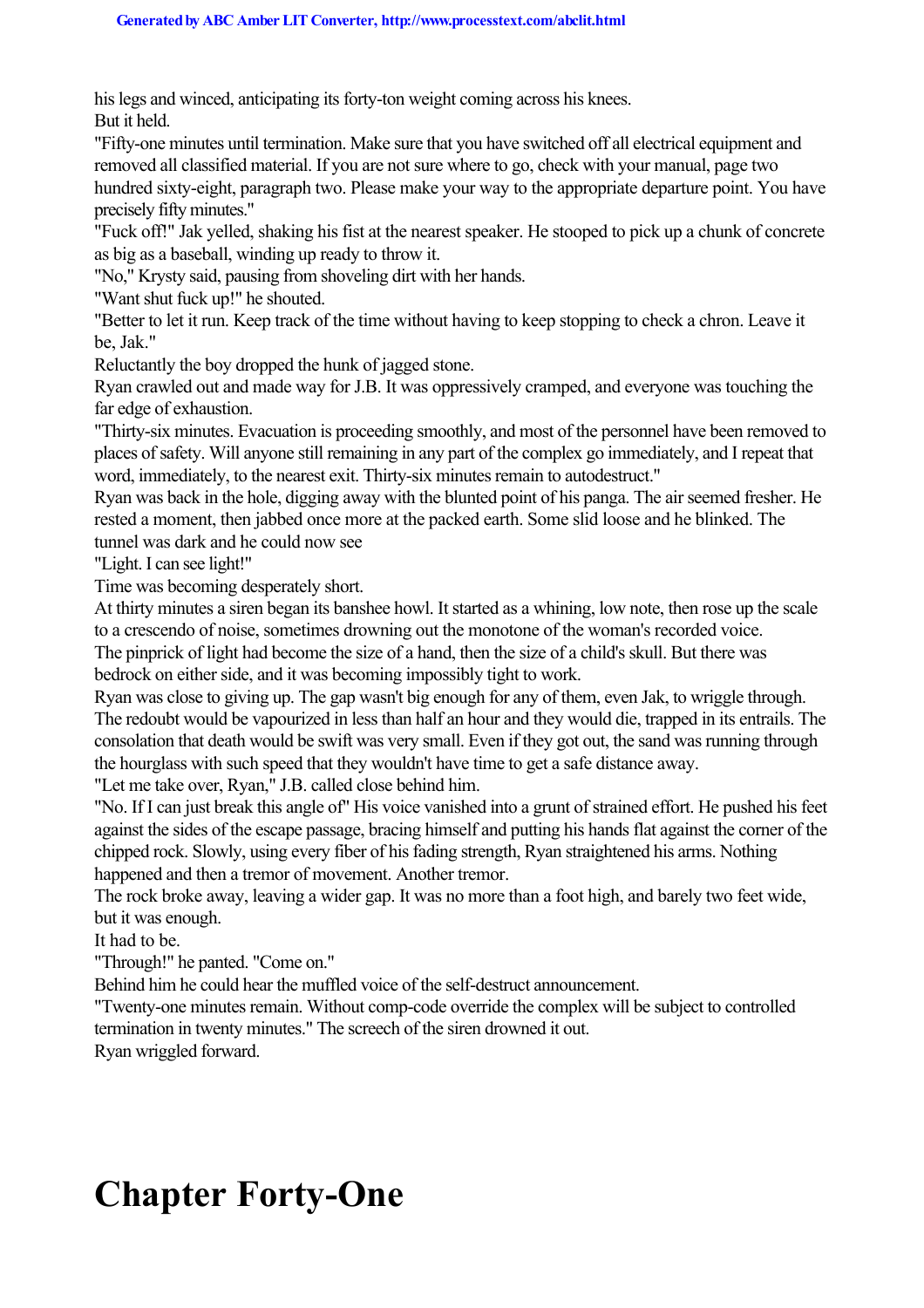his legs and winced, anticipating its forty-ton weight coming across his knees.

But it held.

"Fifty-one minutes until termination. Make sure that you have switched off all electrical equipment and removed all classified material. If you are not sure where to go, check with your manual, page two hundred sixty-eight, paragraph two. Please make your way to the appropriate departure point. You have precisely fifty minutes."

"Fuck off!" Jak yelled, shaking his fist at the nearest speaker. He stooped to pick up a chunk of concrete as big as a baseball, winding up ready to throw it.

"No," Krysty said, pausing from shoveling dirt with her hands.

"Want shut fuck up!" he shouted.

"Better to let it run. Keep track of the time without having to keep stopping to check a chron. Leave it be, Jak."

Reluctantly the boy dropped the hunk of jagged stone.

Ryan crawled out and made way for J.B. It was oppressively cramped, and everyone was touching the far edge of exhaustion.

"Thirty-six minutes. Evacuation is proceeding smoothly, and most of the personnel have been removed to places of safety. Will anyone still remaining in any part of the complex go immediately, and I repeat that word, immediately, to the nearest exit. Thirty-six minutes remain to autodestruct."

Ryan was back in the hole, digging away with the blunted point of his panga. The air seemed fresher. He rested a moment, then jabbed once more at the packed earth. Some slid loose and he blinked. The tunnel was dark and he could now see

"Light. I can see light!"

Time was becoming desperately short.

At thirty minutes a siren began its banshee howl. It started as a whining, low note, then rose up the scale to a crescendo of noise, sometimes drowning out the monotone of the woman's recorded voice.

The pinprick of light had become the size of a hand, then the size of a child's skull. But there was bedrock on either side, and it was becoming impossibly tight to work.

Ryan was close to giving up. The gap wasn't big enough for any of them, even Jak, to wriggle through. The redoubt would be vapourized in less than half an hour and they would die, trapped in its entrails. The consolation that death would be swift was very small. Even if they got out, the sand was running through the hourglass with such speed that they wouldn't have time to get a safe distance away.

"Let me take over, Ryan," J.B. called close behind him.

"No. If I can just break this angle of" His voice vanished into a grunt of strained effort. He pushed his feet against the sides of the escape passage, bracing himself and putting his hands flat against the corner of the chipped rock. Slowly, using every fiber of his fading strength, Ryan straightened his arms. Nothing happened and then a tremor of movement. Another tremor.

The rock broke away, leaving a wider gap. It was no more than a foot high, and barely two feet wide, but it was enough.

It had to be.

"Through!" he panted. "Come on."

Behind him he could hear the muffled voice of the self-destruct announcement.

"Twenty-one minutes remain. Without comp-code override the complex will be subject to controlled termination in twenty minutes." The screech of the siren drowned it out.

Ryan wriggled forward.

# Chapter Forty-One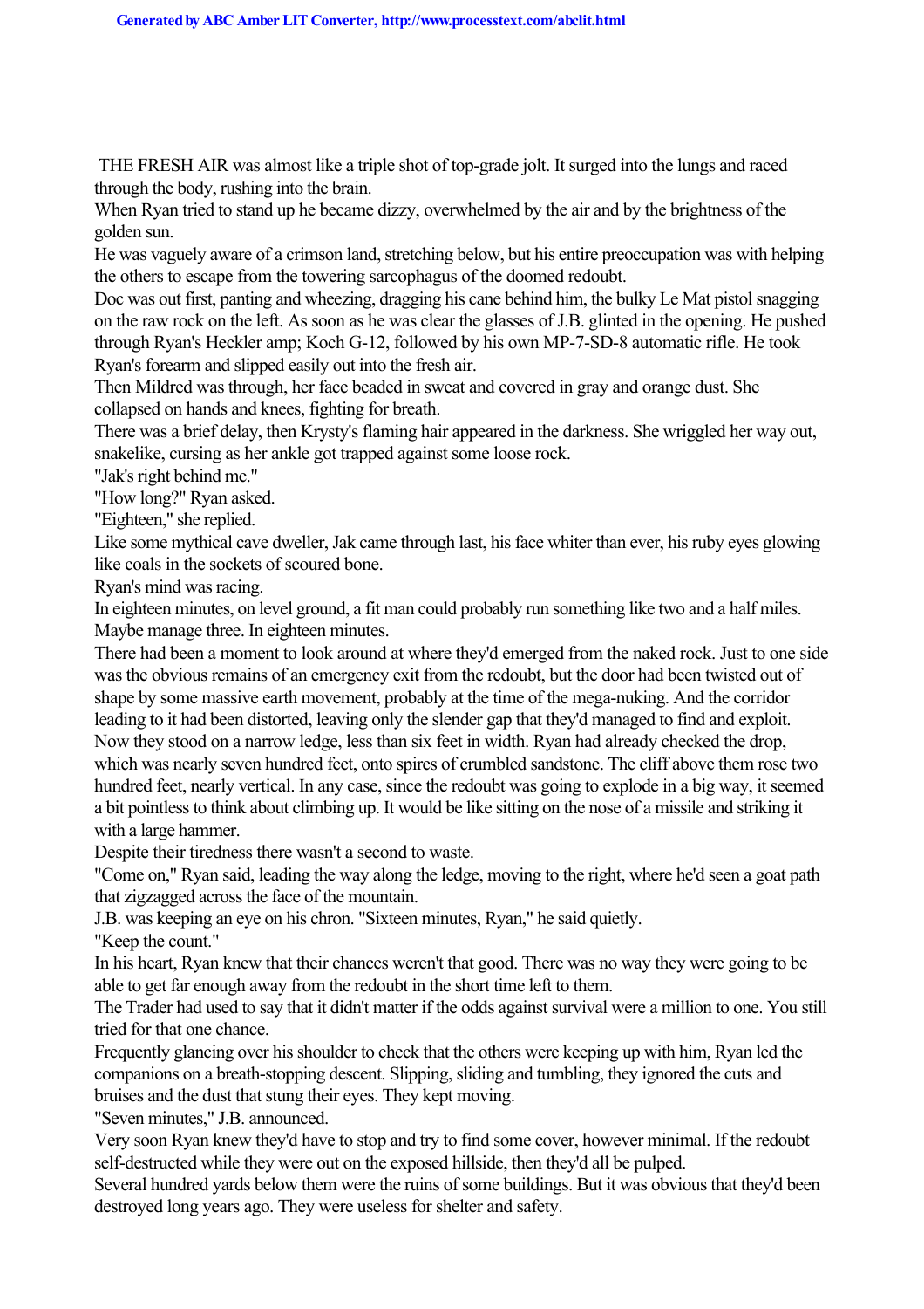THE FRESH AIR was almost like a triple shot of top-grade jolt. It surged into the lungs and raced through the body, rushing into the brain.

When Ryan tried to stand up he became dizzy, overwhelmed by the air and by the brightness of the golden sun.

He was vaguely aware of a crimson land, stretching below, but his entire preoccupation was with helping the others to escape from the towering sarcophagus of the doomed redoubt.

Doc was out first, panting and wheezing, dragging his cane behind him, the bulky Le Mat pistol snagging on the raw rock on the left. As soon as he was clear the glasses of J.B. glinted in the opening. He pushed through Ryan's Heckler amp; Koch G-12, followed by his own MP-7-SD-8 automatic rifle. He took Ryan's forearm and slipped easily out into the fresh air.

Then Mildred was through, her face beaded in sweat and covered in gray and orange dust. She collapsed on hands and knees, fighting for breath.

There was a brief delay, then Krysty's flaming hair appeared in the darkness. She wriggled her way out, snakelike, cursing as her ankle got trapped against some loose rock.

"Jak's right behind me."

"How long?" Ryan asked.

"Eighteen," she replied.

Like some mythical cave dweller, Jak came through last, his face whiter than ever, his ruby eyes glowing like coals in the sockets of scoured bone.

Ryan's mind was racing.

In eighteen minutes, on level ground, a fit man could probably run something like two and a half miles. Maybe manage three. In eighteen minutes.

There had been a moment to look around at where they'd emerged from the naked rock. Just to one side was the obvious remains of an emergency exit from the redoubt, but the door had been twisted out of shape by some massive earth movement, probably at the time of the mega-nuking. And the corridor leading to it had been distorted, leaving only the slender gap that they'd managed to find and exploit.

Now they stood on a narrow ledge, less than six feet in width. Ryan had already checked the drop, which was nearly seven hundred feet, onto spires of crumbled sandstone. The cliff above them rose two hundred feet, nearly vertical. In any case, since the redoubt was going to explode in a big way, it seemed a bit pointless to think about climbing up. It would be like sitting on the nose of a missile and striking it with a large hammer.

Despite their tiredness there wasn't a second to waste.

"Come on," Ryan said, leading the way along the ledge, moving to the right, where he'd seen a goat path that zigzagged across the face of the mountain.

J.B. was keeping an eye on his chron. "Sixteen minutes, Ryan," he said quietly.

"Keep the count."

In his heart, Ryan knew that their chances weren't that good. There was no way they were going to be able to get far enough away from the redoubt in the short time left to them.

The Trader had used to say that it didn't matter if the odds against survival were a million to one. You still tried for that one chance.

Frequently glancing over his shoulder to check that the others were keeping up with him, Ryan led the companions on a breath-stopping descent. Slipping, sliding and tumbling, they ignored the cuts and bruises and the dust that stung their eyes. They kept moving.

"Seven minutes," J.B. announced.

Very soon Ryan knew they'd have to stop and try to find some cover, however minimal. If the redoubt self-destructed while they were out on the exposed hillside, then they'd all be pulped.

Several hundred yards below them were the ruins of some buildings. But it was obvious that they'd been destroyed long years ago. They were useless for shelter and safety.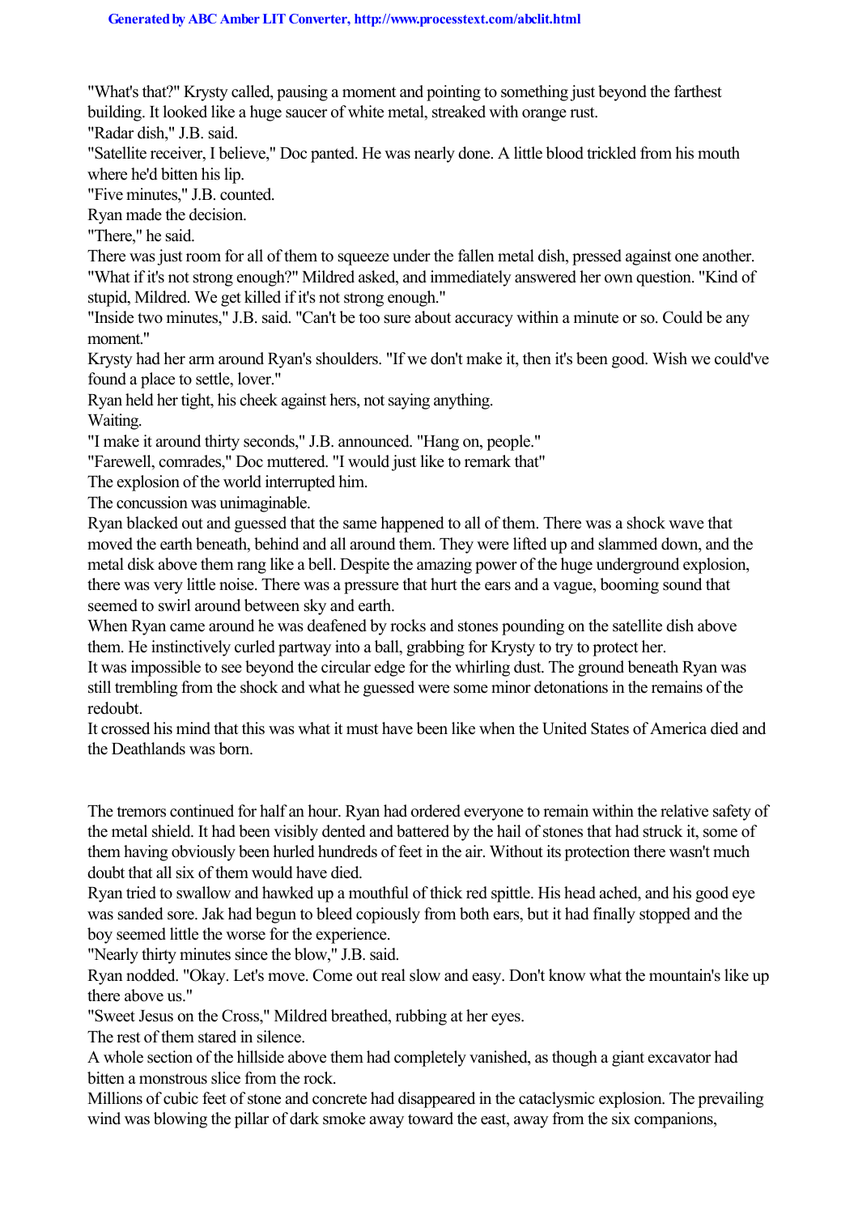"What's that?" Krysty called, pausing a moment and pointing to something just beyond the farthest building. It looked like a huge saucer of white metal, streaked with orange rust.

"Radar dish," J.B. said.

"Satellite receiver, I believe," Doc panted. He was nearly done. A little blood trickled from his mouth where he'd bitten his lip.

"Five minutes," J.B. counted.

Ryan made the decision.

"There," he said.

There was just room for all of them to squeeze under the fallen metal dish, pressed against one another.

"What if it's not strong enough?" Mildred asked, and immediately answered her own question. "Kind of stupid, Mildred. We get killed if it's not strong enough."

"Inside two minutes," J.B. said. "Can't be too sure about accuracy within a minute or so. Could be any moment."

Krysty had her arm around Ryan's shoulders. "If we don't make it, then it's been good. Wish we could've found a place to settle, lover."

Ryan held her tight, his cheek against hers, not saying anything.

Waiting.

"I make it around thirty seconds," J.B. announced. "Hang on, people."

"Farewell, comrades," Doc muttered. "I would just like to remark that"

The explosion of the world interrupted him.

The concussion was unimaginable.

Ryan blacked out and guessed that the same happened to all of them. There was a shock wave that moved the earth beneath, behind and all around them. They were lifted up and slammed down, and the metal disk above them rang like a bell. Despite the amazing power of the huge underground explosion, there was very little noise. There was a pressure that hurt the ears and a vague, booming sound that seemed to swirl around between sky and earth.

When Ryan came around he was deafened by rocks and stones pounding on the satellite dish above them. He instinctively curled partway into a ball, grabbing for Krysty to try to protect her.

It was impossible to see beyond the circular edge for the whirling dust. The ground beneath Ryan was still trembling from the shock and what he guessed were some minor detonations in the remains of the redoubt.

It crossed his mind that this was what it must have been like when the United States of America died and the Deathlands was born.

The tremors continued for half an hour. Ryan had ordered everyone to remain within the relative safety of the metal shield. It had been visibly dented and battered by the hail of stones that had struck it, some of them having obviously been hurled hundreds of feet in the air. Without its protection there wasn't much doubt that all six of them would have died.

Ryan tried to swallow and hawked up a mouthful of thick red spittle. His head ached, and his good eye was sanded sore. Jak had begun to bleed copiously from both ears, but it had finally stopped and the boy seemed little the worse for the experience.

"Nearly thirty minutes since the blow," J.B. said.

Ryan nodded. "Okay. Let's move. Come out real slow and easy. Don't know what the mountain's like up there above us."

"Sweet Jesus on the Cross," Mildred breathed, rubbing at her eyes.

The rest of them stared in silence.

A whole section of the hillside above them had completely vanished, as though a giant excavator had bitten a monstrous slice from the rock.

Millions of cubic feet of stone and concrete had disappeared in the cataclysmic explosion. The prevailing wind was blowing the pillar of dark smoke away toward the east, away from the six companions,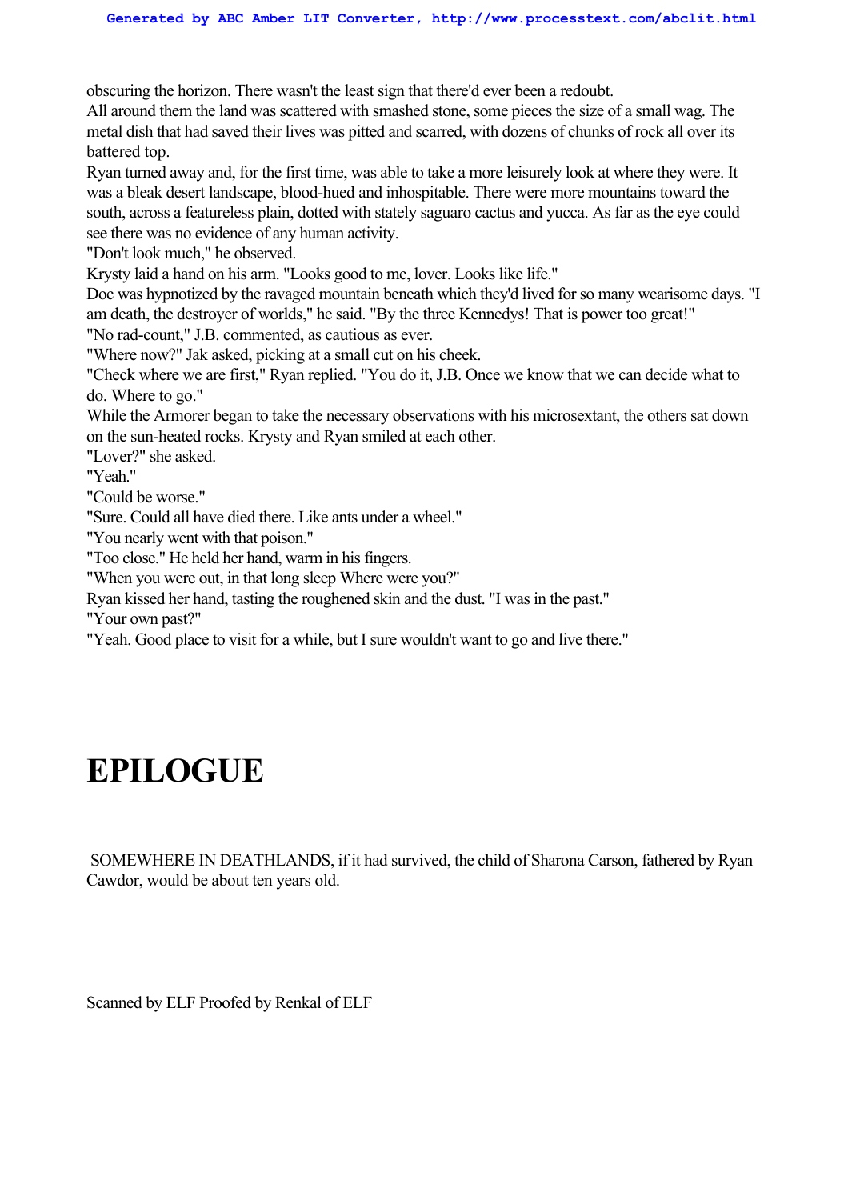obscuring the horizon. There wasn't the least sign that there'd ever been a redoubt.

All around them the land was scattered with smashed stone, some pieces the size of a small wag. The metal dish that had saved their lives was pitted and scarred, with dozens of chunks of rock all over its battered top.

Ryan turned away and, for the first time, was able to take a more leisurely look at where they were. It was a bleak desert landscape, blood-hued and inhospitable. There were more mountains toward the south, across a featureless plain, dotted with stately saguaro cactus and yucca. As far as the eye could see there was no evidence of any human activity.

"Don't look much," he observed.

Krysty laid a hand on his arm. "Looks good to me, lover. Looks like life."

Doc was hypnotized by the ravaged mountain beneath which they'd lived for so many wearisome days. "I am death, the destroyer of worlds," he said. "By the three Kennedys! That is power too great!"

"No rad-count," J.B. commented, as cautious as ever.

"Where now?" Jak asked, picking at a small cut on his cheek.

"Check where we are first," Ryan replied. "You do it, J.B. Once we know that we can decide what to do. Where to go."

While the Armorer began to take the necessary observations with his microsextant, the others sat down on the sun-heated rocks. Krysty and Ryan smiled at each other.

"Lover?" she asked.

"Yeah."

"Could be worse."

"Sure. Could all have died there. Like ants under a wheel."

"You nearly went with that poison."

"Too close." He held her hand, warm in his fingers.

"When you were out, in that long sleep Where were you?"

Ryan kissed her hand, tasting the roughened skin and the dust. "I was in the past."

"Your own past?"

"Yeah. Good place to visit for a while, but I sure wouldn't want to go and live there."

# EPILOGUE

SOMEWHERE IN DEATHLANDS, if it had survived, the child of Sharona Carson, fathered by Ryan Cawdor, would be about ten years old.

Scanned by ELF Proofed by Renkal of ELF